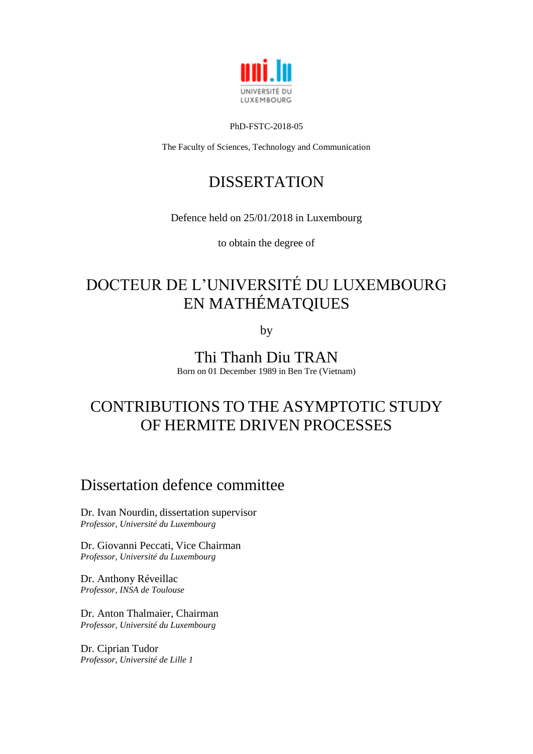UNIVERSITÉ DU LUXEMBOURG

PhD-FSTC-2018-05

The Faculty of Sciences, Technology and Communication

# DISSERTATION

Defence held on 25/01/2018 in Luxembourg

to obtain the degree of

# DOCTEUR DE L'UNIVERSITÉ DU LUXEMBOURG EN MATHÉMATQIUES

by

## Thi Thanh Diu TRAN

Born on 01 December 1989 in Ben Tre (Vietnam)

# CONTRIBUTIONS TO THE ASYMPTOTIC STUDY OF HERMITE DRIVEN PROCESSES

## Dissertation defence committee

Dr. Ivan Nourdin, dissertation supervisor
*Professor, Université du Luxembourg*

Dr. Giovanni Peccati, Vice Chairman
*Professor, Université du Luxembourg*

Dr. Anthony Réveillac
*Professor, INSA de Toulouse*

Dr. Anton Thalmaier, Chairman
*Professor, Université du Luxembourg*

Dr. Ciprian Tudor
*Professor, Université de Lille 1*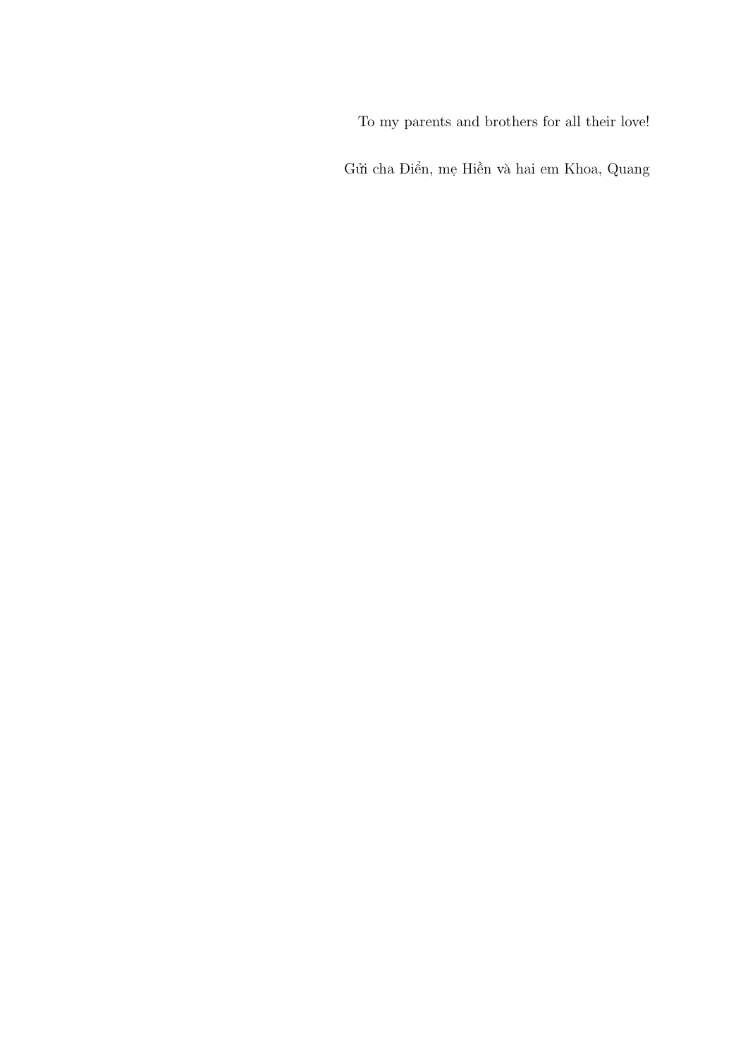To my parents and brothers for all their love!

Gửi cha Điển, mẹ Hiền và hai em Khoa, Quang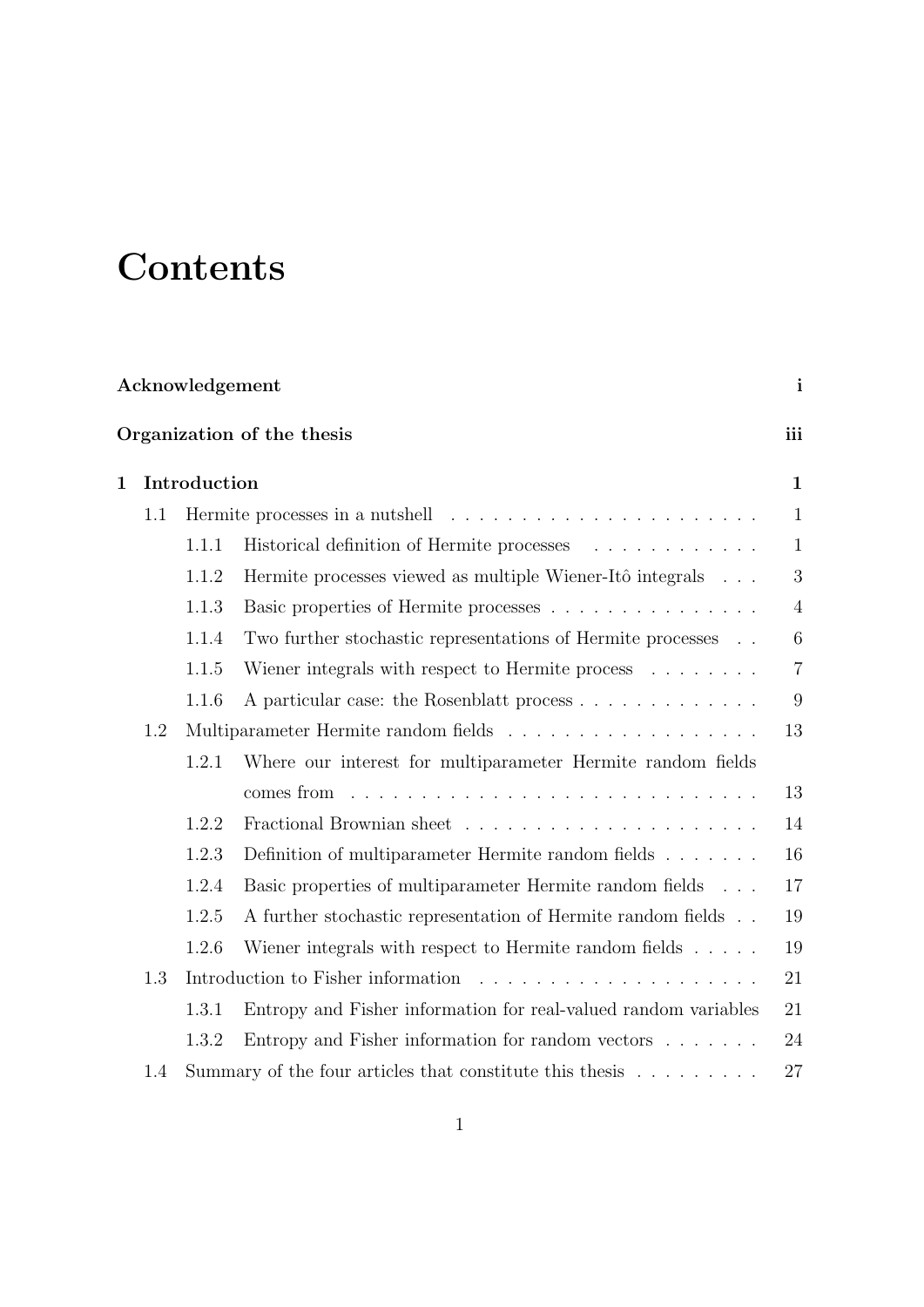# Contents

**Acknowledgement** **i**

**Organization of the thesis** **iii**

**1 Introduction** **1**

- 1.1 Hermite processes in a nutshell . . . . . . . . . . . . . . . . . . . . . 1
  - 1.1.1 Historical definition of Hermite processes . . . . . . . . . . . . 1
  - 1.1.2 Hermite processes viewed as multiple Wiener-Itô integrals . . . 3
  - 1.1.3 Basic properties of Hermite processes . . . . . . . . . . . . . . . 4
  - 1.1.4 Two further stochastic representations of Hermite processes . . 6
  - 1.1.5 Wiener integrals with respect to Hermite process . . . . . . . . 7
  - 1.1.6 A particular case: the Rosenblatt process . . . . . . . . . . . . . 9
- 1.2 Multiparameter Hermite random fields . . . . . . . . . . . . . . . . . 13
  - 1.2.1 Where our interest for multiparameter Hermite random fields comes from . . . . . . . . . . . . . . . . . . . . . . . . . . . . 13
  - 1.2.2 Fractional Brownian sheet . . . . . . . . . . . . . . . . . . . . . 14
  - 1.2.3 Definition of multiparameter Hermite random fields . . . . . . . 16
  - 1.2.4 Basic properties of multiparameter Hermite random fields . . . 17
  - 1.2.5 A further stochastic representation of Hermite random fields . . 19
  - 1.2.6 Wiener integrals with respect to Hermite random fields . . . . . 19
- 1.3 Introduction to Fisher information . . . . . . . . . . . . . . . . . . . 21
  - 1.3.1 Entropy and Fisher information for real-valued random variables 21
  - 1.3.2 Entropy and Fisher information for random vectors . . . . . . . 24
- 1.4 Summary of the four articles that constitute this thesis . . . . . . . . . 27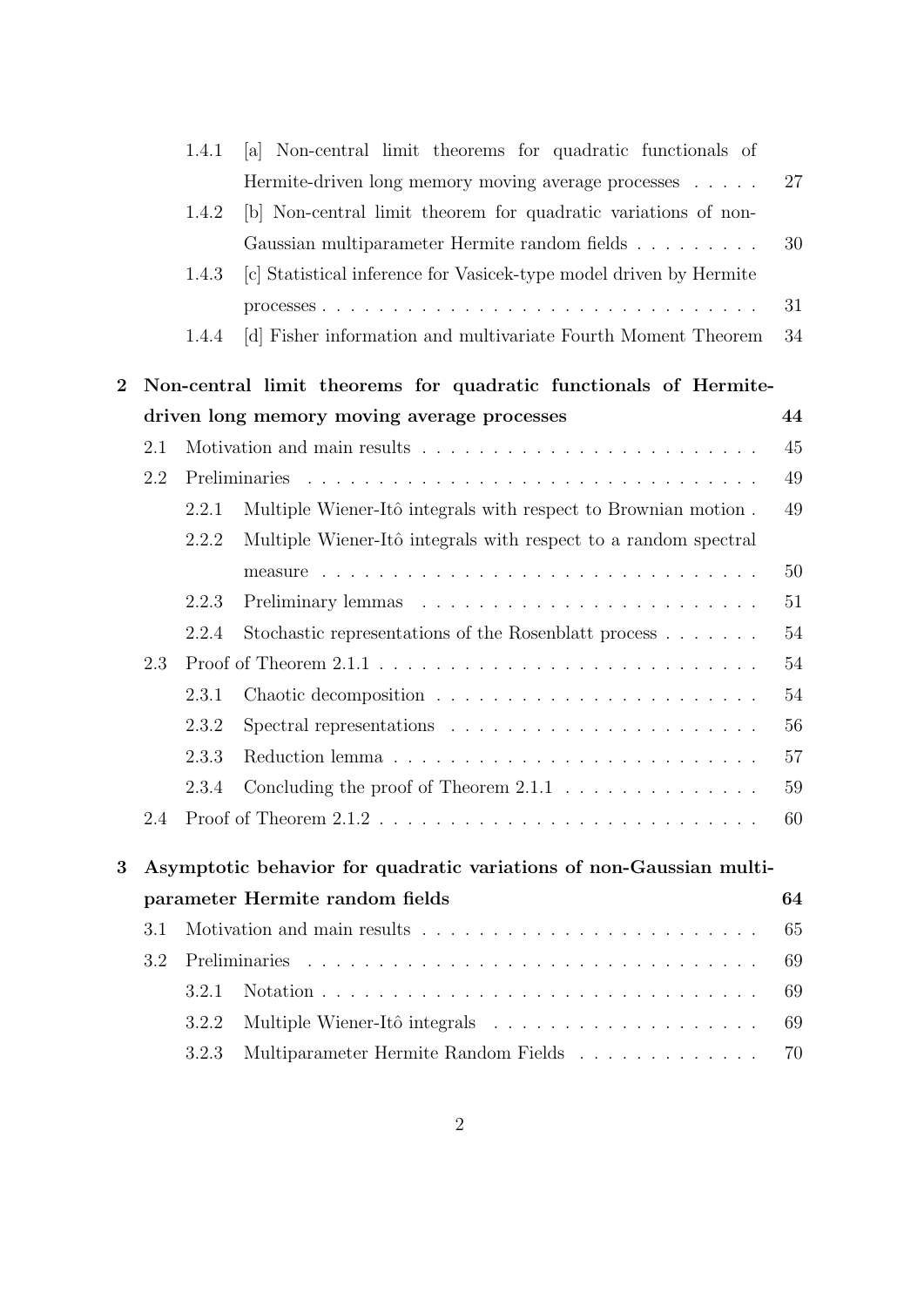- 1.4.1 [a] Non-central limit theorems for quadratic functionals of Hermite-driven long memory moving average processes . . . . . 27
- 1.4.2 [b] Non-central limit theorem for quadratic variations of non-Gaussian multiparameter Hermite random fields . . . . . . . . . 30
- 1.4.3 [c] Statistical inference for Vasicek-type model driven by Hermite processes . . . . . . . . . . . . . . . . . . . . . . . . . . . . . . 31
- 1.4.4 [d] Fisher information and multivariate Fourth Moment Theorem 34

**2 Non-central limit theorems for quadratic functionals of Hermite-driven long memory moving average processes 44**

- 2.1 Motivation and main results . . . . . . . . . . . . . . . . . . . . . . . . 45
- 2.2 Preliminaries . . . . . . . . . . . . . . . . . . . . . . . . . . . . . . . . 49
  - 2.2.1 Multiple Wiener-Itô integrals with respect to Brownian motion . 49
  - 2.2.2 Multiple Wiener-Itô integrals with respect to a random spectral measure . . . . . . . . . . . . . . . . . . . . . . . . . . . . . . 50
  - 2.2.3 Preliminary lemmas . . . . . . . . . . . . . . . . . . . . . . . . 51
  - 2.2.4 Stochastic representations of the Rosenblatt process . . . . . . . 54
- 2.3 Proof of Theorem 2.1.1 . . . . . . . . . . . . . . . . . . . . . . . . . . 54
  - 2.3.1 Chaotic decomposition . . . . . . . . . . . . . . . . . . . . . . . 54
  - 2.3.2 Spectral representations . . . . . . . . . . . . . . . . . . . . . . 56
  - 2.3.3 Reduction lemma . . . . . . . . . . . . . . . . . . . . . . . . . . 57
  - 2.3.4 Concluding the proof of Theorem 2.1.1 . . . . . . . . . . . . . . 59
- 2.4 Proof of Theorem 2.1.2 . . . . . . . . . . . . . . . . . . . . . . . . . . 60

**3 Asymptotic behavior for quadratic variations of non-Gaussian multiparameter Hermite random fields 64**

- 3.1 Motivation and main results . . . . . . . . . . . . . . . . . . . . . . . . 65
- 3.2 Preliminaries . . . . . . . . . . . . . . . . . . . . . . . . . . . . . . . . 69
  - 3.2.1 Notation . . . . . . . . . . . . . . . . . . . . . . . . . . . . . . . 69
  - 3.2.2 Multiple Wiener-Itô integrals . . . . . . . . . . . . . . . . . . . 69
  - 3.2.3 Multiparameter Hermite Random Fields . . . . . . . . . . . . . 70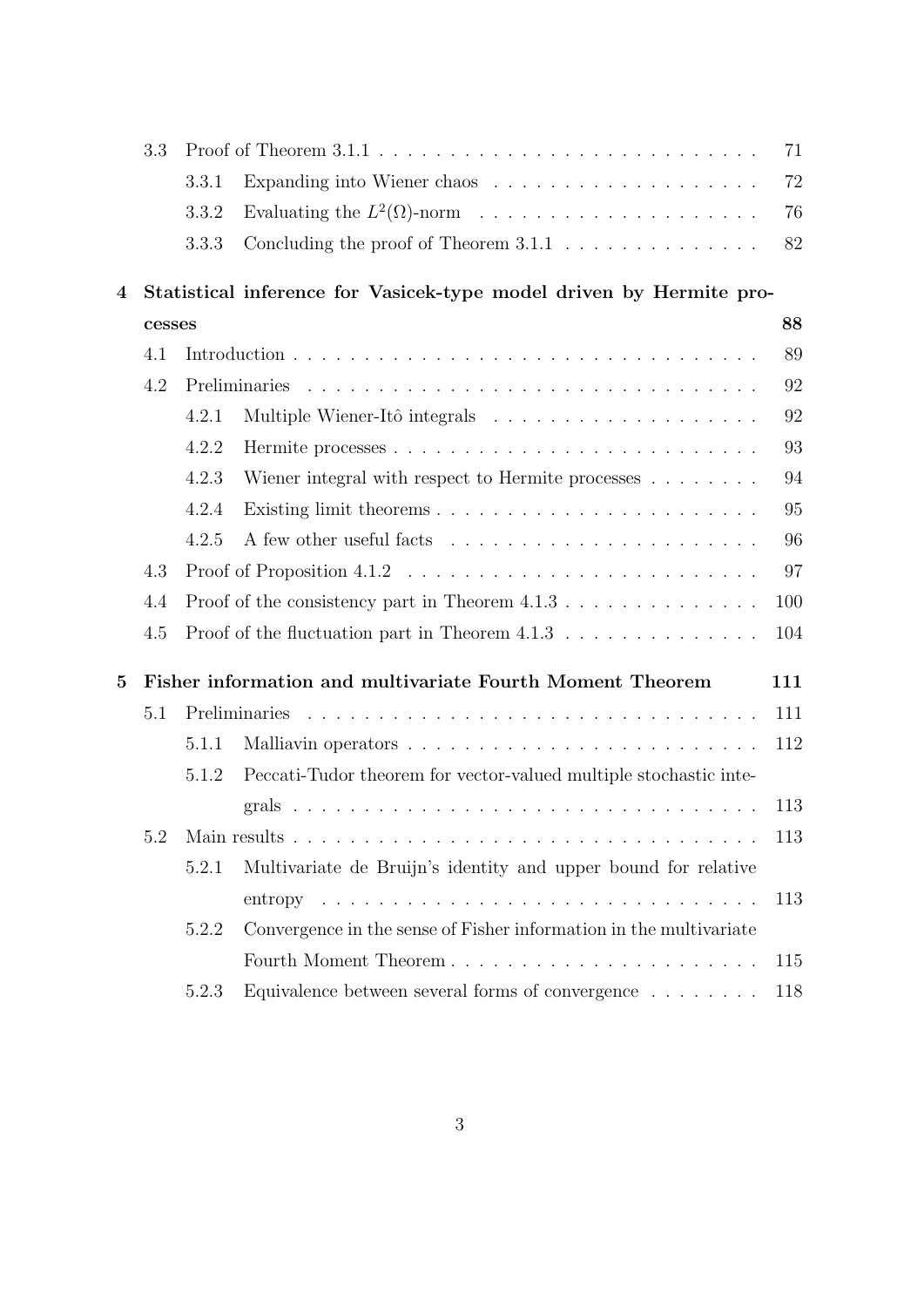3.3 Proof of Theorem 3.1.1 . . . . . . . . . . . . . . . . . . . . . . . . . . . 71

3.3.1 Expanding into Wiener chaos . . . . . . . . . . . . . . . . . . . 72

3.3.2 Evaluating the $L^2(\Omega)$-norm . . . . . . . . . . . . . . . . . . . . 76

3.3.3 Concluding the proof of Theorem 3.1.1 . . . . . . . . . . . . . . 82

**4 Statistical inference for Vasicek-type model driven by Hermite processes** **88**

4.1 Introduction . . . . . . . . . . . . . . . . . . . . . . . . . . . . . . . . 89

4.2 Preliminaries . . . . . . . . . . . . . . . . . . . . . . . . . . . . . . . 92

4.2.1 Multiple Wiener-Itô integrals . . . . . . . . . . . . . . . . . . . 92

4.2.2 Hermite processes . . . . . . . . . . . . . . . . . . . . . . . . . 93

4.2.3 Wiener integral with respect to Hermite processes . . . . . . . . 94

4.2.4 Existing limit theorems . . . . . . . . . . . . . . . . . . . . . . 95

4.2.5 A few other useful facts . . . . . . . . . . . . . . . . . . . . . . 96

4.3 Proof of Proposition 4.1.2 . . . . . . . . . . . . . . . . . . . . . . . . . 97

4.4 Proof of the consistency part in Theorem 4.1.3 . . . . . . . . . . . . . . 100

4.5 Proof of the fluctuation part in Theorem 4.1.3 . . . . . . . . . . . . . . 104

**5 Fisher information and multivariate Fourth Moment Theorem** **111**

5.1 Preliminaries . . . . . . . . . . . . . . . . . . . . . . . . . . . . . . . 111

5.1.1 Malliavin operators . . . . . . . . . . . . . . . . . . . . . . . . . 112

5.1.2 Peccati-Tudor theorem for vector-valued multiple stochastic integrals . . . . . . . . . . . . . . . . . . . . . . . . . . . . . . . . 113

5.2 Main results . . . . . . . . . . . . . . . . . . . . . . . . . . . . . . . . 113

5.2.1 Multivariate de Bruijn's identity and upper bound for relative entropy . . . . . . . . . . . . . . . . . . . . . . . . . . . . . . . 113

5.2.2 Convergence in the sense of Fisher information in the multivariate Fourth Moment Theorem . . . . . . . . . . . . . . . . . . . . . 115

5.2.3 Equivalence between several forms of convergence . . . . . . . . 118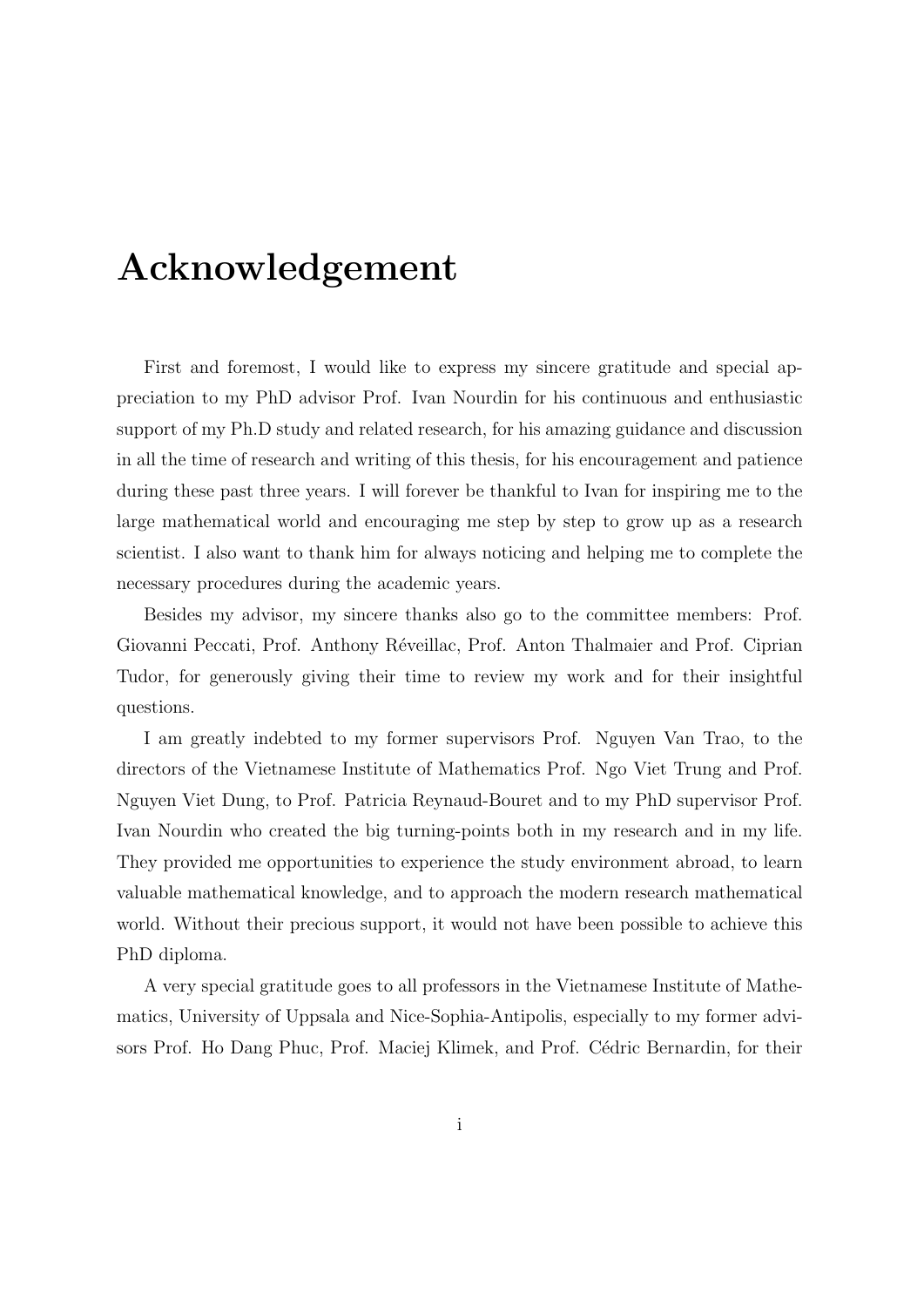# Acknowledgement

First and foremost, I would like to express my sincere gratitude and special appreciation to my PhD advisor Prof. Ivan Nourdin for his continuous and enthusiastic support of my Ph.D study and related research, for his amazing guidance and discussion in all the time of research and writing of this thesis, for his encouragement and patience during these past three years. I will forever be thankful to Ivan for inspiring me to the large mathematical world and encouraging me step by step to grow up as a research scientist. I also want to thank him for always noticing and helping me to complete the necessary procedures during the academic years.

Besides my advisor, my sincere thanks also go to the committee members: Prof. Giovanni Peccati, Prof. Anthony Réveillac, Prof. Anton Thalmaier and Prof. Ciprian Tudor, for generously giving their time to review my work and for their insightful questions.

I am greatly indebted to my former supervisors Prof. Nguyen Van Trao, to the directors of the Vietnamese Institute of Mathematics Prof. Ngo Viet Trung and Prof. Nguyen Viet Dung, to Prof. Patricia Reynaud-Bouret and to my PhD supervisor Prof. Ivan Nourdin who created the big turning-points both in my research and in my life. They provided me opportunities to experience the study environment abroad, to learn valuable mathematical knowledge, and to approach the modern research mathematical world. Without their precious support, it would not have been possible to achieve this PhD diploma.

A very special gratitude goes to all professors in the Vietnamese Institute of Mathematics, University of Uppsala and Nice-Sophia-Antipolis, especially to my former advisors Prof. Ho Dang Phuc, Prof. Maciej Klimek, and Prof. Cédric Bernardin, for their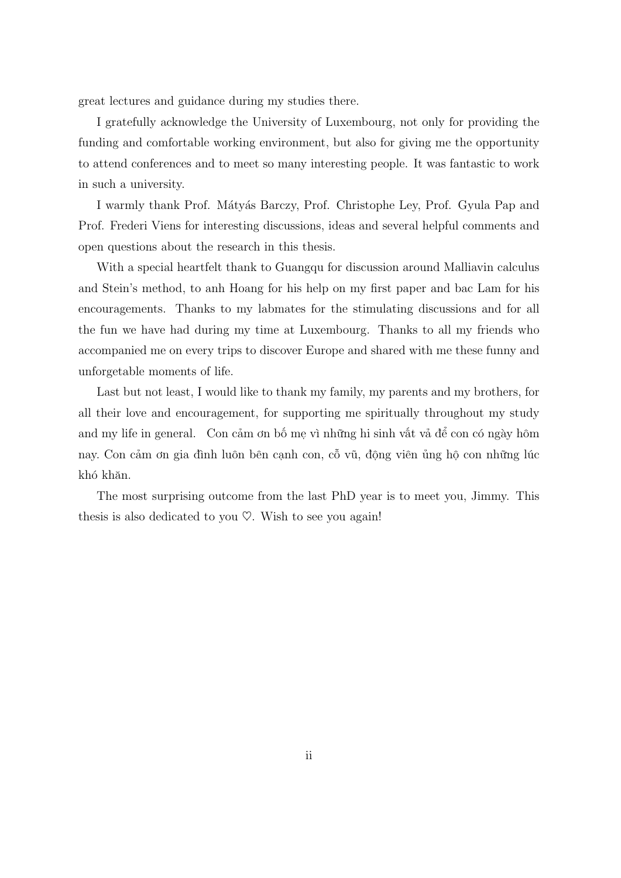great lectures and guidance during my studies there.

I gratefully acknowledge the University of Luxembourg, not only for providing the funding and comfortable working environment, but also for giving me the opportunity to attend conferences and to meet so many interesting people. It was fantastic to work in such a university.

I warmly thank Prof. Mátyás Barczy, Prof. Christophe Ley, Prof. Gyula Pap and Prof. Frederi Viens for interesting discussions, ideas and several helpful comments and open questions about the research in this thesis.

With a special heartfelt thank to Guangqu for discussion around Malliavin calculus and Stein's method, to anh Hoang for his help on my first paper and bac Lam for his encouragements. Thanks to my labmates for the stimulating discussions and for all the fun we have had during my time at Luxembourg. Thanks to all my friends who accompanied me on every trips to discover Europe and shared with me these funny and unforgetable moments of life.

Last but not least, I would like to thank my family, my parents and my brothers, for all their love and encouragement, for supporting me spiritually throughout my study and my life in general. Con cảm ơn bố mẹ vì những hi sinh vất vả để con có ngày hôm nay. Con cảm ơn gia đình luôn bên cạnh con, cỗ vũ, động viên ủng hộ con những lúc khó khăn.

The most surprising outcome from the last PhD year is to meet you, Jimmy. This thesis is also dedicated to you ♡. Wish to see you again!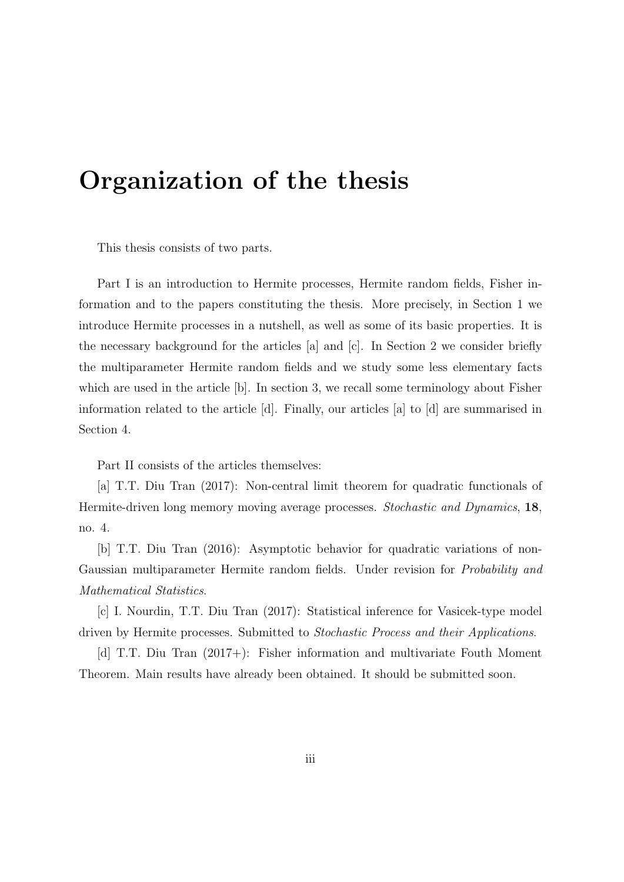# Organization of the thesis

This thesis consists of two parts.

Part I is an introduction to Hermite processes, Hermite random fields, Fisher information and to the papers constituting the thesis. More precisely, in Section 1 we introduce Hermite processes in a nutshell, as well as some of its basic properties. It is the necessary background for the articles [a] and [c]. In Section 2 we consider briefly the multiparameter Hermite random fields and we study some less elementary facts which are used in the article [b]. In section 3, we recall some terminology about Fisher information related to the article [d]. Finally, our articles [a] to [d] are summarised in Section 4.

Part II consists of the articles themselves:

[a] T.T. Diu Tran (2017): Non-central limit theorem for quadratic functionals of Hermite-driven long memory moving average processes. *Stochastic and Dynamics*, **18**, no. 4.

[b] T.T. Diu Tran (2016): Asymptotic behavior for quadratic variations of non-Gaussian multiparameter Hermite random fields. Under revision for *Probability and Mathematical Statistics*.

[c] I. Nourdin, T.T. Diu Tran (2017): Statistical inference for Vasicek-type model driven by Hermite processes. Submitted to *Stochastic Process and their Applications*.

[d] T.T. Diu Tran (2017+): Fisher information and multivariate Fouth Moment Theorem. Main results have already been obtained. It should be submitted soon.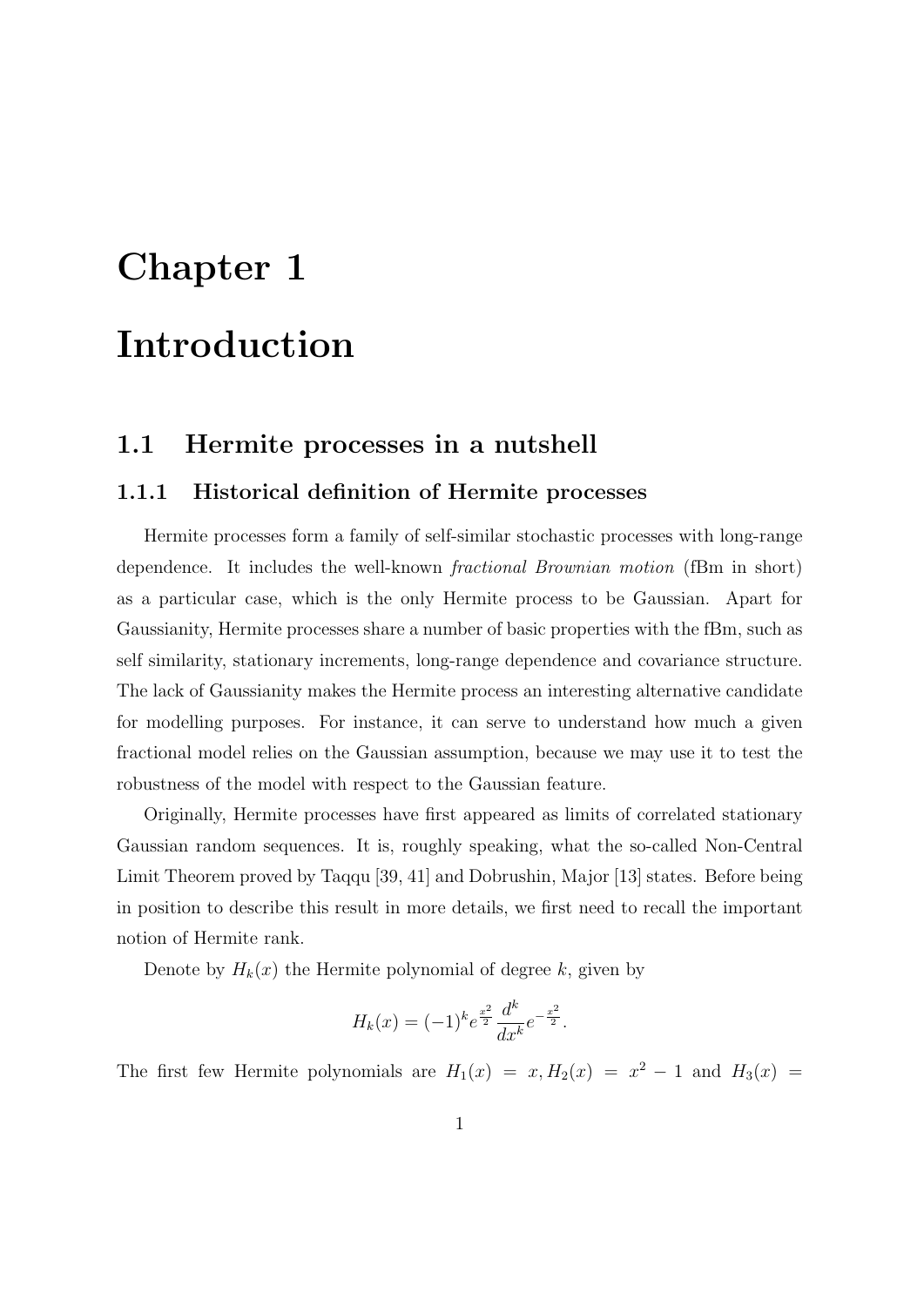// Chapter 1

# Introduction

## 1.1 Hermite processes in a nutshell

### 1.1.1 Historical definition of Hermite processes

Hermite processes form a family of self-similar stochastic processes with long-range dependence. It includes the well-known *fractional Brownian motion* (fBm in short) as a particular case, which is the only Hermite process to be Gaussian. Apart for Gaussianity, Hermite processes share a number of basic properties with the fBm, such as self similarity, stationary increments, long-range dependence and covariance structure. The lack of Gaussianity makes the Hermite process an interesting alternative candidate for modelling purposes. For instance, it can serve to understand how much a given fractional model relies on the Gaussian assumption, because we may use it to test the robustness of the model with respect to the Gaussian feature.

Originally, Hermite processes have first appeared as limits of correlated stationary Gaussian random sequences. It is, roughly speaking, what the so-called Non-Central Limit Theorem proved by Taqqu [39, 41] and Dobrushin, Major [13] states. Before being in position to describe this result in more details, we first need to recall the important notion of Hermite rank.

Denote by $H_k(x)$ the Hermite polynomial of degree $k$, given by

$$H_k(x) = (-1)^k e^{\frac{x^2}{2}} \frac{d^k}{dx^k} e^{-\frac{x^2}{2}}.$$

The first few Hermite polynomials are $H_1(x) = x, H_2(x) = x^2 - 1$ and $H_3(x) =$

# Chapter 1

# Introduction

## 1.1 Hermite processes in a nutshell

### 1.1.1 Historical definition of Hermite processes

Hermite processes form a family of self-similar stochastic processes with long-range dependence. It includes the well-known *fractional Brownian motion* (fBm in short) as a particular case, which is the only Hermite process to be Gaussian. Apart for Gaussianity, Hermite processes share a number of basic properties with the fBm, such as self similarity, stationary increments, long-range dependence and covariance structure. The lack of Gaussianity makes the Hermite process an interesting alternative candidate for modelling purposes. For instance, it can serve to understand how much a given fractional model relies on the Gaussian assumption, because we may use it to test the robustness of the model with respect to the Gaussian feature.

Originally, Hermite processes have first appeared as limits of correlated stationary Gaussian random sequences. It is, roughly speaking, what the so-called Non-Central Limit Theorem proved by Taqqu [39, 41] and Dobrushin, Major [13] states. Before being in position to describe this result in more details, we first need to recall the important notion of Hermite rank.

Denote by $H_k(x)$ the Hermite polynomial of degree $k$, given by

$$H_k(x) = (-1)^k e^{\frac{x^2}{2}} \frac{d^k}{dx^k} e^{-\frac{x^2}{2}}.$$

The first few Hermite polynomials are $H_1(x) = x, H_2(x) = x^2 - 1$ and $H_3(x) =$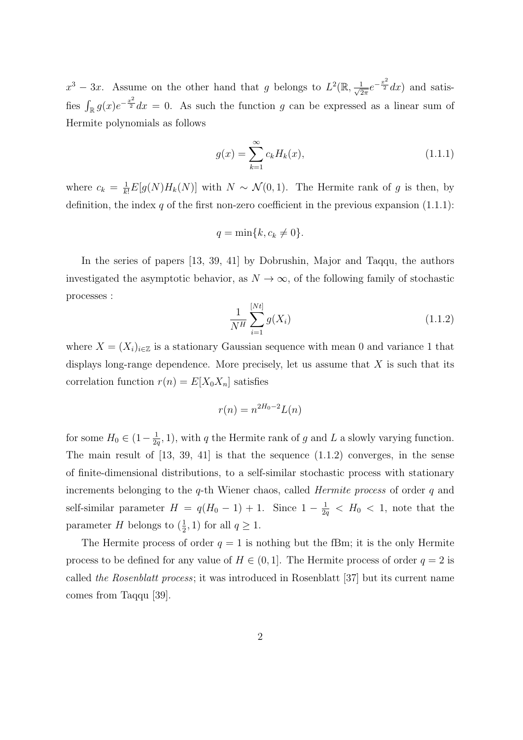$x^3 - 3x$. Assume on the other hand that $g$ belongs to $L^2(\mathbb{R}, \frac{1}{\sqrt{2\pi}} e^{-\frac{x^2}{2}} dx)$ and satisfies $\int_{\mathbb{R}} g(x) e^{-\frac{x^2}{2}} dx = 0$. As such the function $g$ can be expressed as a linear sum of Hermite polynomials as follows

$$g(x) = \sum_{k=1}^{\infty} c_k H_k(x), \tag{1.1.1}$$

where $c_k = \frac{1}{k!} E[g(N) H_k(N)]$ with $N \sim \mathcal{N}(0, 1)$. The Hermite rank of $g$ is then, by definition, the index $q$ of the first non-zero coefficient in the previous expansion (1.1.1):

$$q = \min\{k, c_k \neq 0\}.$$

In the series of papers [13, 39, 41] by Dobrushin, Major and Taqqu, the authors investigated the asymptotic behavior, as $N \to \infty$, of the following family of stochastic processes :

$$\frac{1}{N^H} \sum_{i=1}^{[Nt]} g(X_i) \tag{1.1.2}$$

where $X = (X_i)_{i \in \mathbb{Z}}$ is a stationary Gaussian sequence with mean 0 and variance 1 that displays long-range dependence. More precisely, let us assume that $X$ is such that its correlation function $r(n) = E[X_0 X_n]$ satisfies

$$r(n) = n^{2H_0 - 2} L(n)$$

for some $H_0 \in (1 - \frac{1}{2q}, 1)$, with $q$ the Hermite rank of $g$ and $L$ a slowly varying function. The main result of [13, 39, 41] is that the sequence (1.1.2) converges, in the sense of finite-dimensional distributions, to a self-similar stochastic process with stationary increments belonging to the $q$-th Wiener chaos, called *Hermite process* of order $q$ and self-similar parameter $H = q(H_0 - 1) + 1$. Since $1 - \frac{1}{2q} < H_0 < 1$, note that the parameter $H$ belongs to $(\frac{1}{2}, 1)$ for all $q \geq 1$.

The Hermite process of order $q = 1$ is nothing but the fBm; it is the only Hermite process to be defined for any value of $H \in (0, 1]$. The Hermite process of order $q = 2$ is called *the Rosenblatt process*; it was introduced in Rosenblatt [37] but its current name comes from Taqqu [39].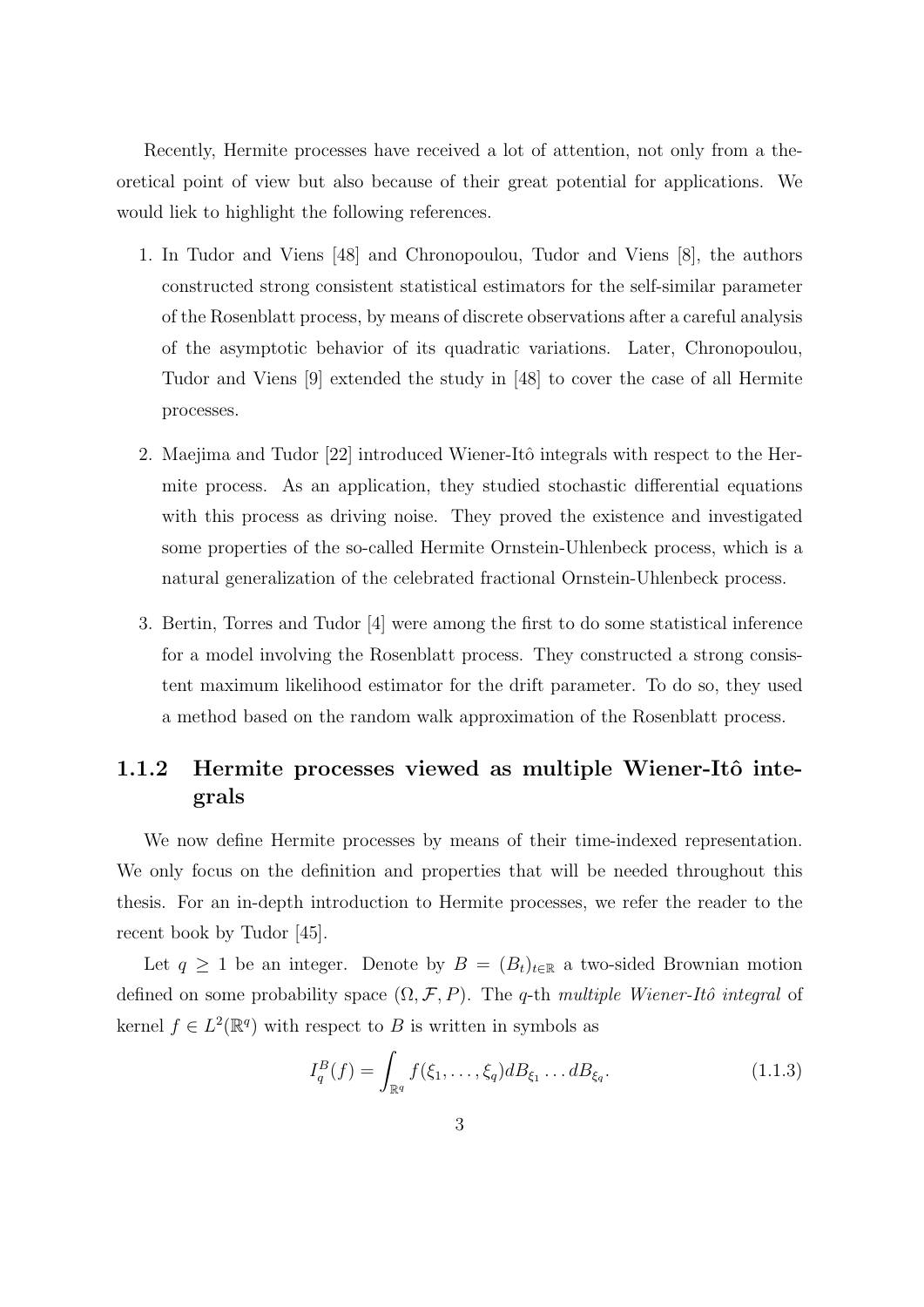Recently, Hermite processes have received a lot of attention, not only from a theoretical point of view but also because of their great potential for applications. We would liek to highlight the following references.

1. In Tudor and Viens [48] and Chronopoulou, Tudor and Viens [8], the authors constructed strong consistent statistical estimators for the self-similar parameter of the Rosenblatt process, by means of discrete observations after a careful analysis of the asymptotic behavior of its quadratic variations. Later, Chronopoulou, Tudor and Viens [9] extended the study in [48] to cover the case of all Hermite processes.

2. Maejima and Tudor [22] introduced Wiener-Itô integrals with respect to the Hermite process. As an application, they studied stochastic differential equations with this process as driving noise. They proved the existence and investigated some properties of the so-called Hermite Ornstein-Uhlenbeck process, which is a natural generalization of the celebrated fractional Ornstein-Uhlenbeck process.

3. Bertin, Torres and Tudor [4] were among the first to do some statistical inference for a model involving the Rosenblatt process. They constructed a strong consistent maximum likelihood estimator for the drift parameter. To do so, they used a method based on the random walk approximation of the Rosenblatt process.

### 1.1.2 Hermite processes viewed as multiple Wiener-Itô integrals

We now define Hermite processes by means of their time-indexed representation. We only focus on the definition and properties that will be needed throughout this thesis. For an in-depth introduction to Hermite processes, we refer the reader to the recent book by Tudor [45].

Let $q \geq 1$ be an integer. Denote by $B = (B_t)_{t \in \mathbb{R}}$ a two-sided Brownian motion defined on some probability space $(\Omega, \mathcal{F}, P)$. The $q$-th *multiple Wiener-Itô integral* of kernel $f \in L^2(\mathbb{R}^q)$ with respect to $B$ is written in symbols as

$$I_q^B(f) = \int_{\mathbb{R}^q} f(\xi_1, \dots, \xi_q) dB_{\xi_1} \dots dB_{\xi_q}. \tag{1.1.3}$$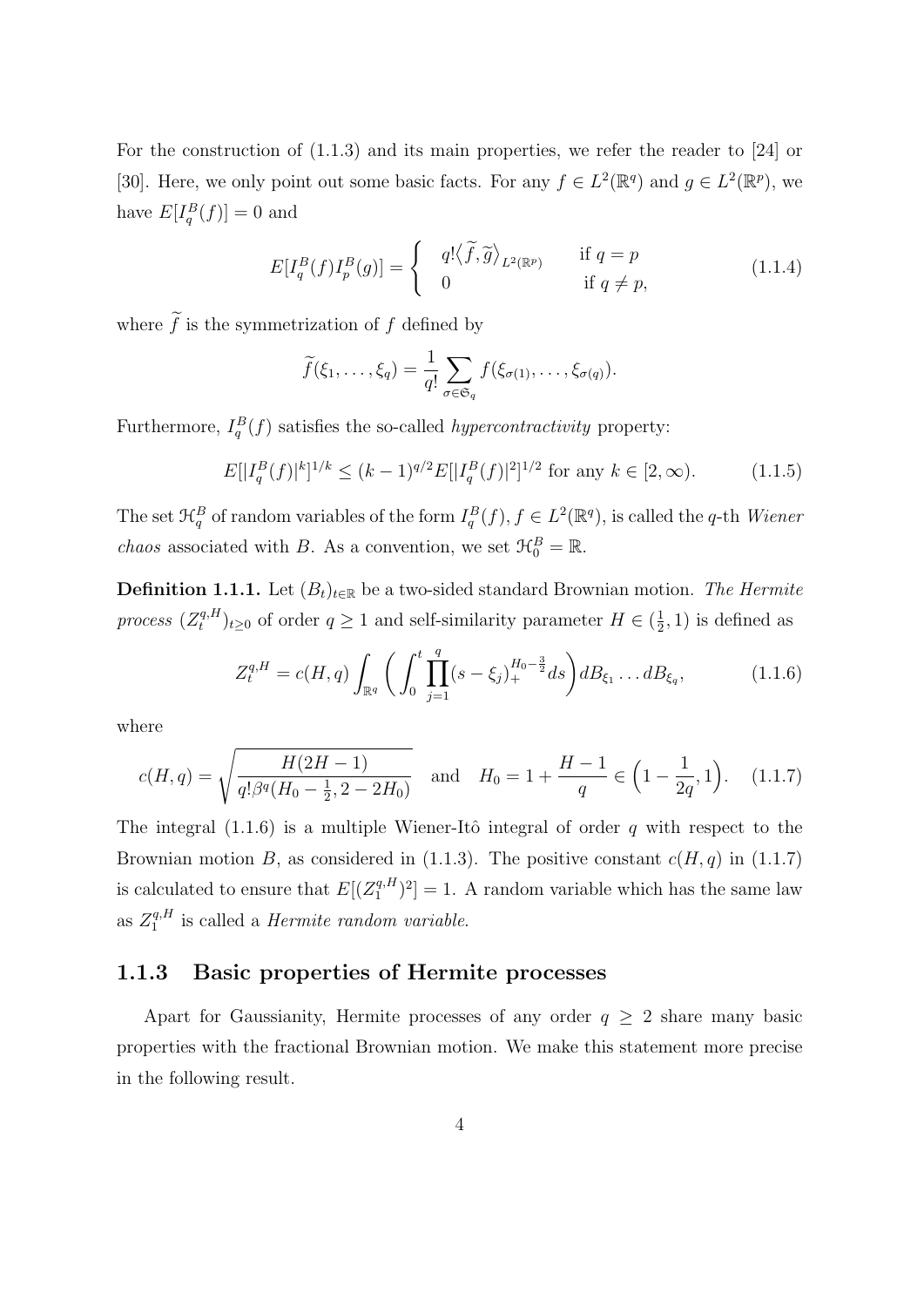For the construction of (1.1.3) and its main properties, we refer the reader to [24] or [30]. Here, we only point out some basic facts. For any $f \in L^2(\mathbb{R}^q)$ and $g \in L^2(\mathbb{R}^p)$, we have $E[I_q^B(f)] = 0$ and

$$E[I_q^B(f) I_p^B(g)] = \begin{cases} q! \langle \widetilde{f}, \widetilde{g} \rangle_{L^2(\mathbb{R}^p)} & \text{if } q = p \\ 0 & \text{if } q \neq p, \end{cases} \tag{1.1.4}$$

where $\widetilde{f}$ is the symmetrization of $f$ defined by

$$\widetilde{f}(\xi_1, \ldots, \xi_q) = \frac{1}{q!} \sum_{\sigma \in \mathfrak{S}_q} f(\xi_{\sigma(1)}, \ldots, \xi_{\sigma(q)}).$$

Furthermore, $I_q^B(f)$ satisfies the so-called *hypercontractivity* property:

$$E[|I_q^B(f)|^k]^{1/k} \leq (k-1)^{q/2} E[|I_q^B(f)|^2]^{1/2} \text{ for any } k \in [2, \infty). \tag{1.1.5}$$

The set $\mathcal{H}_q^B$ of random variables of the form $I_q^B(f)$, $f \in L^2(\mathbb{R}^q)$, is called the $q$-th *Wiener chaos* associated with $B$. As a convention, we set $\mathcal{H}_0^B = \mathbb{R}$.

**Definition 1.1.1.** Let $(B_t)_{t \in \mathbb{R}}$ be a two-sided standard Brownian motion. *The Hermite process* $(Z_t^{q,H})_{t \geq 0}$ of order $q \geq 1$ and self-similarity parameter $H \in (\frac{1}{2}, 1)$ is defined as

$$Z_t^{q,H} = c(H, q) \int_{\mathbb{R}^q} \left( \int_0^t \prod_{j=1}^q (s - \xi_j)_+^{H_0 - \frac{3}{2}} ds \right) dB_{\xi_1} \ldots dB_{\xi_q}, \tag{1.1.6}$$

where

$$c(H, q) = \sqrt{\frac{H(2H-1)}{q! \beta^q (H_0 - \frac{1}{2}, 2 - 2H_0)}} \quad \text{and} \quad H_0 = 1 + \frac{H-1}{q} \in \Big(1 - \frac{1}{2q}, 1\Big). \tag{1.1.7}$$

The integral (1.1.6) is a multiple Wiener-Itô integral of order $q$ with respect to the Brownian motion $B$, as considered in (1.1.3). The positive constant $c(H, q)$ in (1.1.7) is calculated to ensure that $E[(Z_1^{q,H})^2] = 1$. A random variable which has the same law as $Z_1^{q,H}$ is called a *Hermite random variable*.

### 1.1.3 Basic properties of Hermite processes

Apart for Gaussianity, Hermite processes of any order $q \geq 2$ share many basic properties with the fractional Brownian motion. We make this statement more precise in the following result.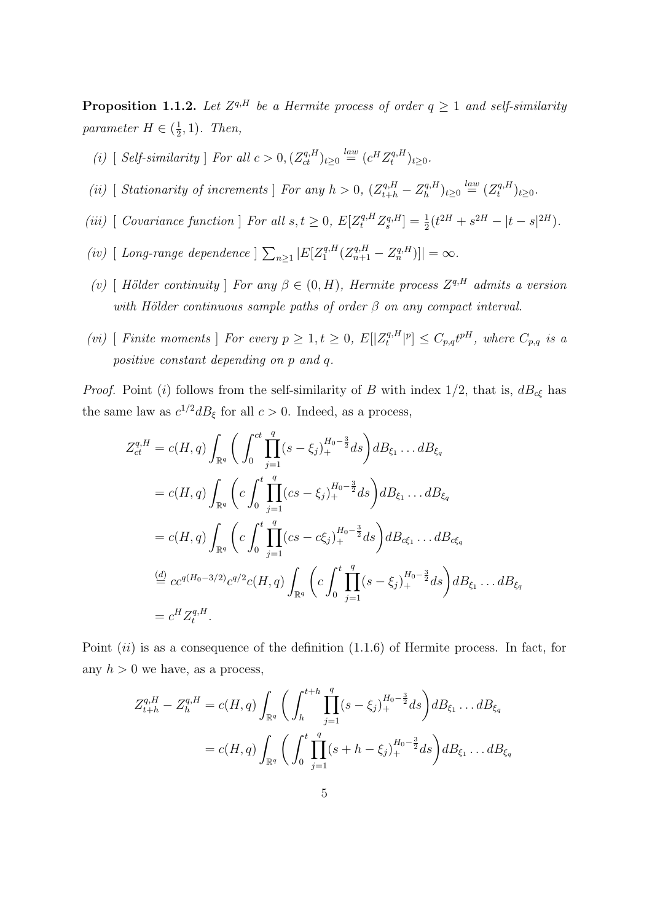**Proposition 1.1.2.** *Let $Z^{q,H}$ be a Hermite process of order $q \geq 1$ and self-similarity parameter $H \in (\frac{1}{2}, 1)$. Then,*

*(i) [ Self-similarity ] For all $c > 0, (Z^{q,H}_{ct})_{t\geq 0} \overset{law}{=} (c^H Z^{q,H}_t)_{t\geq 0}$.*

*(ii) [ Stationarity of increments ] For any $h > 0$, $(Z^{q,H}_{t+h} - Z^{q,H}_h)_{t\geq 0} \overset{law}{=} (Z^{q,H}_t)_{t\geq 0}$.*

*(iii) [ Covariance function ] For all $s, t \geq 0$, $E[Z^{q,H}_t Z^{q,H}_s] = \frac{1}{2}(t^{2H} + s^{2H} - |t-s|^{2H})$.*

*(iv) [ Long-range dependence ] $\sum_{n\geq 1} |E[Z^{q,H}_1 (Z^{q,H}_{n+1} - Z^{q,H}_n)]| = \infty$.*

*(v) [ Hölder continuity ] For any $\beta \in (0, H)$, Hermite process $Z^{q,H}$ admits a version with Hölder continuous sample paths of order $\beta$ on any compact interval.*

*(vi) [ Finite moments ] For every $p \geq 1, t \geq 0$, $E[|Z^{q,H}_t|^p] \leq C_{p,q} t^{pH}$, where $C_{p,q}$ is a positive constant depending on $p$ and $q$.*

*Proof.* Point $(i)$ follows from the self-similarity of $B$ with index $1/2$, that is, $dB_{c\xi}$ has the same law as $c^{1/2} dB_\xi$ for all $c > 0$. Indeed, as a process,

$$
\begin{aligned}
Z^{q,H}_{ct} &= c(H,q) \int_{\mathbb{R}^q} \left( \int_0^{ct} \prod_{j=1}^q (s - \xi_j)_+^{H_0 - \frac{3}{2}} ds \right) dB_{\xi_1} \dots dB_{\xi_q} \\
&= c(H,q) \int_{\mathbb{R}^q} \left( c \int_0^{t} \prod_{j=1}^q (cs - \xi_j)_+^{H_0 - \frac{3}{2}} ds \right) dB_{\xi_1} \dots dB_{\xi_q} \\
&= c(H,q) \int_{\mathbb{R}^q} \left( c \int_0^{t} \prod_{j=1}^q (cs - c\xi_j)_+^{H_0 - \frac{3}{2}} ds \right) dB_{c\xi_1} \dots dB_{c\xi_q} \\
&\overset{(d)}{=} c c^{q(H_0 - 3/2)} c^{q/2} c(H,q) \int_{\mathbb{R}^q} \left( c \int_0^{t} \prod_{j=1}^q (s - \xi_j)_+^{H_0 - \frac{3}{2}} ds \right) dB_{\xi_1} \dots dB_{\xi_q} \\
&= c^H Z^{q,H}_t.
\end{aligned}
$$

Point $(ii)$ is as a consequence of the definition (1.1.6) of Hermite process. In fact, for any $h > 0$ we have, as a process,

$$
\begin{aligned}
Z^{q,H}_{t+h} - Z^{q,H}_h &= c(H,q) \int_{\mathbb{R}^q} \left( \int_h^{t+h} \prod_{j=1}^q (s - \xi_j)_+^{H_0 - \frac{3}{2}} ds \right) dB_{\xi_1} \dots dB_{\xi_q} \\
&= c(H,q) \int_{\mathbb{R}^q} \left( \int_0^{t} \prod_{j=1}^q (s + h - \xi_j)_+^{H_0 - \frac{3}{2}} ds \right) dB_{\xi_1} \dots dB_{\xi_q}
\end{aligned}
$$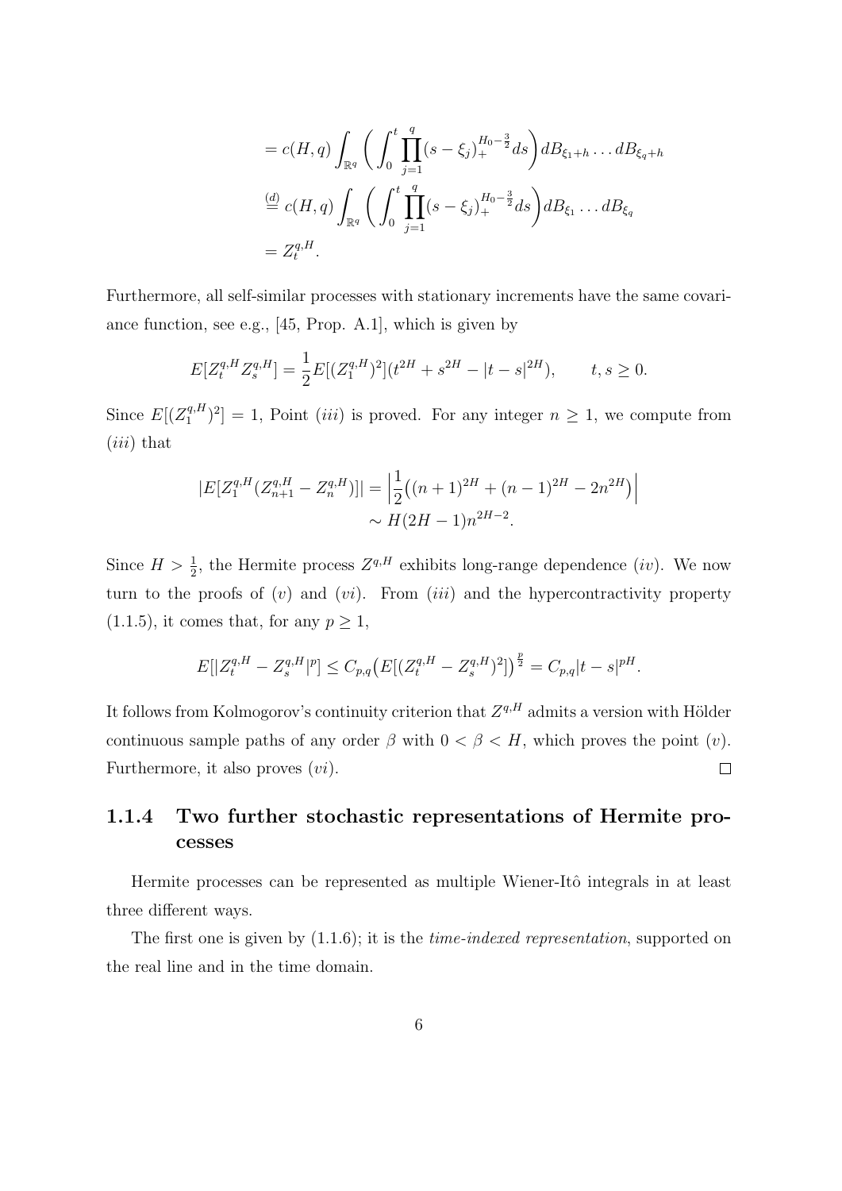$$
\begin{aligned}
&= c(H,q)\int_{\mathbb{R}^q}\bigg(\int_0^t\prod_{j=1}^q(s-\xi_j)_+^{H_0-\frac{3}{2}}ds\bigg)dB_{\xi_1+h}\dots dB_{\xi_q+h}\\
&\overset{(d)}{=} c(H,q)\int_{\mathbb{R}^q}\bigg(\int_0^t\prod_{j=1}^q(s-\xi_j)_+^{H_0-\frac{3}{2}}ds\bigg)dB_{\xi_1}\dots dB_{\xi_q}\\
&= Z_t^{q,H}.
\end{aligned}
$$

Furthermore, all self-similar processes with stationary increments have the same covariance function, see e.g., [45, Prop. A.1], which is given by

$$
E[Z_t^{q,H}Z_s^{q,H}] = \frac{1}{2}E[(Z_1^{q,H})^2](t^{2H}+s^{2H}-|t-s|^{2H}), \qquad t,s\geq 0.
$$

Since $E[(Z_1^{q,H})^2]=1$, Point $(iii)$ is proved. For any integer $n\geq 1$, we compute from $(iii)$ that

$$
\begin{aligned}
|E[Z_1^{q,H}(Z_{n+1}^{q,H}-Z_n^{q,H})]| &= \Big|\frac{1}{2}\big((n+1)^{2H}+(n-1)^{2H}-2n^{2H}\big)\Big|\\
&\sim H(2H-1)n^{2H-2}.
\end{aligned}
$$

Since $H>\frac{1}{2}$, the Hermite process $Z^{q,H}$ exhibits long-range dependence $(iv)$. We now turn to the proofs of $(v)$ and $(vi)$. From $(iii)$ and the hypercontractivity property (1.1.5), it comes that, for any $p\geq 1$,

$$
E[|Z_t^{q,H}-Z_s^{q,H}|^p] \leq C_{p,q}\big(E[(Z_t^{q,H}-Z_s^{q,H})^2]\big)^{\frac{p}{2}} = C_{p,q}|t-s|^{pH}.
$$

It follows from Kolmogorov's continuity criterion that $Z^{q,H}$ admits a version with Hölder continuous sample paths of any order $\beta$ with $0<\beta<H$, which proves the point $(v)$. Furthermore, it also proves $(vi)$. □

### 1.1.4 Two further stochastic representations of Hermite processes

Hermite processes can be represented as multiple Wiener-Itô integrals in at least three different ways.

The first one is given by (1.1.6); it is the *time-indexed representation*, supported on the real line and in the time domain.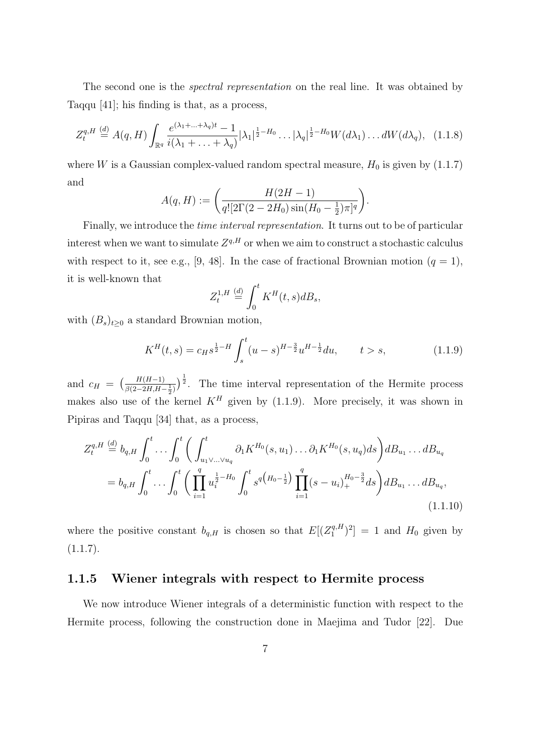The second one is the *spectral representation* on the real line. It was obtained by Taqqu [41]; his finding is that, as a process,

$$Z_t^{q,H} \overset{(d)}{=} A(q,H) \int_{\mathbb{R}^q} \frac{e^{(\lambda_1+\ldots+\lambda_q)t}-1}{i(\lambda_1+\ldots+\lambda_q)} |\lambda_1|^{\frac{1}{2}-H_0} \ldots |\lambda_q|^{\frac{1}{2}-H_0} W(d\lambda_1)\ldots dW(d\lambda_q), \quad (1.1.8)$$

where $W$ is a Gaussian complex-valued random spectral measure, $H_0$ is given by (1.1.7) and

$$A(q,H) := \left( \frac{H(2H-1)}{q![2\Gamma(2-2H_0)\sin(H_0-\frac{1}{2})\pi]^q} \right).$$

Finally, we introduce the *time interval representation*. It turns out to be of particular interest when we want to simulate $Z^{q,H}$ or when we aim to construct a stochastic calculus with respect to it, see e.g., [9, 48]. In the case of fractional Brownian motion ($q=1$), it is well-known that

$$Z_t^{1,H} \overset{(d)}{=} \int_0^t K^H(t,s) dB_s,$$

with $(B_s)_{t\geq 0}$ a standard Brownian motion,

$$K^H(t,s) = c_H s^{\frac{1}{2}-H} \int_s^t (u-s)^{H-\frac{3}{2}} u^{H-\frac{1}{2}} du, \qquad t > s, \quad (1.1.9)$$

and $c_H = \left(\frac{H(H-1)}{\beta(2-2H,H-\frac{1}{2})}\right)^{\frac{1}{2}}$. The time interval representation of the Hermite process makes also use of the kernel $K^H$ given by (1.1.9). More precisely, it was shown in Pipiras and Taqqu [34] that, as a process,

$$\begin{aligned} Z_t^{q,H} &\overset{(d)}{=} b_{q,H} \int_0^t \ldots \int_0^t \left( \int_{u_1\vee\ldots\vee u_q}^t \partial_1 K^{H_0}(s,u_1)\ldots \partial_1 K^{H_0}(s,u_q) ds \right) dB_{u_1}\ldots dB_{u_q} \\ &= b_{q,H} \int_0^t \ldots \int_0^t \left( \prod_{i=1}^q u_i^{\frac{1}{2}-H_0} \int_0^t s^{q\left(H_0-\frac{1}{2}\right)} \prod_{i=1}^q (s-u_i)_+^{H_0-\frac{3}{2}} ds \right) dB_{u_1}\ldots dB_{u_q}, \end{aligned} \quad (1.1.10)$$

where the positive constant $b_{q,H}$ is chosen so that $E[(Z_1^{q,H})^2] = 1$ and $H_0$ given by (1.1.7).

### 1.1.5 Wiener integrals with respect to Hermite process

We now introduce Wiener integrals of a deterministic function with respect to the Hermite process, following the construction done in Maejima and Tudor [22]. Due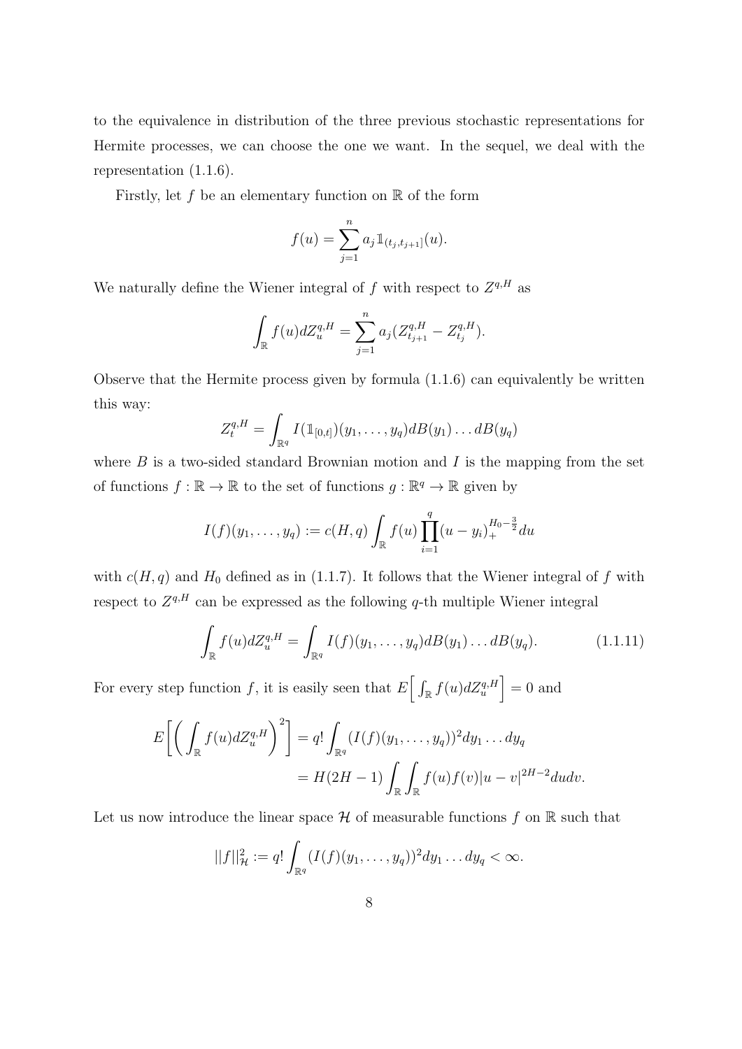to the equivalence in distribution of the three previous stochastic representations for Hermite processes, we can choose the one we want. In the sequel, we deal with the representation (1.1.6).

Firstly, let $f$ be an elementary function on $\mathbb{R}$ of the form

$$f(u) = \sum_{j=1}^{n} a_j \mathbb{1}_{(t_j, t_{j+1}]}(u).$$

We naturally define the Wiener integral of $f$ with respect to $Z^{q,H}$ as

$$\int_{\mathbb{R}} f(u) dZ_u^{q,H} = \sum_{j=1}^{n} a_j (Z_{t_{j+1}}^{q,H} - Z_{t_j}^{q,H}).$$

Observe that the Hermite process given by formula (1.1.6) can equivalently be written this way:

$$Z_t^{q,H} = \int_{\mathbb{R}^q} I(\mathbb{1}_{[0,t]})(y_1, \ldots, y_q) dB(y_1) \ldots dB(y_q)$$

where $B$ is a two-sided standard Brownian motion and $I$ is the mapping from the set of functions $f : \mathbb{R} \to \mathbb{R}$ to the set of functions $g : \mathbb{R}^q \to \mathbb{R}$ given by

$$I(f)(y_1, \ldots, y_q) := c(H, q) \int_{\mathbb{R}} f(u) \prod_{i=1}^{q} (u - y_i)_+^{H_0 - \frac{3}{2}} du$$

with $c(H, q)$ and $H_0$ defined as in (1.1.7). It follows that the Wiener integral of $f$ with respect to $Z^{q,H}$ can be expressed as the following $q$-th multiple Wiener integral

$$\int_{\mathbb{R}} f(u) dZ_u^{q,H} = \int_{\mathbb{R}^q} I(f)(y_1, \ldots, y_q) dB(y_1) \ldots dB(y_q). \tag{1.1.11}$$

For every step function $f$, it is easily seen that $E\Big[ \int_{\mathbb{R}} f(u) dZ_u^{q,H} \Big] = 0$ and

$$\begin{aligned} E\bigg[ \bigg( \int_{\mathbb{R}} f(u) dZ_u^{q,H} \bigg)^2 \bigg] &= q! \int_{\mathbb{R}^q} (I(f)(y_1, \ldots, y_q))^2 dy_1 \ldots dy_q \\ &= H(2H-1) \int_{\mathbb{R}} \int_{\mathbb{R}} f(u) f(v) |u - v|^{2H-2} du dv. \end{aligned}$$

Let us now introduce the linear space $\mathcal{H}$ of measurable functions $f$ on $\mathbb{R}$ such that

$$||f||_{\mathcal{H}}^2 := q! \int_{\mathbb{R}^q} (I(f)(y_1, \ldots, y_q))^2 dy_1 \ldots dy_q < \infty.$$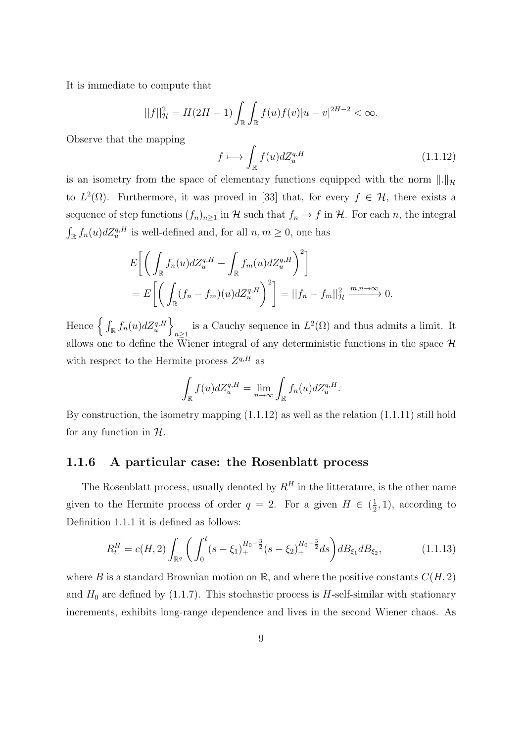It is immediate to compute that

$$||f||^2_{\mathcal{H}} = H(2H-1)\int_{\mathbb{R}}\int_{\mathbb{R}} f(u)f(v)|u-v|^{2H-2} < \infty.$$

Observe that the mapping

$$f \longmapsto \int_{\mathbb{R}} f(u)dZ^{q,H}_u \tag{1.1.12}$$

is an isometry from the space of elementary functions equipped with the norm $\|.\|_{\mathcal{H}}$ to $L^2(\Omega)$. Furthermore, it was proved in [33] that, for every $f \in \mathcal{H}$, there exists a sequence of step functions $(f_n)_{n\geq 1}$ in $\mathcal{H}$ such that $f_n \to f$ in $\mathcal{H}$. For each $n$, the integral $\int_{\mathbb{R}} f_n(u)dZ^{q,H}_u$ is well-defined and, for all $n, m \geq 0$, one has

$$\begin{aligned}
&E\bigg[\bigg(\int_{\mathbb{R}} f_n(u)dZ^{q,H}_u - \int_{\mathbb{R}} f_m(u)dZ^{q,H}_u\bigg)^2\bigg] \\
&= E\bigg[\bigg(\int_{\mathbb{R}} (f_n - f_m)(u)dZ^{q,H}_u\bigg)^2\bigg] = ||f_n - f_m||^2_{\mathcal{H}} \xrightarrow{m,n\to\infty} 0.
\end{aligned}$$

Hence $\Big\{\int_{\mathbb{R}} f_n(u)dZ^{q,H}_u\Big\}_{n\geq 1}$ is a Cauchy sequence in $L^2(\Omega)$ and thus admits a limit. It allows one to define the Wiener integral of any deterministic functions in the space $\mathcal{H}$ with respect to the Hermite process $Z^{q,H}$ as

$$\int_{\mathbb{R}} f(u)dZ^{q,H}_u = \lim_{n\to\infty}\int_{\mathbb{R}} f_n(u)dZ^{q,H}_u.$$

By construction, the isometry mapping (1.1.12) as well as the relation (1.1.11) still hold for any function in $\mathcal{H}$.

### 1.1.6 A particular case: the Rosenblatt process

The Rosenblatt process, usually denoted by $R^H$ in the litterature, is the other name given to the Hermite process of order $q = 2$. For a given $H \in (\frac{1}{2}, 1)$, according to Definition 1.1.1 it is defined as follows:

$$R^H_t = c(H,2)\int_{\mathbb{R}^q}\bigg(\int_0^t (s-\xi_1)_+^{H_0-\frac{3}{2}}(s-\xi_2)_+^{H_0-\frac{3}{2}}ds\bigg)dB_{\xi_1}dB_{\xi_2}, \tag{1.1.13}$$

where $B$ is a standard Brownian motion on $\mathbb{R}$, and where the positive constants $C(H,2)$ and $H_0$ are defined by (1.1.7). This stochastic process is $H$-self-similar with stationary increments, exhibits long-range dependence and lives in the second Wiener chaos. As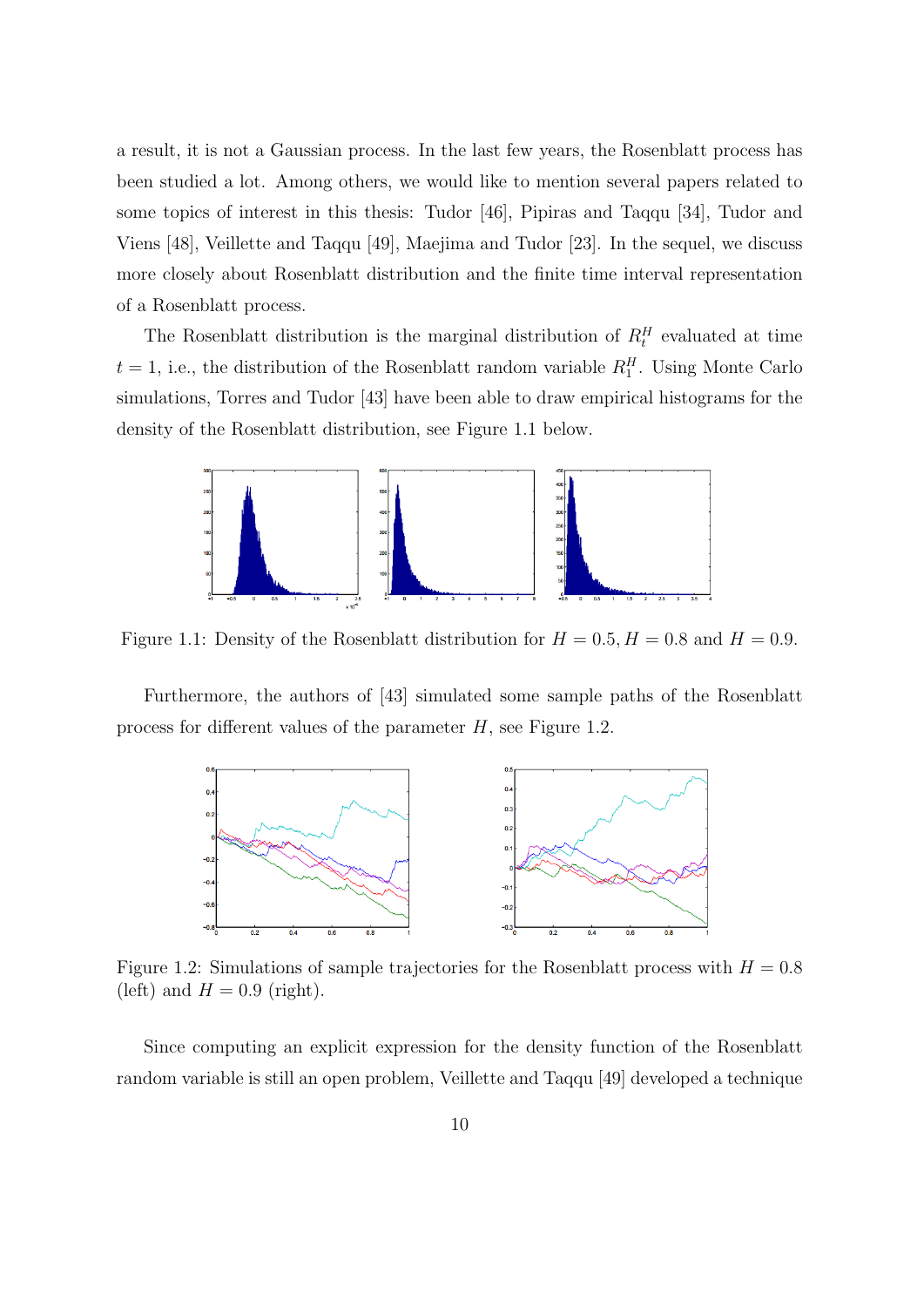a result, it is not a Gaussian process. In the last few years, the Rosenblatt process has been studied a lot. Among others, we would like to mention several papers related to some topics of interest in this thesis: Tudor [46], Pipiras and Taqqu [34], Tudor and Viens [48], Veillette and Taqqu [49], Maejima and Tudor [23]. In the sequel, we discuss more closely about Rosenblatt distribution and the finite time interval representation of a Rosenblatt process.

The Rosenblatt distribution is the marginal distribution of $R_t^H$ evaluated at time $t = 1$, i.e., the distribution of the Rosenblatt random variable $R_1^H$. Using Monte Carlo simulations, Torres and Tudor [43] have been able to draw empirical histograms for the density of the Rosenblatt distribution, see Figure 1.1 below.

Figure 1.1: Density of the Rosenblatt distribution for $H = 0.5, H = 0.8$ and $H = 0.9$.

Furthermore, the authors of [43] simulated some sample paths of the Rosenblatt process for different values of the parameter $H$, see Figure 1.2.

Figure 1.2: Simulations of sample trajectories for the Rosenblatt process with $H = 0.8$ (left) and $H = 0.9$ (right).

Since computing an explicit expression for the density function of the Rosenblatt random variable is still an open problem, Veillette and Taqqu [49] developed a technique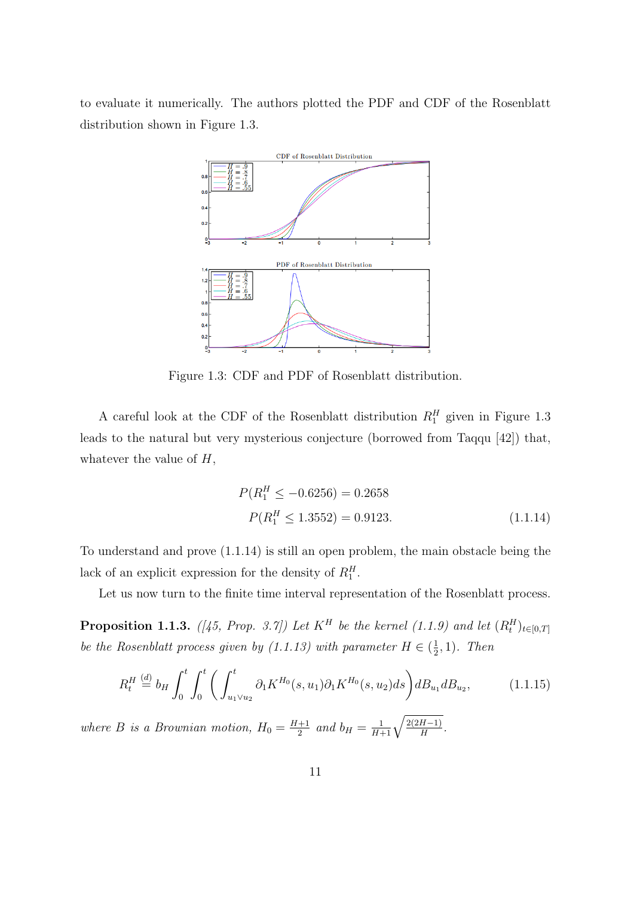to evaluate it numerically. The authors plotted the PDF and CDF of the Rosenblatt distribution shown in Figure 1.3.

Figure 1.3: CDF and PDF of Rosenblatt distribution.

A careful look at the CDF of the Rosenblatt distribution $R_1^H$ given in Figure 1.3 leads to the natural but very mysterious conjecture (borrowed from Taqqu [42]) that, whatever the value of $H$,

$$
\begin{aligned}
P(R_1^H \leq -0.6256) &= 0.2658 \\
P(R_1^H \leq 1.3552) &= 0.9123. \qquad (1.1.14)
\end{aligned}
$$

To understand and prove (1.1.14) is still an open problem, the main obstacle being the lack of an explicit expression for the density of $R_1^H$.

Let us now turn to the finite time interval representation of the Rosenblatt process.

**Proposition 1.1.3.** *([45, Prop. 3.7]) Let $K^H$ be the kernel (1.1.9) and let $(R_t^H)_{t\in[0,T]}$ be the Rosenblatt process given by (1.1.13) with parameter $H \in (\frac{1}{2}, 1)$. Then*

$$
R_t^H \overset{(d)}{=} b_H \int_0^t \int_0^t \left( \int_{u_1 \vee u_2}^t \partial_1 K^{H_0}(s, u_1) \partial_1 K^{H_0}(s, u_2) ds \right) dB_{u_1} dB_{u_2}, \qquad (1.1.15)
$$

*where $B$ is a Brownian motion, $H_0 = \frac{H+1}{2}$ and $b_H = \frac{1}{H+1}\sqrt{\frac{2(2H-1)}{H}}$.*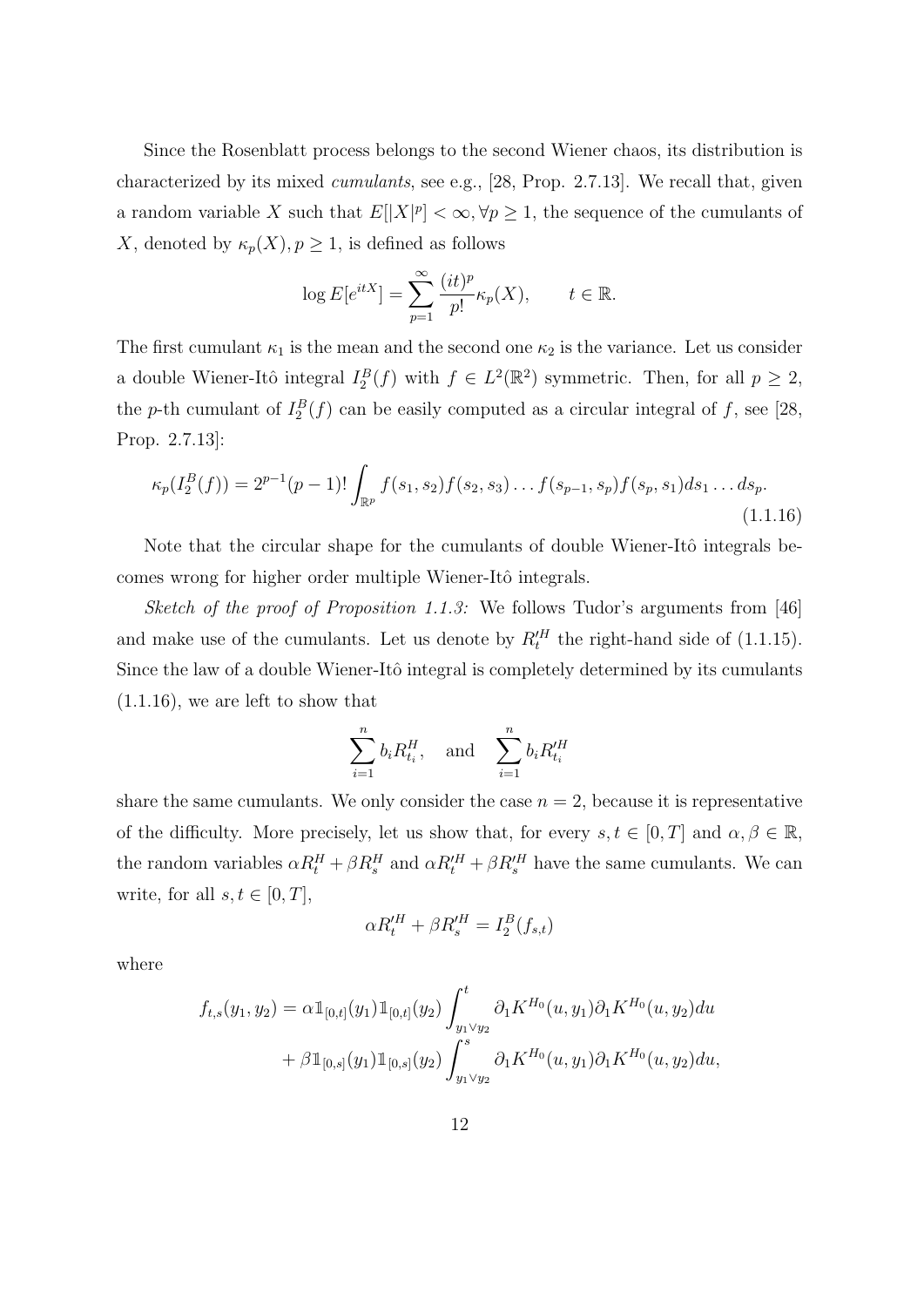Since the Rosenblatt process belongs to the second Wiener chaos, its distribution is characterized by its mixed *cumulants*, see e.g., [28, Prop. 2.7.13]. We recall that, given a random variable $X$ such that $E[|X|^p] < \infty, \forall p \geq 1$, the sequence of the cumulants of $X$, denoted by $\kappa_p(X), p \geq 1$, is defined as follows

$$\log E[e^{itX}] = \sum_{p=1}^{\infty} \frac{(it)^p}{p!} \kappa_p(X), \qquad t \in \mathbb{R}.$$

The first cumulant $\kappa_1$ is the mean and the second one $\kappa_2$ is the variance. Let us consider a double Wiener-Itô integral $I_2^B(f)$ with $f \in L^2(\mathbb{R}^2)$ symmetric. Then, for all $p \geq 2$, the $p$-th cumulant of $I_2^B(f)$ can be easily computed as a circular integral of $f$, see [28, Prop. 2.7.13]:

$$\kappa_p(I_2^B(f)) = 2^{p-1}(p-1)! \int_{\mathbb{R}^p} f(s_1, s_2) f(s_2, s_3) \dots f(s_{p-1}, s_p) f(s_p, s_1) ds_1 \dots ds_p. \tag{1.1.16}$$

Note that the circular shape for the cumulants of double Wiener-Itô integrals becomes wrong for higher order multiple Wiener-Itô integrals.

*Sketch of the proof of Proposition 1.1.3:* We follows Tudor's arguments from [46] and make use of the cumulants. Let us denote by $R_t'^H$ the right-hand side of (1.1.15). Since the law of a double Wiener-Itô integral is completely determined by its cumulants (1.1.16), we are left to show that

$$\sum_{i=1}^{n} b_i R_{t_i}^H, \quad \text{and} \quad \sum_{i=1}^{n} b_i R_{t_i}'^H$$

share the same cumulants. We only consider the case $n = 2$, because it is representative of the difficulty. More precisely, let us show that, for every $s, t \in [0, T]$ and $\alpha, \beta \in \mathbb{R}$, the random variables $\alpha R_t^H + \beta R_s^H$ and $\alpha R_t'^H + \beta R_s'^H$ have the same cumulants. We can write, for all $s, t \in [0, T]$,

$$\alpha R_t'^H + \beta R_s'^H = I_2^B(f_{s,t})$$

where

$$\begin{aligned} f_{t,s}(y_1, y_2) &= \alpha \mathbb{1}_{[0,t]}(y_1) \mathbb{1}_{[0,t]}(y_2) \int_{y_1 \vee y_2}^{t} \partial_1 K^{H_0}(u, y_1) \partial_1 K^{H_0}(u, y_2) du \\ &\quad + \beta \mathbb{1}_{[0,s]}(y_1) \mathbb{1}_{[0,s]}(y_2) \int_{y_1 \vee y_2}^{s} \partial_1 K^{H_0}(u, y_1) \partial_1 K^{H_0}(u, y_2) du, \end{aligned}$$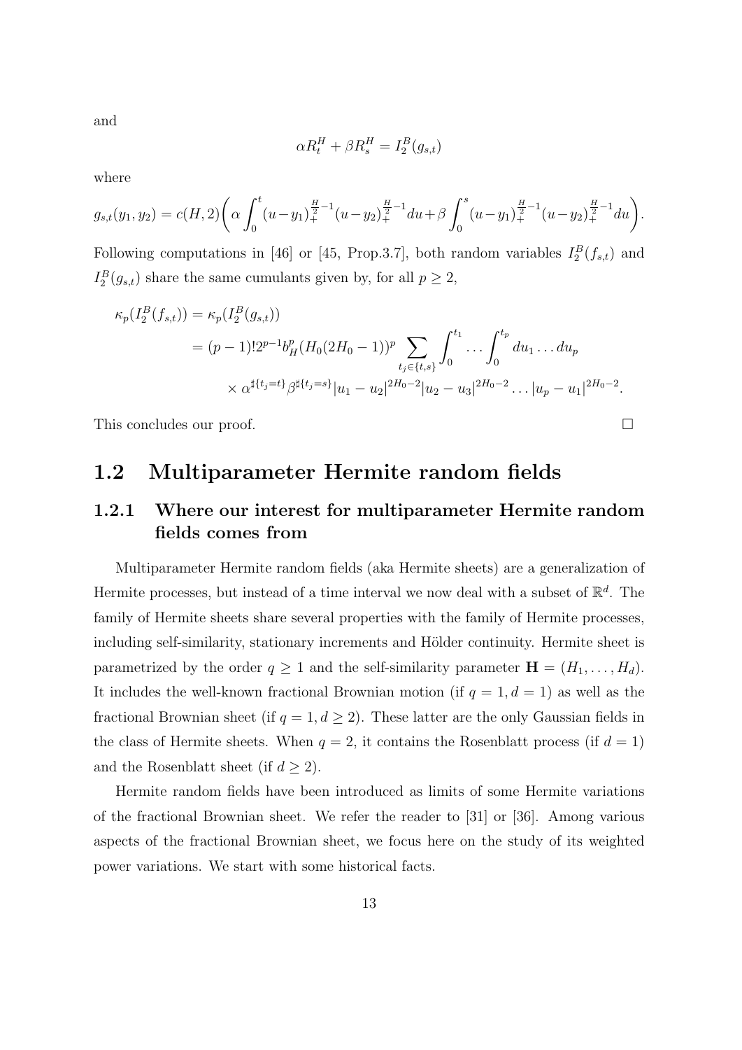and

$$\alpha R_t^H + \beta R_s^H = I_2^B(g_{s,t})$$

where

$$g_{s,t}(y_1, y_2) = c(H,2)\bigg(\alpha \int_0^t (u-y_1)_+^{\frac{H}{2}-1}(u-y_2)_+^{\frac{H}{2}-1}du + \beta \int_0^s (u-y_1)_+^{\frac{H}{2}-1}(u-y_2)_+^{\frac{H}{2}-1}du\bigg).$$

Following computations in [46] or [45, Prop.3.7], both random variables $I_2^B(f_{s,t})$ and $I_2^B(g_{s,t})$ share the same cumulants given by, for all $p \geq 2$,

$$\begin{aligned}
\kappa_p(I_2^B(f_{s,t})) &= \kappa_p(I_2^B(g_{s,t})) \\
&= (p-1)!2^{p-1}b_H^p(H_0(2H_0-1))^p \sum_{t_j \in \{t,s\}} \int_0^{t_1} \dots \int_0^{t_p} du_1 \dots du_p \\
&\quad \times \alpha^{\sharp\{t_j = t\}}\beta^{\sharp\{t_j = s\}}|u_1 - u_2|^{2H_0-2}|u_2 - u_3|^{2H_0-2} \dots |u_p - u_1|^{2H_0-2}.
\end{aligned}$$

This concludes our proof. □

## 1.2 Multiparameter Hermite random fields

### 1.2.1 Where our interest for multiparameter Hermite random fields comes from

Multiparameter Hermite random fields (aka Hermite sheets) are a generalization of Hermite processes, but instead of a time interval we now deal with a subset of $\mathbb{R}^d$. The family of Hermite sheets share several properties with the family of Hermite processes, including self-similarity, stationary increments and Hölder continuity. Hermite sheet is parametrized by the order $q \geq 1$ and the self-similarity parameter $\mathbf{H} = (H_1, \dots, H_d)$. It includes the well-known fractional Brownian motion (if $q = 1, d = 1$) as well as the fractional Brownian sheet (if $q = 1, d \geq 2$). These latter are the only Gaussian fields in the class of Hermite sheets. When $q = 2$, it contains the Rosenblatt process (if $d = 1$) and the Rosenblatt sheet (if $d \geq 2$).

Hermite random fields have been introduced as limits of some Hermite variations of the fractional Brownian sheet. We refer the reader to [31] or [36]. Among various aspects of the fractional Brownian sheet, we focus here on the study of its weighted power variations. We start with some historical facts.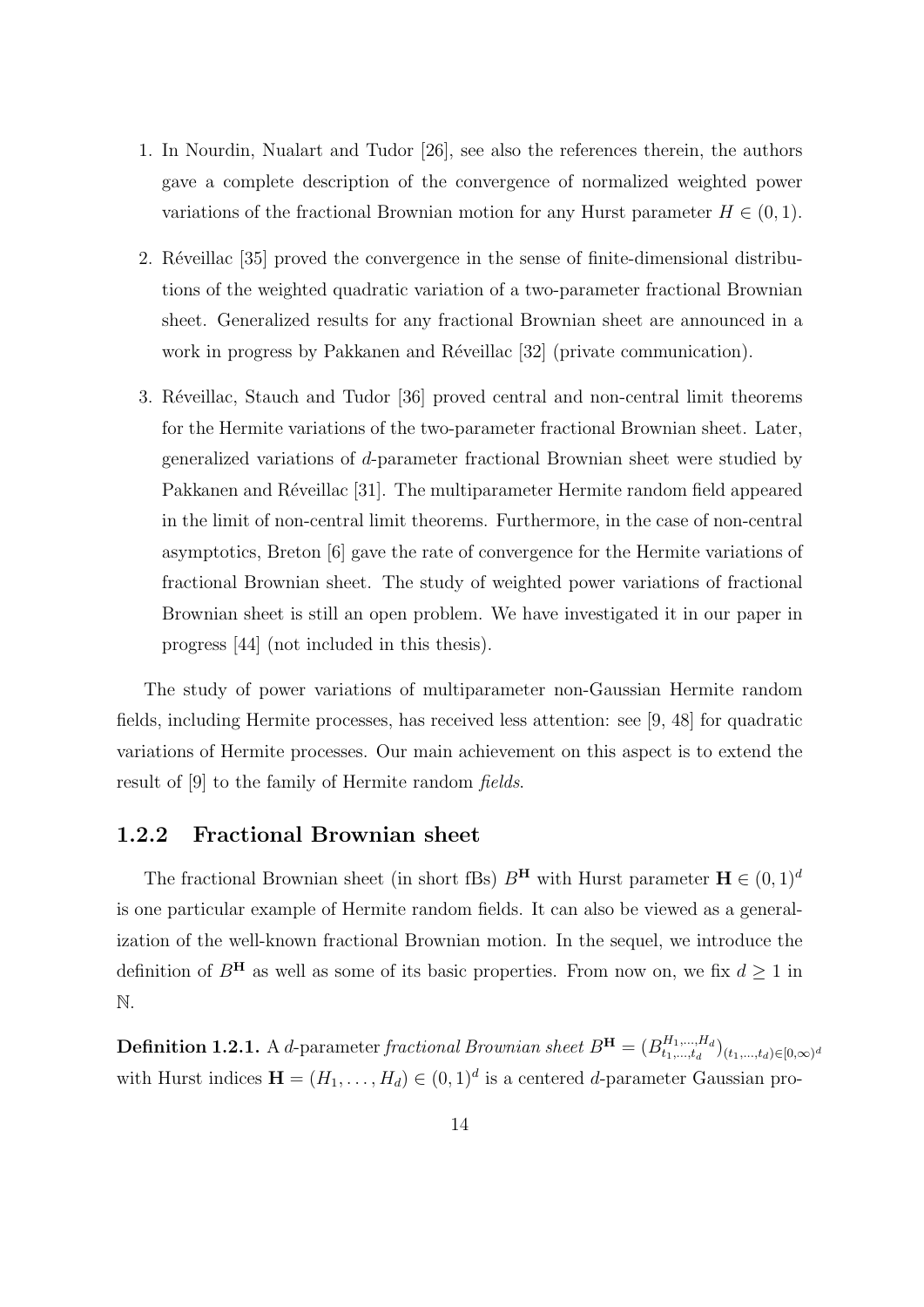1. In Nourdin, Nualart and Tudor [26], see also the references therein, the authors gave a complete description of the convergence of normalized weighted power variations of the fractional Brownian motion for any Hurst parameter $H \in (0, 1)$.

2. Réveillac [35] proved the convergence in the sense of finite-dimensional distributions of the weighted quadratic variation of a two-parameter fractional Brownian sheet. Generalized results for any fractional Brownian sheet are announced in a work in progress by Pakkanen and Réveillac [32] (private communication).

3. Réveillac, Stauch and Tudor [36] proved central and non-central limit theorems for the Hermite variations of the two-parameter fractional Brownian sheet. Later, generalized variations of $d$-parameter fractional Brownian sheet were studied by Pakkanen and Réveillac [31]. The multiparameter Hermite random field appeared in the limit of non-central limit theorems. Furthermore, in the case of non-central asymptotics, Breton [6] gave the rate of convergence for the Hermite variations of fractional Brownian sheet. The study of weighted power variations of fractional Brownian sheet is still an open problem. We have investigated it in our paper in progress [44] (not included in this thesis).

The study of power variations of multiparameter non-Gaussian Hermite random fields, including Hermite processes, has received less attention: see [9, 48] for quadratic variations of Hermite processes. Our main achievement on this aspect is to extend the result of [9] to the family of Hermite random *fields*.

### 1.2.2 Fractional Brownian sheet

The fractional Brownian sheet (in short fBs) $B^{\mathbf{H}}$ with Hurst parameter $\mathbf{H} \in (0, 1)^d$ is one particular example of Hermite random fields. It can also be viewed as a generalization of the well-known fractional Brownian motion. In the sequel, we introduce the definition of $B^{\mathbf{H}}$ as well as some of its basic properties. From now on, we fix $d \geq 1$ in $\mathbb{N}$.

**Definition 1.2.1.** A $d$-parameter *fractional Brownian sheet* $B^{\mathbf{H}} = (B^{H_1,\dots,H_d}_{t_1,\dots,t_d})_{(t_1,\dots,t_d)\in[0,\infty)^d}$ with Hurst indices $\mathbf{H} = (H_1, \dots, H_d) \in (0, 1)^d$ is a centered $d$-parameter Gaussian pro-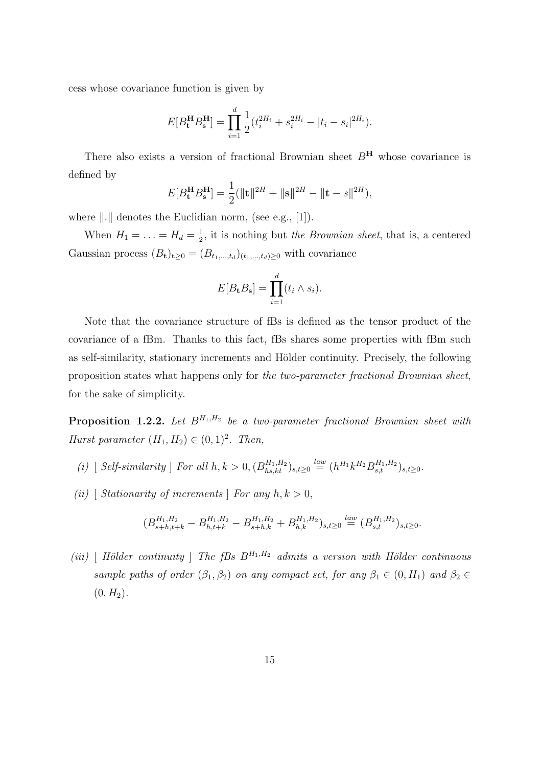cess whose covariance function is given by

$$E[B^{\mathbf{H}}_{\mathbf{t}} B^{\mathbf{H}}_{\mathbf{s}}] = \prod_{i=1}^{d} \frac{1}{2}(t_i^{2H_i} + s_i^{2H_i} - |t_i - s_i|^{2H_i}).$$

There also exists a version of fractional Brownian sheet $B^{\mathbf{H}}$ whose covariance is defined by

$$E[B^{\mathbf{H}}_{\mathbf{t}} B^{\mathbf{H}}_{\mathbf{s}}] = \frac{1}{2}(\|\mathbf{t}\|^{2H} + \|\mathbf{s}\|^{2H} - \|\mathbf{t} - s\|^{2H}),$$

where $\|.\|$ denotes the Euclidian norm, (see e.g., [1]).

When $H_1 = \ldots = H_d = \frac{1}{2}$, it is nothing but *the Brownian sheet*, that is, a centered Gaussian process $(B_{\mathbf{t}})_{\mathbf{t} \geq 0} = (B_{t_1,\ldots,t_d})_{(t_1,\ldots,t_d) \geq 0}$ with covariance

$$E[B_{\mathbf{t}} B_{\mathbf{s}}] = \prod_{i=1}^{d} (t_i \wedge s_i).$$

Note that the covariance structure of fBs is defined as the tensor product of the covariance of a fBm. Thanks to this fact, fBs shares some properties with fBm such as self-similarity, stationary increments and Hölder continuity. Precisely, the following proposition states what happens only for *the two-parameter fractional Brownian sheet*, for the sake of simplicity.

**Proposition 1.2.2.** *Let $B^{H_1,H_2}$ be a two-parameter fractional Brownian sheet with Hurst parameter $(H_1, H_2) \in (0,1)^2$. Then,*

*(i)* [ *Self-similarity* ] *For all $h, k > 0$, $(B^{H_1,H_2}_{hs,kt})_{s,t \geq 0} \overset{law}{=} (h^{H_1} k^{H_2} B^{H_1,H_2}_{s,t})_{s,t \geq 0}$.*

*(ii)* [ *Stationarity of increments* ] *For any $h, k > 0$,*

$$(B^{H_1,H_2}_{s+h,t+k} - B^{H_1,H_2}_{h,t+k} - B^{H_1,H_2}_{s+h,k} + B^{H_1,H_2}_{h,k})_{s,t \geq 0} \overset{law}{=} (B^{H_1,H_2}_{s,t})_{s,t \geq 0}.$$

*(iii)* [ *Hölder continuity* ] *The fBs $B^{H_1,H_2}$ admits a version with Hölder continuous sample paths of order $(\beta_1, \beta_2)$ on any compact set, for any $\beta_1 \in (0, H_1)$ and $\beta_2 \in (0, H_2)$.*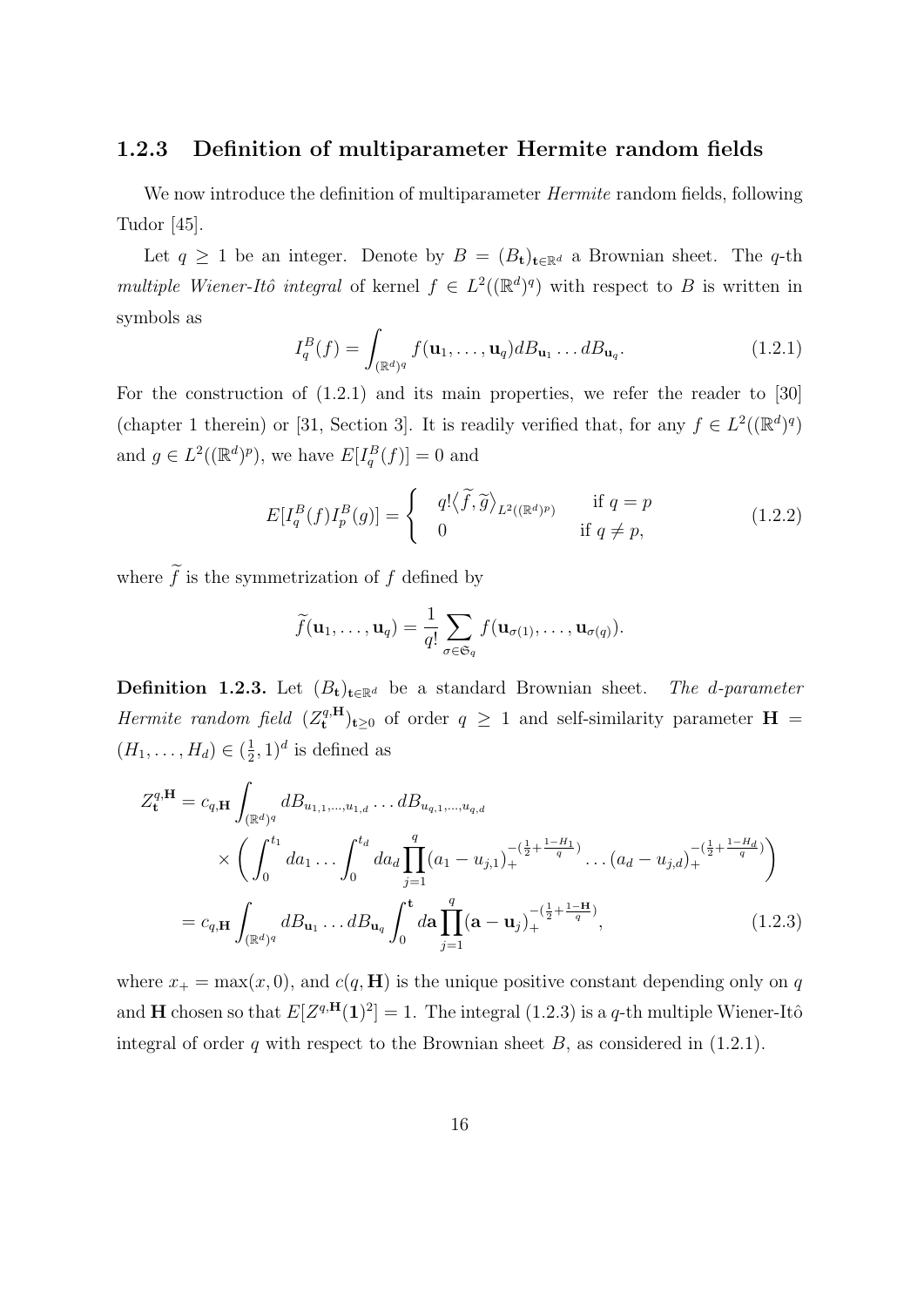### 1.2.3 Definition of multiparameter Hermite random fields

We now introduce the definition of multiparameter *Hermite* random fields, following Tudor [45].

Let $q \geq 1$ be an integer. Denote by $B = (B_{\mathbf{t}})_{\mathbf{t}\in\mathbb{R}^d}$ a Brownian sheet. The $q$-th *multiple Wiener-Itô integral* of kernel $f \in L^2((\mathbb{R}^d)^q)$ with respect to $B$ is written in symbols as

$$I_q^B(f) = \int_{(\mathbb{R}^d)^q} f(\mathbf{u}_1, \ldots, \mathbf{u}_q) dB_{\mathbf{u}_1} \ldots dB_{\mathbf{u}_q}. \tag{1.2.1}$$

For the construction of (1.2.1) and its main properties, we refer the reader to [30] (chapter 1 therein) or [31, Section 3]. It is readily verified that, for any $f \in L^2((\mathbb{R}^d)^q)$ and $g \in L^2((\mathbb{R}^d)^p)$, we have $E[I_q^B(f)] = 0$ and

$$E[I_q^B(f)I_p^B(g)] = \begin{cases} q!\langle \widetilde{f}, \widetilde{g}\rangle_{L^2((\mathbb{R}^d)^p)} & \text{if } q = p \\ 0 & \text{if } q \neq p, \end{cases} \tag{1.2.2}$$

where $\widetilde{f}$ is the symmetrization of $f$ defined by

$$\widetilde{f}(\mathbf{u}_1, \ldots, \mathbf{u}_q) = \frac{1}{q!} \sum_{\sigma\in\mathfrak{S}_q} f(\mathbf{u}_{\sigma(1)}, \ldots, \mathbf{u}_{\sigma(q)}).$$

**Definition 1.2.3.** Let $(B_{\mathbf{t}})_{\mathbf{t}\in\mathbb{R}^d}$ be a standard Brownian sheet. *The $d$-parameter Hermite random field* $(Z_{\mathbf{t}}^{q,\mathbf{H}})_{\mathbf{t}\geq 0}$ *of order* $q \geq 1$ *and self-similarity parameter* $\mathbf{H} = (H_1, \ldots, H_d) \in (\frac{1}{2}, 1)^d$ *is defined as*

$$\begin{aligned} Z_{\mathbf{t}}^{q,\mathbf{H}} &= c_{q,\mathbf{H}} \int_{(\mathbb{R}^d)^q} dB_{u_{1,1},\ldots,u_{1,d}} \ldots dB_{u_{q,1},\ldots,u_{q,d}} \\ &\quad \times \left( \int_0^{t_1} da_1 \ldots \int_0^{t_d} da_d \prod_{j=1}^q (a_1 - u_{j,1})_+^{-(\frac{1}{2}+\frac{1-H_1}{q})} \ldots (a_d - u_{j,d})_+^{-(\frac{1}{2}+\frac{1-H_d}{q})} \right) \\ &= c_{q,\mathbf{H}} \int_{(\mathbb{R}^d)^q} dB_{\mathbf{u}_1} \ldots dB_{\mathbf{u}_q} \int_0^{\mathbf{t}} d\mathbf{a} \prod_{j=1}^q (\mathbf{a} - \mathbf{u}_j)_+^{-(\frac{1}{2}+\frac{1-\mathbf{H}}{q})}, \end{aligned} \tag{1.2.3}$$

*where $x_+ = \max(x, 0)$, and $c(q, \mathbf{H})$ is the unique positive constant depending only on $q$ and $\mathbf{H}$ chosen so that $E[Z^{q,\mathbf{H}}(\mathbf{1})^2] = 1$. The integral (1.2.3) is a $q$-th multiple Wiener-Itô integral of order $q$ with respect to the Brownian sheet $B$, as considered in (1.2.1).*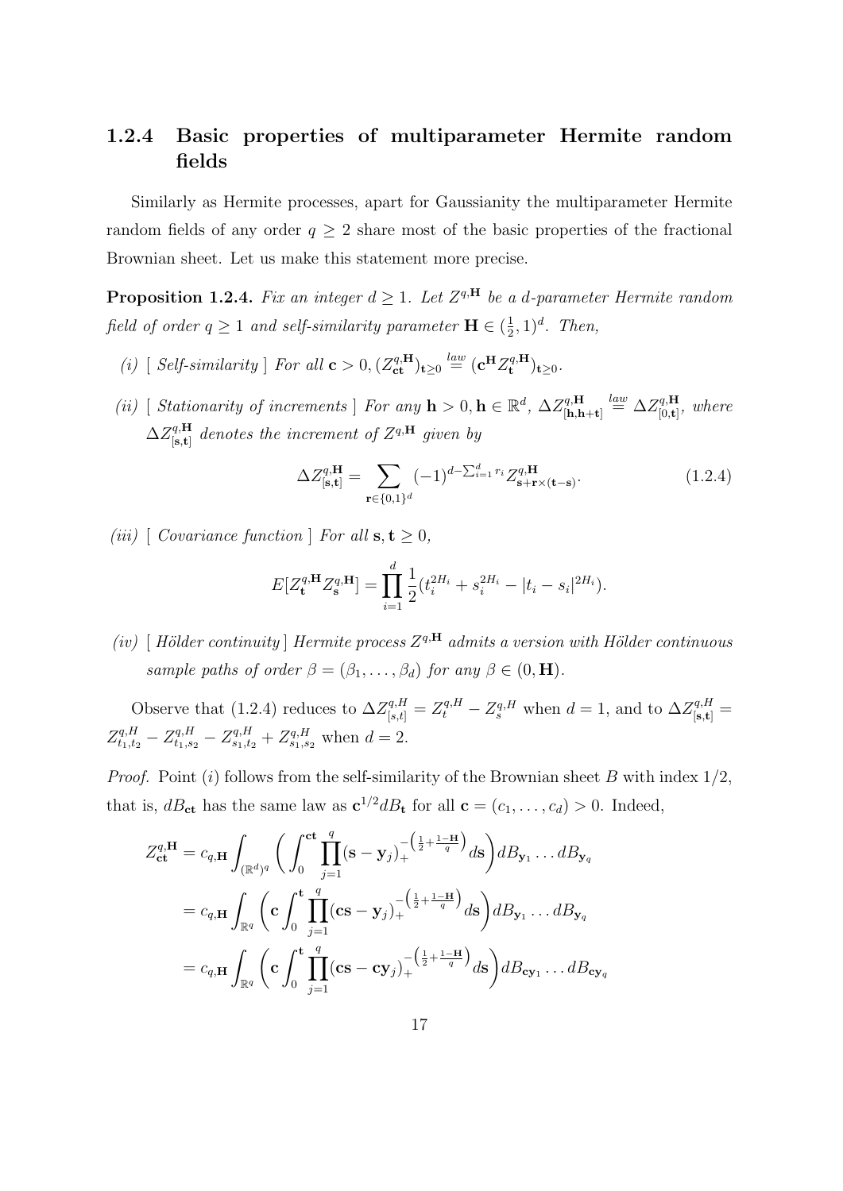### 1.2.4 Basic properties of multiparameter Hermite random fields

Similarly as Hermite processes, apart for Gaussianity the multiparameter Hermite random fields of any order $q \geq 2$ share most of the basic properties of the fractional Brownian sheet. Let us make this statement more precise.

**Proposition 1.2.4.** *Fix an integer $d \geq 1$. Let $Z^{q,\mathbf{H}}$ be a $d$-parameter Hermite random field of order $q \geq 1$ and self-similarity parameter $\mathbf{H} \in (\frac{1}{2}, 1)^d$. Then,*

*(i) [ Self-similarity ] For all $\mathbf{c} > 0$, $(Z^{q,\mathbf{H}}_{\mathbf{ct}})_{\mathbf{t} \geq 0} \stackrel{law}{=} (\mathbf{c}^{\mathbf{H}} Z^{q,\mathbf{H}}_{\mathbf{t}})_{\mathbf{t} \geq 0}$.*

*(ii) [ Stationarity of increments ] For any $\mathbf{h} > 0, \mathbf{h} \in \mathbb{R}^d$, $\Delta Z^{q,\mathbf{H}}_{[\mathbf{h},\mathbf{h}+\mathbf{t}]} \stackrel{law}{=} \Delta Z^{q,\mathbf{H}}_{[0,\mathbf{t}]}$, where $\Delta Z^{q,\mathbf{H}}_{[\mathbf{s},\mathbf{t}]}$ denotes the increment of $Z^{q,\mathbf{H}}$ given by*

$$\Delta Z^{q,\mathbf{H}}_{[\mathbf{s},\mathbf{t}]} = \sum_{\mathbf{r} \in \{0,1\}^d} (-1)^{d - \sum_{i=1}^d r_i} Z^{q,\mathbf{H}}_{\mathbf{s}+\mathbf{r}\times(\mathbf{t}-\mathbf{s})}. \tag{1.2.4}$$

*(iii) [ Covariance function ] For all $\mathbf{s}, \mathbf{t} \geq 0$,*

$$E[Z^{q,\mathbf{H}}_{\mathbf{t}} Z^{q,\mathbf{H}}_{\mathbf{s}}] = \prod_{i=1}^d \frac{1}{2}(t_i^{2H_i} + s_i^{2H_i} - |t_i - s_i|^{2H_i}).$$

*(iv) [ Hölder continuity ] Hermite process $Z^{q,\mathbf{H}}$ admits a version with Hölder continuous sample paths of order $\beta = (\beta_1, \ldots, \beta_d)$ for any $\beta \in (0, \mathbf{H})$.*

Observe that (1.2.4) reduces to $\Delta Z^{q,H}_{[s,t]} = Z^{q,H}_t - Z^{q,H}_s$ when $d = 1$, and to $\Delta Z^{q,H}_{[\mathbf{s},\mathbf{t}]} = Z^{q,H}_{t_1,t_2} - Z^{q,H}_{t_1,s_2} - Z^{q,H}_{s_1,t_2} + Z^{q,H}_{s_1,s_2}$ when $d = 2$.

*Proof.* Point $(i)$ follows from the self-similarity of the Brownian sheet $B$ with index $1/2$, that is, $dB_{\mathbf{ct}}$ has the same law as $\mathbf{c}^{1/2} dB_{\mathbf{t}}$ for all $\mathbf{c} = (c_1, \ldots, c_d) > 0$. Indeed,

$$\begin{aligned}
Z^{q,\mathbf{H}}_{\mathbf{ct}} &= c_{q,\mathbf{H}} \int_{(\mathbb{R}^d)^q} \left( \int_0^{\mathbf{ct}} \prod_{j=1}^q (\mathbf{s} - \mathbf{y}_j)_+^{-\left(\frac{1}{2} + \frac{1-\mathbf{H}}{q}\right)} d\mathbf{s} \right) dB_{\mathbf{y}_1} \ldots dB_{\mathbf{y}_q} \\
&= c_{q,\mathbf{H}} \int_{\mathbb{R}^q} \left( \mathbf{c} \int_0^{\mathbf{t}} \prod_{j=1}^q (\mathbf{cs} - \mathbf{y}_j)_+^{-\left(\frac{1}{2} + \frac{1-\mathbf{H}}{q}\right)} d\mathbf{s} \right) dB_{\mathbf{y}_1} \ldots dB_{\mathbf{y}_q} \\
&= c_{q,\mathbf{H}} \int_{\mathbb{R}^q} \left( \mathbf{c} \int_0^{\mathbf{t}} \prod_{j=1}^q (\mathbf{cs} - \mathbf{cy}_j)_+^{-\left(\frac{1}{2} + \frac{1-\mathbf{H}}{q}\right)} d\mathbf{s} \right) dB_{\mathbf{cy}_1} \ldots dB_{\mathbf{cy}_q}
\end{aligned}$$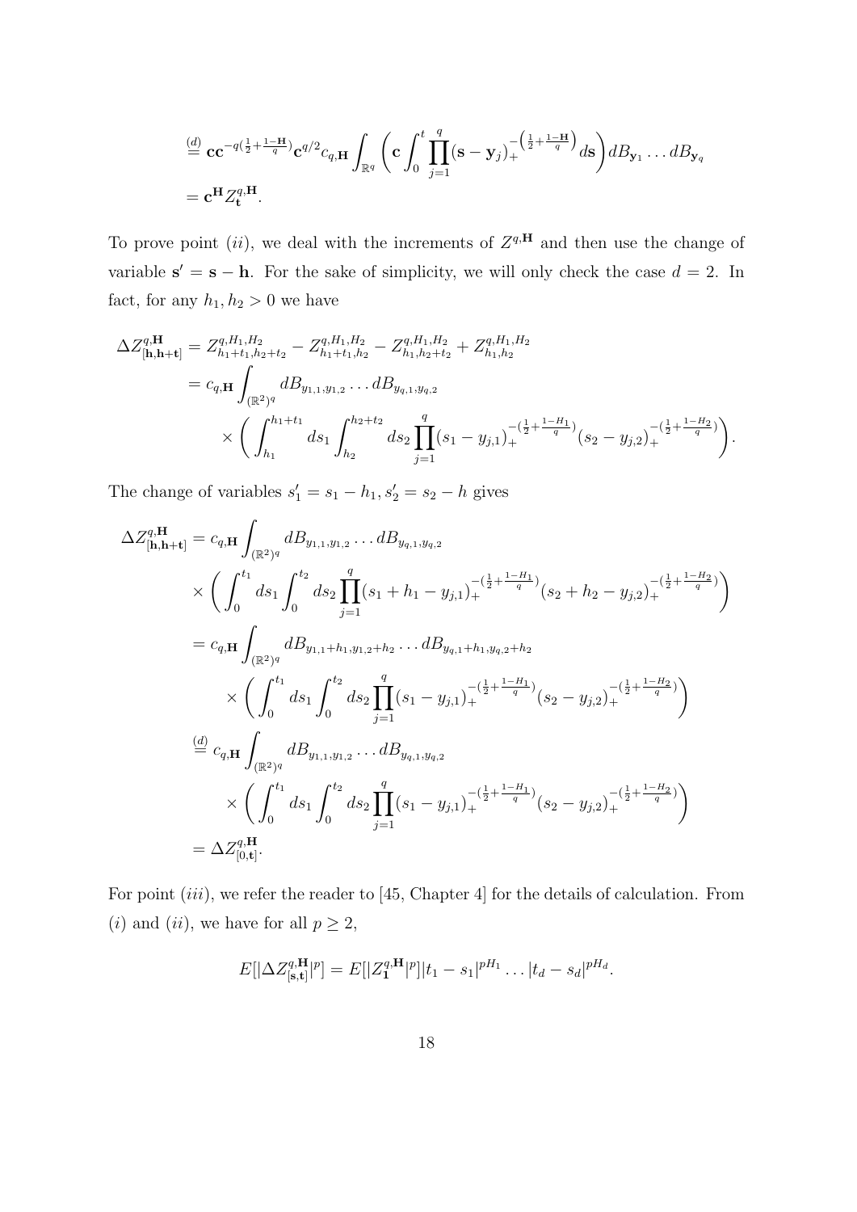$$\overset{(d)}{=} \mathbf{c}\mathbf{c}^{-q(\frac{1}{2}+\frac{1-\mathbf{H}}{q})}\mathbf{c}^{q/2} c_{q,\mathbf{H}} \int_{\mathbb{R}^q} \left( \mathbf{c} \int_0^t \prod_{j=1}^q (\mathbf{s}-\mathbf{y}_j)_+^{-\left(\frac{1}{2}+\frac{1-\mathbf{H}}{q}\right)} d\mathbf{s} \right) dB_{\mathbf{y}_1} \dots dB_{\mathbf{y}_q}$$

$$= \mathbf{c}^{\mathbf{H}} Z_{\mathbf{t}}^{q,\mathbf{H}}.$$

To prove point $(ii)$, we deal with the increments of $Z^{q,\mathbf{H}}$ and then use the change of variable $\mathbf{s}' = \mathbf{s} - \mathbf{h}$. For the sake of simplicity, we will only check the case $d = 2$. In fact, for any $h_1, h_2 > 0$ we have

$$\begin{aligned}
\Delta Z_{[\mathbf{h},\mathbf{h}+\mathbf{t}]}^{q,\mathbf{H}} &= Z_{h_1+t_1,h_2+t_2}^{q,H_1,H_2} - Z_{h_1+t_1,h_2}^{q,H_1,H_2} - Z_{h_1,h_2+t_2}^{q,H_1,H_2} + Z_{h_1,h_2}^{q,H_1,H_2} \\
&= c_{q,\mathbf{H}} \int_{(\mathbb{R}^2)^q} dB_{y_{1,1},y_{1,2}} \dots dB_{y_{q,1},y_{q,2}} \\
&\quad \times \left( \int_{h_1}^{h_1+t_1} ds_1 \int_{h_2}^{h_2+t_2} ds_2 \prod_{j=1}^q (s_1 - y_{j,1})_+^{-(\frac{1}{2}+\frac{1-H_1}{q})} (s_2 - y_{j,2})_+^{-(\frac{1}{2}+\frac{1-H_2}{q})} \right).
\end{aligned}$$

The change of variables $s_1' = s_1 - h_1, s_2' = s_2 - h$ gives

$$\begin{aligned}
\Delta Z_{[\mathbf{h},\mathbf{h}+\mathbf{t}]}^{q,\mathbf{H}} &= c_{q,\mathbf{H}} \int_{(\mathbb{R}^2)^q} dB_{y_{1,1},y_{1,2}} \dots dB_{y_{q,1},y_{q,2}} \\
&\quad \times \left( \int_0^{t_1} ds_1 \int_0^{t_2} ds_2 \prod_{j=1}^q (s_1 + h_1 - y_{j,1})_+^{-(\frac{1}{2}+\frac{1-H_1}{q})} (s_2 + h_2 - y_{j,2})_+^{-(\frac{1}{2}+\frac{1-H_2}{q})} \right) \\
&= c_{q,\mathbf{H}} \int_{(\mathbb{R}^2)^q} dB_{y_{1,1}+h_1,y_{1,2}+h_2} \dots dB_{y_{q,1}+h_1,y_{q,2}+h_2} \\
&\quad \times \left( \int_0^{t_1} ds_1 \int_0^{t_2} ds_2 \prod_{j=1}^q (s_1 - y_{j,1})_+^{-(\frac{1}{2}+\frac{1-H_1}{q})} (s_2 - y_{j,2})_+^{-(\frac{1}{2}+\frac{1-H_2}{q})} \right) \\
&\overset{(d)}{=} c_{q,\mathbf{H}} \int_{(\mathbb{R}^2)^q} dB_{y_{1,1},y_{1,2}} \dots dB_{y_{q,1},y_{q,2}} \\
&\quad \times \left( \int_0^{t_1} ds_1 \int_0^{t_2} ds_2 \prod_{j=1}^q (s_1 - y_{j,1})_+^{-(\frac{1}{2}+\frac{1-H_1}{q})} (s_2 - y_{j,2})_+^{-(\frac{1}{2}+\frac{1-H_2}{q})} \right) \\
&= \Delta Z_{[0,\mathbf{t}]}^{q,\mathbf{H}}.
\end{aligned}$$

For point $(iii)$, we refer the reader to [45, Chapter 4] for the details of calculation. From $(i)$ and $(ii)$, we have for all $p \geq 2$,

$$E[|\Delta Z_{[\mathbf{s},\mathbf{t}]}^{q,\mathbf{H}}|^p] = E[|Z_{\mathbf{1}}^{q,\mathbf{H}}|^p]|t_1 - s_1|^{pH_1} \dots |t_d - s_d|^{pH_d}.$$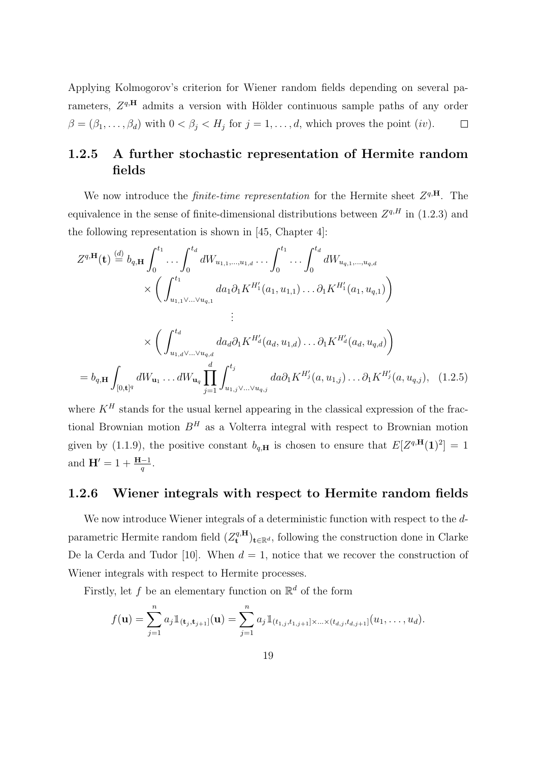Applying Kolmogorov's criterion for Wiener random fields depending on several parameters, $Z^{q,\mathbf{H}}$ admits a version with Hölder continuous sample paths of any order $\beta = (\beta_1, \dots, \beta_d)$ with $0 < \beta_j < H_j$ for $j = 1, \dots, d$, which proves the point $(iv)$. $\square$

### 1.2.5 A further stochastic representation of Hermite random fields

We now introduce the *finite-time representation* for the Hermite sheet $Z^{q,\mathbf{H}}$. The equivalence in the sense of finite-dimensional distributions between $Z^{q,H}$ in (1.2.3) and the following representation is shown in [45, Chapter 4]:

$$
\begin{aligned}
Z^{q,\mathbf{H}}(\mathbf{t}) &\overset{(d)}{=} b_{q,\mathbf{H}} \int_0^{t_1} \dots \int_0^{t_d} dW_{u_{1,1},\dots,u_{1,d}} \dots \int_0^{t_1} \dots \int_0^{t_d} dW_{u_{q,1},\dots,u_{q,d}} \\
&\qquad \times \left( \int_{u_{1,1} \vee \dots \vee u_{q,1}}^{t_1} da_1 \partial_1 K^{H_1'}(a_1, u_{1,1}) \dots \partial_1 K^{H_1'}(a_1, u_{q,1}) \right) \\
&\qquad\qquad\qquad\qquad \vdots \\
&\qquad \times \left( \int_{u_{1,d} \vee \dots \vee u_{q,d}}^{t_d} da_d \partial_1 K^{H_d'}(a_d, u_{1,d}) \dots \partial_1 K^{H_d'}(a_d, u_{q,d}) \right) \\
&= b_{q,\mathbf{H}} \int_{[0,\mathbf{t}]^q} dW_{\mathbf{u}_1} \dots dW_{\mathbf{u}_q} \prod_{j=1}^{d} \int_{u_{1,j} \vee \dots \vee u_{q,j}}^{t_j} da \partial_1 K^{H_j'}(a, u_{1,j}) \dots \partial_1 K^{H_j'}(a, u_{q,j}), \quad (1.2.5)
\end{aligned}
$$

where $K^H$ stands for the usual kernel appearing in the classical expression of the fractional Brownian motion $B^H$ as a Volterra integral with respect to Brownian motion given by (1.1.9), the positive constant $b_{q,\mathbf{H}}$ is chosen to ensure that $E[Z^{q,\mathbf{H}}(\mathbf{1})^2] = 1$ and $\mathbf{H}' = 1 + \frac{\mathbf{H}-1}{q}$.

### 1.2.6 Wiener integrals with respect to Hermite random fields

We now introduce Wiener integrals of a deterministic function with respect to the $d$-parametric Hermite random field $(Z^{q,\mathbf{H}}_{\mathbf{t}})_{\mathbf{t} \in \mathbb{R}^d}$, following the construction done in Clarke De la Cerda and Tudor [10]. When $d = 1$, notice that we recover the construction of Wiener integrals with respect to Hermite processes.

Firstly, let $f$ be an elementary function on $\mathbb{R}^d$ of the form

$$
f(\mathbf{u}) = \sum_{j=1}^{n} a_j \mathbb{1}_{(\mathbf{t}_j, \mathbf{t}_{j+1}]}(\mathbf{u}) = \sum_{j=1}^{n} a_j \mathbb{1}_{(t_{1,j}, t_{1,j+1}] \times \dots \times (t_{d,j}, t_{d,j+1}]}(u_1, \dots, u_d).
$$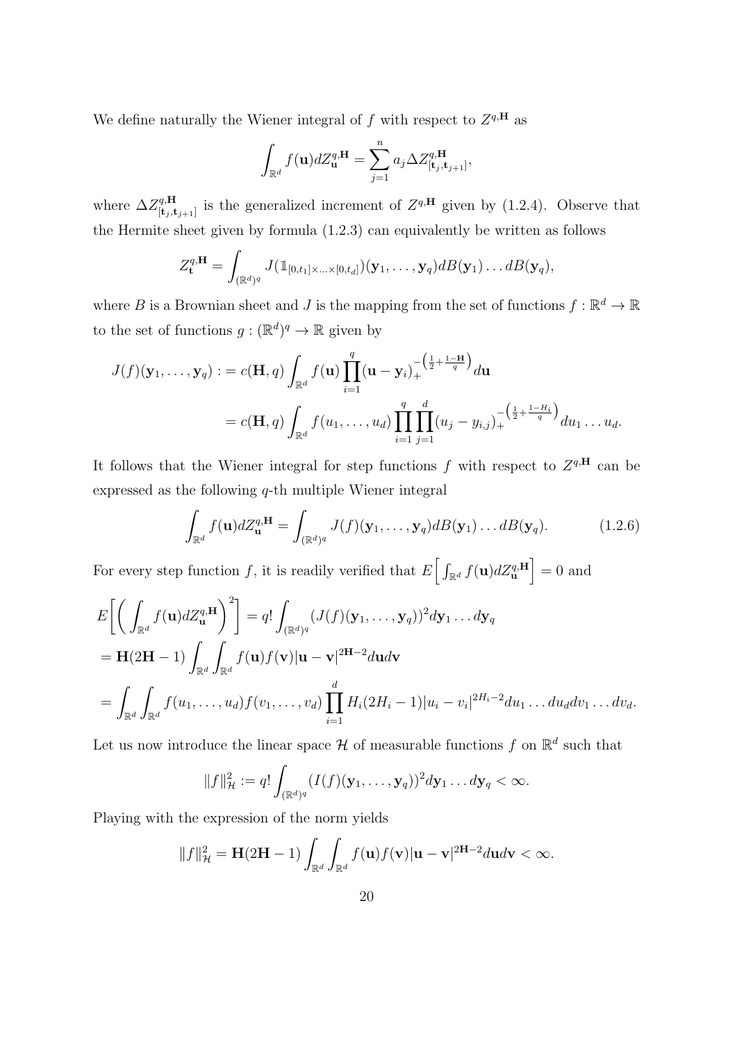We define naturally the Wiener integral of $f$ with respect to $Z^{q,\mathbf{H}}$ as

$$\int_{\mathbb{R}^d} f(\mathbf{u}) dZ^{q,\mathbf{H}}_{\mathbf{u}} = \sum_{j=1}^{n} a_j \Delta Z^{q,\mathbf{H}}_{[\mathbf{t}_j, \mathbf{t}_{j+1}]},$$

where $\Delta Z^{q,\mathbf{H}}_{[\mathbf{t}_j, \mathbf{t}_{j+1}]}$ is the generalized increment of $Z^{q,\mathbf{H}}$ given by (1.2.4). Observe that the Hermite sheet given by formula (1.2.3) can equivalently be written as follows

$$Z^{q,\mathbf{H}}_{\mathbf{t}} = \int_{(\mathbb{R}^d)^q} J(\mathbb{1}_{[0,t_1]\times\ldots\times[0,t_d]})(\mathbf{y}_1, \ldots, \mathbf{y}_q) dB(\mathbf{y}_1) \ldots dB(\mathbf{y}_q),$$

where $B$ is a Brownian sheet and $J$ is the mapping from the set of functions $f : \mathbb{R}^d \to \mathbb{R}$ to the set of functions $g : (\mathbb{R}^d)^q \to \mathbb{R}$ given by

$$\begin{aligned}
J(f)(\mathbf{y}_1, \ldots, \mathbf{y}_q) &:= c(\mathbf{H}, q) \int_{\mathbb{R}^d} f(\mathbf{u}) \prod_{i=1}^{q} (\mathbf{u} - \mathbf{y}_i)_+^{-\left(\frac{1}{2} + \frac{1-\mathbf{H}}{q}\right)} d\mathbf{u} \\
&= c(\mathbf{H}, q) \int_{\mathbb{R}^d} f(u_1, \ldots, u_d) \prod_{i=1}^{q} \prod_{j=1}^{d} (u_j - y_{i,j})_+^{-\left(\frac{1}{2} + \frac{1-H_i}{q}\right)} du_1 \ldots u_d.
\end{aligned}$$

It follows that the Wiener integral for step functions $f$ with respect to $Z^{q,\mathbf{H}}$ can be expressed as the following $q$-th multiple Wiener integral

$$\int_{\mathbb{R}^d} f(\mathbf{u}) dZ^{q,\mathbf{H}}_{\mathbf{u}} = \int_{(\mathbb{R}^d)^q} J(f)(\mathbf{y}_1, \ldots, \mathbf{y}_q) dB(\mathbf{y}_1) \ldots dB(\mathbf{y}_q). \tag{1.2.6}$$

For every step function $f$, it is readily verified that $E\Big[\int_{\mathbb{R}^d} f(\mathbf{u}) dZ^{q,\mathbf{H}}_{\mathbf{u}}\Big] = 0$ and

$$\begin{aligned}
&E\bigg[\bigg(\int_{\mathbb{R}^d} f(\mathbf{u}) dZ^{q,\mathbf{H}}_{\mathbf{u}}\bigg)^2\bigg] = q! \int_{(\mathbb{R}^d)^q} (J(f)(\mathbf{y}_1, \ldots, \mathbf{y}_q))^2 d\mathbf{y}_1 \ldots d\mathbf{y}_q \\
&= \mathbf{H}(2\mathbf{H} - 1) \int_{\mathbb{R}^d} \int_{\mathbb{R}^d} f(\mathbf{u}) f(\mathbf{v}) |\mathbf{u} - \mathbf{v}|^{2\mathbf{H}-2} d\mathbf{u} d\mathbf{v} \\
&= \int_{\mathbb{R}^d} \int_{\mathbb{R}^d} f(u_1, \ldots, u_d) f(v_1, \ldots, v_d) \prod_{i=1}^{d} H_i(2H_i - 1)|u_i - v_i|^{2H_i - 2} du_1 \ldots du_d dv_1 \ldots dv_d.
\end{aligned}$$

Let us now introduce the linear space $\mathcal{H}$ of measurable functions $f$ on $\mathbb{R}^d$ such that

$$\|f\|^2_{\mathcal{H}} := q! \int_{(\mathbb{R}^d)^q} (I(f)(\mathbf{y}_1, \ldots, \mathbf{y}_q))^2 d\mathbf{y}_1 \ldots d\mathbf{y}_q < \infty.$$

Playing with the expression of the norm yields

$$\|f\|^2_{\mathcal{H}} = \mathbf{H}(2\mathbf{H} - 1) \int_{\mathbb{R}^d} \int_{\mathbb{R}^d} f(\mathbf{u}) f(\mathbf{v}) |\mathbf{u} - \mathbf{v}|^{2\mathbf{H}-2} d\mathbf{u} d\mathbf{v} < \infty.$$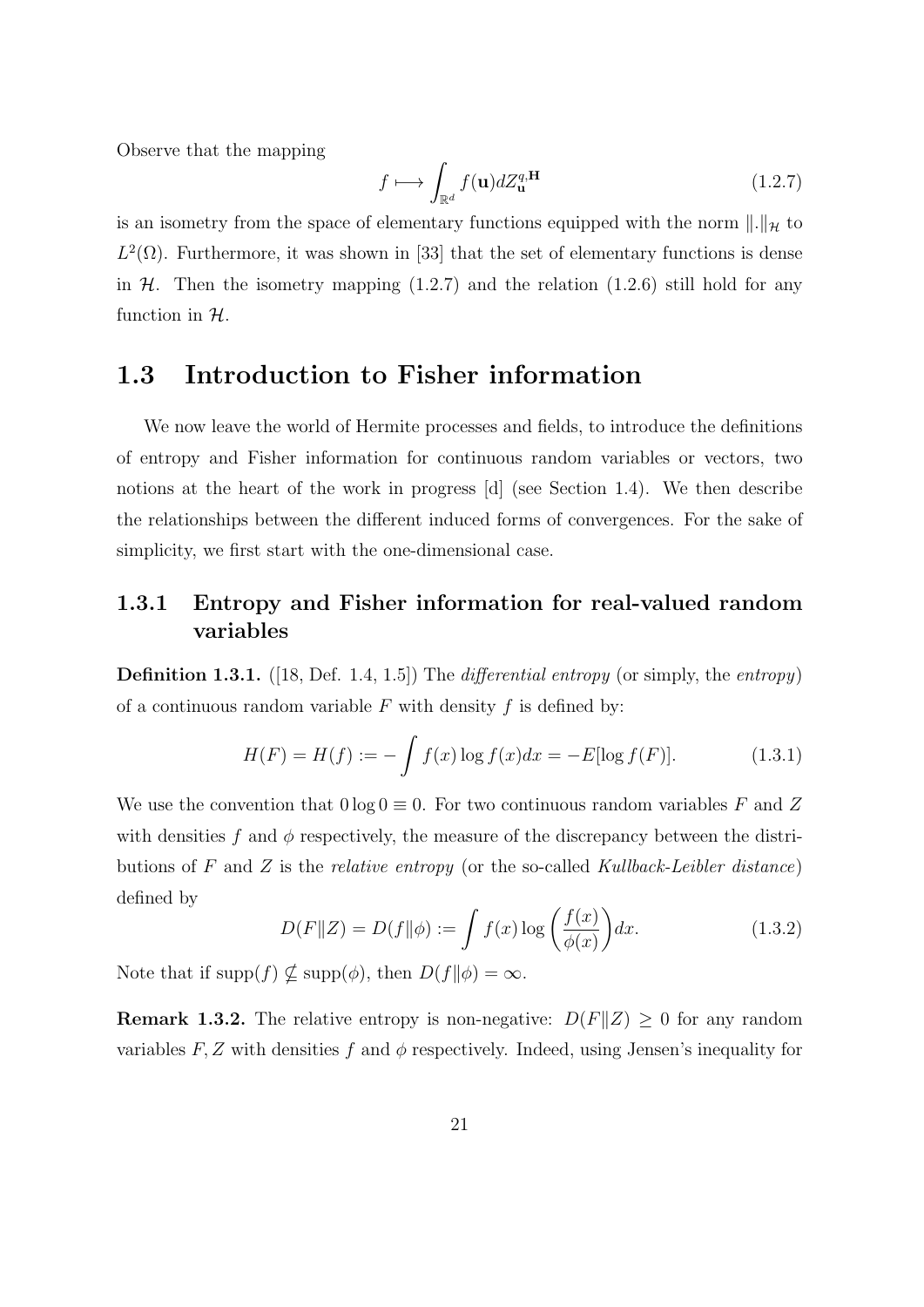Observe that the mapping

$$f \longmapsto \int_{\mathbb{R}^d} f(\mathbf{u}) dZ_{\mathbf{u}}^{q,\mathbf{H}} \tag{1.2.7}$$

is an isometry from the space of elementary functions equipped with the norm $\|.\|_{\mathcal{H}}$ to $L^2(\Omega)$. Furthermore, it was shown in [33] that the set of elementary functions is dense in $\mathcal{H}$. Then the isometry mapping (1.2.7) and the relation (1.2.6) still hold for any function in $\mathcal{H}$.

## 1.3 Introduction to Fisher information

We now leave the world of Hermite processes and fields, to introduce the definitions of entropy and Fisher information for continuous random variables or vectors, two notions at the heart of the work in progress [d] (see Section 1.4). We then describe the relationships between the different induced forms of convergences. For the sake of simplicity, we first start with the one-dimensional case.

### 1.3.1 Entropy and Fisher information for real-valued random variables

**Definition 1.3.1.** ([18, Def. 1.4, 1.5]) The *differential entropy* (or simply, the *entropy*) of a continuous random variable $F$ with density $f$ is defined by:

$$H(F) = H(f) := -\int f(x) \log f(x) dx = -E[\log f(F)]. \tag{1.3.1}$$

We use the convention that $0 \log 0 \equiv 0$. For two continuous random variables $F$ and $Z$ with densities $f$ and $\phi$ respectively, the measure of the discrepancy between the distributions of $F$ and $Z$ is the *relative entropy* (or the so-called *Kullback-Leibler distance*) defined by

$$D(F\|Z) = D(f\|\phi) := \int f(x) \log \left( \frac{f(x)}{\phi(x)} \right) dx. \tag{1.3.2}$$

Note that if $\mathrm{supp}(f) \nsubseteq \mathrm{supp}(\phi)$, then $D(f\|\phi) = \infty$.

**Remark 1.3.2.** The relative entropy is non-negative: $D(F\|Z) \geq 0$ for any random variables $F, Z$ with densities $f$ and $\phi$ respectively. Indeed, using Jensen's inequality for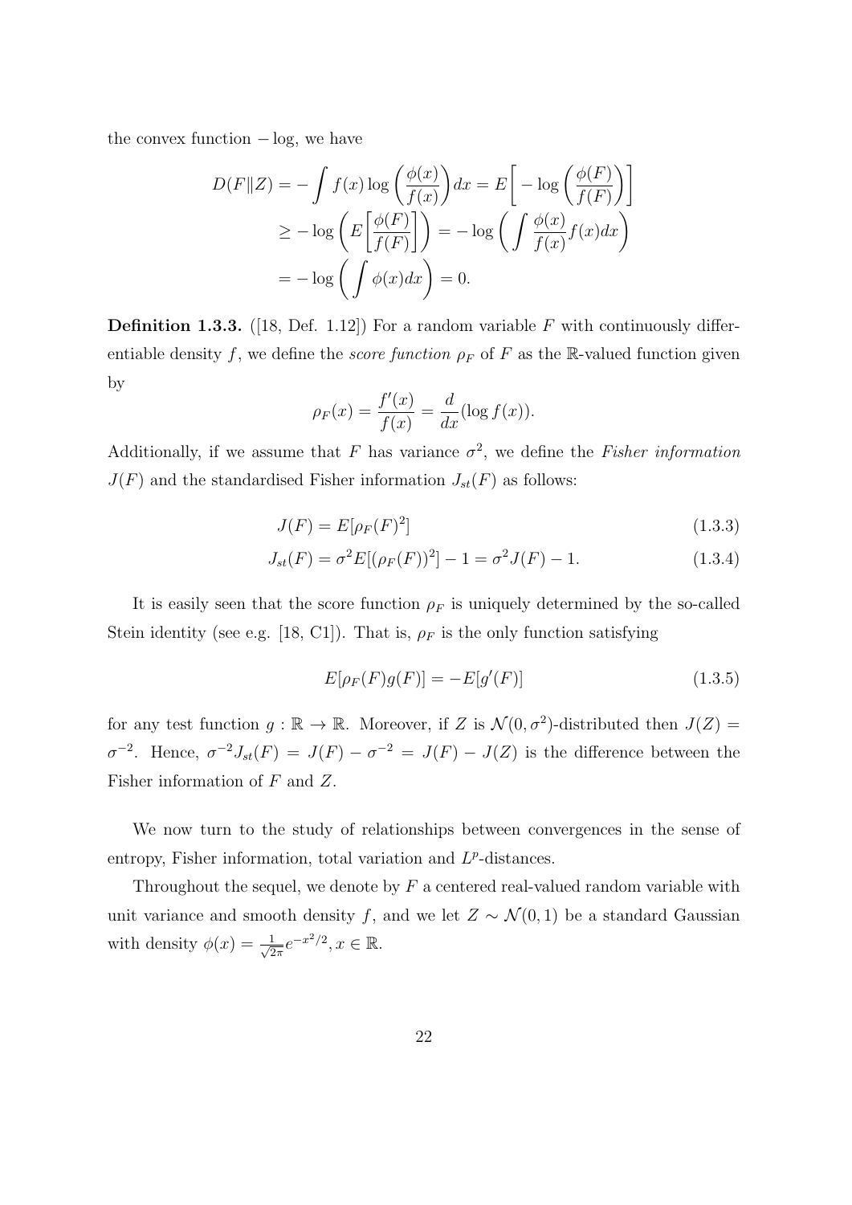the convex function $-\log$, we have

$$
\begin{aligned}
D(F\|Z) &= -\int f(x)\log\left(\frac{\phi(x)}{f(x)}\right)dx = E\left[-\log\left(\frac{\phi(F)}{f(F)}\right)\right] \\
&\geq -\log\left(E\left[\frac{\phi(F)}{f(F)}\right]\right) = -\log\left(\int \frac{\phi(x)}{f(x)}f(x)dx\right) \\
&= -\log\left(\int \phi(x)dx\right) = 0.
\end{aligned}
$$

**Definition 1.3.3.** ([18, Def. 1.12]) For a random variable $F$ with continuously differentiable density $f$, we define the *score function* $\rho_F$ of $F$ as the $\mathbb{R}$-valued function given by

$$
\rho_F(x) = \frac{f'(x)}{f(x)} = \frac{d}{dx}(\log f(x)).
$$

Additionally, if we assume that $F$ has variance $\sigma^2$, we define the *Fisher information* $J(F)$ and the standardised Fisher information $J_{st}(F)$ as follows:

$$
J(F) = E[\rho_F(F)^2] \tag{1.3.3}
$$

$$
J_{st}(F) = \sigma^2 E[(\rho_F(F))^2] - 1 = \sigma^2 J(F) - 1. \tag{1.3.4}
$$

It is easily seen that the score function $\rho_F$ is uniquely determined by the so-called Stein identity (see e.g. [18, C1]). That is, $\rho_F$ is the only function satisfying

$$
E[\rho_F(F)g(F)] = -E[g'(F)] \tag{1.3.5}
$$

for any test function $g : \mathbb{R} \to \mathbb{R}$. Moreover, if $Z$ is $\mathcal{N}(0,\sigma^2)$-distributed then $J(Z) = \sigma^{-2}$. Hence, $\sigma^{-2}J_{st}(F) = J(F) - \sigma^{-2} = J(F) - J(Z)$ is the difference between the Fisher information of $F$ and $Z$.

We now turn to the study of relationships between convergences in the sense of entropy, Fisher information, total variation and $L^p$-distances.

Throughout the sequel, we denote by $F$ a centered real-valued random variable with unit variance and smooth density $f$, and we let $Z \sim \mathcal{N}(0,1)$ be a standard Gaussian with density $\phi(x) = \frac{1}{\sqrt{2\pi}}e^{-x^2/2}, x \in \mathbb{R}$.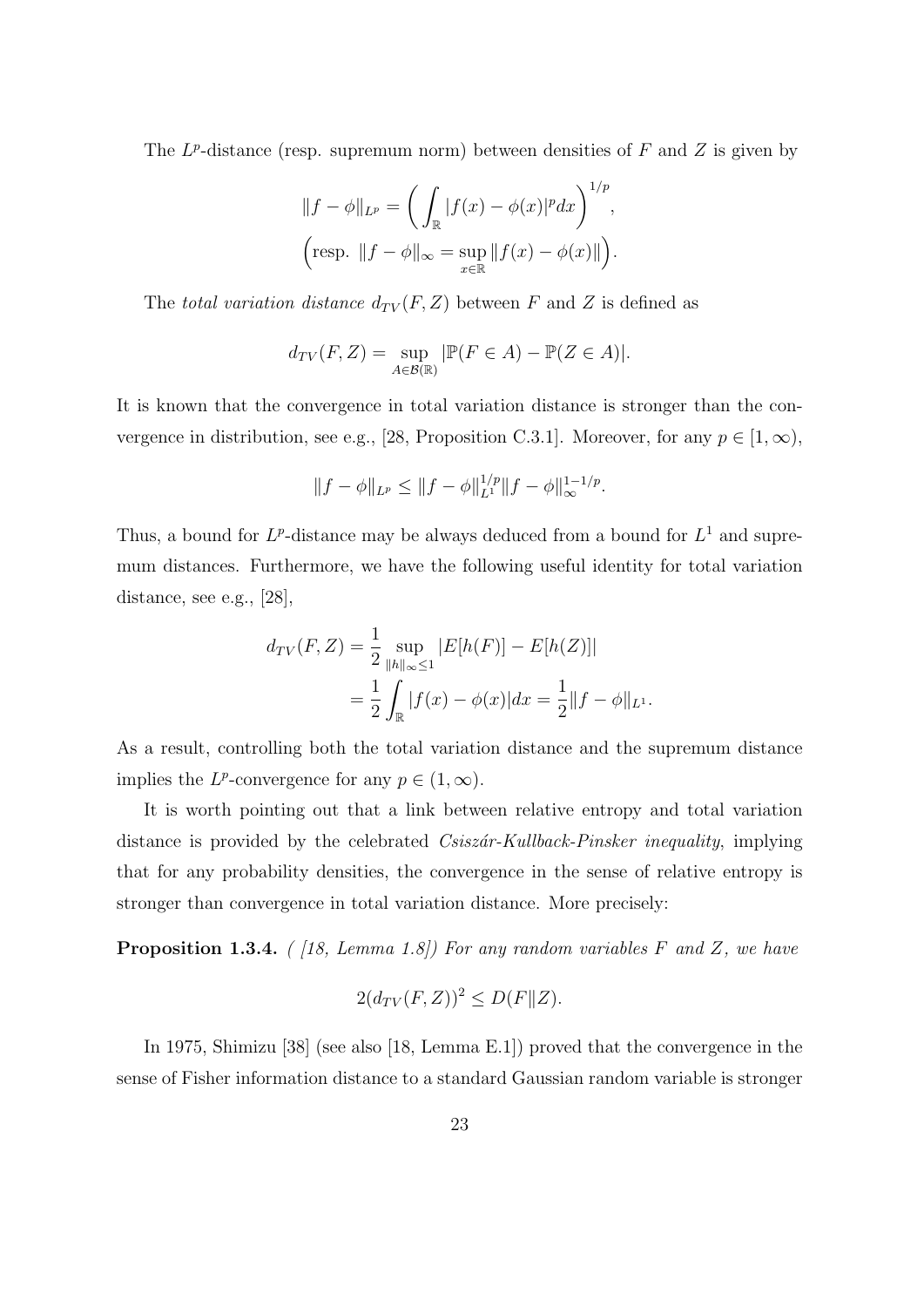The $L^p$-distance (resp. supremum norm) between densities of $F$ and $Z$ is given by

$$\|f - \phi\|_{L^p} = \left( \int_{\mathbb{R}} |f(x) - \phi(x)|^p dx \right)^{1/p},$$
$$\left(\text{resp. } \|f - \phi\|_\infty = \sup_{x \in \mathbb{R}} \|f(x) - \phi(x)\|\right).$$

The *total variation distance* $d_{TV}(F, Z)$ between $F$ and $Z$ is defined as

$$d_{TV}(F, Z) = \sup_{A \in \mathcal{B}(\mathbb{R})} |\mathbb{P}(F \in A) - \mathbb{P}(Z \in A)|.$$

It is known that the convergence in total variation distance is stronger than the convergence in distribution, see e.g., [28, Proposition C.3.1]. Moreover, for any $p \in [1, \infty)$,

$$\|f - \phi\|_{L^p} \leq \|f - \phi\|_{L^1}^{1/p} \|f - \phi\|_\infty^{1-1/p}.$$

Thus, a bound for $L^p$-distance may be always deduced from a bound for $L^1$ and supremum distances. Furthermore, we have the following useful identity for total variation distance, see e.g., [28],

$$\begin{aligned}
d_{TV}(F, Z) &= \frac{1}{2} \sup_{\|h\|_\infty \leq 1} |E[h(F)] - E[h(Z)]| \\
&= \frac{1}{2} \int_{\mathbb{R}} |f(x) - \phi(x)| dx = \frac{1}{2} \|f - \phi\|_{L^1}.
\end{aligned}$$

As a result, controlling both the total variation distance and the supremum distance implies the $L^p$-convergence for any $p \in (1, \infty)$.

It is worth pointing out that a link between relative entropy and total variation distance is provided by the celebrated *Csiszár-Kullback-Pinsker inequality*, implying that for any probability densities, the convergence in the sense of relative entropy is stronger than convergence in total variation distance. More precisely:

**Proposition 1.3.4.** *( [18, Lemma 1.8]) For any random variables $F$ and $Z$, we have*

$$2(d_{TV}(F, Z))^2 \leq D(F \| Z).$$

In 1975, Shimizu [38] (see also [18, Lemma E.1]) proved that the convergence in the sense of Fisher information distance to a standard Gaussian random variable is stronger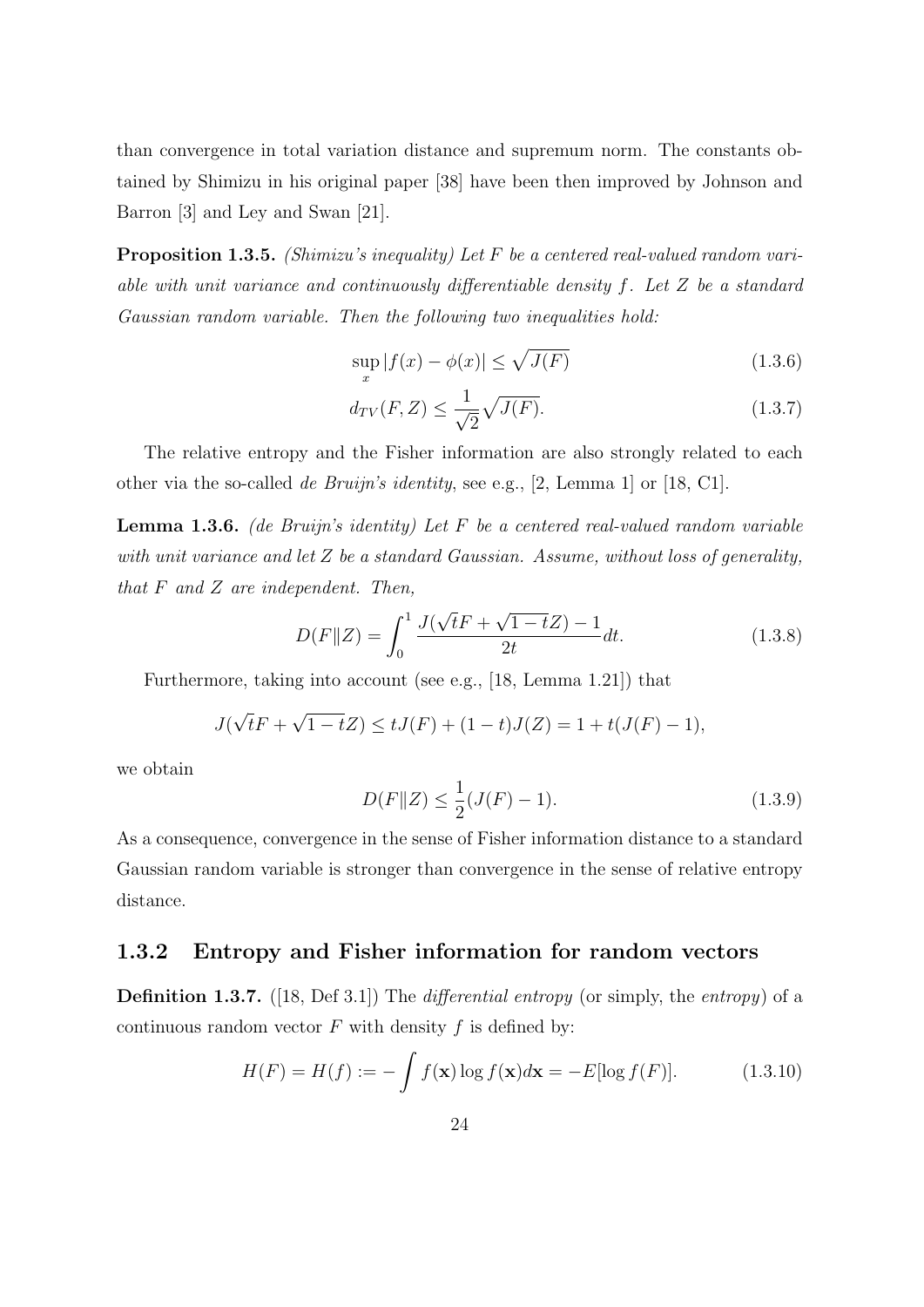than convergence in total variation distance and supremum norm. The constants obtained by Shimizu in his original paper [38] have been then improved by Johnson and Barron [3] and Ley and Swan [21].

**Proposition 1.3.5.** *(Shimizu's inequality) Let $F$ be a centered real-valued random variable with unit variance and continuously differentiable density $f$. Let $Z$ be a standard Gaussian random variable. Then the following two inequalities hold:*

$$\sup_x |f(x) - \phi(x)| \leq \sqrt{J(F)} \tag{1.3.6}$$

$$d_{TV}(F, Z) \leq \frac{1}{\sqrt{2}} \sqrt{J(F)}. \tag{1.3.7}$$

The relative entropy and the Fisher information are also strongly related to each other via the so-called *de Bruijn's identity*, see e.g., [2, Lemma 1] or [18, C1].

**Lemma 1.3.6.** *(de Bruijn's identity) Let $F$ be a centered real-valued random variable with unit variance and let $Z$ be a standard Gaussian. Assume, without loss of generality, that $F$ and $Z$ are independent. Then,*

$$D(F\|Z) = \int_0^1 \frac{J(\sqrt{t}F + \sqrt{1-t}Z) - 1}{2t} dt. \tag{1.3.8}$$

Furthermore, taking into account (see e.g., [18, Lemma 1.21]) that

$$J(\sqrt{t}F + \sqrt{1-t}Z) \leq tJ(F) + (1-t)J(Z) = 1 + t(J(F) - 1),$$

we obtain

$$D(F\|Z) \leq \frac{1}{2}(J(F) - 1). \tag{1.3.9}$$

As a consequence, convergence in the sense of Fisher information distance to a standard Gaussian random variable is stronger than convergence in the sense of relative entropy distance.

### 1.3.2 Entropy and Fisher information for random vectors

**Definition 1.3.7.** ([18, Def 3.1]) The *differential entropy* (or simply, the *entropy*) of a continuous random vector $F$ with density $f$ is defined by:

$$H(F) = H(f) := -\int f(\mathbf{x}) \log f(\mathbf{x}) d\mathbf{x} = -E[\log f(F)]. \tag{1.3.10}$$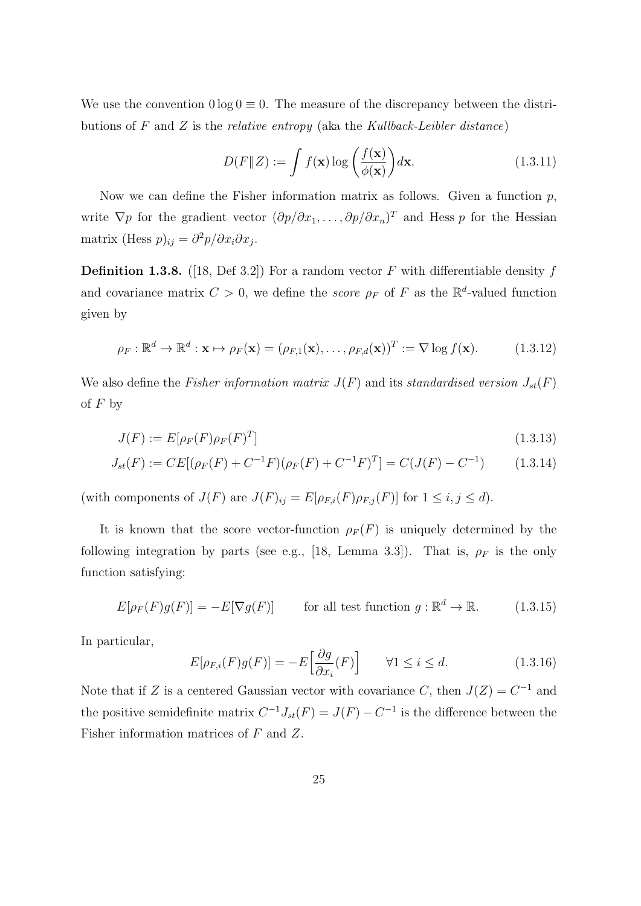We use the convention $0 \log 0 \equiv 0$. The measure of the discrepancy between the distributions of $F$ and $Z$ is the *relative entropy* (aka the *Kullback-Leibler distance*)

$$D(F\|Z) := \int f(\mathbf{x}) \log \left( \frac{f(\mathbf{x})}{\phi(\mathbf{x})} \right) d\mathbf{x}. \tag{1.3.11}$$

Now we can define the Fisher information matrix as follows. Given a function $p$, write $\nabla p$ for the gradient vector $(\partial p/\partial x_1, \ldots, \partial p/\partial x_n)^T$ and Hess $p$ for the Hessian matrix $(\text{Hess } p)_{ij} = \partial^2 p/\partial x_i \partial x_j$.

**Definition 1.3.8.** ([18, Def 3.2]) For a random vector $F$ with differentiable density $f$ and covariance matrix $C > 0$, we define the *score* $\rho_F$ of $F$ as the $\mathbb{R}^d$-valued function given by

$$\rho_F : \mathbb{R}^d \to \mathbb{R}^d : \mathbf{x} \mapsto \rho_F(\mathbf{x}) = (\rho_{F,1}(\mathbf{x}), \ldots, \rho_{F,d}(\mathbf{x}))^T := \nabla \log f(\mathbf{x}). \tag{1.3.12}$$

We also define the *Fisher information matrix* $J(F)$ and its *standardised version* $J_{st}(F)$ of $F$ by

$$J(F) := E[\rho_F(F)\rho_F(F)^T] \tag{1.3.13}$$

$$J_{st}(F) := CE[(\rho_F(F) + C^{-1}F)(\rho_F(F) + C^{-1}F)^T] = C(J(F) - C^{-1}) \tag{1.3.14}$$

(with components of $J(F)$ are $J(F)_{ij} = E[\rho_{F,i}(F)\rho_{F,j}(F)]$ for $1 \le i, j \le d$).

It is known that the score vector-function $\rho_F(F)$ is uniquely determined by the following integration by parts (see e.g., [18, Lemma 3.3]). That is, $\rho_F$ is the only function satisfying:

$$E[\rho_F(F)g(F)] = -E[\nabla g(F)] \qquad \text{for all test function } g : \mathbb{R}^d \to \mathbb{R}. \tag{1.3.15}$$

In particular,

$$E[\rho_{F,i}(F)g(F)] = -E\Big[\frac{\partial g}{\partial x_i}(F)\Big] \qquad \forall 1 \le i \le d. \tag{1.3.16}$$

Note that if $Z$ is a centered Gaussian vector with covariance $C$, then $J(Z) = C^{-1}$ and the positive semidefinite matrix $C^{-1}J_{st}(F) = J(F) - C^{-1}$ is the difference between the Fisher information matrices of $F$ and $Z$.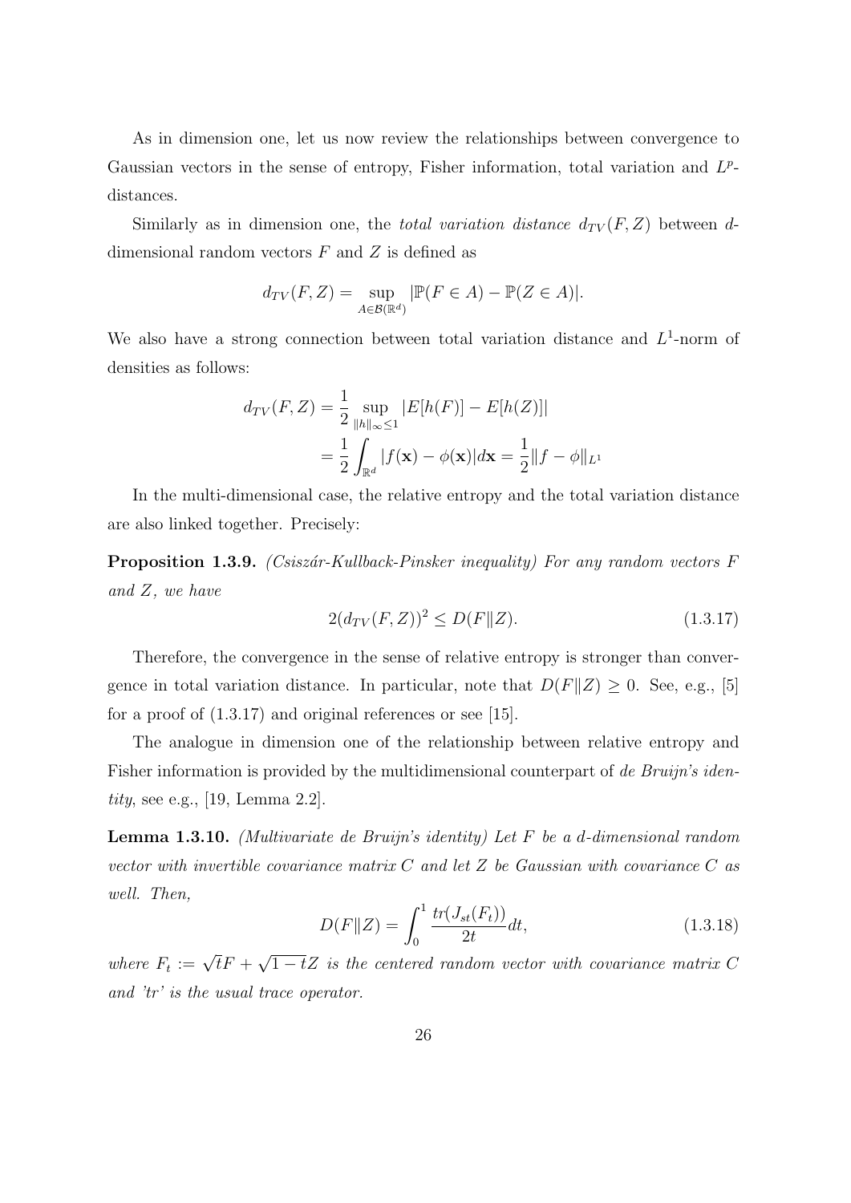As in dimension one, let us now review the relationships between convergence to Gaussian vectors in the sense of entropy, Fisher information, total variation and $L^p$-distances.

Similarly as in dimension one, the *total variation distance* $d_{TV}(F, Z)$ between $d$-dimensional random vectors $F$ and $Z$ is defined as

$$d_{TV}(F, Z) = \sup_{A \in \mathcal{B}(\mathbb{R}^d)} |\mathbb{P}(F \in A) - \mathbb{P}(Z \in A)|.$$

We also have a strong connection between total variation distance and $L^1$-norm of densities as follows:

$$\begin{aligned} d_{TV}(F, Z) &= \frac{1}{2} \sup_{\|h\|_\infty \leq 1} |E[h(F)] - E[h(Z)]| \\ &= \frac{1}{2} \int_{\mathbb{R}^d} |f(\mathbf{x}) - \phi(\mathbf{x})| d\mathbf{x} = \frac{1}{2} \|f - \phi\|_{L^1} \end{aligned}$$

In the multi-dimensional case, the relative entropy and the total variation distance are also linked together. Precisely:

**Proposition 1.3.9.** *(Csiszár-Kullback-Pinsker inequality) For any random vectors $F$ and $Z$, we have*

$$2(d_{TV}(F, Z))^2 \leq D(F \| Z). \tag{1.3.17}$$

Therefore, the convergence in the sense of relative entropy is stronger than convergence in total variation distance. In particular, note that $D(F\|Z) \geq 0$. See, e.g., [5] for a proof of (1.3.17) and original references or see [15].

The analogue in dimension one of the relationship between relative entropy and Fisher information is provided by the multidimensional counterpart of *de Bruijn's identity*, see e.g., [19, Lemma 2.2].

**Lemma 1.3.10.** *(Multivariate de Bruijn's identity) Let $F$ be a $d$-dimensional random vector with invertible covariance matrix $C$ and let $Z$ be Gaussian with covariance $C$ as well. Then,*

$$D(F \| Z) = \int_0^1 \frac{tr(J_{st}(F_t))}{2t} dt, \tag{1.3.18}$$

*where $F_t := \sqrt{t}F + \sqrt{1-t}Z$ is the centered random vector with covariance matrix $C$ and 'tr' is the usual trace operator.*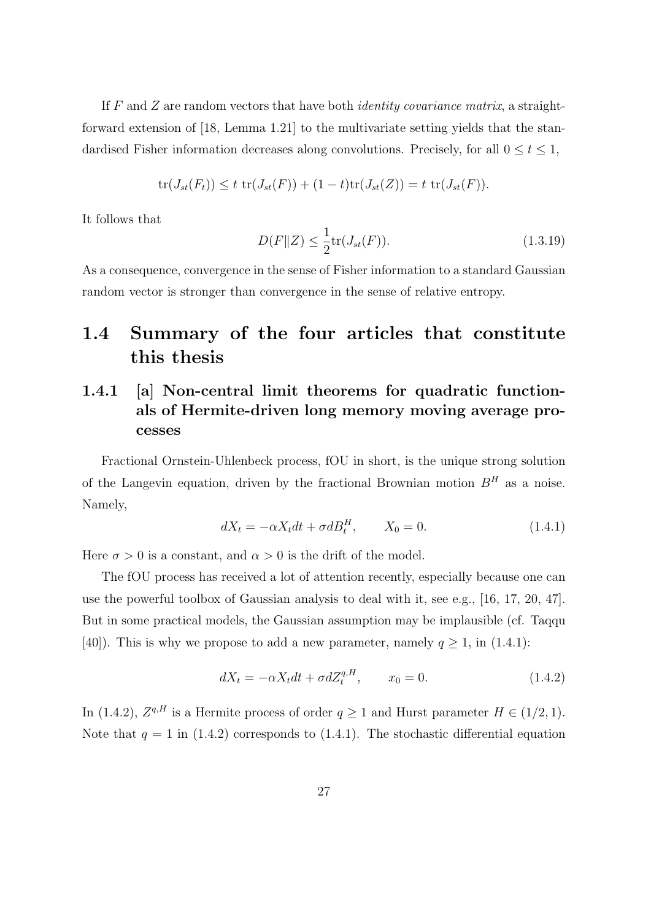If $F$ and $Z$ are random vectors that have both *identity covariance matrix*, a straightforward extension of [18, Lemma 1.21] to the multivariate setting yields that the standardised Fisher information decreases along convolutions. Precisely, for all $0 \leq t \leq 1$,

$$\mathrm{tr}(J_{st}(F_t)) \leq t\ \mathrm{tr}(J_{st}(F)) + (1-t)\mathrm{tr}(J_{st}(Z)) = t\ \mathrm{tr}(J_{st}(F)).$$

It follows that

$$D(F\|Z) \leq \frac{1}{2}\mathrm{tr}(J_{st}(F)). \tag{1.3.19}$$

As a consequence, convergence in the sense of Fisher information to a standard Gaussian random vector is stronger than convergence in the sense of relative entropy.

## 1.4 Summary of the four articles that constitute this thesis

### 1.4.1 [a] Non-central limit theorems for quadratic functionals of Hermite-driven long memory moving average processes

Fractional Ornstein-Uhlenbeck process, fOU in short, is the unique strong solution of the Langevin equation, driven by the fractional Brownian motion $B^H$ as a noise. Namely,

$$dX_t = -\alpha X_t dt + \sigma dB_t^H, \qquad X_0 = 0. \tag{1.4.1}$$

Here $\sigma > 0$ is a constant, and $\alpha > 0$ is the drift of the model.

The fOU process has received a lot of attention recently, especially because one can use the powerful toolbox of Gaussian analysis to deal with it, see e.g., [16, 17, 20, 47]. But in some practical models, the Gaussian assumption may be implausible (cf. Taqqu [40]). This is why we propose to add a new parameter, namely $q \geq 1$, in (1.4.1):

$$dX_t = -\alpha X_t dt + \sigma dZ_t^{q,H}, \qquad x_0 = 0. \tag{1.4.2}$$

In (1.4.2), $Z^{q,H}$ is a Hermite process of order $q \geq 1$ and Hurst parameter $H \in (1/2, 1)$. Note that $q = 1$ in (1.4.2) corresponds to (1.4.1). The stochastic differential equation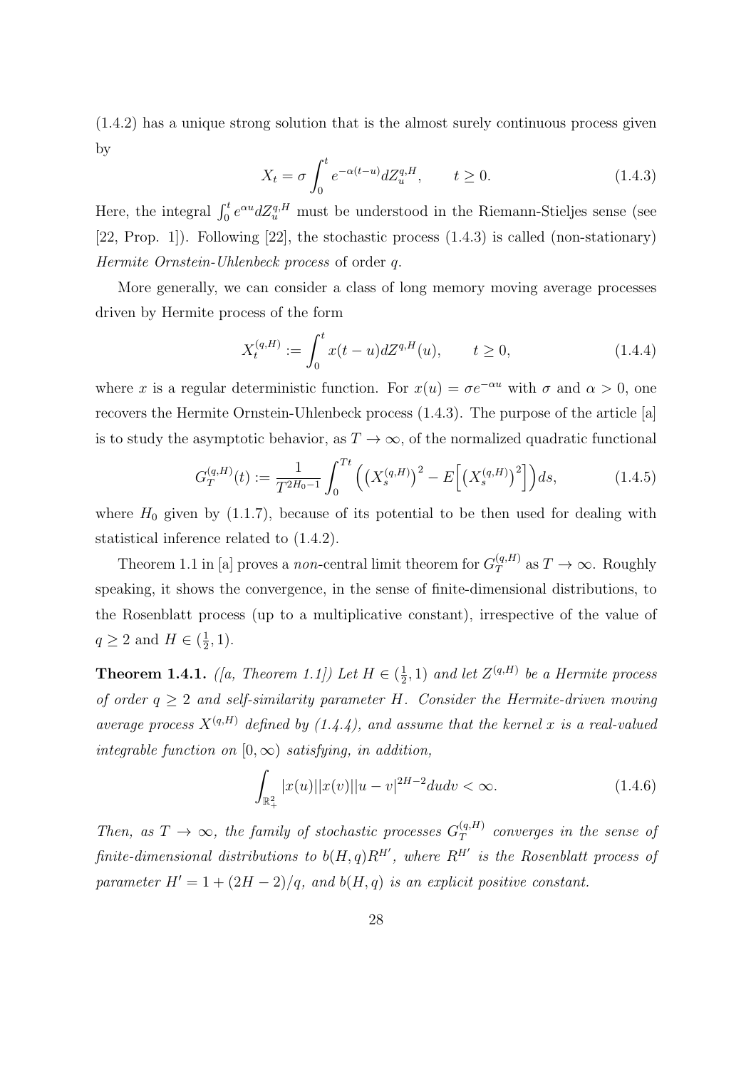(1.4.2) has a unique strong solution that is the almost surely continuous process given by

$$X_t = \sigma \int_0^t e^{-\alpha(t-u)} dZ_u^{q,H}, \qquad t \geq 0. \tag{1.4.3}$$

Here, the integral $\int_0^t e^{\alpha u} dZ_u^{q,H}$ must be understood in the Riemann-Stieljes sense (see [22, Prop. 1]). Following [22], the stochastic process (1.4.3) is called (non-stationary) *Hermite Ornstein-Uhlenbeck process* of order $q$.

More generally, we can consider a class of long memory moving average processes driven by Hermite process of the form

$$X_t^{(q,H)} := \int_0^t x(t-u) dZ^{q,H}(u), \qquad t \geq 0, \tag{1.4.4}$$

where $x$ is a regular deterministic function. For $x(u) = \sigma e^{-\alpha u}$ with $\sigma$ and $\alpha > 0$, one recovers the Hermite Ornstein-Uhlenbeck process (1.4.3). The purpose of the article [a] is to study the asymptotic behavior, as $T \to \infty$, of the normalized quadratic functional

$$G_T^{(q,H)}(t) := \frac{1}{T^{2H_0-1}} \int_0^{Tt} \Big( \big(X_s^{(q,H)}\big)^2 - E\Big[\big(X_s^{(q,H)}\big)^2\Big] \Big) ds, \tag{1.4.5}$$

where $H_0$ given by (1.1.7), because of its potential to be then used for dealing with statistical inference related to (1.4.2).

Theorem 1.1 in [a] proves a *non*-central limit theorem for $G_T^{(q,H)}$ as $T \to \infty$. Roughly speaking, it shows the convergence, in the sense of finite-dimensional distributions, to the Rosenblatt process (up to a multiplicative constant), irrespective of the value of $q \geq 2$ and $H \in (\frac{1}{2}, 1)$.

**Theorem 1.4.1.** *([a, Theorem 1.1]) Let $H \in (\frac{1}{2}, 1)$ and let $Z^{(q,H)}$ be a Hermite process of order $q \geq 2$ and self-similarity parameter $H$. Consider the Hermite-driven moving average process $X^{(q,H)}$ defined by (1.4.4), and assume that the kernel $x$ is a real-valued integrable function on $[0, \infty)$ satisfying, in addition,*

$$\int_{\mathbb{R}_+^2} |x(u)||x(v)||u-v|^{2H-2} du dv < \infty. \tag{1.4.6}$$

*Then, as $T \to \infty$, the family of stochastic processes $G_T^{(q,H)}$ converges in the sense of finite-dimensional distributions to $b(H,q)R^{H'}$, where $R^{H'}$ is the Rosenblatt process of parameter $H' = 1 + (2H-2)/q$, and $b(H,q)$ is an explicit positive constant.*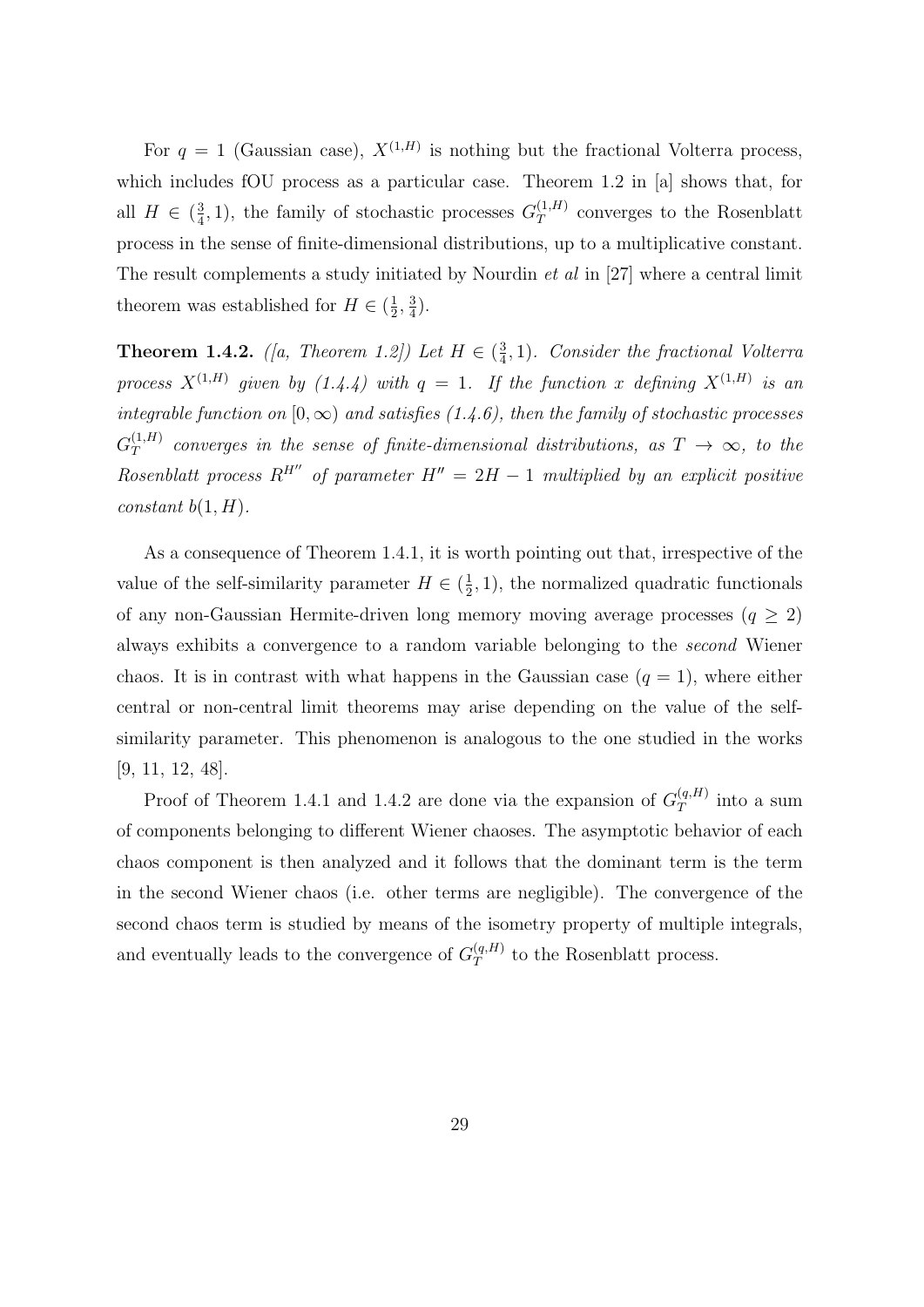For $q = 1$ (Gaussian case), $X^{(1,H)}$ is nothing but the fractional Volterra process, which includes fOU process as a particular case. Theorem 1.2 in [a] shows that, for all $H \in (\frac{3}{4}, 1)$, the family of stochastic processes $G_T^{(1,H)}$ converges to the Rosenblatt process in the sense of finite-dimensional distributions, up to a multiplicative constant. The result complements a study initiated by Nourdin *et al* in [27] where a central limit theorem was established for $H \in (\frac{1}{2}, \frac{3}{4})$.

**Theorem 1.4.2.** *([a, Theorem 1.2]) Let $H \in (\frac{3}{4}, 1)$. Consider the fractional Volterra process $X^{(1,H)}$ given by (1.4.4) with $q = 1$. If the function $x$ defining $X^{(1,H)}$ is an integrable function on $[0, \infty)$ and satisfies (1.4.6), then the family of stochastic processes $G_T^{(1,H)}$ converges in the sense of finite-dimensional distributions, as $T \to \infty$, to the Rosenblatt process $R^{H''}$ of parameter $H'' = 2H - 1$ multiplied by an explicit positive constant $b(1, H)$.*

As a consequence of Theorem 1.4.1, it is worth pointing out that, irrespective of the value of the self-similarity parameter $H \in (\frac{1}{2}, 1)$, the normalized quadratic functionals of any non-Gaussian Hermite-driven long memory moving average processes ($q \geq 2$) always exhibits a convergence to a random variable belonging to the *second* Wiener chaos. It is in contrast with what happens in the Gaussian case ($q = 1$), where either central or non-central limit theorems may arise depending on the value of the self-similarity parameter. This phenomenon is analogous to the one studied in the works [9, 11, 12, 48].

Proof of Theorem 1.4.1 and 1.4.2 are done via the expansion of $G_T^{(q,H)}$ into a sum of components belonging to different Wiener chaoses. The asymptotic behavior of each chaos component is then analyzed and it follows that the dominant term is the term in the second Wiener chaos (i.e. other terms are negligible). The convergence of the second chaos term is studied by means of the isometry property of multiple integrals, and eventually leads to the convergence of $G_T^{(q,H)}$ to the Rosenblatt process.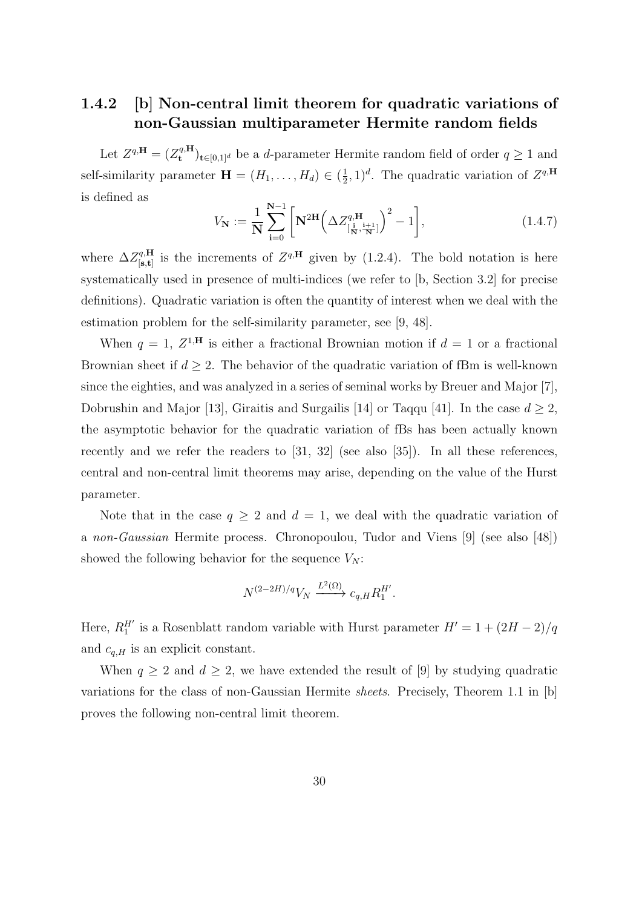### 1.4.2 [b] Non-central limit theorem for quadratic variations of non-Gaussian multiparameter Hermite random fields

Let $Z^{q,\mathbf{H}} = (Z^{q,\mathbf{H}}_{\mathbf{t}})_{\mathbf{t}\in[0,1]^d}$ be a $d$-parameter Hermite random field of order $q \geq 1$ and self-similarity parameter $\mathbf{H} = (H_1, \ldots, H_d) \in (\frac{1}{2}, 1)^d$. The quadratic variation of $Z^{q,\mathbf{H}}$ is defined as

$$V_{\mathbf{N}} := \frac{1}{\mathbf{N}} \sum_{\mathbf{i}=0}^{\mathbf{N}-1} \left[ \mathbf{N}^{2\mathbf{H}} \Big( \Delta Z^{q,\mathbf{H}}_{[\frac{\mathbf{i}}{\mathbf{N}}, \frac{\mathbf{i}+1}{\mathbf{N}}]} \Big)^2 - 1 \right], \tag{1.4.7}$$

where $\Delta Z^{q,\mathbf{H}}_{[\mathbf{s},\mathbf{t}]}$ is the increments of $Z^{q,\mathbf{H}}$ given by (1.2.4). The bold notation is here systematically used in presence of multi-indices (we refer to [b, Section 3.2] for precise definitions). Quadratic variation is often the quantity of interest when we deal with the estimation problem for the self-similarity parameter, see [9, 48].

When $q = 1$, $Z^{1,\mathbf{H}}$ is either a fractional Brownian motion if $d = 1$ or a fractional Brownian sheet if $d \geq 2$. The behavior of the quadratic variation of fBm is well-known since the eighties, and was analyzed in a series of seminal works by Breuer and Major [7], Dobrushin and Major [13], Giraitis and Surgailis [14] or Taqqu [41]. In the case $d \geq 2$, the asymptotic behavior for the quadratic variation of fBs has been actually known recently and we refer the readers to [31, 32] (see also [35]). In all these references, central and non-central limit theorems may arise, depending on the value of the Hurst parameter.

Note that in the case $q \geq 2$ and $d = 1$, we deal with the quadratic variation of a *non-Gaussian* Hermite process. Chronopoulou, Tudor and Viens [9] (see also [48]) showed the following behavior for the sequence $V_N$:

$$N^{(2-2H)/q} V_N \xrightarrow{L^2(\Omega)} c_{q,H} R_1^{H'}.$$

Here, $R_1^{H'}$ is a Rosenblatt random variable with Hurst parameter $H' = 1 + (2H-2)/q$ and $c_{q,H}$ is an explicit constant.

When $q \geq 2$ and $d \geq 2$, we have extended the result of [9] by studying quadratic variations for the class of non-Gaussian Hermite *sheets*. Precisely, Theorem 1.1 in [b] proves the following non-central limit theorem.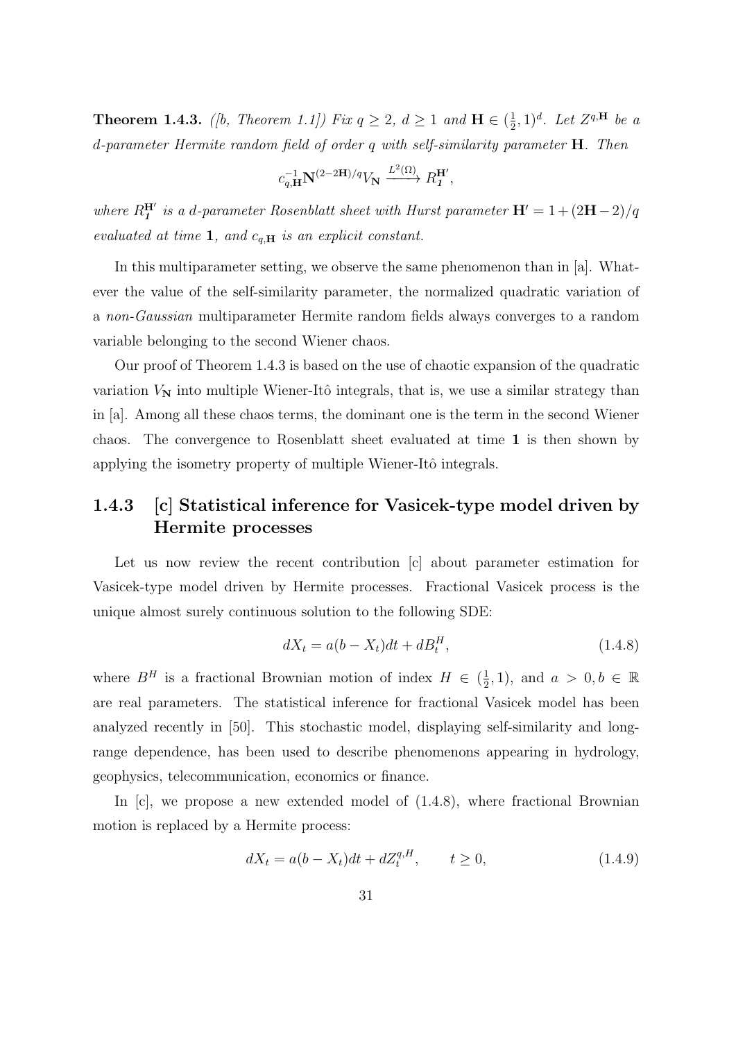**Theorem 1.4.3.** *([b, Theorem 1.1]) Fix $q \geq 2$, $d \geq 1$ and $\mathbf{H} \in (\frac{1}{2}, 1)^d$. Let $Z^{q,\mathbf{H}}$ be a d-parameter Hermite random field of order q with self-similarity parameter $\mathbf{H}$. Then*

$$c_{q,\mathbf{H}}^{-1} \mathbf{N}^{(2-2\mathbf{H})/q} V_{\mathbf{N}} \xrightarrow{L^2(\Omega)} R_{\mathbf{1}}^{\mathbf{H}'},$$

*where $R_{\mathbf{1}}^{\mathbf{H}'}$ is a d-parameter Rosenblatt sheet with Hurst parameter $\mathbf{H}' = 1 + (2\mathbf{H} - 2)/q$ evaluated at time $\mathbf{1}$, and $c_{q,\mathbf{H}}$ is an explicit constant.*

In this multiparameter setting, we observe the same phenomenon than in [a]. Whatever the value of the self-similarity parameter, the normalized quadratic variation of a *non-Gaussian* multiparameter Hermite random fields always converges to a random variable belonging to the second Wiener chaos.

Our proof of Theorem 1.4.3 is based on the use of chaotic expansion of the quadratic variation $V_{\mathbf{N}}$ into multiple Wiener-Itô integrals, that is, we use a similar strategy than in [a]. Among all these chaos terms, the dominant one is the term in the second Wiener chaos. The convergence to Rosenblatt sheet evaluated at time $\mathbf{1}$ is then shown by applying the isometry property of multiple Wiener-Itô integrals.

### 1.4.3 [c] Statistical inference for Vasicek-type model driven by Hermite processes

Let us now review the recent contribution [c] about parameter estimation for Vasicek-type model driven by Hermite processes. Fractional Vasicek process is the unique almost surely continuous solution to the following SDE:

$$dX_t = a(b - X_t)dt + dB_t^H, \tag{1.4.8}$$

where $B^H$ is a fractional Brownian motion of index $H \in (\frac{1}{2}, 1)$, and $a > 0, b \in \mathbb{R}$ are real parameters. The statistical inference for fractional Vasicek model has been analyzed recently in [50]. This stochastic model, displaying self-similarity and long-range dependence, has been used to describe phenomenons appearing in hydrology, geophysics, telecommunication, economics or finance.

In [c], we propose a new extended model of (1.4.8), where fractional Brownian motion is replaced by a Hermite process:

$$dX_t = a(b - X_t)dt + dZ_t^{q,H}, \qquad t \geq 0, \tag{1.4.9}$$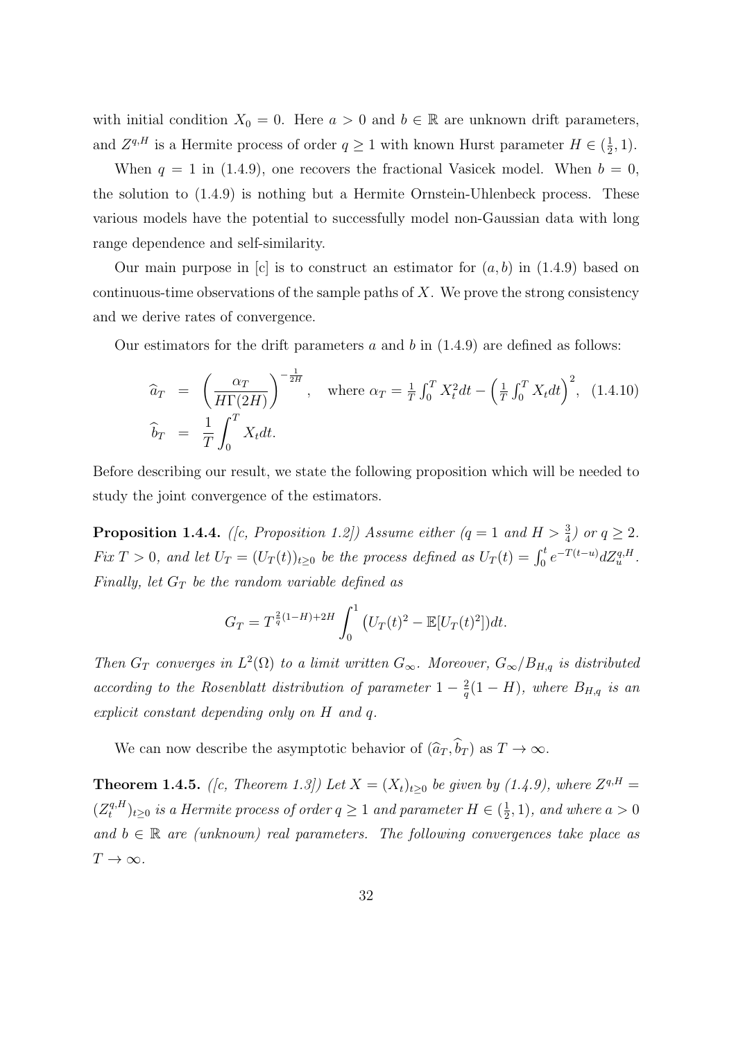with initial condition $X_0 = 0$. Here $a > 0$ and $b \in \mathbb{R}$ are unknown drift parameters, and $Z^{q,H}$ is a Hermite process of order $q \geq 1$ with known Hurst parameter $H \in (\frac{1}{2}, 1)$.

When $q = 1$ in (1.4.9), one recovers the fractional Vasicek model. When $b = 0$, the solution to (1.4.9) is nothing but a Hermite Ornstein-Uhlenbeck process. These various models have the potential to successfully model non-Gaussian data with long range dependence and self-similarity.

Our main purpose in [c] is to construct an estimator for $(a, b)$ in (1.4.9) based on continuous-time observations of the sample paths of $X$. We prove the strong consistency and we derive rates of convergence.

Our estimators for the drift parameters $a$ and $b$ in (1.4.9) are defined as follows:

$$
\begin{aligned}
\widehat{a}_T &= \left(\frac{\alpha_T}{H\Gamma(2H)}\right)^{-\frac{1}{2H}}, \quad \text{where } \alpha_T = \tfrac{1}{T}\int_0^T X_t^2 dt - \left(\tfrac{1}{T}\int_0^T X_t dt\right)^2, \qquad (1.4.10)\\
\widehat{b}_T &= \frac{1}{T}\int_0^T X_t dt.
\end{aligned}
$$

Before describing our result, we state the following proposition which will be needed to study the joint convergence of the estimators.

**Proposition 1.4.4.** *([c, Proposition 1.2]) Assume either ($q = 1$ and $H > \frac{3}{4}$) or $q \geq 2$. Fix $T > 0$, and let $U_T = (U_T(t))_{t\geq 0}$ be the process defined as $U_T(t) = \int_0^t e^{-T(t-u)} dZ_u^{q,H}$. Finally, let $G_T$ be the random variable defined as*

$$
G_T = T^{\frac{2}{q}(1-H)+2H} \int_0^1 \left(U_T(t)^2 - \mathbb{E}[U_T(t)^2]\right) dt.
$$

*Then $G_T$ converges in $L^2(\Omega)$ to a limit written $G_\infty$. Moreover, $G_\infty / B_{H,q}$ is distributed according to the Rosenblatt distribution of parameter $1 - \frac{2}{q}(1-H)$, where $B_{H,q}$ is an explicit constant depending only on $H$ and $q$.*

We can now describe the asymptotic behavior of $(\widehat{a}_T, \widehat{b}_T)$ as $T \to \infty$.

**Theorem 1.4.5.** *([c, Theorem 1.3]) Let $X = (X_t)_{t\geq 0}$ be given by (1.4.9), where $Z^{q,H} = (Z_t^{q,H})_{t\geq 0}$ is a Hermite process of order $q \geq 1$ and parameter $H \in (\frac{1}{2}, 1)$, and where $a > 0$ and $b \in \mathbb{R}$ are (unknown) real parameters. The following convergences take place as $T \to \infty$.*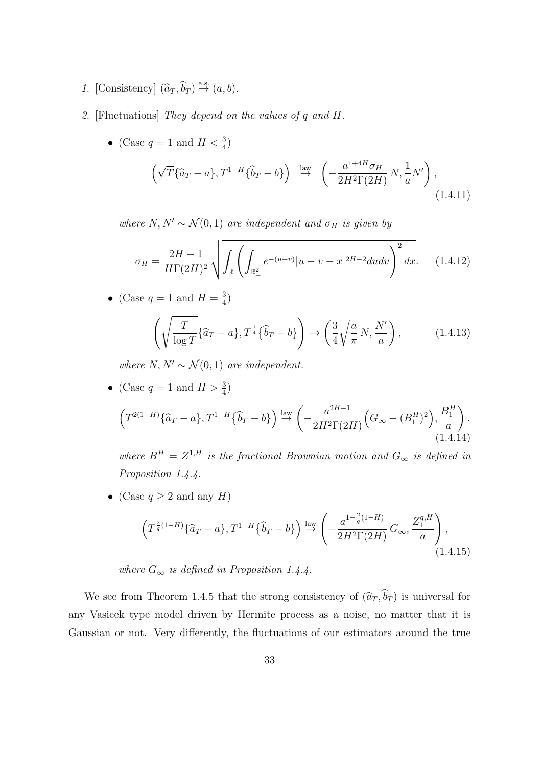1. [Consistency] $(\widehat{a}_T, \widehat{b}_T) \overset{\text{a.s.}}{\to} (a, b)$.

2. [Fluctuations] *They depend on the values of $q$ and $H$.*

   - (Case $q = 1$ and $H < \frac{3}{4}$)

$$\left(\sqrt{T}\{\widehat{a}_T - a\}, T^{1-H}\{\widehat{b}_T - b\}\right) \overset{\text{law}}{\to} \left(-\frac{a^{1+4H}\sigma_H}{2H^2\Gamma(2H)}\, N, \frac{1}{a}N'\right), \tag{1.4.11}$$

*where $N, N' \sim \mathcal{N}(0,1)$ are independent and $\sigma_H$ is given by*

$$\sigma_H = \frac{2H-1}{H\Gamma(2H)^2}\sqrt{\int_{\mathbb{R}}\left(\int_{\mathbb{R}_+^2} e^{-(u+v)}|u-v-x|^{2H-2}dudv\right)^2 dx}. \tag{1.4.12}$$

   - (Case $q = 1$ and $H = \frac{3}{4}$)

$$\left(\sqrt{\frac{T}{\log T}}\{\widehat{a}_T - a\}, T^{\frac{1}{4}}\{\widehat{b}_T - b\}\right) \to \left(\frac{3}{4}\sqrt{\frac{a}{\pi}}\, N, \frac{N'}{a}\right), \tag{1.4.13}$$

*where $N, N' \sim \mathcal{N}(0,1)$ are independent.*

   - (Case $q = 1$ and $H > \frac{3}{4}$)

$$\left(T^{2(1-H)}\{\widehat{a}_T - a\}, T^{1-H}\{\widehat{b}_T - b\}\right) \overset{\text{law}}{\to} \left(-\frac{a^{2H-1}}{2H^2\Gamma(2H)}\Big(G_\infty - (B_1^H)^2\Big), \frac{B_1^H}{a}\right), \tag{1.4.14}$$

*where $B^H = Z^{1,H}$ is the fractional Brownian motion and $G_\infty$ is defined in Proposition 1.4.4.*

   - (Case $q \geq 2$ and any $H$)

$$\left(T^{\frac{2}{q}(1-H)}\{\widehat{a}_T - a\}, T^{1-H}\{\widehat{b}_T - b\}\right) \overset{\text{law}}{\to} \left(-\frac{a^{1-\frac{2}{q}(1-H)}}{2H^2\Gamma(2H)}\, G_\infty, \frac{Z_1^{q,H}}{a}\right), \tag{1.4.15}$$

*where $G_\infty$ is defined in Proposition 1.4.4.*

We see from Theorem 1.4.5 that the strong consistency of $(\widehat{a}_T, \widehat{b}_T)$ is universal for any Vasicek type model driven by Hermite process as a noise, no matter that it is Gaussian or not. Very differently, the fluctuations of our estimators around the true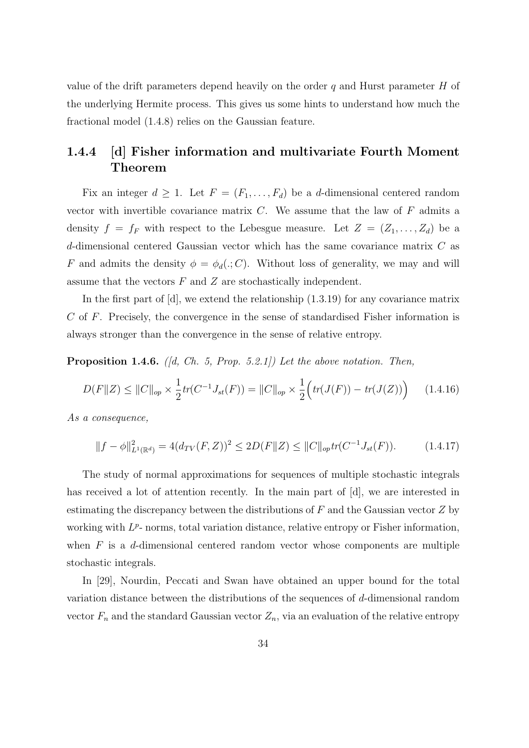value of the drift parameters depend heavily on the order $q$ and Hurst parameter $H$ of the underlying Hermite process. This gives us some hints to understand how much the fractional model (1.4.8) relies on the Gaussian feature.

### 1.4.4 [d] Fisher information and multivariate Fourth Moment Theorem

Fix an integer $d \geq 1$. Let $F = (F_1, \ldots, F_d)$ be a $d$-dimensional centered random vector with invertible covariance matrix $C$. We assume that the law of $F$ admits a density $f = f_F$ with respect to the Lebesgue measure. Let $Z = (Z_1, \ldots, Z_d)$ be a $d$-dimensional centered Gaussian vector which has the same covariance matrix $C$ as $F$ and admits the density $\phi = \phi_d(.; C)$. Without loss of generality, we may and will assume that the vectors $F$ and $Z$ are stochastically independent.

In the first part of [d], we extend the relationship (1.3.19) for any covariance matrix $C$ of $F$. Precisely, the convergence in the sense of standardised Fisher information is always stronger than the convergence in the sense of relative entropy.

**Proposition 1.4.6.** *([d, Ch. 5, Prop. 5.2.1]) Let the above notation. Then,*

$$D(F\|Z) \leq \|C\|_{op} \times \frac{1}{2} tr(C^{-1} J_{st}(F)) = \|C\|_{op} \times \frac{1}{2}\Big(tr(J(F)) - tr(J(Z))\Big) \qquad (1.4.16)$$

*As a consequence,*

$$\|f - \phi\|^2_{L^1(\mathbb{R}^d)} = 4(d_{TV}(F, Z))^2 \leq 2D(F\|Z) \leq \|C\|_{op} tr(C^{-1} J_{st}(F)). \qquad (1.4.17)$$

The study of normal approximations for sequences of multiple stochastic integrals has received a lot of attention recently. In the main part of [d], we are interested in estimating the discrepancy between the distributions of $F$ and the Gaussian vector $Z$ by working with $L^p$- norms, total variation distance, relative entropy or Fisher information, when $F$ is a $d$-dimensional centered random vector whose components are multiple stochastic integrals.

In [29], Nourdin, Peccati and Swan have obtained an upper bound for the total variation distance between the distributions of the sequences of $d$-dimensional random vector $F_n$ and the standard Gaussian vector $Z_n$, via an evaluation of the relative entropy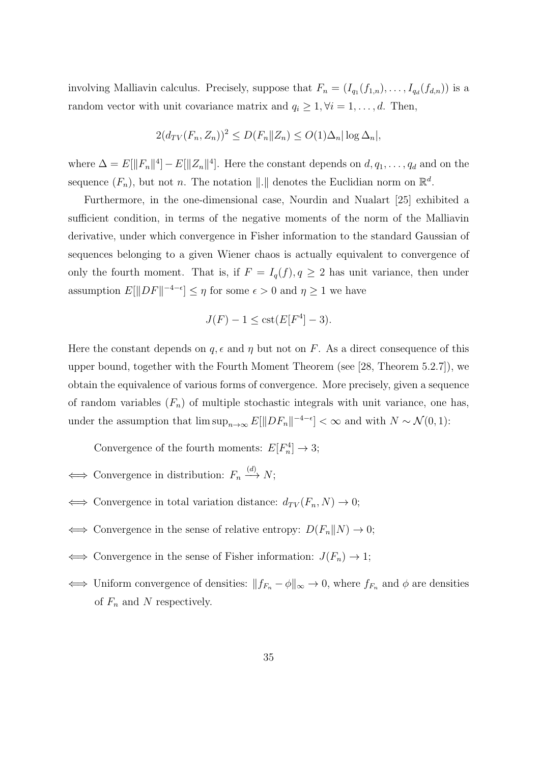involving Malliavin calculus. Precisely, suppose that $F_n = (I_{q_1}(f_{1,n}), \dots, I_{q_d}(f_{d,n}))$ is a random vector with unit covariance matrix and $q_i \geq 1, \forall i = 1, \dots, d$. Then,

$$2(d_{TV}(F_n, Z_n))^2 \leq D(F_n \| Z_n) \leq O(1)\Delta_n |\log \Delta_n|,$$

where $\Delta = E[\|F_n\|^4] - E[\|Z_n\|^4]$. Here the constant depends on $d, q_1, \dots, q_d$ and on the sequence $(F_n)$, but not $n$. The notation $\|.\|$ denotes the Euclidian norm on $\mathbb{R}^d$.

Furthermore, in the one-dimensional case, Nourdin and Nualart [25] exhibited a sufficient condition, in terms of the negative moments of the norm of the Malliavin derivative, under which convergence in Fisher information to the standard Gaussian of sequences belonging to a given Wiener chaos is actually equivalent to convergence of only the fourth moment. That is, if $F = I_q(f), q \geq 2$ has unit variance, then under assumption $E[\|DF\|^{-4-\epsilon}] \leq \eta$ for some $\epsilon > 0$ and $\eta \geq 1$ we have

$$J(F) - 1 \leq \text{cst}(E[F^4] - 3).$$

Here the constant depends on $q, \epsilon$ and $\eta$ but not on $F$. As a direct consequence of this upper bound, together with the Fourth Moment Theorem (see [28, Theorem 5.2.7]), we obtain the equivalence of various forms of convergence. More precisely, given a sequence of random variables $(F_n)$ of multiple stochastic integrals with unit variance, one has, under the assumption that $\limsup_{n\to\infty} E[\|DF_n\|^{-4-\epsilon}] < \infty$ and with $N \sim \mathcal{N}(0, 1)$:

Convergence of the fourth moments: $E[F_n^4] \to 3$;

$\iff$ Convergence in distribution: $F_n \xrightarrow{(d)} N$;

$\iff$ Convergence in total variation distance: $d_{TV}(F_n, N) \to 0$;

$\iff$ Convergence in the sense of relative entropy: $D(F_n \| N) \to 0$;

$\iff$ Convergence in the sense of Fisher information: $J(F_n) \to 1$;

$\iff$ Uniform convergence of densities: $\|f_{F_n} - \phi\|_\infty \to 0$, where $f_{F_n}$ and $\phi$ are densities of $F_n$ and $N$ respectively.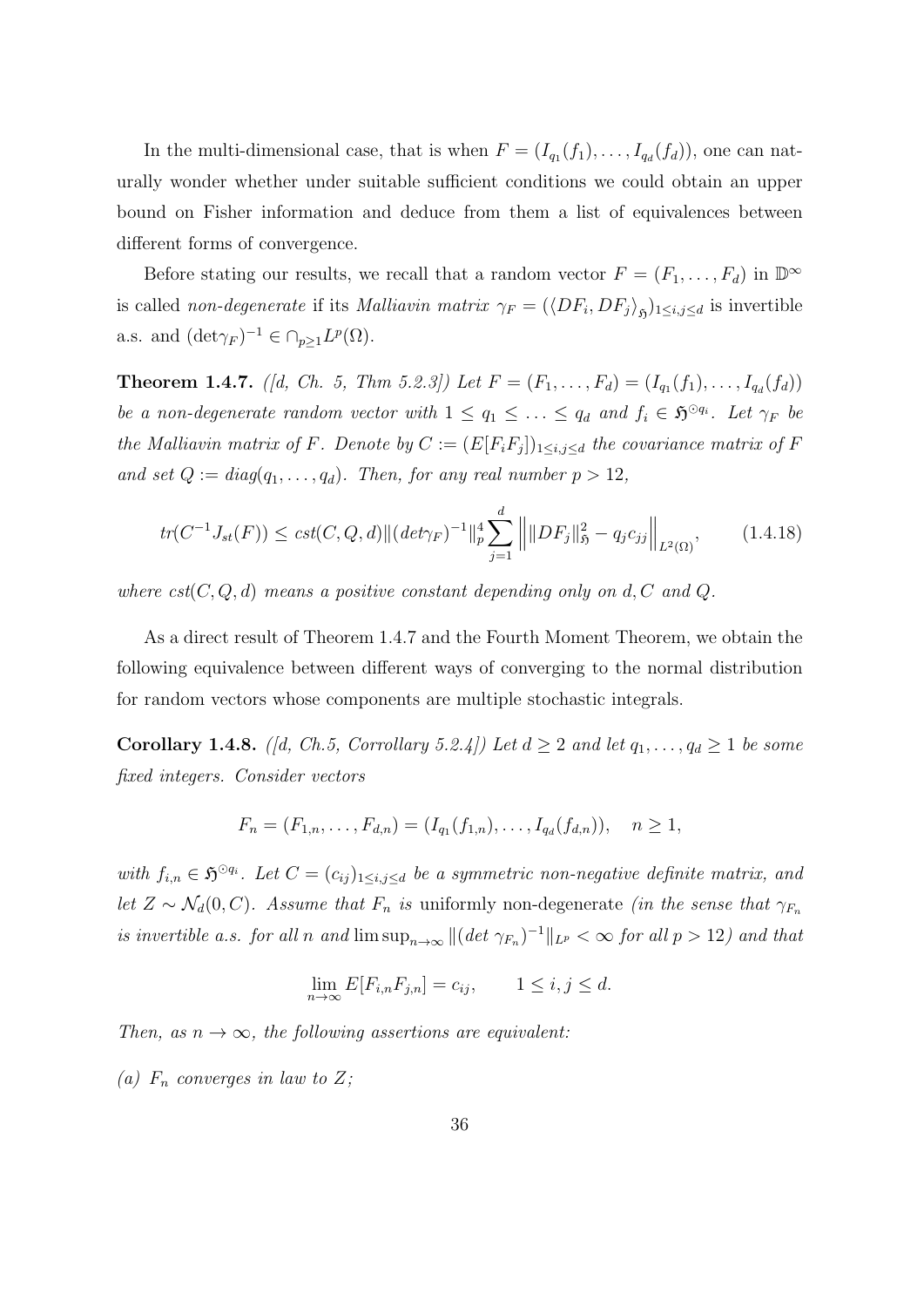In the multi-dimensional case, that is when $F = (I_{q_1}(f_1), \ldots, I_{q_d}(f_d))$, one can naturally wonder whether under suitable sufficient conditions we could obtain an upper bound on Fisher information and deduce from them a list of equivalences between different forms of convergence.

Before stating our results, we recall that a random vector $F = (F_1, \ldots, F_d)$ in $\mathbb{D}^\infty$ is called *non-degenerate* if its *Malliavin matrix* $\gamma_F = (\langle DF_i, DF_j \rangle_{\mathfrak{H}})_{1 \le i,j \le d}$ is invertible a.s. and $(\det \gamma_F)^{-1} \in \cap_{p \ge 1} L^p(\Omega)$.

**Theorem 1.4.7.** *([d, Ch. 5, Thm 5.2.3]) Let $F = (F_1, \ldots, F_d) = (I_{q_1}(f_1), \ldots, I_{q_d}(f_d))$ be a non-degenerate random vector with $1 \le q_1 \le \ldots \le q_d$ and $f_i \in \mathfrak{H}^{\odot q_i}$. Let $\gamma_F$ be the Malliavin matrix of $F$. Denote by $C := (E[F_i F_j])_{1 \le i,j \le d}$ the covariance matrix of $F$ and set $Q := diag(q_1, \ldots, q_d)$. Then, for any real number $p > 12$,*

$$tr(C^{-1} J_{st}(F)) \le cst(C, Q, d) \|(det \gamma_F)^{-1}\|_p^4 \sum_{j=1}^{d} \Big\| \|DF_j\|_{\mathfrak{H}}^2 - q_j c_{jj} \Big\|_{L^2(\Omega)}, \tag{1.4.18}$$

*where $cst(C, Q, d)$ means a positive constant depending only on $d, C$ and $Q$.*

As a direct result of Theorem 1.4.7 and the Fourth Moment Theorem, we obtain the following equivalence between different ways of converging to the normal distribution for random vectors whose components are multiple stochastic integrals.

**Corollary 1.4.8.** *([d, Ch.5, Corrollary 5.2.4]) Let $d \ge 2$ and let $q_1, \ldots, q_d \ge 1$ be some fixed integers. Consider vectors*

$$F_n = (F_{1,n}, \ldots, F_{d,n}) = (I_{q_1}(f_{1,n}), \ldots, I_{q_d}(f_{d,n})), \quad n \ge 1,$$

*with $f_{i,n} \in \mathfrak{H}^{\odot q_i}$. Let $C = (c_{ij})_{1 \le i,j \le d}$ be a symmetric non-negative definite matrix, and let $Z \sim \mathcal{N}_d(0, C)$. Assume that $F_n$ is* uniformly non-degenerate *(in the sense that $\gamma_{F_n}$ is invertible a.s. for all $n$ and $\limsup_{n \to \infty} \|(det\ \gamma_{F_n})^{-1}\|_{L^p} < \infty$ for all $p > 12$) and that*

$$\lim_{n \to \infty} E[F_{i,n} F_{j,n}] = c_{ij}, \qquad 1 \le i, j \le d.$$

*Then, as $n \to \infty$, the following assertions are equivalent:*

*(a) $F_n$ converges in law to $Z$;*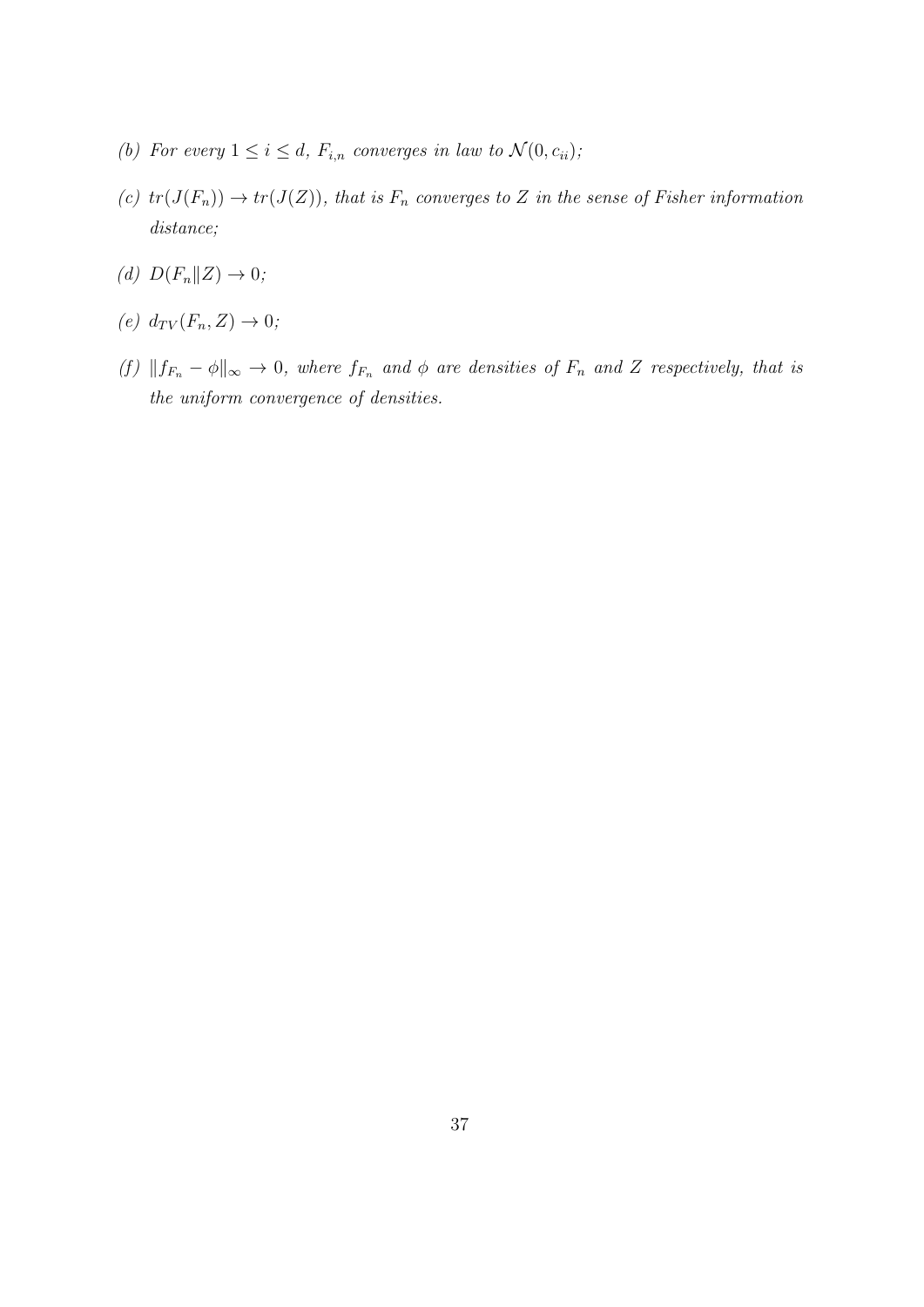*(b) For every $1 \leq i \leq d$, $F_{i,n}$ converges in law to $\mathcal{N}(0, c_{ii})$;*

*(c) $tr(J(F_n)) \to tr(J(Z))$, that is $F_n$ converges to $Z$ in the sense of Fisher information distance;*

*(d) $D(F_n \| Z) \to 0$;*

*(e) $d_{TV}(F_n, Z) \to 0$;*

*(f) $\|f_{F_n} - \phi\|_\infty \to 0$, where $f_{F_n}$ and $\phi$ are densities of $F_n$ and $Z$ respectively, that is the uniform convergence of densities.*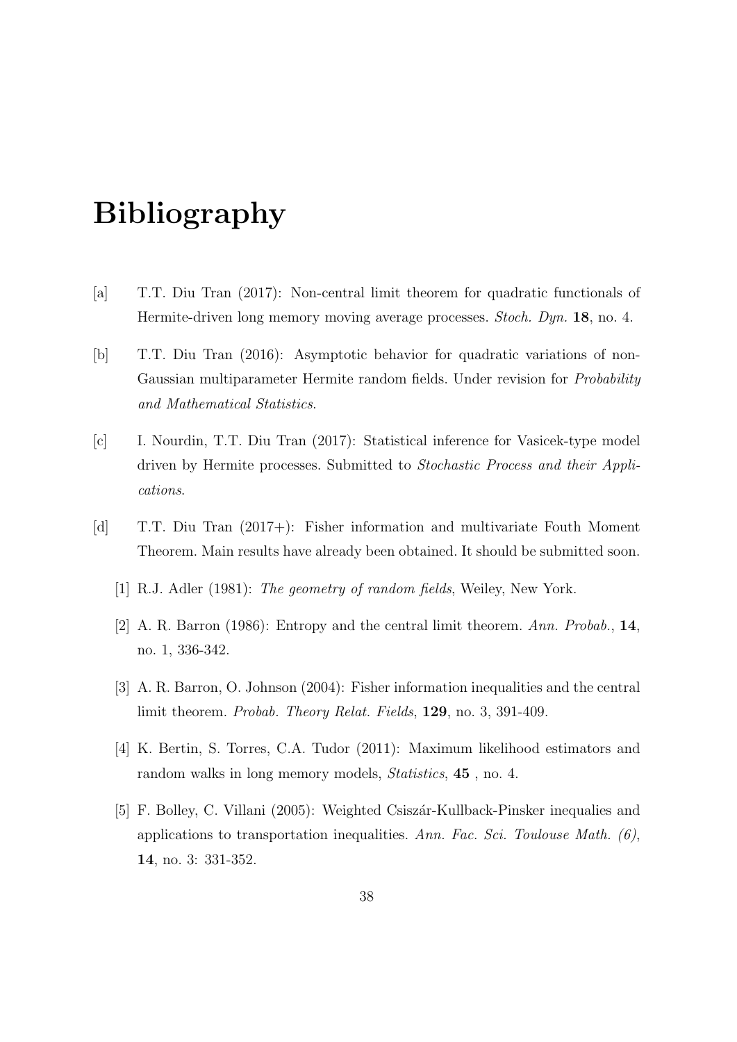# Bibliography

[a] T.T. Diu Tran (2017): Non-central limit theorem for quadratic functionals of Hermite-driven long memory moving average processes. *Stoch. Dyn.* **18**, no. 4.

[b] T.T. Diu Tran (2016): Asymptotic behavior for quadratic variations of non-Gaussian multiparameter Hermite random fields. Under revision for *Probability and Mathematical Statistics*.

[c] I. Nourdin, T.T. Diu Tran (2017): Statistical inference for Vasicek-type model driven by Hermite processes. Submitted to *Stochastic Process and their Applications*.

[d] T.T. Diu Tran (2017+): Fisher information and multivariate Fouth Moment Theorem. Main results have already been obtained. It should be submitted soon.

[1] R.J. Adler (1981): *The geometry of random fields*, Weiley, New York.

[2] A. R. Barron (1986): Entropy and the central limit theorem. *Ann. Probab.*, **14**, no. 1, 336-342.

[3] A. R. Barron, O. Johnson (2004): Fisher information inequalities and the central limit theorem. *Probab. Theory Relat. Fields*, **129**, no. 3, 391-409.

[4] K. Bertin, S. Torres, C.A. Tudor (2011): Maximum likelihood estimators and random walks in long memory models, *Statistics*, **45** , no. 4.

[5] F. Bolley, C. Villani (2005): Weighted Csiszár-Kullback-Pinsker inequalies and applications to transportation inequalities. *Ann. Fac. Sci. Toulouse Math. (6)*, **14**, no. 3: 331-352.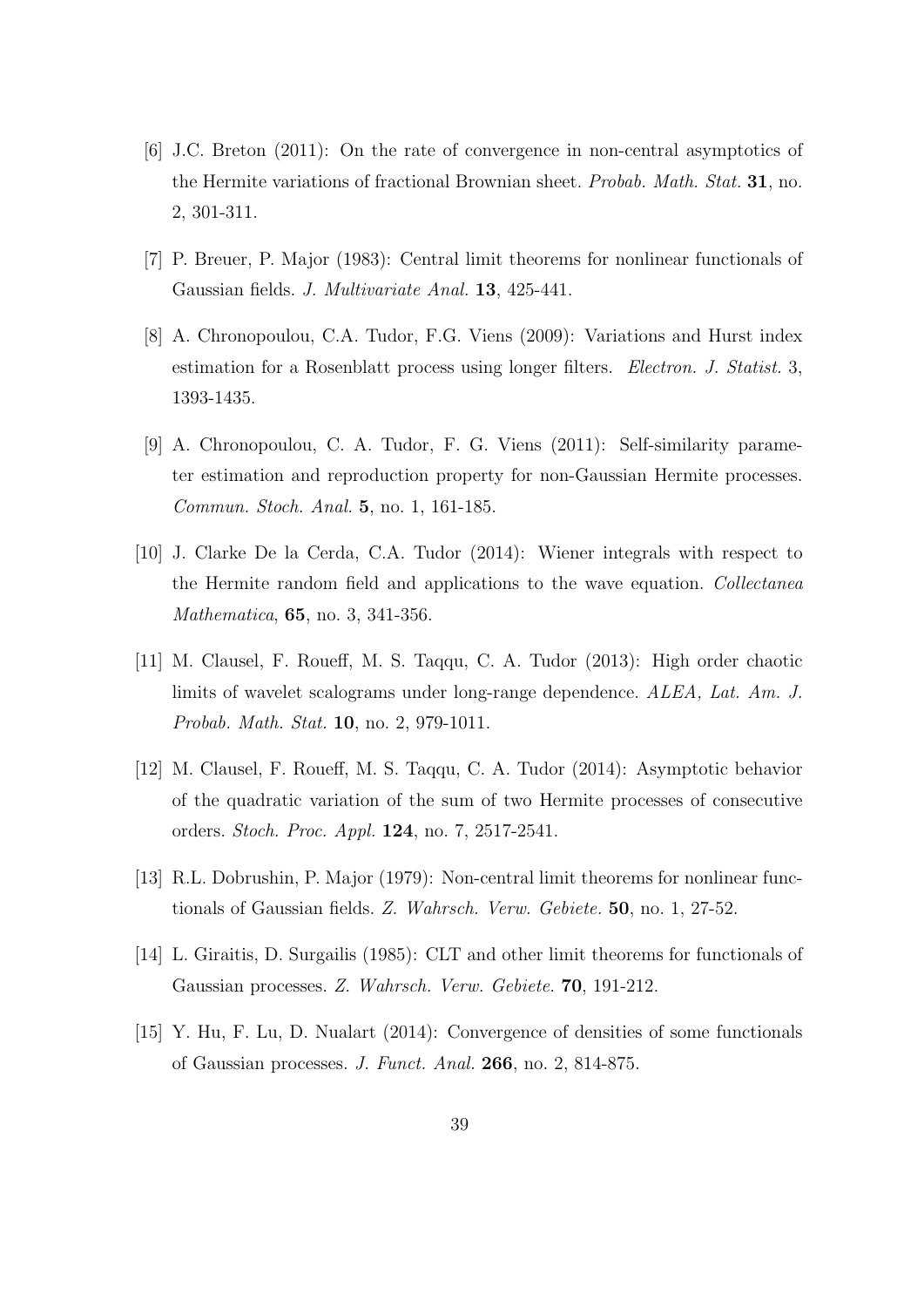[6] J.C. Breton (2011): On the rate of convergence in non-central asymptotics of the Hermite variations of fractional Brownian sheet. *Probab. Math. Stat.* **31**, no. 2, 301-311.

[7] P. Breuer, P. Major (1983): Central limit theorems for nonlinear functionals of Gaussian fields. *J. Multivariate Anal.* **13**, 425-441.

[8] A. Chronopoulou, C.A. Tudor, F.G. Viens (2009): Variations and Hurst index estimation for a Rosenblatt process using longer filters. *Electron. J. Statist.* 3, 1393-1435.

[9] A. Chronopoulou, C. A. Tudor, F. G. Viens (2011): Self-similarity parameter estimation and reproduction property for non-Gaussian Hermite processes. *Commun. Stoch. Anal.* **5**, no. 1, 161-185.

[10] J. Clarke De la Cerda, C.A. Tudor (2014): Wiener integrals with respect to the Hermite random field and applications to the wave equation. *Collectanea Mathematica*, **65**, no. 3, 341-356.

[11] M. Clausel, F. Roueff, M. S. Taqqu, C. A. Tudor (2013): High order chaotic limits of wavelet scalograms under long-range dependence. *ALEA, Lat. Am. J. Probab. Math. Stat.* **10**, no. 2, 979-1011.

[12] M. Clausel, F. Roueff, M. S. Taqqu, C. A. Tudor (2014): Asymptotic behavior of the quadratic variation of the sum of two Hermite processes of consecutive orders. *Stoch. Proc. Appl.* **124**, no. 7, 2517-2541.

[13] R.L. Dobrushin, P. Major (1979): Non-central limit theorems for nonlinear functionals of Gaussian fields. *Z. Wahrsch. Verw. Gebiete.* **50**, no. 1, 27-52.

[14] L. Giraitis, D. Surgailis (1985): CLT and other limit theorems for functionals of Gaussian processes. *Z. Wahrsch. Verw. Gebiete.* **70**, 191-212.

[15] Y. Hu, F. Lu, D. Nualart (2014): Convergence of densities of some functionals of Gaussian processes. *J. Funct. Anal.* **266**, no. 2, 814-875.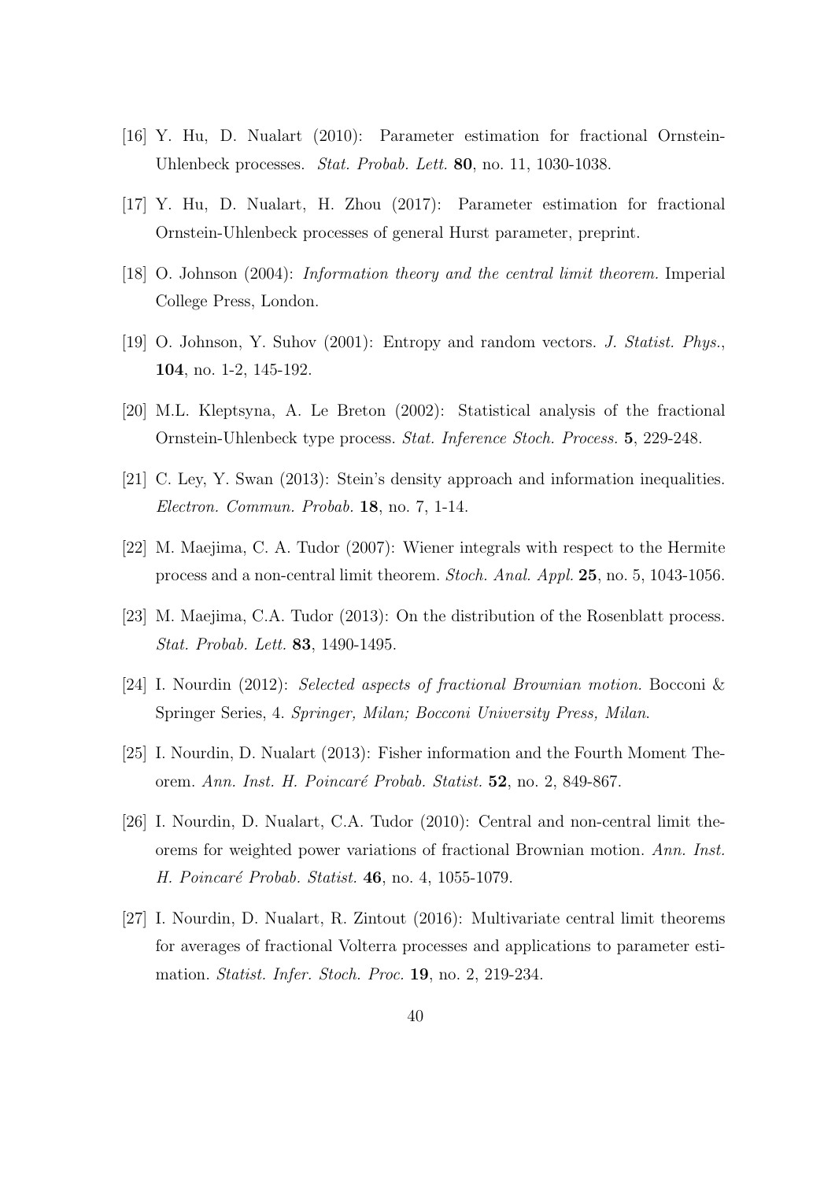[16] Y. Hu, D. Nualart (2010): Parameter estimation for fractional Ornstein-Uhlenbeck processes. *Stat. Probab. Lett.* **80**, no. 11, 1030-1038.

[17] Y. Hu, D. Nualart, H. Zhou (2017): Parameter estimation for fractional Ornstein-Uhlenbeck processes of general Hurst parameter, preprint.

[18] O. Johnson (2004): *Information theory and the central limit theorem.* Imperial College Press, London.

[19] O. Johnson, Y. Suhov (2001): Entropy and random vectors. *J. Statist. Phys.*, **104**, no. 1-2, 145-192.

[20] M.L. Kleptsyna, A. Le Breton (2002): Statistical analysis of the fractional Ornstein-Uhlenbeck type process. *Stat. Inference Stoch. Process.* **5**, 229-248.

[21] C. Ley, Y. Swan (2013): Stein's density approach and information inequalities. *Electron. Commun. Probab.* **18**, no. 7, 1-14.

[22] M. Maejima, C. A. Tudor (2007): Wiener integrals with respect to the Hermite process and a non-central limit theorem. *Stoch. Anal. Appl.* **25**, no. 5, 1043-1056.

[23] M. Maejima, C.A. Tudor (2013): On the distribution of the Rosenblatt process. *Stat. Probab. Lett.* **83**, 1490-1495.

[24] I. Nourdin (2012): *Selected aspects of fractional Brownian motion.* Bocconi & Springer Series, 4. *Springer, Milan; Bocconi University Press, Milan.*

[25] I. Nourdin, D. Nualart (2013): Fisher information and the Fourth Moment Theorem. *Ann. Inst. H. Poincaré Probab. Statist.* **52**, no. 2, 849-867.

[26] I. Nourdin, D. Nualart, C.A. Tudor (2010): Central and non-central limit theorems for weighted power variations of fractional Brownian motion. *Ann. Inst. H. Poincaré Probab. Statist.* **46**, no. 4, 1055-1079.

[27] I. Nourdin, D. Nualart, R. Zintout (2016): Multivariate central limit theorems for averages of fractional Volterra processes and applications to parameter estimation. *Statist. Infer. Stoch. Proc.* **19**, no. 2, 219-234.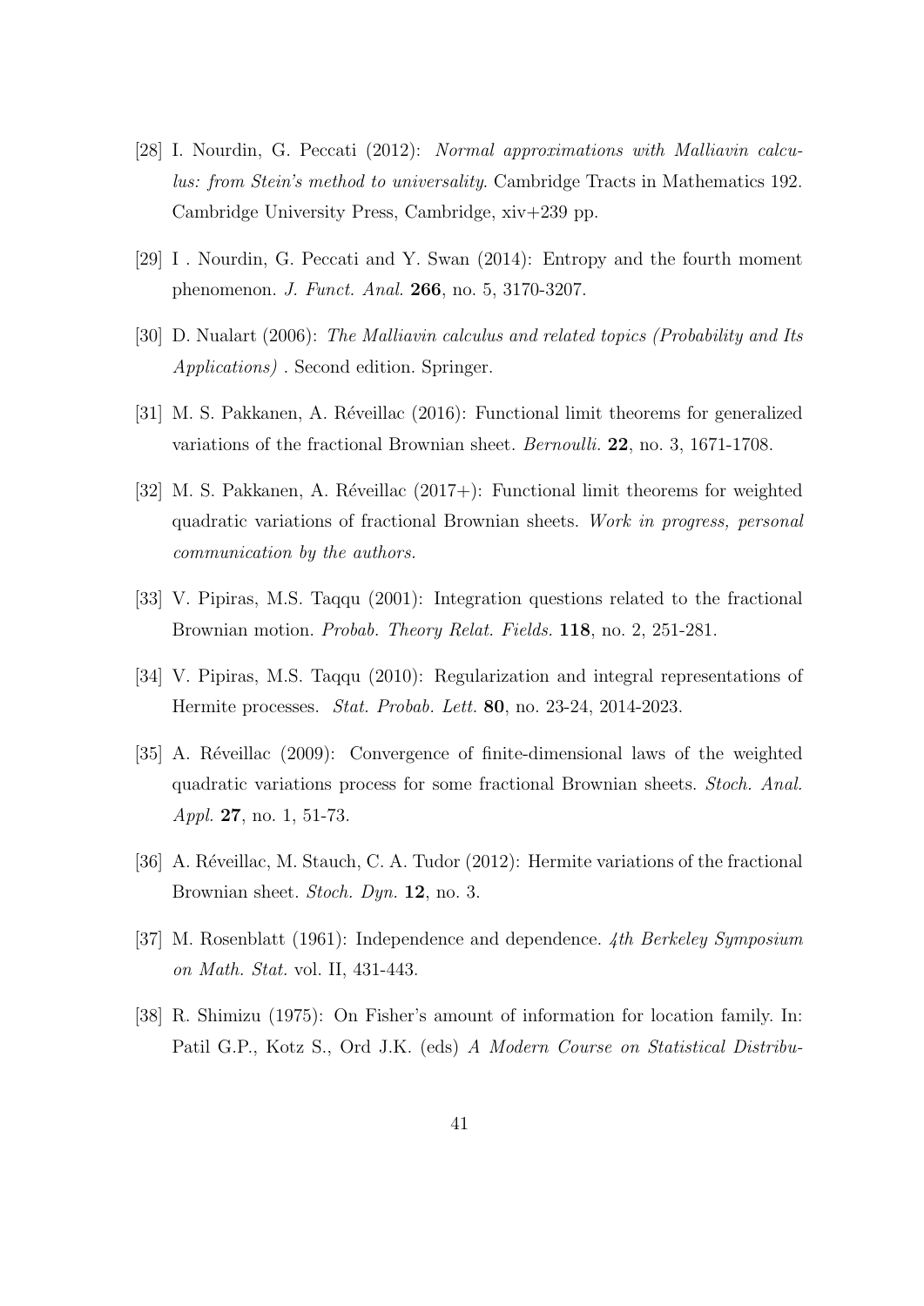[28] I. Nourdin, G. Peccati (2012): *Normal approximations with Malliavin calculus: from Stein's method to universality*. Cambridge Tracts in Mathematics 192. Cambridge University Press, Cambridge, xiv+239 pp.

[29] I . Nourdin, G. Peccati and Y. Swan (2014): Entropy and the fourth moment phenomenon. *J. Funct. Anal.* **266**, no. 5, 3170-3207.

[30] D. Nualart (2006): *The Malliavin calculus and related topics (Probability and Its Applications)* . Second edition. Springer.

[31] M. S. Pakkanen, A. Réveillac (2016): Functional limit theorems for generalized variations of the fractional Brownian sheet. *Bernoulli.* **22**, no. 3, 1671-1708.

[32] M. S. Pakkanen, A. Réveillac (2017+): Functional limit theorems for weighted quadratic variations of fractional Brownian sheets. *Work in progress, personal communication by the authors.*

[33] V. Pipiras, M.S. Taqqu (2001): Integration questions related to the fractional Brownian motion. *Probab. Theory Relat. Fields.* **118**, no. 2, 251-281.

[34] V. Pipiras, M.S. Taqqu (2010): Regularization and integral representations of Hermite processes. *Stat. Probab. Lett.* **80**, no. 23-24, 2014-2023.

[35] A. Réveillac (2009): Convergence of finite-dimensional laws of the weighted quadratic variations process for some fractional Brownian sheets. *Stoch. Anal. Appl.* **27**, no. 1, 51-73.

[36] A. Réveillac, M. Stauch, C. A. Tudor (2012): Hermite variations of the fractional Brownian sheet. *Stoch. Dyn.* **12**, no. 3.

[37] M. Rosenblatt (1961): Independence and dependence. *4th Berkeley Symposium on Math. Stat.* vol. II, 431-443.

[38] R. Shimizu (1975): On Fisher's amount of information for location family. In: Patil G.P., Kotz S., Ord J.K. (eds) *A Modern Course on Statistical Distribu-*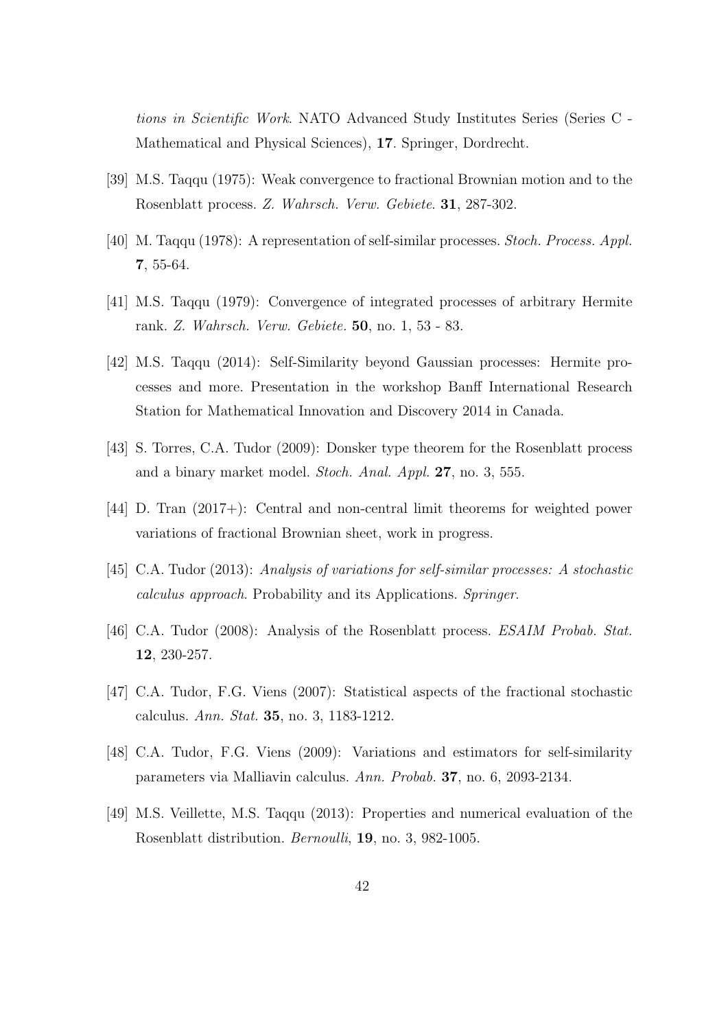*tions in Scientific Work*. NATO Advanced Study Institutes Series (Series C - Mathematical and Physical Sciences), **17**. Springer, Dordrecht.

[39] M.S. Taqqu (1975): Weak convergence to fractional Brownian motion and to the Rosenblatt process. *Z. Wahrsch. Verw. Gebiete*. **31**, 287-302.

[40] M. Taqqu (1978): A representation of self-similar processes. *Stoch. Process. Appl.* **7**, 55-64.

[41] M.S. Taqqu (1979): Convergence of integrated processes of arbitrary Hermite rank. *Z. Wahrsch. Verw. Gebiete.* **50**, no. 1, 53 - 83.

[42] M.S. Taqqu (2014): Self-Similarity beyond Gaussian processes: Hermite processes and more. Presentation in the workshop Banff International Research Station for Mathematical Innovation and Discovery 2014 in Canada.

[43] S. Torres, C.A. Tudor (2009): Donsker type theorem for the Rosenblatt process and a binary market model. *Stoch. Anal. Appl.* **27**, no. 3, 555.

[44] D. Tran (2017+): Central and non-central limit theorems for weighted power variations of fractional Brownian sheet, work in progress.

[45] C.A. Tudor (2013): *Analysis of variations for self-similar processes: A stochastic calculus approach*. Probability and its Applications. *Springer*.

[46] C.A. Tudor (2008): Analysis of the Rosenblatt process. *ESAIM Probab. Stat.* **12**, 230-257.

[47] C.A. Tudor, F.G. Viens (2007): Statistical aspects of the fractional stochastic calculus. *Ann. Stat.* **35**, no. 3, 1183-1212.

[48] C.A. Tudor, F.G. Viens (2009): Variations and estimators for self-similarity parameters via Malliavin calculus. *Ann. Probab.* **37**, no. 6, 2093-2134.

[49] M.S. Veillette, M.S. Taqqu (2013): Properties and numerical evaluation of the Rosenblatt distribution. *Bernoulli*, **19**, no. 3, 982-1005.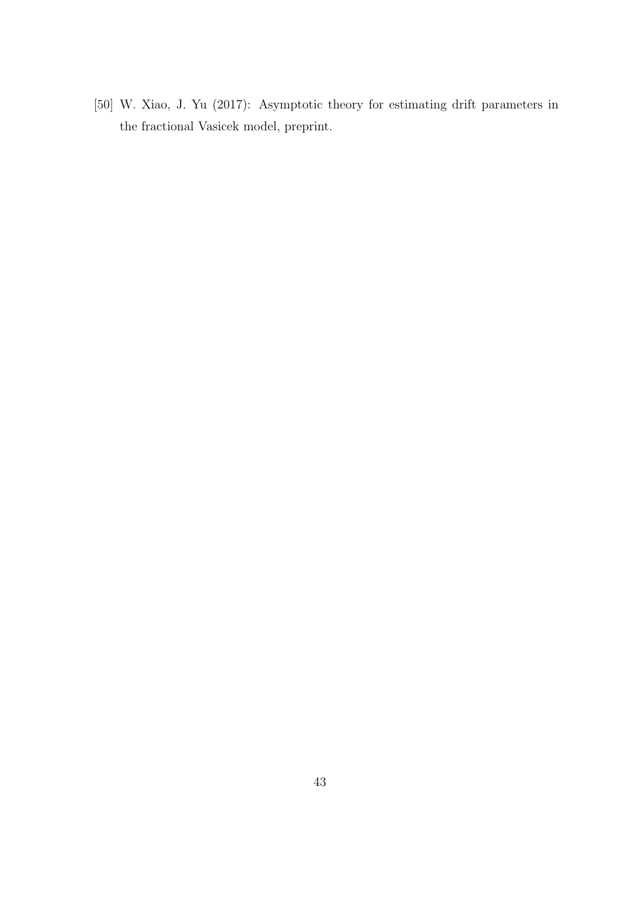[50] W. Xiao, J. Yu (2017): Asymptotic theory for estimating drift parameters in the fractional Vasicek model, preprint.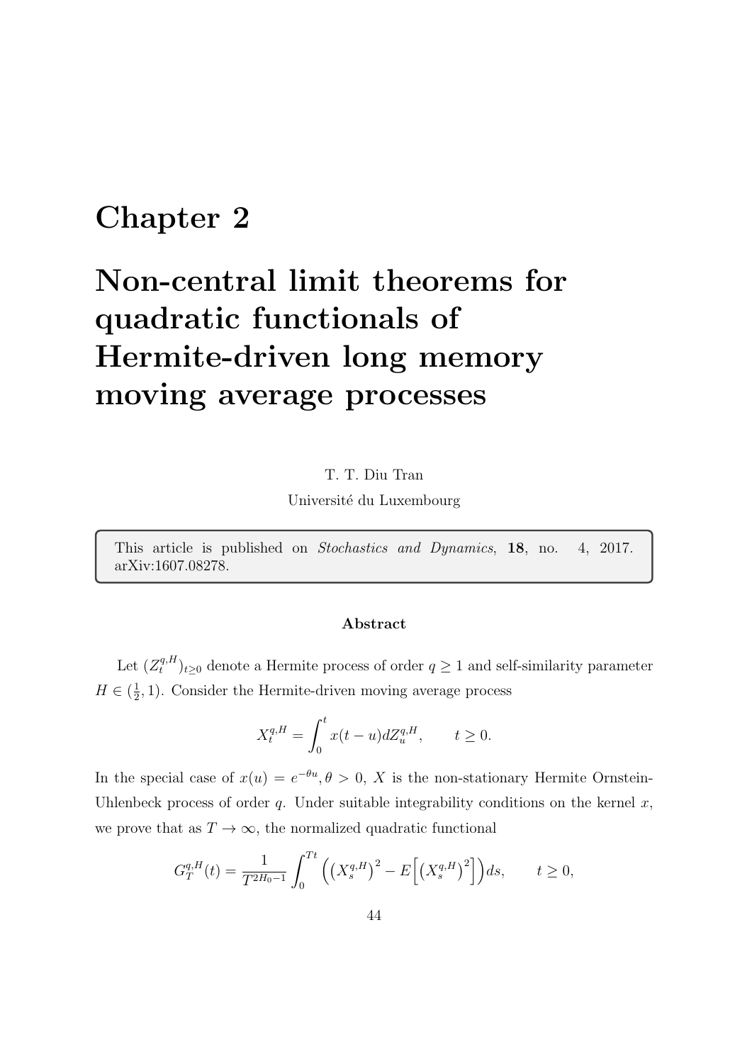# Chapter 2

# Non-central limit theorems for quadratic functionals of Hermite-driven long memory moving average processes

T. T. Diu Tran

Université du Luxembourg

This article is published on *Stochastics and Dynamics*, **18**, no. 4, 2017. arXiv:1607.08278.

### Abstract

Let $(Z_t^{q,H})_{t\geq 0}$ denote a Hermite process of order $q \geq 1$ and self-similarity parameter $H \in (\frac{1}{2}, 1)$. Consider the Hermite-driven moving average process

$$X_t^{q,H} = \int_0^t x(t-u) dZ_u^{q,H}, \qquad t \geq 0.$$

In the special case of $x(u) = e^{-\theta u}, \theta > 0$, $X$ is the non-stationary Hermite Ornstein-Uhlenbeck process of order $q$. Under suitable integrability conditions on the kernel $x$, we prove that as $T \to \infty$, the normalized quadratic functional

$$G_T^{q,H}(t) = \frac{1}{T^{2H_0-1}} \int_0^{Tt} \Big( \big(X_s^{q,H}\big)^2 - E\Big[\big(X_s^{q,H}\big)^2\Big] \Big) ds, \qquad t \geq 0,$$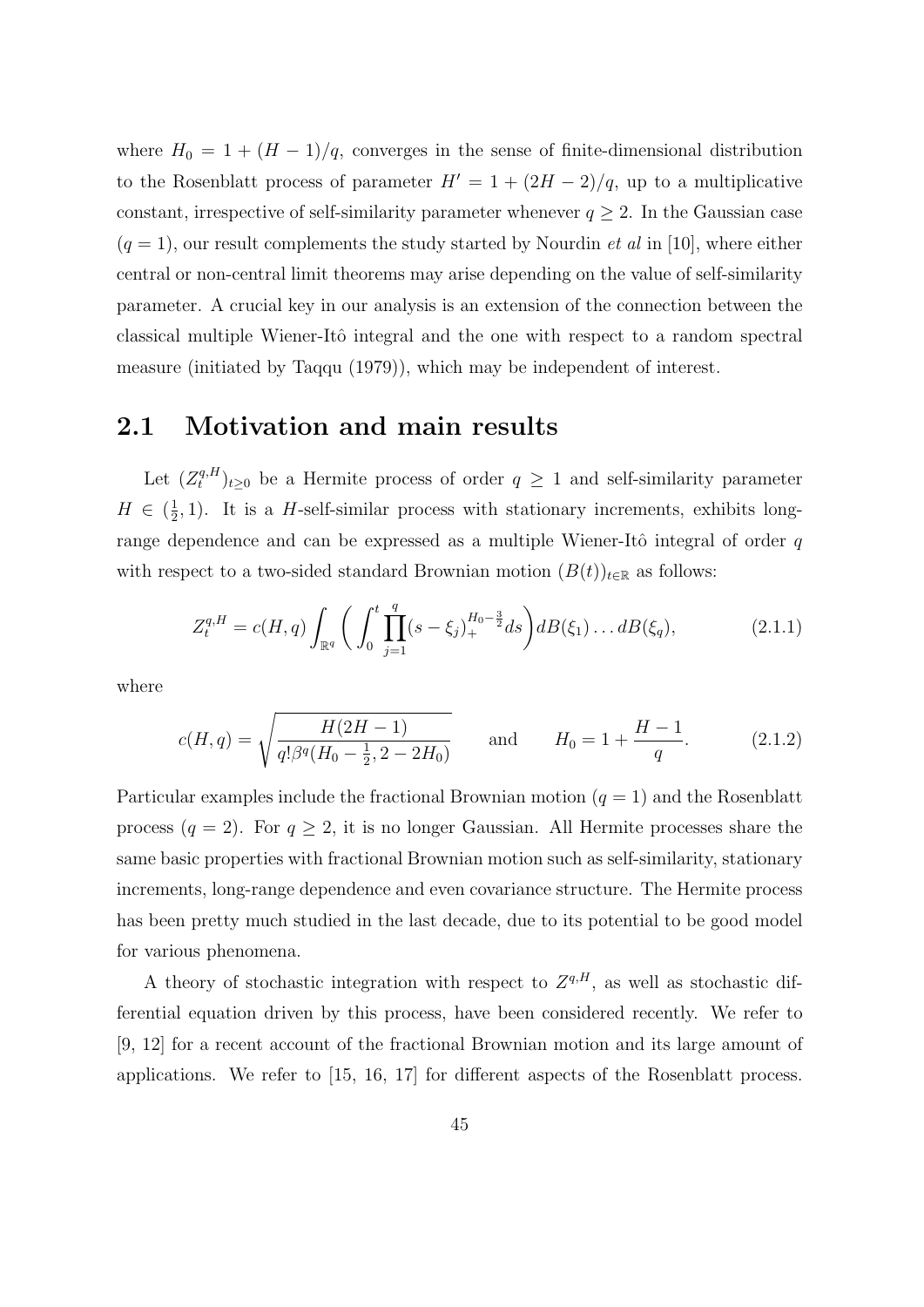where $H_0 = 1 + (H-1)/q$, converges in the sense of finite-dimensional distribution to the Rosenblatt process of parameter $H' = 1 + (2H-2)/q$, up to a multiplicative constant, irrespective of self-similarity parameter whenever $q \geq 2$. In the Gaussian case ($q = 1$), our result complements the study started by Nourdin *et al* in [10], where either central or non-central limit theorems may arise depending on the value of self-similarity parameter. A crucial key in our analysis is an extension of the connection between the classical multiple Wiener-Itô integral and the one with respect to a random spectral measure (initiated by Taqqu (1979)), which may be independent of interest.

## 2.1 Motivation and main results

Let $(Z_t^{q,H})_{t\geq 0}$ be a Hermite process of order $q \geq 1$ and self-similarity parameter $H \in (\frac{1}{2}, 1)$. It is a $H$-self-similar process with stationary increments, exhibits long-range dependence and can be expressed as a multiple Wiener-Itô integral of order $q$ with respect to a two-sided standard Brownian motion $(B(t))_{t\in\mathbb{R}}$ as follows:

$$Z_t^{q,H} = c(H,q) \int_{\mathbb{R}^q} \left( \int_0^t \prod_{j=1}^{q} (s-\xi_j)_+^{H_0 - \frac{3}{2}} ds \right) dB(\xi_1) \dots dB(\xi_q), \tag{2.1.1}$$

where

$$c(H,q) = \sqrt{\frac{H(2H-1)}{q!\beta^q(H_0 - \frac{1}{2}, 2 - 2H_0)}} \qquad \text{and} \qquad H_0 = 1 + \frac{H-1}{q}. \tag{2.1.2}$$

Particular examples include the fractional Brownian motion ($q = 1$) and the Rosenblatt process ($q = 2$). For $q \geq 2$, it is no longer Gaussian. All Hermite processes share the same basic properties with fractional Brownian motion such as self-similarity, stationary increments, long-range dependence and even covariance structure. The Hermite process has been pretty much studied in the last decade, due to its potential to be good model for various phenomena.

A theory of stochastic integration with respect to $Z^{q,H}$, as well as stochastic differential equation driven by this process, have been considered recently. We refer to [9, 12] for a recent account of the fractional Brownian motion and its large amount of applications. We refer to [15, 16, 17] for different aspects of the Rosenblatt process.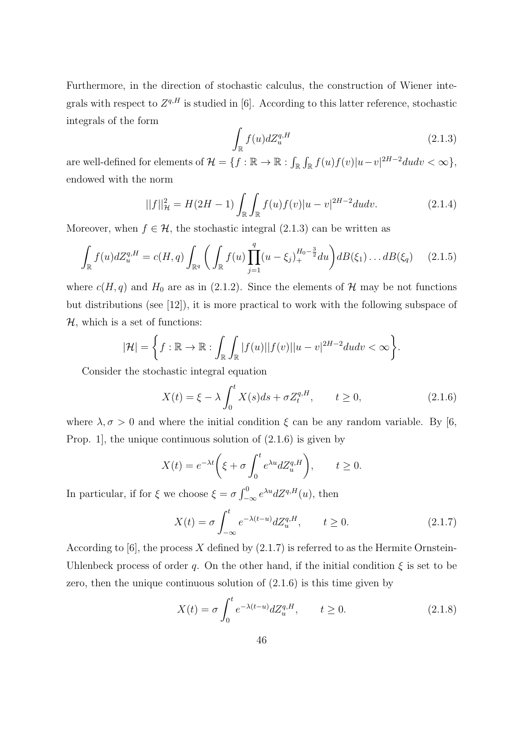Furthermore, in the direction of stochastic calculus, the construction of Wiener integrals with respect to $Z^{q,H}$ is studied in [6]. According to this latter reference, stochastic integrals of the form

$$\int_{\mathbb{R}} f(u) dZ_u^{q,H} \tag{2.1.3}$$

are well-defined for elements of $\mathcal{H} = \{f : \mathbb{R} \to \mathbb{R} : \int_{\mathbb{R}} \int_{\mathbb{R}} f(u)f(v)|u-v|^{2H-2} du dv < \infty\}$, endowed with the norm

$$||f||_{\mathcal{H}}^2 = H(2H-1) \int_{\mathbb{R}} \int_{\mathbb{R}} f(u)f(v)|u-v|^{2H-2} du dv. \tag{2.1.4}$$

Moreover, when $f \in \mathcal{H}$, the stochastic integral (2.1.3) can be written as

$$\int_{\mathbb{R}} f(u) dZ_u^{q,H} = c(H,q) \int_{\mathbb{R}^q} \left( \int_{\mathbb{R}} f(u) \prod_{j=1}^{q} (u - \xi_j)_+^{H_0 - \frac{3}{2}} du \right) dB(\xi_1) \dots dB(\xi_q) \tag{2.1.5}$$

where $c(H,q)$ and $H_0$ are as in (2.1.2). Since the elements of $\mathcal{H}$ may be not functions but distributions (see [12]), it is more practical to work with the following subspace of $\mathcal{H}$, which is a set of functions:

$$|\mathcal{H}| = \left\{ f : \mathbb{R} \to \mathbb{R} : \int_{\mathbb{R}} \int_{\mathbb{R}} |f(u)||f(v)||u-v|^{2H-2} du dv < \infty \right\}.$$

Consider the stochastic integral equation

$$X(t) = \xi - \lambda \int_0^t X(s) ds + \sigma Z_t^{q,H}, \qquad t \geq 0, \tag{2.1.6}$$

where $\lambda, \sigma > 0$ and where the initial condition $\xi$ can be any random variable. By [6, Prop. 1], the unique continuous solution of (2.1.6) is given by

$$X(t) = e^{-\lambda t} \left( \xi + \sigma \int_0^t e^{\lambda u} dZ_u^{q,H} \right), \qquad t \geq 0.$$

In particular, if for $\xi$ we choose $\xi = \sigma \int_{-\infty}^0 e^{\lambda u} dZ^{q,H}(u)$, then

$$X(t) = \sigma \int_{-\infty}^t e^{-\lambda(t-u)} dZ_u^{q,H}, \qquad t \geq 0. \tag{2.1.7}$$

According to [6], the process $X$ defined by (2.1.7) is referred to as the Hermite Ornstein-Uhlenbeck process of order $q$. On the other hand, if the initial condition $\xi$ is set to be zero, then the unique continuous solution of (2.1.6) is this time given by

$$X(t) = \sigma \int_0^t e^{-\lambda(t-u)} dZ_u^{q,H}, \qquad t \geq 0. \tag{2.1.8}$$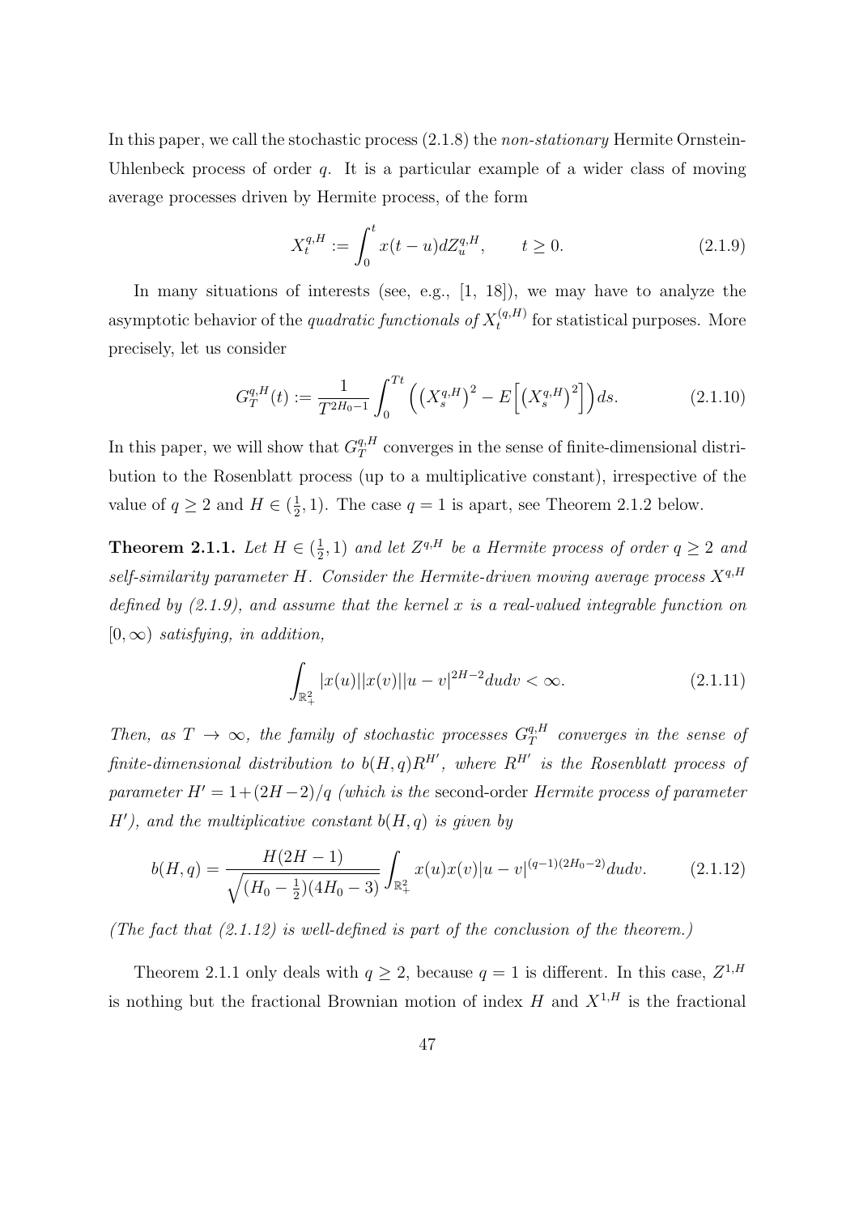In this paper, we call the stochastic process (2.1.8) the *non-stationary* Hermite Ornstein-Uhlenbeck process of order $q$. It is a particular example of a wider class of moving average processes driven by Hermite process, of the form

$$X_t^{q,H} := \int_0^t x(t-u)dZ_u^{q,H}, \qquad t \geq 0. \tag{2.1.9}$$

In many situations of interests (see, e.g., [1, 18]), we may have to analyze the asymptotic behavior of the *quadratic functionals of* $X_t^{(q,H)}$ for statistical purposes. More precisely, let us consider

$$G_T^{q,H}(t) := \frac{1}{T^{2H_0-1}} \int_0^{Tt} \left( \left(X_s^{q,H}\right)^2 - E\left[ \left(X_s^{q,H}\right)^2 \right] \right) ds. \tag{2.1.10}$$

In this paper, we will show that $G_T^{q,H}$ converges in the sense of finite-dimensional distribution to the Rosenblatt process (up to a multiplicative constant), irrespective of the value of $q \geq 2$ and $H \in (\frac{1}{2}, 1)$. The case $q = 1$ is apart, see Theorem 2.1.2 below.

**Theorem 2.1.1.** *Let $H \in (\frac{1}{2}, 1)$ and let $Z^{q,H}$ be a Hermite process of order $q \geq 2$ and self-similarity parameter $H$. Consider the Hermite-driven moving average process $X^{q,H}$ defined by (2.1.9), and assume that the kernel $x$ is a real-valued integrable function on $[0, \infty)$ satisfying, in addition,*

$$\int_{\mathbb{R}_+^2} |x(u)||x(v)||u-v|^{2H-2} dudv < \infty. \tag{2.1.11}$$

*Then, as $T \to \infty$, the family of stochastic processes $G_T^{q,H}$ converges in the sense of finite-dimensional distribution to $b(H,q)R^{H'}$, where $R^{H'}$ is the Rosenblatt process of parameter $H' = 1 + (2H-2)/q$ (which is the* second-order *Hermite process of parameter $H'$), and the multiplicative constant $b(H,q)$ is given by*

$$b(H,q) = \frac{H(2H-1)}{\sqrt{(H_0 - \frac{1}{2})(4H_0 - 3)}} \int_{\mathbb{R}_+^2} x(u)x(v)|u-v|^{(q-1)(2H_0-2)} dudv. \tag{2.1.12}$$

*(The fact that (2.1.12) is well-defined is part of the conclusion of the theorem.)*

Theorem 2.1.1 only deals with $q \geq 2$, because $q = 1$ is different. In this case, $Z^{1,H}$ is nothing but the fractional Brownian motion of index $H$ and $X^{1,H}$ is the fractional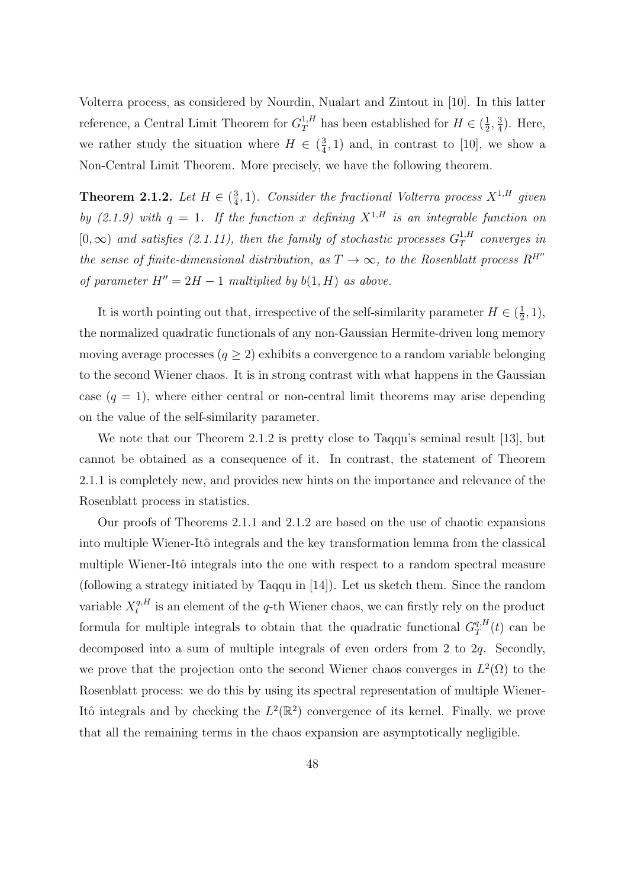Volterra process, as considered by Nourdin, Nualart and Zintout in [10]. In this latter reference, a Central Limit Theorem for $G_T^{1,H}$ has been established for $H \in (\frac{1}{2}, \frac{3}{4})$. Here, we rather study the situation where $H \in (\frac{3}{4}, 1)$ and, in contrast to [10], we show a Non-Central Limit Theorem. More precisely, we have the following theorem.

**Theorem 2.1.2.** *Let $H \in (\frac{3}{4}, 1)$. Consider the fractional Volterra process $X^{1,H}$ given by (2.1.9) with $q = 1$. If the function $x$ defining $X^{1,H}$ is an integrable function on $[0, \infty)$ and satisfies (2.1.11), then the family of stochastic processes $G_T^{1,H}$ converges in the sense of finite-dimensional distribution, as $T \to \infty$, to the Rosenblatt process $R^{H''}$ of parameter $H'' = 2H - 1$ multiplied by $b(1, H)$ as above.*

It is worth pointing out that, irrespective of the self-similarity parameter $H \in (\frac{1}{2}, 1)$, the normalized quadratic functionals of any non-Gaussian Hermite-driven long memory moving average processes ($q \geq 2$) exhibits a convergence to a random variable belonging to the second Wiener chaos. It is in strong contrast with what happens in the Gaussian case ($q = 1$), where either central or non-central limit theorems may arise depending on the value of the self-similarity parameter.

We note that our Theorem 2.1.2 is pretty close to Taqqu's seminal result [13], but cannot be obtained as a consequence of it. In contrast, the statement of Theorem 2.1.1 is completely new, and provides new hints on the importance and relevance of the Rosenblatt process in statistics.

Our proofs of Theorems 2.1.1 and 2.1.2 are based on the use of chaotic expansions into multiple Wiener-Itô integrals and the key transformation lemma from the classical multiple Wiener-Itô integrals into the one with respect to a random spectral measure (following a strategy initiated by Taqqu in [14]). Let us sketch them. Since the random variable $X_t^{q,H}$ is an element of the $q$-th Wiener chaos, we can firstly rely on the product formula for multiple integrals to obtain that the quadratic functional $G_T^{q,H}(t)$ can be decomposed into a sum of multiple integrals of even orders from 2 to $2q$. Secondly, we prove that the projection onto the second Wiener chaos converges in $L^2(\Omega)$ to the Rosenblatt process: we do this by using its spectral representation of multiple Wiener-Itô integrals and by checking the $L^2(\mathbb{R}^2)$ convergence of its kernel. Finally, we prove that all the remaining terms in the chaos expansion are asymptotically negligible.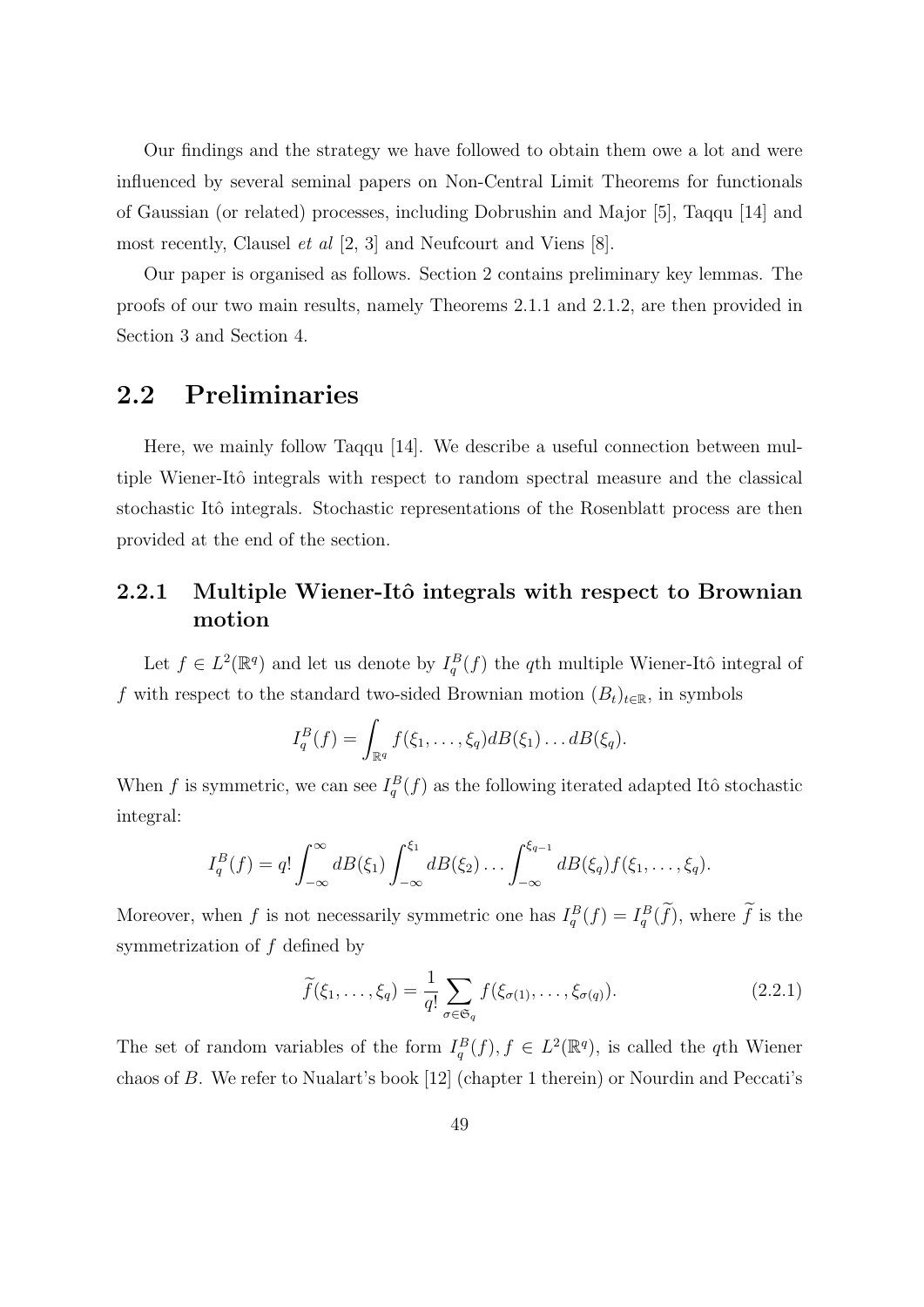Our findings and the strategy we have followed to obtain them owe a lot and were influenced by several seminal papers on Non-Central Limit Theorems for functionals of Gaussian (or related) processes, including Dobrushin and Major [5], Taqqu [14] and most recently, Clausel *et al* [2, 3] and Neufcourt and Viens [8].

Our paper is organised as follows. Section 2 contains preliminary key lemmas. The proofs of our two main results, namely Theorems 2.1.1 and 2.1.2, are then provided in Section 3 and Section 4.

## 2.2 Preliminaries

Here, we mainly follow Taqqu [14]. We describe a useful connection between multiple Wiener-Itô integrals with respect to random spectral measure and the classical stochastic Itô integrals. Stochastic representations of the Rosenblatt process are then provided at the end of the section.

### 2.2.1 Multiple Wiener-Itô integrals with respect to Brownian motion

Let $f \in L^2(\mathbb{R}^q)$ and let us denote by $I_q^B(f)$ the $q$th multiple Wiener-Itô integral of $f$ with respect to the standard two-sided Brownian motion $(B_t)_{t\in\mathbb{R}}$, in symbols

$$I_q^B(f) = \int_{\mathbb{R}^q} f(\xi_1, \dots, \xi_q) dB(\xi_1) \dots dB(\xi_q).$$

When $f$ is symmetric, we can see $I_q^B(f)$ as the following iterated adapted Itô stochastic integral:

$$I_q^B(f) = q! \int_{-\infty}^{\infty} dB(\xi_1) \int_{-\infty}^{\xi_1} dB(\xi_2) \dots \int_{-\infty}^{\xi_{q-1}} dB(\xi_q) f(\xi_1, \dots, \xi_q).$$

Moreover, when $f$ is not necessarily symmetric one has $I_q^B(f) = I_q^B(\widetilde{f})$, where $\widetilde{f}$ is the symmetrization of $f$ defined by

$$\widetilde{f}(\xi_1, \dots, \xi_q) = \frac{1}{q!} \sum_{\sigma \in \mathfrak{S}_q} f(\xi_{\sigma(1)}, \dots, \xi_{\sigma(q)}). \tag{2.2.1}$$

The set of random variables of the form $I_q^B(f), f \in L^2(\mathbb{R}^q)$, is called the $q$th Wiener chaos of $B$. We refer to Nualart's book [12] (chapter 1 therein) or Nourdin and Peccati's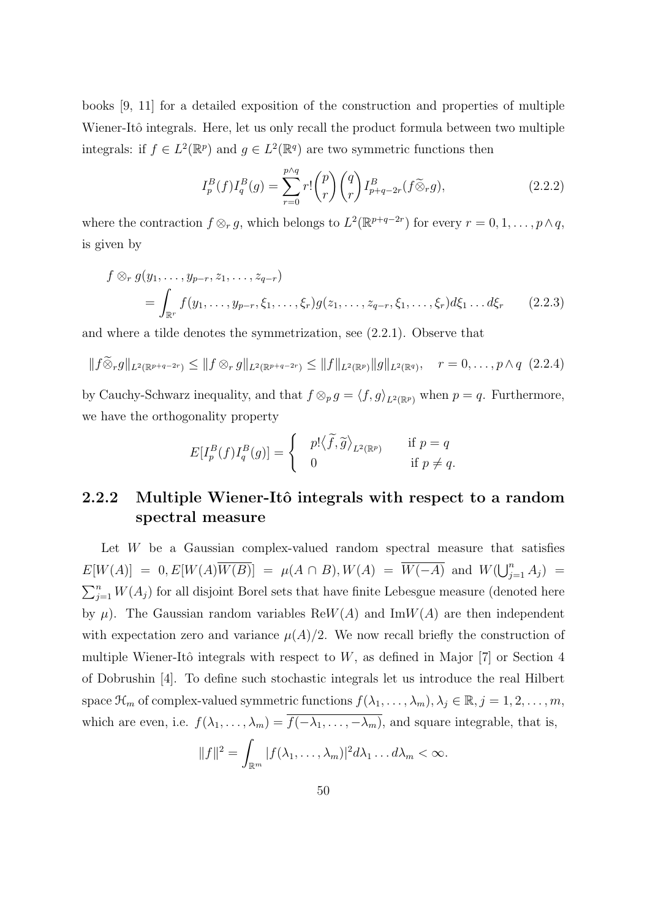books [9, 11] for a detailed exposition of the construction and properties of multiple Wiener-Itô integrals. Here, let us only recall the product formula between two multiple integrals: if $f \in L^2(\mathbb{R}^p)$ and $g \in L^2(\mathbb{R}^q)$ are two symmetric functions then

$$I_p^B(f) I_q^B(g) = \sum_{r=0}^{p\wedge q} r! \binom{p}{r} \binom{q}{r} I_{p+q-2r}^B(f \widetilde{\otimes}_r g), \tag{2.2.2}$$

where the contraction $f \otimes_r g$, which belongs to $L^2(\mathbb{R}^{p+q-2r})$ for every $r = 0, 1, \ldots, p \wedge q$, is given by

$$\begin{aligned} f \otimes_r g(y_1, \ldots, y_{p-r}, z_1, \ldots, z_{q-r}) \\ = \int_{\mathbb{R}^r} f(y_1, \ldots, y_{p-r}, \xi_1, \ldots, \xi_r) g(z_1, \ldots, z_{q-r}, \xi_1, \ldots, \xi_r) d\xi_1 \ldots d\xi_r \end{aligned} \tag{2.2.3}$$

and where a tilde denotes the symmetrization, see (2.2.1). Observe that

$$\|f \widetilde{\otimes}_r g\|_{L^2(\mathbb{R}^{p+q-2r})} \leq \|f \otimes_r g\|_{L^2(\mathbb{R}^{p+q-2r})} \leq \|f\|_{L^2(\mathbb{R}^p)} \|g\|_{L^2(\mathbb{R}^q)}, \quad r = 0, \ldots, p \wedge q \tag{2.2.4}$$

by Cauchy-Schwarz inequality, and that $f \otimes_p g = \langle f, g \rangle_{L^2(\mathbb{R}^p)}$ when $p = q$. Furthermore, we have the orthogonality property

$$E[I_p^B(f) I_q^B(g)] = \begin{cases} p! \langle \widetilde{f}, \widetilde{g} \rangle_{L^2(\mathbb{R}^p)} & \text{if } p = q \\ 0 & \text{if } p \neq q. \end{cases}$$

### 2.2.2 Multiple Wiener-Itô integrals with respect to a random spectral measure

Let $W$ be a Gaussian complex-valued random spectral measure that satisfies $E[W(A)] = 0, E[W(A)\overline{W(B)}] = \mu(A \cap B), W(A) = \overline{W(-A)}$ and $W(\bigcup_{j=1}^n A_j) = \sum_{j=1}^n W(A_j)$ for all disjoint Borel sets that have finite Lebesgue measure (denoted here by $\mu$). The Gaussian random variables $\text{Re}W(A)$ and $\text{Im}W(A)$ are then independent with expectation zero and variance $\mu(A)/2$. We now recall briefly the construction of multiple Wiener-Itô integrals with respect to $W$, as defined in Major [7] or Section 4 of Dobrushin [4]. To define such stochastic integrals let us introduce the real Hilbert space $\mathcal{H}_m$ of complex-valued symmetric functions $f(\lambda_1, \ldots, \lambda_m), \lambda_j \in \mathbb{R}, j = 1, 2, \ldots, m$, which are even, i.e. $f(\lambda_1, \ldots, \lambda_m) = \overline{f(-\lambda_1, \ldots, -\lambda_m)}$, and square integrable, that is,

$$\|f\|^2 = \int_{\mathbb{R}^m} |f(\lambda_1, \ldots, \lambda_m)|^2 d\lambda_1 \ldots d\lambda_m < \infty.$$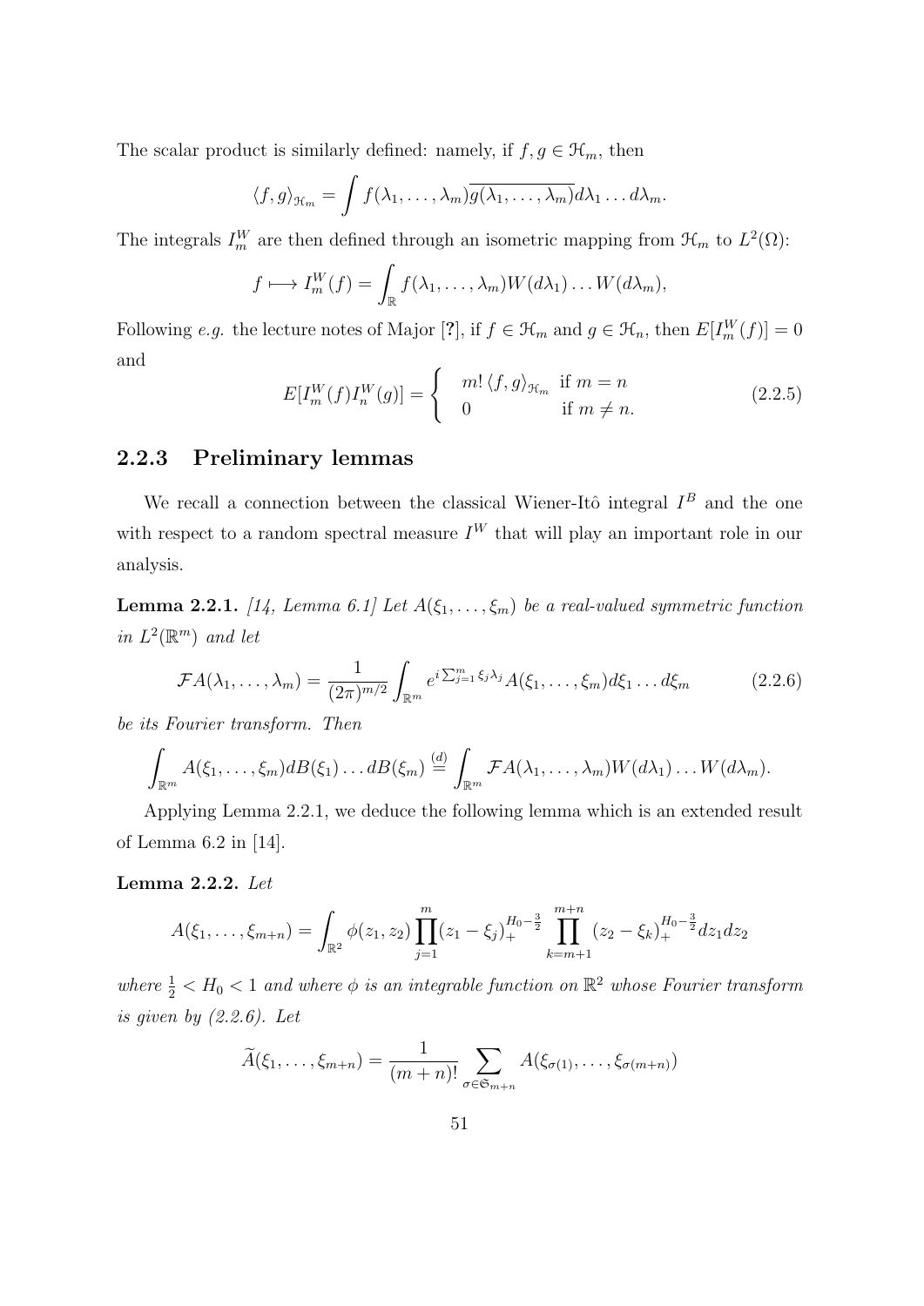The scalar product is similarly defined: namely, if $f, g \in \mathcal{H}_m$, then

$$\langle f, g \rangle_{\mathcal{H}_m} = \int f(\lambda_1, \ldots, \lambda_m)\overline{g(\lambda_1, \ldots, \lambda_m)} d\lambda_1 \ldots d\lambda_m.$$

The integrals $I_m^W$ are then defined through an isometric mapping from $\mathcal{H}_m$ to $L^2(\Omega)$:

$$f \longmapsto I_m^W(f) = \int_{\mathbb{R}} f(\lambda_1, \ldots, \lambda_m) W(d\lambda_1) \ldots W(d\lambda_m),$$

Following *e.g.* the lecture notes of Major [?], if $f \in \mathcal{H}_m$ and $g \in \mathcal{H}_n$, then $E[I_m^W(f)] = 0$ and

$$E[I_m^W(f) I_n^W(g)] = \begin{cases} m! \langle f, g \rangle_{\mathcal{H}_m} & \text{if } m = n \\ 0 & \text{if } m \neq n. \end{cases} \tag{2.2.5}$$

### 2.2.3 Preliminary lemmas

We recall a connection between the classical Wiener-Itô integral $I^B$ and the one with respect to a random spectral measure $I^W$ that will play an important role in our analysis.

**Lemma 2.2.1.** *[14, Lemma 6.1] Let $A(\xi_1, \ldots, \xi_m)$ be a real-valued symmetric function in $L^2(\mathbb{R}^m)$ and let*

$$\mathcal{F}A(\lambda_1, \ldots, \lambda_m) = \frac{1}{(2\pi)^{m/2}} \int_{\mathbb{R}^m} e^{i \sum_{j=1}^m \xi_j \lambda_j} A(\xi_1, \ldots, \xi_m) d\xi_1 \ldots d\xi_m \tag{2.2.6}$$

*be its Fourier transform. Then*

$$\int_{\mathbb{R}^m} A(\xi_1, \ldots, \xi_m) dB(\xi_1) \ldots dB(\xi_m) \overset{(d)}{=} \int_{\mathbb{R}^m} \mathcal{F}A(\lambda_1, \ldots, \lambda_m) W(d\lambda_1) \ldots W(d\lambda_m).$$

Applying Lemma 2.2.1, we deduce the following lemma which is an extended result of Lemma 6.2 in [14].

**Lemma 2.2.2.** *Let*

$$A(\xi_1, \ldots, \xi_{m+n}) = \int_{\mathbb{R}^2} \phi(z_1, z_2) \prod_{j=1}^{m} (z_1 - \xi_j)_+^{H_0 - \frac{3}{2}} \prod_{k=m+1}^{m+n} (z_2 - \xi_k)_+^{H_0 - \frac{3}{2}} dz_1 dz_2$$

*where $\frac{1}{2} < H_0 < 1$ and where $\phi$ is an integrable function on $\mathbb{R}^2$ whose Fourier transform is given by (2.2.6). Let*

$$\widetilde{A}(\xi_1, \ldots, \xi_{m+n}) = \frac{1}{(m+n)!} \sum_{\sigma \in \mathfrak{S}_{m+n}} A(\xi_{\sigma(1)}, \ldots, \xi_{\sigma(m+n)})$$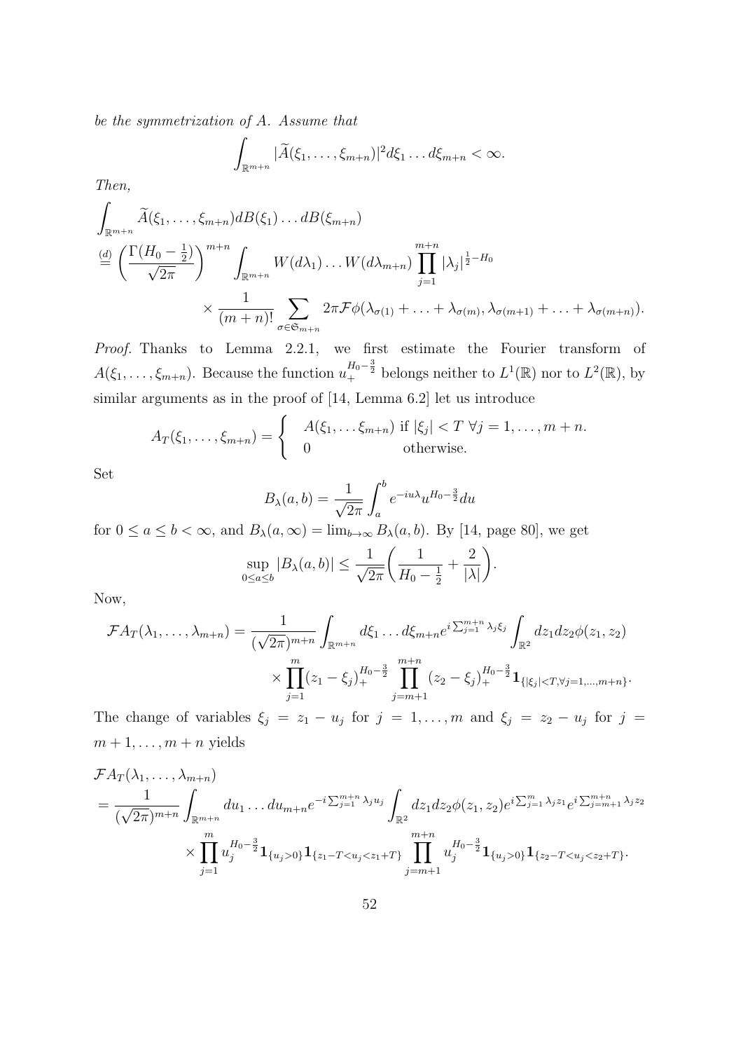*be the symmetrization of A. Assume that*

$$\int_{\mathbb{R}^{m+n}} |\widetilde{A}(\xi_1, \ldots, \xi_{m+n})|^2 d\xi_1 \ldots d\xi_{m+n} < \infty.$$

*Then,*

$$\int_{\mathbb{R}^{m+n}} \widetilde{A}(\xi_1, \ldots, \xi_{m+n}) dB(\xi_1) \ldots dB(\xi_{m+n})$$
$$\stackrel{(d)}{=} \left( \frac{\Gamma(H_0 - \frac{1}{2})}{\sqrt{2\pi}} \right)^{m+n} \int_{\mathbb{R}^{m+n}} W(d\lambda_1) \ldots W(d\lambda_{m+n}) \prod_{j=1}^{m+n} |\lambda_j|^{\frac{1}{2} - H_0}$$
$$\times \frac{1}{(m+n)!} \sum_{\sigma \in \mathfrak{S}_{m+n}} 2\pi \mathcal{F}\phi(\lambda_{\sigma(1)} + \ldots + \lambda_{\sigma(m)}, \lambda_{\sigma(m+1)} + \ldots + \lambda_{\sigma(m+n)}).$$

*Proof.* Thanks to Lemma 2.2.1, we first estimate the Fourier transform of $A(\xi_1, \ldots, \xi_{m+n})$. Because the function $u_+^{H_0 - \frac{3}{2}}$ belongs neither to $L^1(\mathbb{R})$ nor to $L^2(\mathbb{R})$, by similar arguments as in the proof of [14, Lemma 6.2] let us introduce

$$A_T(\xi_1, \ldots, \xi_{m+n}) = \begin{cases} A(\xi_1, \ldots \xi_{m+n}) & \text{if } |\xi_j| < T \ \forall j = 1, \ldots, m+n. \\ 0 & \text{otherwise.} \end{cases}$$

Set

$$B_\lambda(a, b) = \frac{1}{\sqrt{2\pi}} \int_a^b e^{-iu\lambda} u^{H_0 - \frac{3}{2}} du$$

for $0 \le a \le b < \infty$, and $B_\lambda(a, \infty) = \lim_{b \to \infty} B_\lambda(a, b)$. By [14, page 80], we get

$$\sup_{0 \le a \le b} |B_\lambda(a, b)| \le \frac{1}{\sqrt{2\pi}} \bigg( \frac{1}{H_0 - \frac{1}{2}} + \frac{2}{|\lambda|} \bigg).$$

Now,

$$\mathcal{F}A_T(\lambda_1, \ldots, \lambda_{m+n}) = \frac{1}{(\sqrt{2\pi})^{m+n}} \int_{\mathbb{R}^{m+n}} d\xi_1 \ldots d\xi_{m+n} e^{i \sum_{j=1}^{m+n} \lambda_j \xi_j} \int_{\mathbb{R}^2} dz_1 dz_2 \phi(z_1, z_2)$$
$$\times \prod_{j=1}^{m} (z_1 - \xi_j)_+^{H_0 - \frac{3}{2}} \prod_{j=m+1}^{m+n} (z_2 - \xi_j)_+^{H_0 - \frac{3}{2}} \mathbf{1}_{\{|\xi_j| < T, \forall j = 1, \ldots, m+n\}}.$$

The change of variables $\xi_j = z_1 - u_j$ for $j = 1, \ldots, m$ and $\xi_j = z_2 - u_j$ for $j = m+1, \ldots, m+n$ yields

$$\mathcal{F}A_T(\lambda_1, \ldots, \lambda_{m+n})$$
$$= \frac{1}{(\sqrt{2\pi})^{m+n}} \int_{\mathbb{R}^{m+n}} du_1 \ldots du_{m+n} e^{-i \sum_{j=1}^{m+n} \lambda_j u_j} \int_{\mathbb{R}^2} dz_1 dz_2 \phi(z_1, z_2) e^{i \sum_{j=1}^{m} \lambda_j z_1} e^{i \sum_{j=m+1}^{m+n} \lambda_j z_2}$$
$$\times \prod_{j=1}^{m} u_j^{H_0 - \frac{3}{2}} \mathbf{1}_{\{u_j > 0\}} \mathbf{1}_{\{z_1 - T < u_j < z_1 + T\}} \prod_{j=m+1}^{m+n} u_j^{H_0 - \frac{3}{2}} \mathbf{1}_{\{u_j > 0\}} \mathbf{1}_{\{z_2 - T < u_j < z_2 + T\}}.$$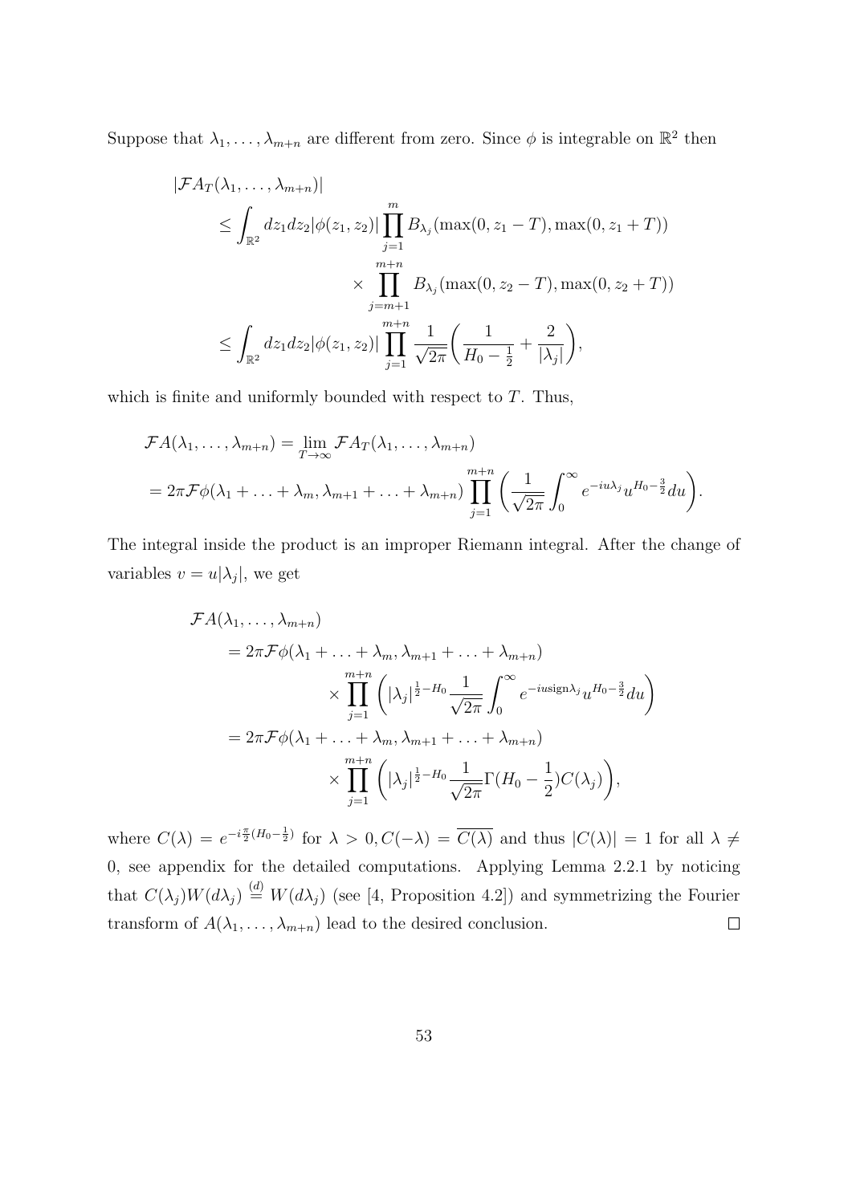Suppose that $\lambda_1, \ldots, \lambda_{m+n}$ are different from zero. Since $\phi$ is integrable on $\mathbb{R}^2$ then

$$
\begin{aligned}
&|\mathcal{F}A_T(\lambda_1, \ldots, \lambda_{m+n})| \\
&\quad \leq \int_{\mathbb{R}^2} dz_1 dz_2 |\phi(z_1, z_2)| \prod_{j=1}^{m} B_{\lambda_j}(\max(0, z_1 - T), \max(0, z_1 + T)) \\
&\qquad\qquad \times \prod_{j=m+1}^{m+n} B_{\lambda_j}(\max(0, z_2 - T), \max(0, z_2 + T)) \\
&\quad \leq \int_{\mathbb{R}^2} dz_1 dz_2 |\phi(z_1, z_2)| \prod_{j=1}^{m+n} \frac{1}{\sqrt{2\pi}} \bigg( \frac{1}{H_0 - \frac{1}{2}} + \frac{2}{|\lambda_j|} \bigg),
\end{aligned}
$$

which is finite and uniformly bounded with respect to $T$. Thus,

$$
\begin{aligned}
&\mathcal{F}A(\lambda_1, \ldots, \lambda_{m+n}) = \lim_{T \to \infty} \mathcal{F}A_T(\lambda_1, \ldots, \lambda_{m+n}) \\
&= 2\pi \mathcal{F}\phi(\lambda_1 + \ldots + \lambda_m, \lambda_{m+1} + \ldots + \lambda_{m+n}) \prod_{j=1}^{m+n} \bigg( \frac{1}{\sqrt{2\pi}} \int_0^\infty e^{-iu\lambda_j} u^{H_0 - \frac{3}{2}} du \bigg).
\end{aligned}
$$

The integral inside the product is an improper Riemann integral. After the change of variables $v = u|\lambda_j|$, we get

$$
\begin{aligned}
&\mathcal{F}A(\lambda_1, \ldots, \lambda_{m+n}) \\
&\quad = 2\pi \mathcal{F}\phi(\lambda_1 + \ldots + \lambda_m, \lambda_{m+1} + \ldots + \lambda_{m+n}) \\
&\qquad\qquad \times \prod_{j=1}^{m+n} \bigg( |\lambda_j|^{\frac{1}{2} - H_0} \frac{1}{\sqrt{2\pi}} \int_0^\infty e^{-iu \mathrm{sign} \lambda_j} u^{H_0 - \frac{3}{2}} du \bigg) \\
&\quad = 2\pi \mathcal{F}\phi(\lambda_1 + \ldots + \lambda_m, \lambda_{m+1} + \ldots + \lambda_{m+n}) \\
&\qquad\qquad \times \prod_{j=1}^{m+n} \bigg( |\lambda_j|^{\frac{1}{2} - H_0} \frac{1}{\sqrt{2\pi}} \Gamma(H_0 - \frac{1}{2}) C(\lambda_j) \bigg),
\end{aligned}
$$

where $C(\lambda) = e^{-i\frac{\pi}{2}(H_0 - \frac{1}{2})}$ for $\lambda > 0, C(-\lambda) = \overline{C(\lambda)}$ and thus $|C(\lambda)| = 1$ for all $\lambda \neq 0$, see appendix for the detailed computations. Applying Lemma 2.2.1 by noticing that $C(\lambda_j)W(d\lambda_j) \overset{(d)}{=} W(d\lambda_j)$ (see [4, Proposition 4.2]) and symmetrizing the Fourier transform of $A(\lambda_1, \ldots, \lambda_{m+n})$ lead to the desired conclusion. $\square$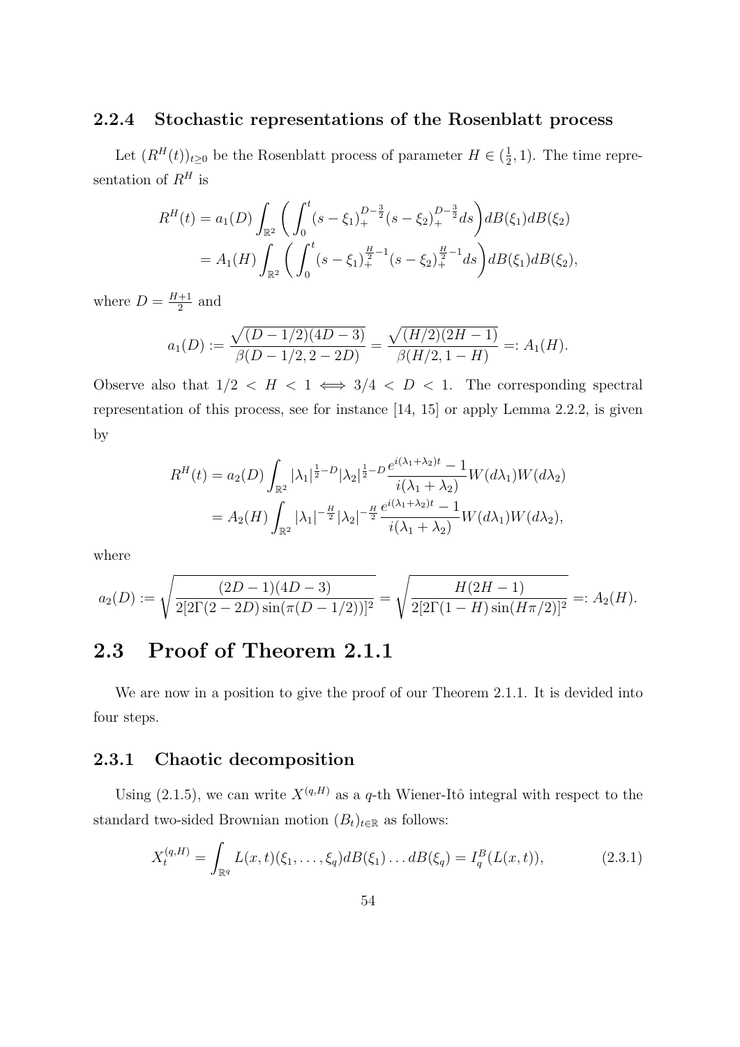### 2.2.4 Stochastic representations of the Rosenblatt process

Let $(R^H(t))_{t\geq 0}$ be the Rosenblatt process of parameter $H \in (\frac{1}{2}, 1)$. The time representation of $R^H$ is

$$
\begin{aligned}
R^H(t) &= a_1(D) \int_{\mathbb{R}^2} \left( \int_0^t (s-\xi_1)_+^{D-\frac{3}{2}} (s-\xi_2)_+^{D-\frac{3}{2}} ds \right) dB(\xi_1) dB(\xi_2) \\
&= A_1(H) \int_{\mathbb{R}^2} \left( \int_0^t (s-\xi_1)_+^{\frac{H}{2}-1} (s-\xi_2)_+^{\frac{H}{2}-1} ds \right) dB(\xi_1) dB(\xi_2),
\end{aligned}
$$

where $D = \frac{H+1}{2}$ and

$$
a_1(D) := \frac{\sqrt{(D-1/2)(4D-3)}}{\beta(D-1/2, 2-2D)} = \frac{\sqrt{(H/2)(2H-1)}}{\beta(H/2, 1-H)} =: A_1(H).
$$

Observe also that $1/2 < H < 1 \iff 3/4 < D < 1$. The corresponding spectral representation of this process, see for instance [14, 15] or apply Lemma 2.2.2, is given by

$$
\begin{aligned}
R^H(t) &= a_2(D) \int_{\mathbb{R}^2} |\lambda_1|^{\frac{1}{2}-D} |\lambda_2|^{\frac{1}{2}-D} \frac{e^{i(\lambda_1+\lambda_2)t}-1}{i(\lambda_1+\lambda_2)} W(d\lambda_1) W(d\lambda_2) \\
&= A_2(H) \int_{\mathbb{R}^2} |\lambda_1|^{-\frac{H}{2}} |\lambda_2|^{-\frac{H}{2}} \frac{e^{i(\lambda_1+\lambda_2)t}-1}{i(\lambda_1+\lambda_2)} W(d\lambda_1) W(d\lambda_2),
\end{aligned}
$$

where

$$
a_2(D) := \sqrt{\frac{(2D-1)(4D-3)}{2[2\Gamma(2-2D)\sin(\pi(D-1/2))]^2}} = \sqrt{\frac{H(2H-1)}{2[2\Gamma(1-H)\sin(H\pi/2)]^2}} =: A_2(H).
$$

## 2.3 Proof of Theorem 2.1.1

We are now in a position to give the proof of our Theorem 2.1.1. It is devided into four steps.

### 2.3.1 Chaotic decomposition

Using (2.1.5), we can write $X^{(q,H)}$ as a $q$-th Wiener-Itô integral with respect to the standard two-sided Brownian motion $(B_t)_{t\in\mathbb{R}}$ as follows:

$$
X_t^{(q,H)} = \int_{\mathbb{R}^q} L(x,t)(\xi_1, \ldots, \xi_q) dB(\xi_1) \ldots dB(\xi_q) = I_q^B(L(x,t)), \tag{2.3.1}
$$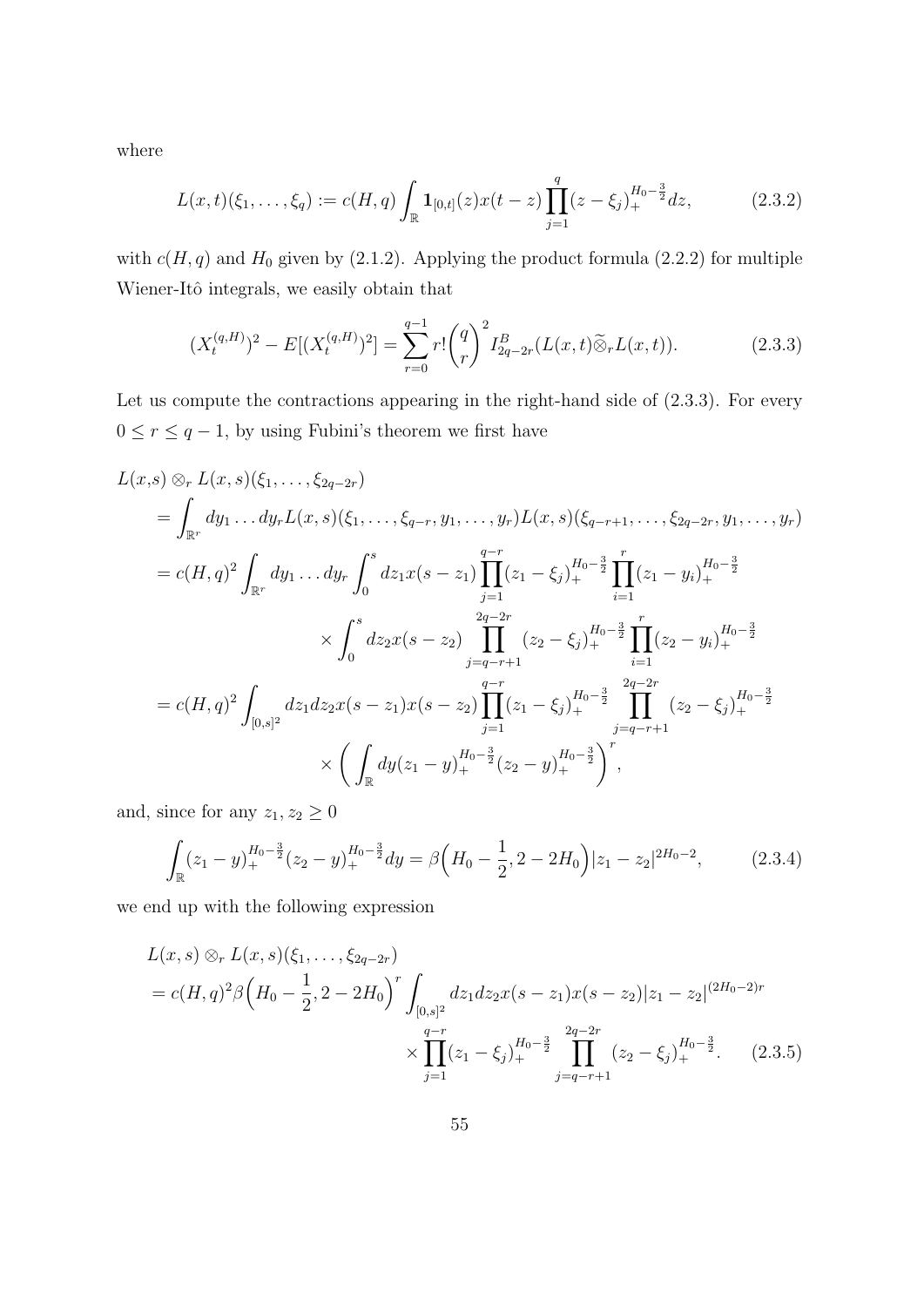where

$$L(x,t)(\xi_1,\ldots,\xi_q) := c(H,q)\int_{\mathbb{R}} \mathbf{1}_{[0,t]}(z)x(t-z)\prod_{j=1}^{q}(z-\xi_j)_+^{H_0-\frac{3}{2}}dz, \tag{2.3.2}$$

with $c(H,q)$ and $H_0$ given by (2.1.2). Applying the product formula (2.2.2) for multiple Wiener-Itô integrals, we easily obtain that

$$(X_t^{(q,H)})^2 - E[(X_t^{(q,H)})^2] = \sum_{r=0}^{q-1} r!\binom{q}{r}^2 I^B_{2q-2r}(L(x,t)\widetilde{\otimes}_r L(x,t)). \tag{2.3.3}$$

Let us compute the contractions appearing in the right-hand side of (2.3.3). For every $0 \le r \le q-1$, by using Fubini's theorem we first have

$$\begin{aligned}
&L(x,s) \otimes_r L(x,s)(\xi_1,\ldots,\xi_{2q-2r}) \\
&= \int_{\mathbb{R}^r} dy_1\ldots dy_r L(x,s)(\xi_1,\ldots,\xi_{q-r},y_1,\ldots,y_r)L(x,s)(\xi_{q-r+1},\ldots,\xi_{2q-2r},y_1,\ldots,y_r) \\
&= c(H,q)^2 \int_{\mathbb{R}^r} dy_1\ldots dy_r \int_0^s dz_1 x(s-z_1)\prod_{j=1}^{q-r}(z_1-\xi_j)_+^{H_0-\frac{3}{2}}\prod_{i=1}^{r}(z_1-y_i)_+^{H_0-\frac{3}{2}} \\
&\qquad\qquad \times \int_0^s dz_2 x(s-z_2)\prod_{j=q-r+1}^{2q-2r}(z_2-\xi_j)_+^{H_0-\frac{3}{2}}\prod_{i=1}^{r}(z_2-y_i)_+^{H_0-\frac{3}{2}} \\
&= c(H,q)^2 \int_{[0,s]^2} dz_1 dz_2 x(s-z_1)x(s-z_2)\prod_{j=1}^{q-r}(z_1-\xi_j)_+^{H_0-\frac{3}{2}}\prod_{j=q-r+1}^{2q-2r}(z_2-\xi_j)_+^{H_0-\frac{3}{2}} \\
&\qquad\qquad \times \left(\int_{\mathbb{R}} dy (z_1-y)_+^{H_0-\frac{3}{2}}(z_2-y)_+^{H_0-\frac{3}{2}}\right)^r,
\end{aligned}$$

and, since for any $z_1, z_2 \ge 0$

$$\int_{\mathbb{R}} (z_1-y)_+^{H_0-\frac{3}{2}}(z_2-y)_+^{H_0-\frac{3}{2}}dy = \beta\Big(H_0-\frac{1}{2}, 2-2H_0\Big)|z_1-z_2|^{2H_0-2}, \tag{2.3.4}$$

we end up with the following expression

$$\begin{aligned}
&L(x,s) \otimes_r L(x,s)(\xi_1,\ldots,\xi_{2q-2r}) \\
&= c(H,q)^2\beta\Big(H_0-\frac{1}{2}, 2-2H_0\Big)^r \int_{[0,s]^2} dz_1 dz_2 x(s-z_1)x(s-z_2)|z_1-z_2|^{(2H_0-2)r} \\
&\qquad\qquad \times \prod_{j=1}^{q-r}(z_1-\xi_j)_+^{H_0-\frac{3}{2}}\prod_{j=q-r+1}^{2q-2r}(z_2-\xi_j)_+^{H_0-\frac{3}{2}}.
\end{aligned} \tag{2.3.5}$$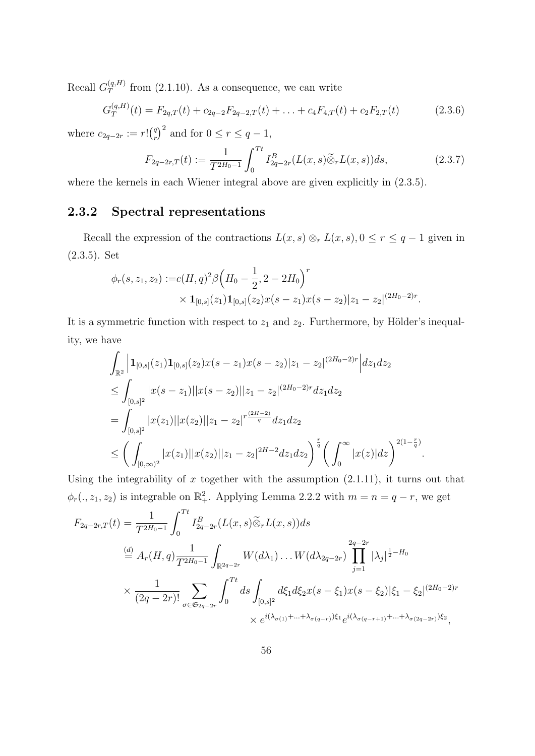Recall $G_T^{(q,H)}$ from (2.1.10). As a consequence, we can write

$$G_T^{(q,H)}(t) = F_{2q,T}(t) + c_{2q-2}F_{2q-2,T}(t) + \ldots + c_4F_{4,T}(t) + c_2F_{2,T}(t) \tag{2.3.6}$$

where $c_{2q-2r} := r!\binom{q}{r}^2$ and for $0 \leq r \leq q-1$,

$$F_{2q-2r,T}(t) := \frac{1}{T^{2H_0-1}} \int_0^{Tt} I^B_{2q-2r}(L(x,s)\widetilde{\otimes}_r L(x,s))ds, \tag{2.3.7}$$

where the kernels in each Wiener integral above are given explicitly in (2.3.5).

### 2.3.2 Spectral representations

Recall the expression of the contractions $L(x,s) \otimes_r L(x,s), 0 \leq r \leq q-1$ given in (2.3.5). Set

$$\begin{aligned}
\phi_r(s, z_1, z_2) :=& c(H,q)^2 \beta\Big(H_0 - \frac{1}{2}, 2 - 2H_0\Big)^r \\
&\times \mathbf{1}_{[0,s]}(z_1)\mathbf{1}_{[0,s]}(z_2)x(s-z_1)x(s-z_2)|z_1 - z_2|^{(2H_0-2)r}.
\end{aligned}$$

It is a symmetric function with respect to $z_1$ and $z_2$. Furthermore, by Hölder's inequality, we have

$$\begin{aligned}
&\int_{\mathbb{R}^2} \Big| \mathbf{1}_{[0,s]}(z_1)\mathbf{1}_{[0,s]}(z_2)x(s-z_1)x(s-z_2)|z_1 - z_2|^{(2H_0-2)r} \Big| dz_1 dz_2 \\
&\leq \int_{[0,s]^2} |x(s-z_1)||x(s-z_2)||z_1 - z_2|^{(2H_0-2)r} dz_1 dz_2 \\
&= \int_{[0,s]^2} |x(z_1)||x(z_2)||z_1 - z_2|^{r\frac{(2H-2)}{q}} dz_1 dz_2 \\
&\leq \bigg( \int_{[0,\infty)^2} |x(z_1)||x(z_2)||z_1 - z_2|^{2H-2} dz_1 dz_2 \bigg)^{\frac{r}{q}} \bigg( \int_0^\infty |x(z)| dz \bigg)^{2(1-\frac{r}{q})}.
\end{aligned}$$

Using the integrability of $x$ together with the assumption (2.1.11), it turns out that $\phi_r(., z_1, z_2)$ is integrable on $\mathbb{R}_+^2$. Applying Lemma 2.2.2 with $m = n = q - r$, we get

$$\begin{aligned}
F_{2q-2r,T}(t) &= \frac{1}{T^{2H_0-1}} \int_0^{Tt} I^B_{2q-2r}(L(x,s)\widetilde{\otimes}_r L(x,s))ds \\
&\overset{(d)}{=} A_r(H,q) \frac{1}{T^{2H_0-1}} \int_{\mathbb{R}^{2q-2r}} W(d\lambda_1) \ldots W(d\lambda_{2q-2r}) \prod_{j=1}^{2q-2r} |\lambda_j|^{\frac{1}{2}-H_0} \\
&\times \frac{1}{(2q-2r)!} \sum_{\sigma \in \mathfrak{S}_{2q-2r}} \int_0^{Tt} ds \int_{[0,s]^2} d\xi_1 d\xi_2 x(s-\xi_1)x(s-\xi_2)|\xi_1 - \xi_2|^{(2H_0-2)r} \\
&\qquad \times e^{i(\lambda_{\sigma(1)}+\ldots+\lambda_{\sigma(q-r)})\xi_1} e^{i(\lambda_{\sigma(q-r+1)}+\ldots+\lambda_{\sigma(2q-2r)})\xi_2},
\end{aligned}$$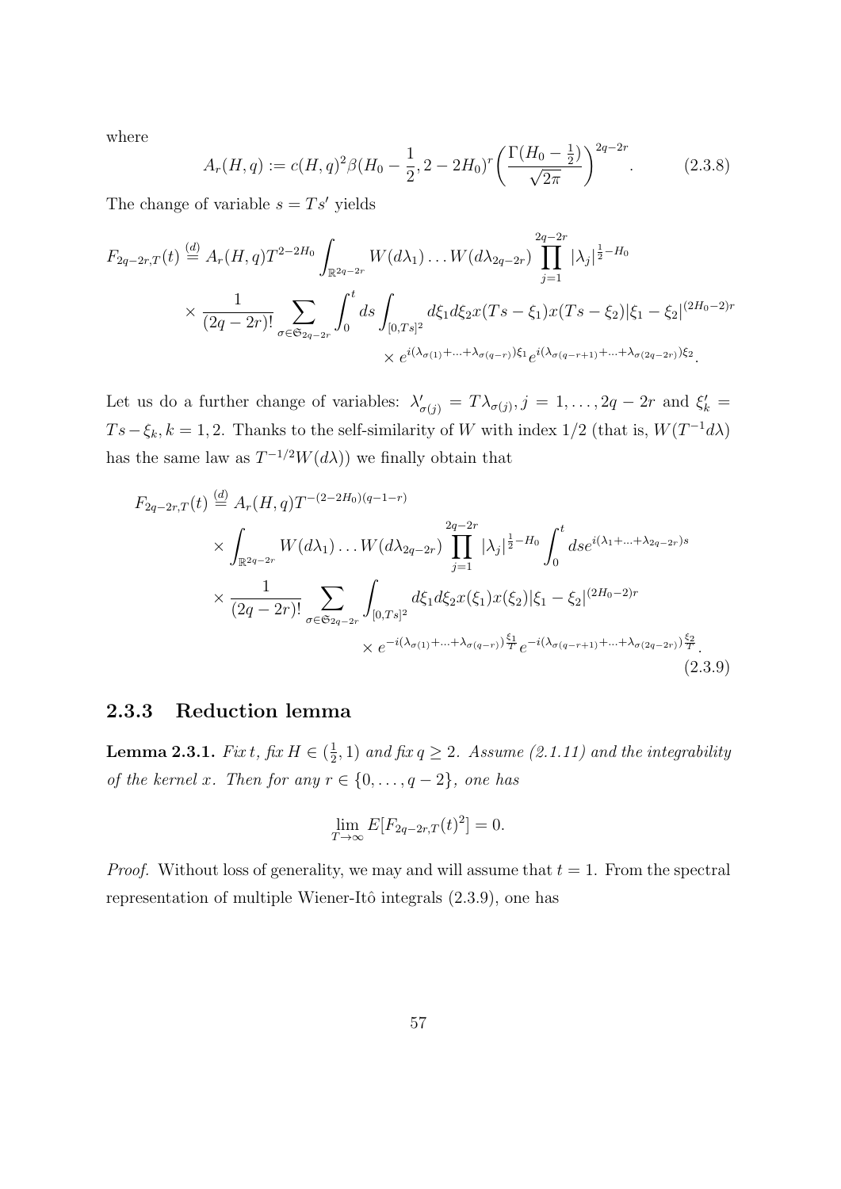where

$$A_r(H,q) := c(H,q)^2 \beta(H_0 - \frac{1}{2}, 2-2H_0)^r \bigg( \frac{\Gamma(H_0 - \frac{1}{2})}{\sqrt{2\pi}} \bigg)^{2q-2r}. \tag{2.3.8}$$

The change of variable $s = Ts'$ yields

$$\begin{aligned} F_{2q-2r,T}(t) &\overset{(d)}{=} A_r(H,q) T^{2-2H_0} \int_{\mathbb{R}^{2q-2r}} W(d\lambda_1) \ldots W(d\lambda_{2q-2r}) \prod_{j=1}^{2q-2r} |\lambda_j|^{\frac{1}{2}-H_0} \\ &\times \frac{1}{(2q-2r)!} \sum_{\sigma \in \mathfrak{S}_{2q-2r}} \int_0^t ds \int_{[0,Ts]^2} d\xi_1 d\xi_2 x(Ts-\xi_1) x(Ts-\xi_2) |\xi_1 - \xi_2|^{(2H_0-2)r} \\ &\qquad \times e^{i(\lambda_{\sigma(1)}+\ldots+\lambda_{\sigma(q-r)})\xi_1} e^{i(\lambda_{\sigma(q-r+1)}+\ldots+\lambda_{\sigma(2q-2r)})\xi_2}. \end{aligned}$$

Let us do a further change of variables: $\lambda'_{\sigma(j)} = T\lambda_{\sigma(j)}, j = 1, \ldots, 2q-2r$ and $\xi'_k = Ts - \xi_k, k = 1, 2$. Thanks to the self-similarity of $W$ with index $1/2$ (that is, $W(T^{-1}d\lambda)$ has the same law as $T^{-1/2}W(d\lambda)$) we finally obtain that

$$\begin{aligned} F_{2q-2r,T}(t) &\overset{(d)}{=} A_r(H,q) T^{-(2-2H_0)(q-1-r)} \\ &\times \int_{\mathbb{R}^{2q-2r}} W(d\lambda_1) \ldots W(d\lambda_{2q-2r}) \prod_{j=1}^{2q-2r} |\lambda_j|^{\frac{1}{2}-H_0} \int_0^t ds e^{i(\lambda_1+\ldots+\lambda_{2q-2r})s} \\ &\times \frac{1}{(2q-2r)!} \sum_{\sigma \in \mathfrak{S}_{2q-2r}} \int_{[0,Ts]^2} d\xi_1 d\xi_2 x(\xi_1) x(\xi_2) |\xi_1 - \xi_2|^{(2H_0-2)r} \\ &\qquad \times e^{-i(\lambda_{\sigma(1)}+\ldots+\lambda_{\sigma(q-r)})\frac{\xi_1}{T}} e^{-i(\lambda_{\sigma(q-r+1)}+\ldots+\lambda_{\sigma(2q-2r)})\frac{\xi_2}{T}}. \end{aligned} \tag{2.3.9}$$

### 2.3.3 Reduction lemma

**Lemma 2.3.1.** *Fix $t$, fix $H \in (\frac{1}{2}, 1)$ and fix $q \geq 2$. Assume (2.1.11) and the integrability of the kernel $x$. Then for any $r \in \{0, \ldots, q-2\}$, one has*

$$\lim_{T \to \infty} E[F_{2q-2r,T}(t)^2] = 0.$$

*Proof.* Without loss of generality, we may and will assume that $t = 1$. From the spectral representation of multiple Wiener-Itô integrals (2.3.9), one has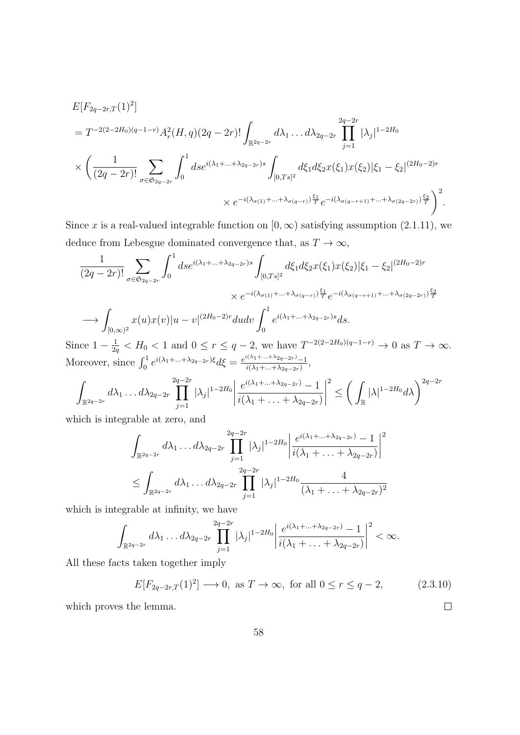$$
\begin{aligned}
&E[F_{2q-2r,T}(1)^2] \\
&= T^{-2(2-2H_0)(q-1-r)} A_r^2(H,q)(2q-2r)! \int_{\mathbb{R}^{2q-2r}} d\lambda_1 \dots d\lambda_{2q-2r} \prod_{j=1}^{2q-2r} |\lambda_j|^{1-2H_0} \\
&\times \left( \frac{1}{(2q-2r)!} \sum_{\sigma \in \mathfrak{S}_{2q-2r}} \int_0^1 ds e^{i(\lambda_1+\dots+\lambda_{2q-2r})s} \int_{[0,Ts]^2} d\xi_1 d\xi_2 x(\xi_1)x(\xi_2)|\xi_1-\xi_2|^{(2H_0-2)r} \right. \\
&\qquad\qquad \left. \times e^{-i(\lambda_{\sigma(1)}+\dots+\lambda_{\sigma(q-r)})\frac{\xi_1}{T}} e^{-i(\lambda_{\sigma(q-r+1)}+\dots+\lambda_{\sigma(2q-2r)})\frac{\xi_2}{T}} \right)^2.
\end{aligned}
$$

Since $x$ is a real-valued integrable function on $[0,\infty)$ satisfying assumption (2.1.11), we deduce from Lebesgue dominated convergence that, as $T \to \infty$,

$$
\begin{aligned}
&\frac{1}{(2q-2r)!} \sum_{\sigma \in \mathfrak{S}_{2q-2r}} \int_0^1 ds e^{i(\lambda_1+\dots+\lambda_{2q-2r})s} \int_{[0,Ts]^2} d\xi_1 d\xi_2 x(\xi_1)x(\xi_2)|\xi_1-\xi_2|^{(2H_0-2)r} \\
&\qquad\qquad \times e^{-i(\lambda_{\sigma(1)}+\dots+\lambda_{\sigma(q-r)})\frac{\xi_1}{T}} e^{-i(\lambda_{\sigma(q-r+1)}+\dots+\lambda_{\sigma(2q-2r)})\frac{\xi_2}{T}} \\
&\longrightarrow \int_{[0,\infty)^2} x(u)x(v)|u-v|^{(2H_0-2)r} du dv \int_0^1 e^{i(\lambda_1+\dots+\lambda_{2q-2r})s} ds.
\end{aligned}
$$

Since $1 - \frac{1}{2q} < H_0 < 1$ and $0 \le r \le q-2$, we have $T^{-2(2-2H_0)(q-1-r)} \to 0$ as $T \to \infty$. Moreover, since $\int_0^1 e^{i(\lambda_1+\dots+\lambda_{2q-2r})\xi} d\xi = \frac{e^{i(\lambda_1+\dots+\lambda_{2q-2r})}-1}{i(\lambda_1+\dots+\lambda_{2q-2r})}$,

$$
\int_{\mathbb{R}^{2q-2r}} d\lambda_1 \dots d\lambda_{2q-2r} \prod_{j=1}^{2q-2r} |\lambda_j|^{1-2H_0} \left| \frac{e^{i(\lambda_1+\dots+\lambda_{2q-2r})}-1}{i(\lambda_1+\dots+\lambda_{2q-2r})} \right|^2 \le \left( \int_{\mathbb{R}} |\lambda|^{1-2H_0} d\lambda \right)^{2q-2r}
$$

which is integrable at zero, and

$$
\begin{aligned}
&\int_{\mathbb{R}^{2q-2r}} d\lambda_1 \dots d\lambda_{2q-2r} \prod_{j=1}^{2q-2r} |\lambda_j|^{1-2H_0} \left| \frac{e^{i(\lambda_1+\dots+\lambda_{2q-2r})}-1}{i(\lambda_1+\dots+\lambda_{2q-2r})} \right|^2 \\
&\le \int_{\mathbb{R}^{2q-2r}} d\lambda_1 \dots d\lambda_{2q-2r} \prod_{j=1}^{2q-2r} |\lambda_j|^{1-2H_0} \frac{4}{(\lambda_1+\dots+\lambda_{2q-2r})^2}
\end{aligned}
$$

which is integrable at infinity, we have

$$
\int_{\mathbb{R}^{2q-2r}} d\lambda_1 \dots d\lambda_{2q-2r} \prod_{j=1}^{2q-2r} |\lambda_j|^{1-2H_0} \left| \frac{e^{i(\lambda_1+\dots+\lambda_{2q-2r})}-1}{i(\lambda_1+\dots+\lambda_{2q-2r})} \right|^2 < \infty.
$$

All these facts taken together imply

$$
E[F_{2q-2r,T}(1)^2] \longrightarrow 0, \text{ as } T \to \infty, \text{ for all } 0 \le r \le q-2, \tag{2.3.10}
$$

which proves the lemma. $\square$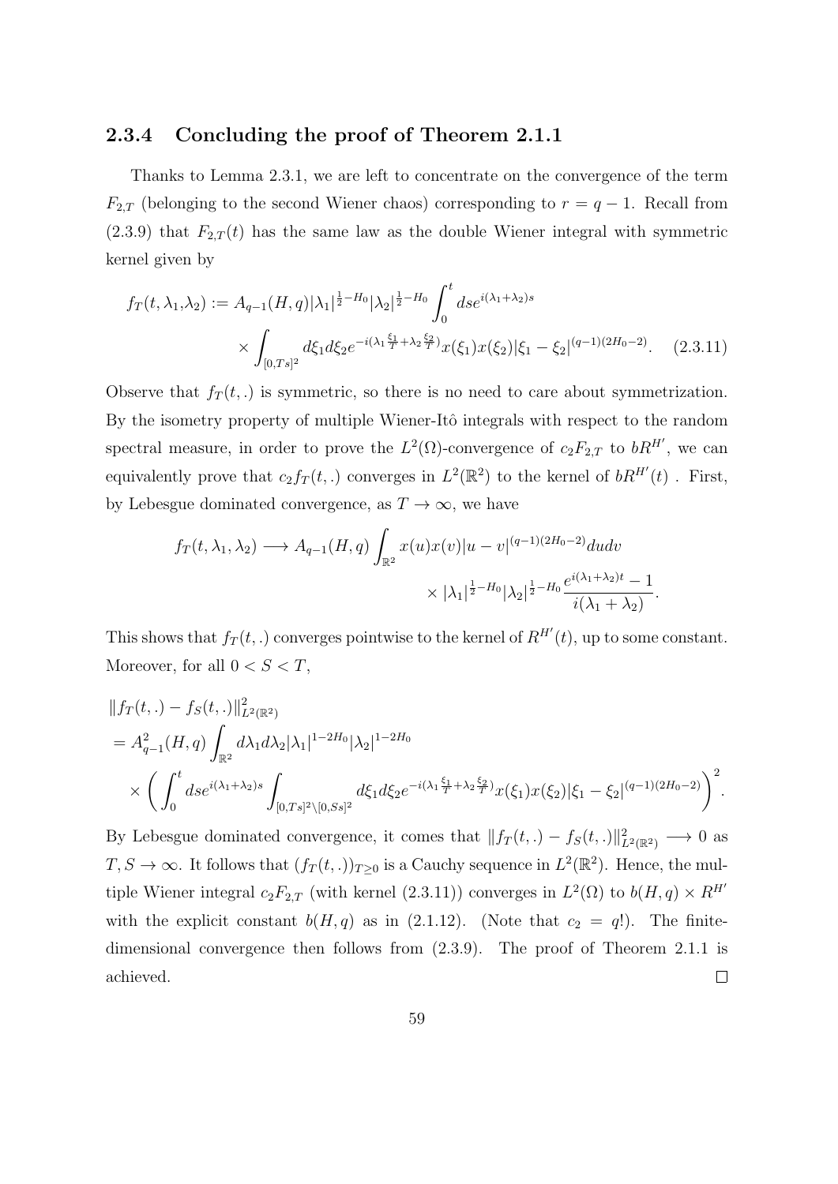### 2.3.4 Concluding the proof of Theorem 2.1.1

Thanks to Lemma 2.3.1, we are left to concentrate on the convergence of the term $F_{2,T}$ (belonging to the second Wiener chaos) corresponding to $r = q-1$. Recall from (2.3.9) that $F_{2,T}(t)$ has the same law as the double Wiener integral with symmetric kernel given by

$$f_T(t, \lambda_1,\lambda_2) := A_{q-1}(H,q)|\lambda_1|^{\frac{1}{2}-H_0}|\lambda_2|^{\frac{1}{2}-H_0}\int_0^t ds e^{i(\lambda_1+\lambda_2)s} \times \int_{[0,Ts]^2} d\xi_1 d\xi_2 e^{-i(\lambda_1\frac{\xi_1}{T}+\lambda_2\frac{\xi_2}{T})}x(\xi_1)x(\xi_2)|\xi_1-\xi_2|^{(q-1)(2H_0-2)}. \quad (2.3.11)$$

Observe that $f_T(t,.)$ is symmetric, so there is no need to care about symmetrization. By the isometry property of multiple Wiener-Itô integrals with respect to the random spectral measure, in order to prove the $L^2(\Omega)$-convergence of $c_2 F_{2,T}$ to $bR^{H'}$, we can equivalently prove that $c_2 f_T(t,.)$ converges in $L^2(\mathbb{R}^2)$ to the kernel of $bR^{H'}(t)$ . First, by Lebesgue dominated convergence, as $T\to\infty$, we have

$$f_T(t,\lambda_1,\lambda_2) \longrightarrow A_{q-1}(H,q)\int_{\mathbb{R}^2} x(u)x(v)|u-v|^{(q-1)(2H_0-2)}dudv \times |\lambda_1|^{\frac{1}{2}-H_0}|\lambda_2|^{\frac{1}{2}-H_0}\frac{e^{i(\lambda_1+\lambda_2)t}-1}{i(\lambda_1+\lambda_2)}.$$

This shows that $f_T(t,.)$ converges pointwise to the kernel of $R^{H'}(t)$, up to some constant. Moreover, for all $0<S<T$,

$$\begin{aligned}
&\|f_T(t,.)-f_S(t,.)\|^2_{L^2(\mathbb{R}^2)} \\
&= A^2_{q-1}(H,q)\int_{\mathbb{R}^2} d\lambda_1 d\lambda_2 |\lambda_1|^{1-2H_0}|\lambda_2|^{1-2H_0} \\
&\times\left(\int_0^t ds e^{i(\lambda_1+\lambda_2)s}\int_{[0,Ts]^2\setminus[0,Ss]^2} d\xi_1 d\xi_2 e^{-i(\lambda_1\frac{\xi_1}{T}+\lambda_2\frac{\xi_2}{T})}x(\xi_1)x(\xi_2)|\xi_1-\xi_2|^{(q-1)(2H_0-2)}\right)^2.
\end{aligned}$$

By Lebesgue dominated convergence, it comes that $\|f_T(t,.)-f_S(t,.)\|^2_{L^2(\mathbb{R}^2)} \longrightarrow 0$ as $T,S\to\infty$. It follows that $(f_T(t,.))_{T\geq 0}$ is a Cauchy sequence in $L^2(\mathbb{R}^2)$. Hence, the multiple Wiener integral $c_2 F_{2,T}$ (with kernel (2.3.11)) converges in $L^2(\Omega)$ to $b(H,q)\times R^{H'}$ with the explicit constant $b(H,q)$ as in (2.1.12). (Note that $c_2 = q!$). The finite-dimensional convergence then follows from (2.3.9). The proof of Theorem 2.1.1 is achieved. □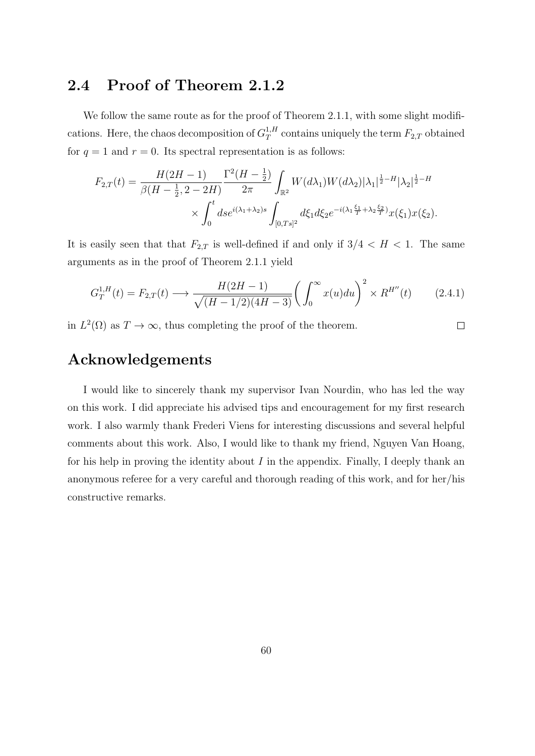## 2.4 Proof of Theorem 2.1.2

We follow the same route as for the proof of Theorem 2.1.1, with some slight modifications. Here, the chaos decomposition of $G_T^{1,H}$ contains uniquely the term $F_{2,T}$ obtained for $q = 1$ and $r = 0$. Its spectral representation is as follows:

$$
\begin{aligned}
F_{2,T}(t) = \frac{H(2H-1)}{\beta(H-\frac{1}{2}, 2-2H)} \frac{\Gamma^2(H-\frac{1}{2})}{2\pi} \int_{\mathbb{R}^2} W(d\lambda_1) W(d\lambda_2) |\lambda_1|^{\frac{1}{2}-H} |\lambda_2|^{\frac{1}{2}-H} \\
\times \int_0^t ds e^{i(\lambda_1+\lambda_2)s} \int_{[0,Ts]^2} d\xi_1 d\xi_2 e^{-i(\lambda_1 \frac{\xi_1}{T} + \lambda_2 \frac{\xi_2}{T})} x(\xi_1) x(\xi_2).
\end{aligned}
$$

It is easily seen that that $F_{2,T}$ is well-defined if and only if $3/4 < H < 1$. The same arguments as in the proof of Theorem 2.1.1 yield

$$
G_T^{1,H}(t) = F_{2,T}(t) \longrightarrow \frac{H(2H-1)}{\sqrt{(H-1/2)(4H-3)}} \left( \int_0^\infty x(u) du \right)^2 \times R^{H''}(t) \tag{2.4.1}
$$

in $L^2(\Omega)$ as $T \to \infty$, thus completing the proof of the theorem. □

# Acknowledgements

I would like to sincerely thank my supervisor Ivan Nourdin, who has led the way on this work. I did appreciate his advised tips and encouragement for my first research work. I also warmly thank Frederi Viens for interesting discussions and several helpful comments about this work. Also, I would like to thank my friend, Nguyen Van Hoang, for his help in proving the identity about $I$ in the appendix. Finally, I deeply thank an anonymous referee for a very careful and thorough reading of this work, and for her/his constructive remarks.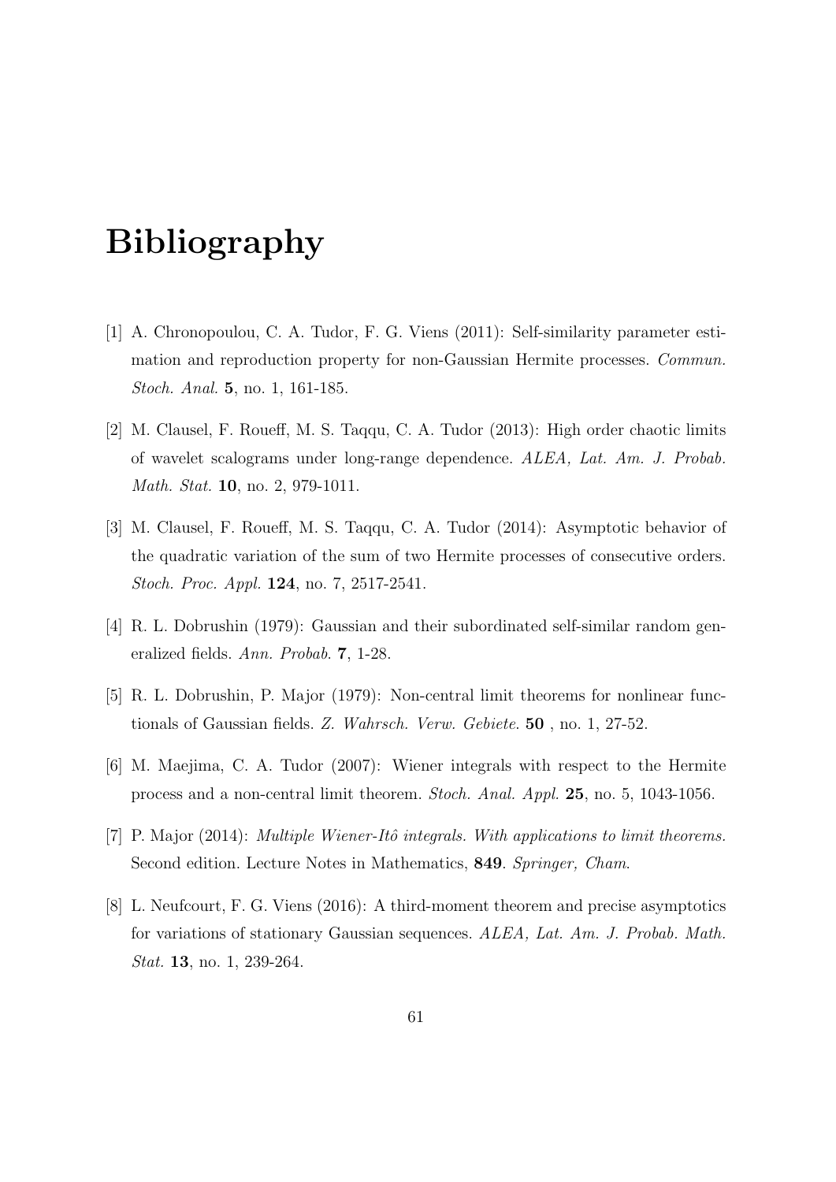# Bibliography

[1] A. Chronopoulou, C. A. Tudor, F. G. Viens (2011): Self-similarity parameter estimation and reproduction property for non-Gaussian Hermite processes. *Commun. Stoch. Anal.* **5**, no. 1, 161-185.

[2] M. Clausel, F. Roueff, M. S. Taqqu, C. A. Tudor (2013): High order chaotic limits of wavelet scalograms under long-range dependence. *ALEA, Lat. Am. J. Probab. Math. Stat.* **10**, no. 2, 979-1011.

[3] M. Clausel, F. Roueff, M. S. Taqqu, C. A. Tudor (2014): Asymptotic behavior of the quadratic variation of the sum of two Hermite processes of consecutive orders. *Stoch. Proc. Appl.* **124**, no. 7, 2517-2541.

[4] R. L. Dobrushin (1979): Gaussian and their subordinated self-similar random generalized fields. *Ann. Probab.* **7**, 1-28.

[5] R. L. Dobrushin, P. Major (1979): Non-central limit theorems for nonlinear functionals of Gaussian fields. *Z. Wahrsch. Verw. Gebiete.* **50** , no. 1, 27-52.

[6] M. Maejima, C. A. Tudor (2007): Wiener integrals with respect to the Hermite process and a non-central limit theorem. *Stoch. Anal. Appl.* **25**, no. 5, 1043-1056.

[7] P. Major (2014): *Multiple Wiener-Itô integrals. With applications to limit theorems.* Second edition. Lecture Notes in Mathematics, **849**. *Springer, Cham*.

[8] L. Neufcourt, F. G. Viens (2016): A third-moment theorem and precise asymptotics for variations of stationary Gaussian sequences. *ALEA, Lat. Am. J. Probab. Math. Stat.* **13**, no. 1, 239-264.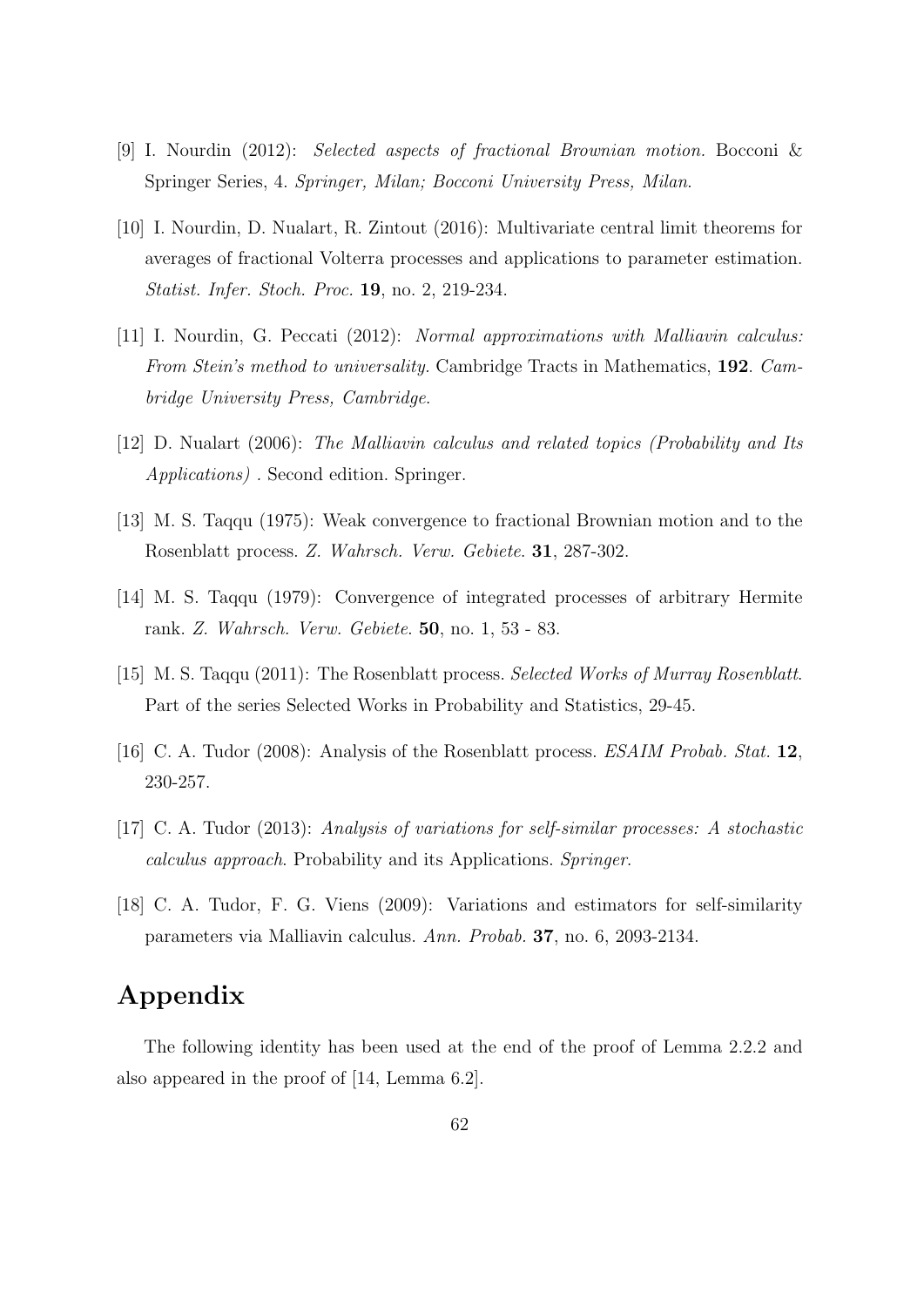[9] I. Nourdin (2012): *Selected aspects of fractional Brownian motion.* Bocconi & Springer Series, 4. *Springer, Milan; Bocconi University Press, Milan*.

[10] I. Nourdin, D. Nualart, R. Zintout (2016): Multivariate central limit theorems for averages of fractional Volterra processes and applications to parameter estimation. *Statist. Infer. Stoch. Proc.* **19**, no. 2, 219-234.

[11] I. Nourdin, G. Peccati (2012): *Normal approximations with Malliavin calculus: From Stein's method to universality.* Cambridge Tracts in Mathematics, **192**. *Cambridge University Press, Cambridge*.

[12] D. Nualart (2006): *The Malliavin calculus and related topics (Probability and Its Applications)* . Second edition. Springer.

[13] M. S. Taqqu (1975): Weak convergence to fractional Brownian motion and to the Rosenblatt process. *Z. Wahrsch. Verw. Gebiete*. **31**, 287-302.

[14] M. S. Taqqu (1979): Convergence of integrated processes of arbitrary Hermite rank. *Z. Wahrsch. Verw. Gebiete*. **50**, no. 1, 53 - 83.

[15] M. S. Taqqu (2011): The Rosenblatt process. *Selected Works of Murray Rosenblatt*. Part of the series Selected Works in Probability and Statistics, 29-45.

[16] C. A. Tudor (2008): Analysis of the Rosenblatt process. *ESAIM Probab. Stat.* **12**, 230-257.

[17] C. A. Tudor (2013): *Analysis of variations for self-similar processes: A stochastic calculus approach*. Probability and its Applications. *Springer*.

[18] C. A. Tudor, F. G. Viens (2009): Variations and estimators for self-similarity parameters via Malliavin calculus. *Ann. Probab.* **37**, no. 6, 2093-2134.

# Appendix

The following identity has been used at the end of the proof of Lemma 2.2.2 and also appeared in the proof of [14, Lemma 6.2].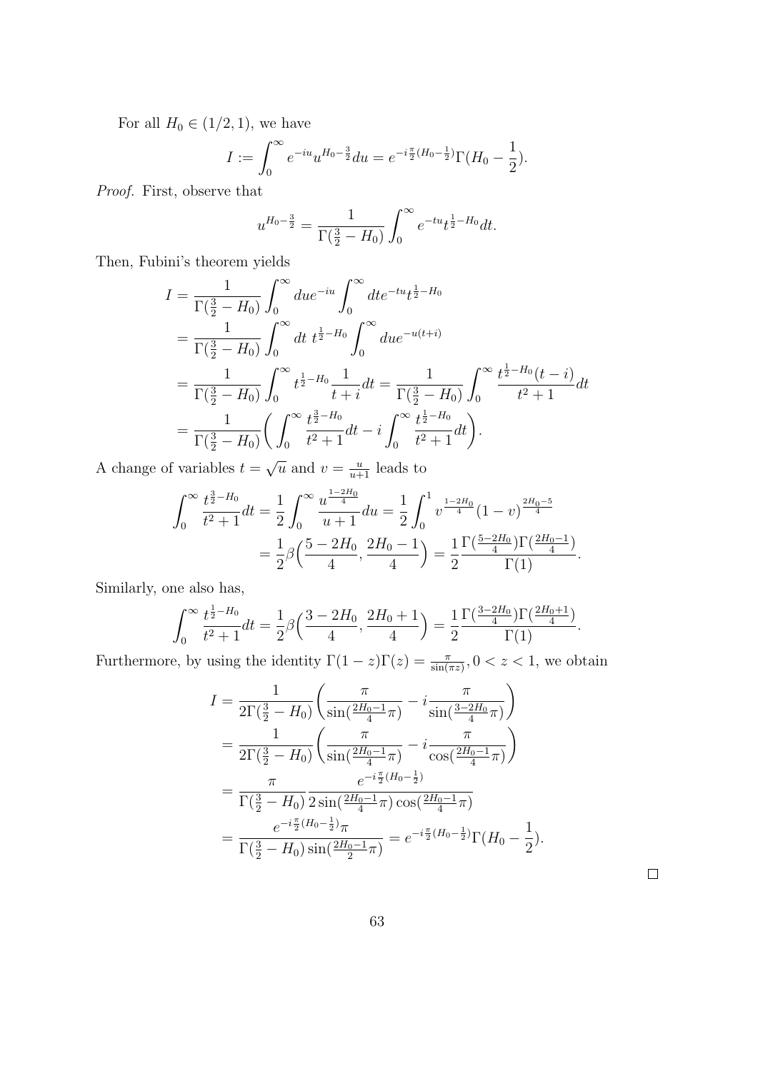For all $H_0 \in (1/2, 1)$, we have

$$I := \int_0^\infty e^{-iu} u^{H_0 - \frac{3}{2}} du = e^{-i\frac{\pi}{2}(H_0 - \frac{1}{2})} \Gamma(H_0 - \frac{1}{2}).$$

*Proof.* First, observe that

$$u^{H_0 - \frac{3}{2}} = \frac{1}{\Gamma(\frac{3}{2} - H_0)} \int_0^\infty e^{-tu} t^{\frac{1}{2} - H_0} dt.$$

Then, Fubini's theorem yields

$$\begin{aligned}
I &= \frac{1}{\Gamma(\frac{3}{2} - H_0)} \int_0^\infty du e^{-iu} \int_0^\infty dt e^{-tu} t^{\frac{1}{2} - H_0} \\
&= \frac{1}{\Gamma(\frac{3}{2} - H_0)} \int_0^\infty dt \; t^{\frac{1}{2} - H_0} \int_0^\infty du e^{-u(t+i)} \\
&= \frac{1}{\Gamma(\frac{3}{2} - H_0)} \int_0^\infty t^{\frac{1}{2} - H_0} \frac{1}{t+i} dt = \frac{1}{\Gamma(\frac{3}{2} - H_0)} \int_0^\infty \frac{t^{\frac{1}{2} - H_0}(t-i)}{t^2+1} dt \\
&= \frac{1}{\Gamma(\frac{3}{2} - H_0)} \bigg( \int_0^\infty \frac{t^{\frac{3}{2} - H_0}}{t^2+1} dt - i \int_0^\infty \frac{t^{\frac{1}{2} - H_0}}{t^2+1} dt \bigg).
\end{aligned}$$

A change of variables $t = \sqrt{u}$ and $v = \frac{u}{u+1}$ leads to

$$\begin{aligned}
\int_0^\infty \frac{t^{\frac{3}{2} - H_0}}{t^2+1} dt &= \frac{1}{2} \int_0^\infty \frac{u^{\frac{1-2H_0}{4}}}{u+1} du = \frac{1}{2} \int_0^1 v^{\frac{1-2H_0}{4}} (1-v)^{\frac{2H_0 - 5}{4}} \\
&= \frac{1}{2} \beta \Big( \frac{5 - 2H_0}{4}, \frac{2H_0 - 1}{4} \Big) = \frac{1}{2} \frac{\Gamma(\frac{5-2H_0}{4}) \Gamma(\frac{2H_0-1}{4})}{\Gamma(1)}.
\end{aligned}$$

Similarly, one also has,

$$\int_0^\infty \frac{t^{\frac{1}{2} - H_0}}{t^2+1} dt = \frac{1}{2} \beta \Big( \frac{3 - 2H_0}{4}, \frac{2H_0 + 1}{4} \Big) = \frac{1}{2} \frac{\Gamma(\frac{3-2H_0}{4}) \Gamma(\frac{2H_0+1}{4})}{\Gamma(1)}.$$

Furthermore, by using the identity $\Gamma(1-z)\Gamma(z) = \frac{\pi}{\sin(\pi z)}, 0 < z < 1$, we obtain

$$\begin{aligned}
I &= \frac{1}{2\Gamma(\frac{3}{2} - H_0)} \bigg( \frac{\pi}{\sin(\frac{2H_0 - 1}{4}\pi)} - i \frac{\pi}{\sin(\frac{3 - 2H_0}{4}\pi)} \bigg) \\
&= \frac{1}{2\Gamma(\frac{3}{2} - H_0)} \bigg( \frac{\pi}{\sin(\frac{2H_0 - 1}{4}\pi)} - i \frac{\pi}{\cos(\frac{2H_0 - 1}{4}\pi)} \bigg) \\
&= \frac{\pi}{\Gamma(\frac{3}{2} - H_0)} \frac{e^{-i\frac{\pi}{2}(H_0 - \frac{1}{2})}}{2 \sin(\frac{2H_0 - 1}{4}\pi) \cos(\frac{2H_0 - 1}{4}\pi)} \\
&= \frac{e^{-i\frac{\pi}{2}(H_0 - \frac{1}{2})} \pi}{\Gamma(\frac{3}{2} - H_0) \sin(\frac{2H_0 - 1}{2}\pi)} = e^{-i\frac{\pi}{2}(H_0 - \frac{1}{2})} \Gamma(H_0 - \frac{1}{2}).
\end{aligned}$$

□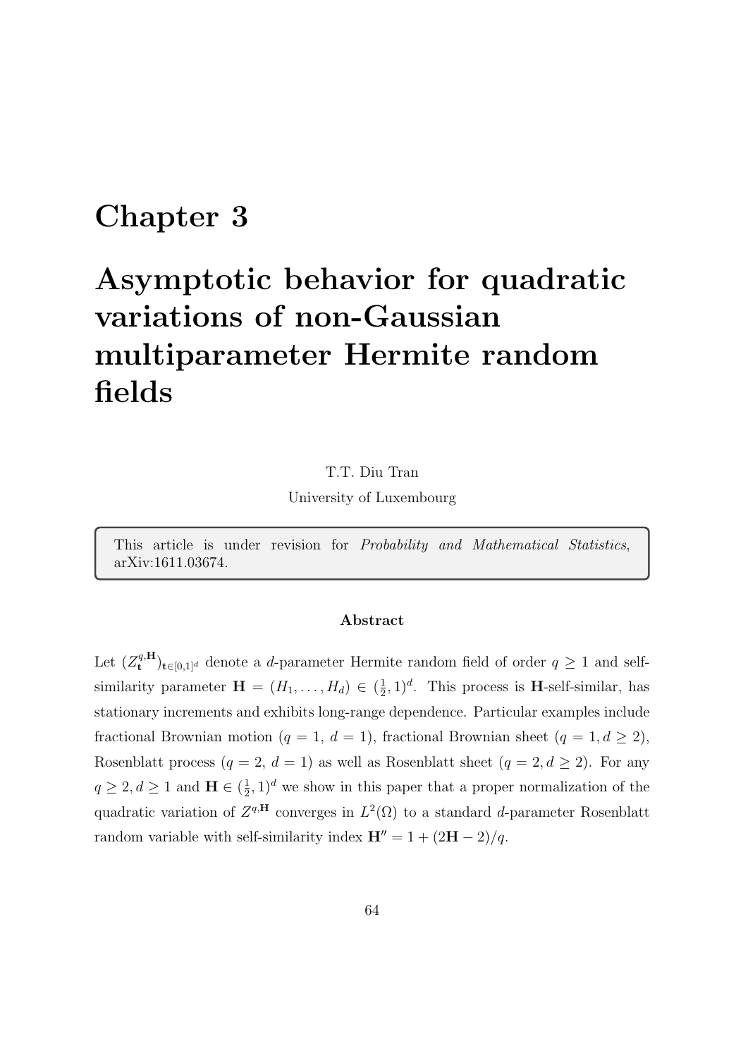# Chapter 3

# Asymptotic behavior for quadratic variations of non-Gaussian multiparameter Hermite random fields

T.T. Diu Tran

University of Luxembourg

This article is under revision for *Probability and Mathematical Statistics*, arXiv:1611.03674.

### Abstract

Let $(Z_{\mathbf{t}}^{q,\mathbf{H}})_{\mathbf{t}\in[0,1]^d}$ denote a $d$-parameter Hermite random field of order $q \geq 1$ and self-similarity parameter $\mathbf{H} = (H_1, \dots, H_d) \in (\frac{1}{2}, 1)^d$. This process is $\mathbf{H}$-self-similar, has stationary increments and exhibits long-range dependence. Particular examples include fractional Brownian motion ($q = 1$, $d = 1$), fractional Brownian sheet ($q = 1, d \geq 2$), Rosenblatt process ($q = 2$, $d = 1$) as well as Rosenblatt sheet ($q = 2, d \geq 2$). For any $q \geq 2, d \geq 1$ and $\mathbf{H} \in (\frac{1}{2}, 1)^d$ we show in this paper that a proper normalization of the quadratic variation of $Z^{q,\mathbf{H}}$ converges in $L^2(\Omega)$ to a standard $d$-parameter Rosenblatt random variable with self-similarity index $\mathbf{H}'' = 1 + (2\mathbf{H} - 2)/q$.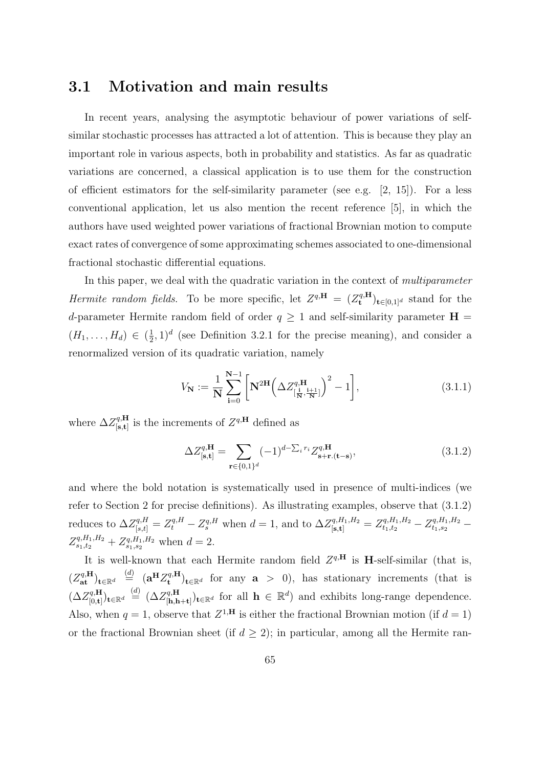## 3.1 Motivation and main results

In recent years, analysing the asymptotic behaviour of power variations of self-similar stochastic processes has attracted a lot of attention. This is because they play an important role in various aspects, both in probability and statistics. As far as quadratic variations are concerned, a classical application is to use them for the construction of efficient estimators for the self-similarity parameter (see e.g. [2, 15]). For a less conventional application, let us also mention the recent reference [5], in which the authors have used weighted power variations of fractional Brownian motion to compute exact rates of convergence of some approximating schemes associated to one-dimensional fractional stochastic differential equations.

In this paper, we deal with the quadratic variation in the context of *multiparameter Hermite random fields*. To be more specific, let $Z^{q,\mathbf{H}} = (Z^{q,\mathbf{H}}_{\mathbf{t}})_{\mathbf{t}\in[0,1]^d}$ stand for the $d$-parameter Hermite random field of order $q \geq 1$ and self-similarity parameter $\mathbf{H} = (H_1, \dots, H_d) \in (\frac{1}{2}, 1)^d$ (see Definition 3.2.1 for the precise meaning), and consider a renormalized version of its quadratic variation, namely

$$V_{\mathbf{N}} := \frac{1}{\mathbf{N}} \sum_{\mathbf{i}=0}^{\mathbf{N}-1} \left[ \mathbf{N}^{2\mathbf{H}} \Big( \Delta Z^{q,\mathbf{H}}_{[\frac{\mathbf{i}}{\mathbf{N}}, \frac{\mathbf{i}+1}{\mathbf{N}}]} \Big)^2 - 1 \right], \tag{3.1.1}$$

where $\Delta Z^{q,\mathbf{H}}_{[\mathbf{s},\mathbf{t}]}$ is the increments of $Z^{q,\mathbf{H}}$ defined as

$$\Delta Z^{q,\mathbf{H}}_{[\mathbf{s},\mathbf{t}]} = \sum_{\mathbf{r}\in\{0,1\}^d} (-1)^{d-\sum_i r_i} Z^{q,\mathbf{H}}_{\mathbf{s}+\mathbf{r}.(\mathbf{t}-\mathbf{s})}, \tag{3.1.2}$$

and where the bold notation is systematically used in presence of multi-indices (we refer to Section 2 for precise definitions). As illustrating examples, observe that (3.1.2) reduces to $\Delta Z^{q,H}_{[s,t]} = Z^{q,H}_t - Z^{q,H}_s$ when $d = 1$, and to $\Delta Z^{q,H_1,H_2}_{[\mathbf{s},\mathbf{t}]} = Z^{q,H_1,H_2}_{t_1,t_2} - Z^{q,H_1,H_2}_{t_1,s_2} - Z^{q,H_1,H_2}_{s_1,t_2} + Z^{q,H_1,H_2}_{s_1,s_2}$ when $d = 2$.

It is well-known that each Hermite random field $Z^{q,\mathbf{H}}$ is $\mathbf{H}$-self-similar (that is, $(Z^{q,\mathbf{H}}_{\mathbf{at}})_{\mathbf{t}\in\mathbb{R}^d} \overset{(d)}{=} (\mathbf{a}^{\mathbf{H}} Z^{q,\mathbf{H}}_{\mathbf{t}})_{\mathbf{t}\in\mathbb{R}^d}$ for any $\mathbf{a} > 0$), has stationary increments (that is $(\Delta Z^{q,\mathbf{H}}_{[0,\mathbf{t}]})_{\mathbf{t}\in\mathbb{R}^d} \overset{(d)}{=} (\Delta Z^{q,\mathbf{H}}_{[\mathbf{h},\mathbf{h}+\mathbf{t}]})_{\mathbf{t}\in\mathbb{R}^d}$ for all $\mathbf{h} \in \mathbb{R}^d$) and exhibits long-range dependence. Also, when $q = 1$, observe that $Z^{1,\mathbf{H}}$ is either the fractional Brownian motion (if $d = 1$) or the fractional Brownian sheet (if $d \geq 2$); in particular, among all the Hermite ran-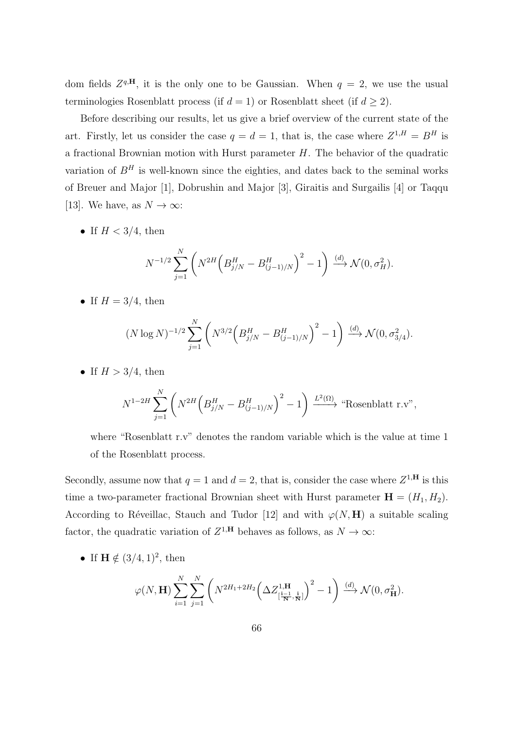dom fields $Z^{q,\mathbf{H}}$, it is the only one to be Gaussian. When $q = 2$, we use the usual terminologies Rosenblatt process (if $d = 1$) or Rosenblatt sheet (if $d \geq 2$).

Before describing our results, let us give a brief overview of the current state of the art. Firstly, let us consider the case $q = d = 1$, that is, the case where $Z^{1,H} = B^H$ is a fractional Brownian motion with Hurst parameter $H$. The behavior of the quadratic variation of $B^H$ is well-known since the eighties, and dates back to the seminal works of Breuer and Major [1], Dobrushin and Major [3], Giraitis and Surgailis [4] or Taqqu [13]. We have, as $N \to \infty$:

- If $H < 3/4$, then

$$N^{-1/2} \sum_{j=1}^{N} \left( N^{2H} \Big( B^H_{j/N} - B^H_{(j-1)/N} \Big)^2 - 1 \right) \xrightarrow{(d)} \mathcal{N}(0, \sigma_H^2).$$

- If $H = 3/4$, then

$$(N \log N)^{-1/2} \sum_{j=1}^{N} \left( N^{3/2} \Big( B^H_{j/N} - B^H_{(j-1)/N} \Big)^2 - 1 \right) \xrightarrow{(d)} \mathcal{N}(0, \sigma_{3/4}^2).$$

- If $H > 3/4$, then

$$N^{1-2H} \sum_{j=1}^{N} \left( N^{2H} \Big( B^H_{j/N} - B^H_{(j-1)/N} \Big)^2 - 1 \right) \xrightarrow{L^2(\Omega)} \text{"Rosenblatt r.v"},$$

  where "Rosenblatt r.v" denotes the random variable which is the value at time 1 of the Rosenblatt process.

Secondly, assume now that $q = 1$ and $d = 2$, that is, consider the case where $Z^{1,\mathbf{H}}$ is this time a two-parameter fractional Brownian sheet with Hurst parameter $\mathbf{H} = (H_1, H_2)$. According to Réveillac, Stauch and Tudor [12] and with $\varphi(N, \mathbf{H})$ a suitable scaling factor, the quadratic variation of $Z^{1,\mathbf{H}}$ behaves as follows, as $N \to \infty$:

- If $\mathbf{H} \notin (3/4, 1)^2$, then

$$\varphi(N, \mathbf{H}) \sum_{i=1}^{N} \sum_{j=1}^{N} \left( N^{2H_1+2H_2} \Big( \Delta Z^{1,\mathbf{H}}_{[\frac{\mathbf{i}-1}{\mathbf{N}}, \frac{\mathbf{i}}{\mathbf{N}}]} \Big)^2 - 1 \right) \xrightarrow{(d)} \mathcal{N}(0, \sigma_{\mathbf{H}}^2).$$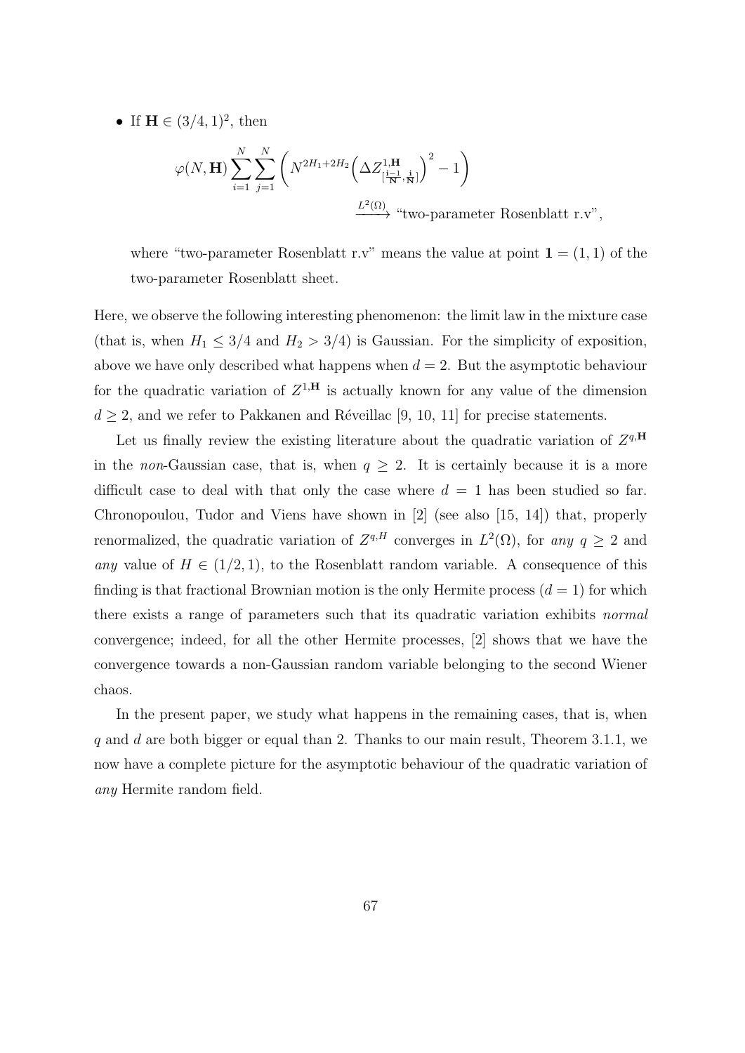- If $\mathbf{H} \in (3/4, 1)^2$, then

$$\varphi(N, \mathbf{H}) \sum_{i=1}^{N} \sum_{j=1}^{N} \left( N^{2H_1+2H_2} \Big( \Delta Z^{1,\mathbf{H}}_{[\frac{\mathbf{i}-1}{\mathbf{N}}, \frac{\mathbf{i}}{\mathbf{N}}]} \Big)^2 - 1 \right)$$
$$\xrightarrow{L^2(\Omega)} \text{“two-parameter Rosenblatt r.v”},$$

where “two-parameter Rosenblatt r.v” means the value at point $\mathbf{1} = (1, 1)$ of the two-parameter Rosenblatt sheet.

Here, we observe the following interesting phenomenon: the limit law in the mixture case (that is, when $H_1 \leq 3/4$ and $H_2 > 3/4$) is Gaussian. For the simplicity of exposition, above we have only described what happens when $d = 2$. But the asymptotic behaviour for the quadratic variation of $Z^{1,\mathbf{H}}$ is actually known for any value of the dimension $d \geq 2$, and we refer to Pakkanen and Réveillac [9, 10, 11] for precise statements.

Let us finally review the existing literature about the quadratic variation of $Z^{q,\mathbf{H}}$ in the *non*-Gaussian case, that is, when $q \geq 2$. It is certainly because it is a more difficult case to deal with that only the case where $d = 1$ has been studied so far. Chronopoulou, Tudor and Viens have shown in [2] (see also [15, 14]) that, properly renormalized, the quadratic variation of $Z^{q,H}$ converges in $L^2(\Omega)$, for *any* $q \geq 2$ and *any* value of $H \in (1/2, 1)$, to the Rosenblatt random variable. A consequence of this finding is that fractional Brownian motion is the only Hermite process ($d = 1$) for which there exists a range of parameters such that its quadratic variation exhibits *normal* convergence; indeed, for all the other Hermite processes, [2] shows that we have the convergence towards a non-Gaussian random variable belonging to the second Wiener chaos.

In the present paper, we study what happens in the remaining cases, that is, when $q$ and $d$ are both bigger or equal than 2. Thanks to our main result, Theorem 3.1.1, we now have a complete picture for the asymptotic behaviour of the quadratic variation of *any* Hermite random field.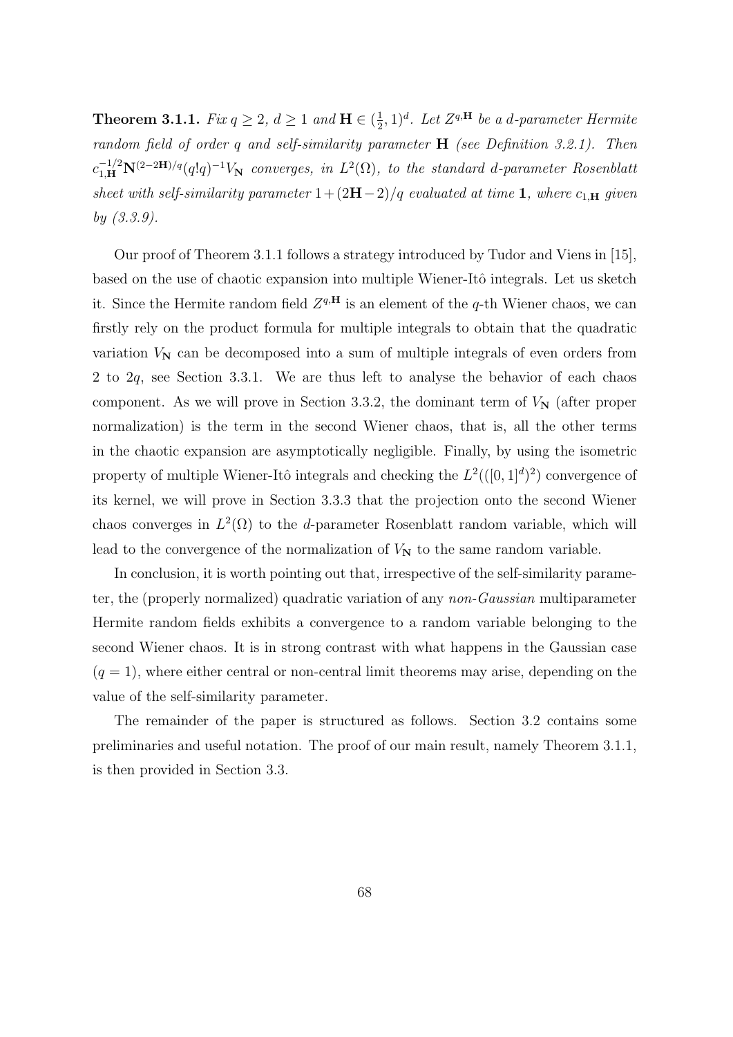**Theorem 3.1.1.** *Fix $q \geq 2$, $d \geq 1$ and $\mathbf{H} \in (\frac{1}{2}, 1)^d$. Let $Z^{q,\mathbf{H}}$ be a $d$-parameter Hermite random field of order $q$ and self-similarity parameter $\mathbf{H}$ (see Definition 3.2.1). Then $c_{1,\mathbf{H}}^{-1/2}\mathbf{N}^{(2-2\mathbf{H})/q}(q!q)^{-1}V_{\mathbf{N}}$ converges, in $L^2(\Omega)$, to the standard $d$-parameter Rosenblatt sheet with self-similarity parameter $1+(2\mathbf{H}-2)/q$ evaluated at time $\mathbf{1}$, where $c_{1,\mathbf{H}}$ given by (3.3.9).*

Our proof of Theorem 3.1.1 follows a strategy introduced by Tudor and Viens in [15], based on the use of chaotic expansion into multiple Wiener-Itô integrals. Let us sketch it. Since the Hermite random field $Z^{q,\mathbf{H}}$ is an element of the $q$-th Wiener chaos, we can firstly rely on the product formula for multiple integrals to obtain that the quadratic variation $V_{\mathbf{N}}$ can be decomposed into a sum of multiple integrals of even orders from 2 to $2q$, see Section 3.3.1. We are thus left to analyse the behavior of each chaos component. As we will prove in Section 3.3.2, the dominant term of $V_{\mathbf{N}}$ (after proper normalization) is the term in the second Wiener chaos, that is, all the other terms in the chaotic expansion are asymptotically negligible. Finally, by using the isometric property of multiple Wiener-Itô integrals and checking the $L^2(([0,1]^d)^2)$ convergence of its kernel, we will prove in Section 3.3.3 that the projection onto the second Wiener chaos converges in $L^2(\Omega)$ to the $d$-parameter Rosenblatt random variable, which will lead to the convergence of the normalization of $V_{\mathbf{N}}$ to the same random variable.

In conclusion, it is worth pointing out that, irrespective of the self-similarity parameter, the (properly normalized) quadratic variation of any *non-Gaussian* multiparameter Hermite random fields exhibits a convergence to a random variable belonging to the second Wiener chaos. It is in strong contrast with what happens in the Gaussian case ($q = 1$), where either central or non-central limit theorems may arise, depending on the value of the self-similarity parameter.

The remainder of the paper is structured as follows. Section 3.2 contains some preliminaries and useful notation. The proof of our main result, namely Theorem 3.1.1, is then provided in Section 3.3.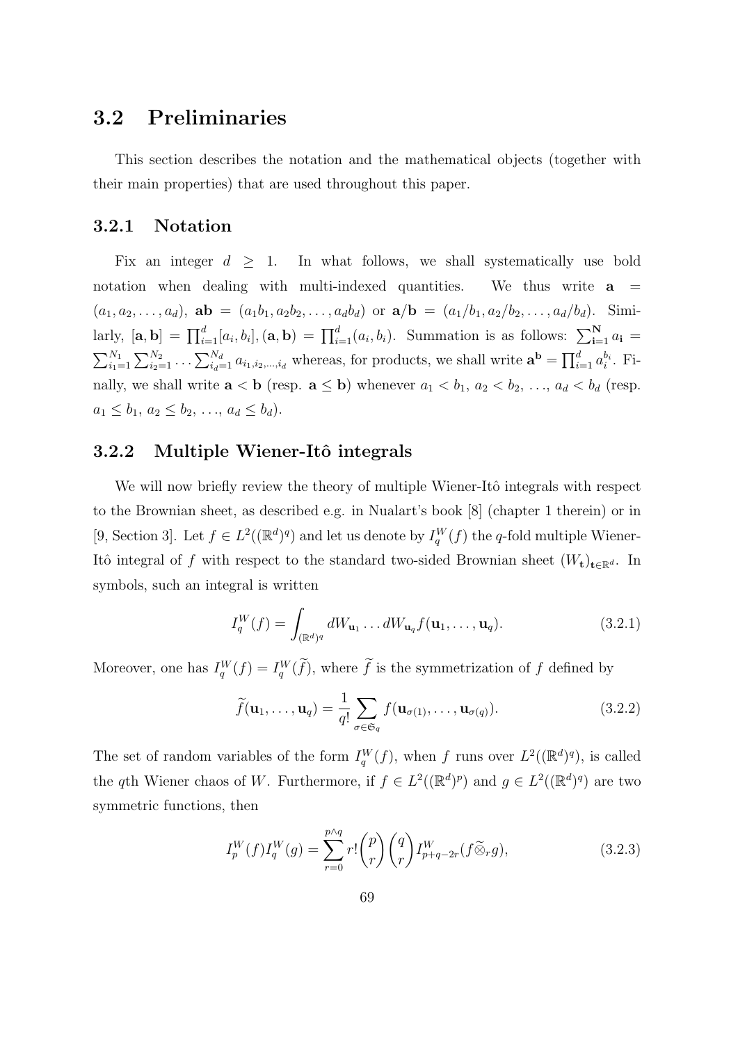## 3.2 Preliminaries

This section describes the notation and the mathematical objects (together with their main properties) that are used throughout this paper.

### 3.2.1 Notation

Fix an integer $d \geq 1$. In what follows, we shall systematically use bold notation when dealing with multi-indexed quantities. We thus write $\mathbf{a} = (a_1, a_2, \ldots, a_d)$, $\mathbf{ab} = (a_1b_1, a_2b_2, \ldots, a_db_d)$ or $\mathbf{a}/\mathbf{b} = (a_1/b_1, a_2/b_2, \ldots, a_d/b_d)$. Similarly, $[\mathbf{a}, \mathbf{b}] = \prod_{i=1}^d [a_i, b_i]$, $(\mathbf{a}, \mathbf{b}) = \prod_{i=1}^d (a_i, b_i)$. Summation is as follows: $\sum_{\mathbf{i}=1}^{\mathbf{N}} a_{\mathbf{i}} = \sum_{i_1=1}^{N_1} \sum_{i_2=1}^{N_2} \cdots \sum_{i_d=1}^{N_d} a_{i_1, i_2, \ldots, i_d}$ whereas, for products, we shall write $\mathbf{a}^{\mathbf{b}} = \prod_{i=1}^d a_i^{b_i}$. Finally, we shall write $\mathbf{a} < \mathbf{b}$ (resp. $\mathbf{a} \leq \mathbf{b}$) whenever $a_1 < b_1$, $a_2 < b_2$, $\ldots$, $a_d < b_d$ (resp. $a_1 \leq b_1$, $a_2 \leq b_2$, $\ldots$, $a_d \leq b_d$).

### 3.2.2 Multiple Wiener-Itô integrals

We will now briefly review the theory of multiple Wiener-Itô integrals with respect to the Brownian sheet, as described e.g. in Nualart's book [8] (chapter 1 therein) or in [9, Section 3]. Let $f \in L^2((\mathbb{R}^d)^q)$ and let us denote by $I_q^W(f)$ the $q$-fold multiple Wiener-Itô integral of $f$ with respect to the standard two-sided Brownian sheet $(W_{\mathbf{t}})_{\mathbf{t} \in \mathbb{R}^d}$. In symbols, such an integral is written

$$I_q^W(f) = \int_{(\mathbb{R}^d)^q} dW_{\mathbf{u}_1} \ldots dW_{\mathbf{u}_q} f(\mathbf{u}_1, \ldots, \mathbf{u}_q). \tag{3.2.1}$$

Moreover, one has $I_q^W(f) = I_q^W(\widetilde{f})$, where $\widetilde{f}$ is the symmetrization of $f$ defined by

$$\widetilde{f}(\mathbf{u}_1, \ldots, \mathbf{u}_q) = \frac{1}{q!} \sum_{\sigma \in \mathfrak{S}_q} f(\mathbf{u}_{\sigma(1)}, \ldots, \mathbf{u}_{\sigma(q)}). \tag{3.2.2}$$

The set of random variables of the form $I_q^W(f)$, when $f$ runs over $L^2((\mathbb{R}^d)^q)$, is called the $q$th Wiener chaos of $W$. Furthermore, if $f \in L^2((\mathbb{R}^d)^p)$ and $g \in L^2((\mathbb{R}^d)^q)$ are two symmetric functions, then

$$I_p^W(f) I_q^W(g) = \sum_{r=0}^{p \wedge q} r! \binom{p}{r} \binom{q}{r} I_{p+q-2r}^W(f \widetilde{\otimes}_r g), \tag{3.2.3}$$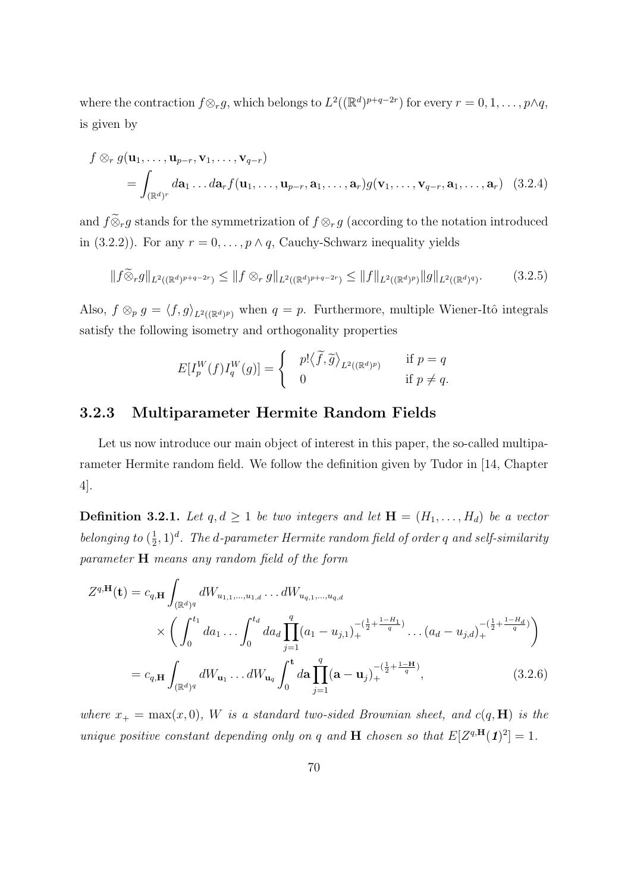where the contraction $f \otimes_r g$, which belongs to $L^2((\mathbb{R}^d)^{p+q-2r})$ for every $r = 0, 1, \ldots, p \wedge q$, is given by

$$
\begin{aligned}
f \otimes_r g(\mathbf{u}_1, \ldots, \mathbf{u}_{p-r}, \mathbf{v}_1, \ldots, \mathbf{v}_{q-r}) \\
= \int_{(\mathbb{R}^d)^r} d\mathbf{a}_1 \ldots d\mathbf{a}_r f(\mathbf{u}_1, \ldots, \mathbf{u}_{p-r}, \mathbf{a}_1, \ldots, \mathbf{a}_r) g(\mathbf{v}_1, \ldots, \mathbf{v}_{q-r}, \mathbf{a}_1, \ldots, \mathbf{a}_r) \quad (3.2.4)
\end{aligned}
$$

and $f \widetilde{\otimes}_r g$ stands for the symmetrization of $f \otimes_r g$ (according to the notation introduced in (3.2.2)). For any $r = 0, \ldots, p \wedge q$, Cauchy-Schwarz inequality yields

$$
\|f \widetilde{\otimes}_r g\|_{L^2((\mathbb{R}^d)^{p+q-2r})} \leq \|f \otimes_r g\|_{L^2((\mathbb{R}^d)^{p+q-2r})} \leq \|f\|_{L^2((\mathbb{R}^d)^p)} \|g\|_{L^2((\mathbb{R}^d)^q)}. \quad (3.2.5)
$$

Also, $f \otimes_p g = \langle f, g \rangle_{L^2((\mathbb{R}^d)^p)}$ when $q = p$. Furthermore, multiple Wiener-Itô integrals satisfy the following isometry and orthogonality properties

$$
E[I_p^W(f) I_q^W(g)] = \begin{cases} p! \langle \widetilde{f}, \widetilde{g} \rangle_{L^2((\mathbb{R}^d)^p)} & \text{if } p = q \\ 0 & \text{if } p \neq q. \end{cases}
$$

### 3.2.3 Multiparameter Hermite Random Fields

Let us now introduce our main object of interest in this paper, the so-called multiparameter Hermite random field. We follow the definition given by Tudor in [14, Chapter 4].

**Definition 3.2.1.** *Let $q, d \geq 1$ be two integers and let $\mathbf{H} = (H_1, \ldots, H_d)$ be a vector belonging to $(\frac{1}{2}, 1)^d$. The $d$-parameter Hermite random field of order $q$ and self-similarity parameter $\mathbf{H}$ means any random field of the form*

$$
\begin{aligned}
Z^{q,\mathbf{H}}(\mathbf{t}) &= c_{q,\mathbf{H}} \int_{(\mathbb{R}^d)^q} dW_{u_{1,1}, \ldots, u_{1,d}} \ldots dW_{u_{q,1}, \ldots, u_{q,d}} \\
&\quad \times \left( \int_0^{t_1} da_1 \ldots \int_0^{t_d} da_d \prod_{j=1}^q (a_1 - u_{j,1})_+^{-(\frac{1}{2} + \frac{1-H_1}{q})} \ldots (a_d - u_{j,d})_+^{-(\frac{1}{2} + \frac{1-H_d}{q})} \right) \\
&= c_{q,\mathbf{H}} \int_{(\mathbb{R}^d)^q} dW_{\mathbf{u}_1} \ldots dW_{\mathbf{u}_q} \int_0^{\mathbf{t}} d\mathbf{a} \prod_{j=1}^q (\mathbf{a} - \mathbf{u}_j)_+^{-(\frac{1}{2} + \frac{1-\mathbf{H}}{q})}, \quad (3.2.6)
\end{aligned}
$$

*where $x_+ = \max(x, 0)$, $W$ is a standard two-sided Brownian sheet, and $c(q, \mathbf{H})$ is the unique positive constant depending only on $q$ and $\mathbf{H}$ chosen so that $E[Z^{q,\mathbf{H}}(\mathbf{1})^2] = 1$.*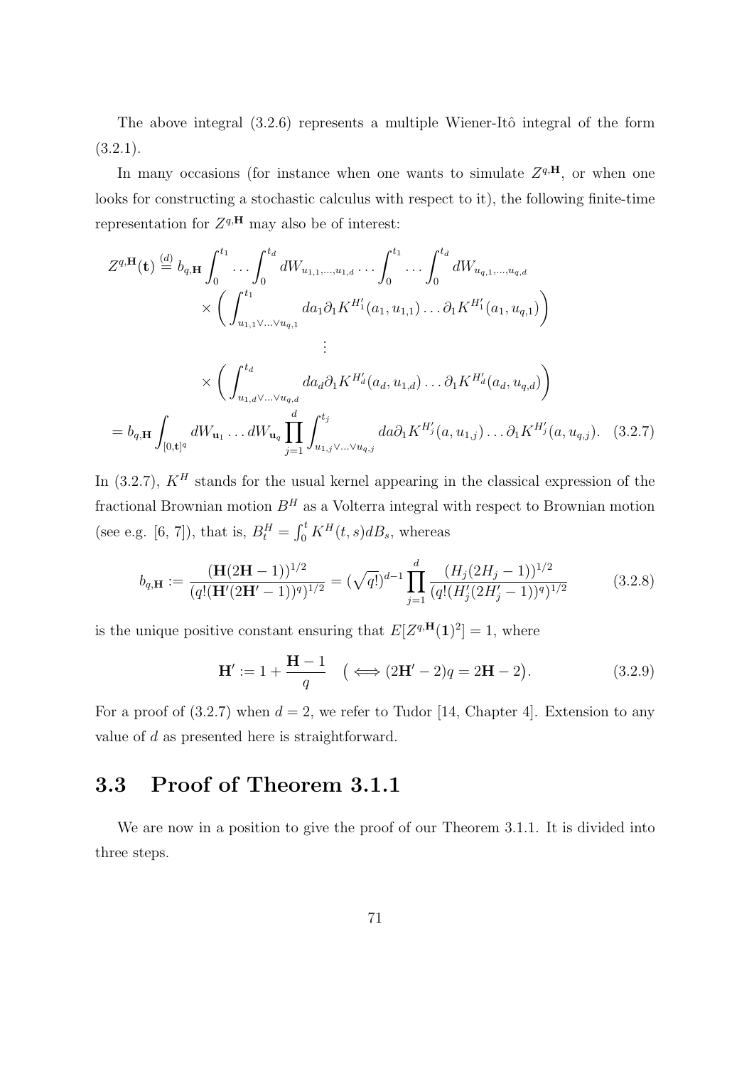The above integral (3.2.6) represents a multiple Wiener-Itô integral of the form (3.2.1).

In many occasions (for instance when one wants to simulate $Z^{q,\mathbf{H}}$, or when one looks for constructing a stochastic calculus with respect to it), the following finite-time representation for $Z^{q,\mathbf{H}}$ may also be of interest:

$$
\begin{aligned}
Z^{q,\mathbf{H}}(\mathbf{t}) &\overset{(d)}{=} b_{q,\mathbf{H}} \int_0^{t_1} \cdots \int_0^{t_d} dW_{u_{1,1},\ldots,u_{1,d}} \cdots \int_0^{t_1} \cdots \int_0^{t_d} dW_{u_{q,1},\ldots,u_{q,d}} \\
&\qquad \times \left( \int_{u_{1,1}\vee\ldots\vee u_{q,1}}^{t_1} da_1 \partial_1 K^{H_1'}(a_1, u_{1,1}) \ldots \partial_1 K^{H_1'}(a_1, u_{q,1}) \right) \\
&\qquad\qquad \vdots \\
&\qquad \times \left( \int_{u_{1,d}\vee\ldots\vee u_{q,d}}^{t_d} da_d \partial_1 K^{H_d'}(a_d, u_{1,d}) \ldots \partial_1 K^{H_d'}(a_d, u_{q,d}) \right) \\
&= b_{q,\mathbf{H}} \int_{[0,\mathbf{t}]^q} dW_{\mathbf{u}_1} \ldots dW_{\mathbf{u}_q} \prod_{j=1}^{d} \int_{u_{1,j}\vee\ldots\vee u_{q,j}}^{t_j} da \partial_1 K^{H_j'}(a, u_{1,j}) \ldots \partial_1 K^{H_j'}(a, u_{q,j}). \quad (3.2.7)
\end{aligned}
$$

In (3.2.7), $K^H$ stands for the usual kernel appearing in the classical expression of the fractional Brownian motion $B^H$ as a Volterra integral with respect to Brownian motion (see e.g. [6, 7]), that is, $B_t^H = \int_0^t K^H(t,s)dB_s$, whereas

$$
b_{q,\mathbf{H}} := \frac{(\mathbf{H}(2\mathbf{H}-1))^{1/2}}{(q!(\mathbf{H}'(2\mathbf{H}'-1))^q)^{1/2}} = (\sqrt{q!})^{d-1} \prod_{j=1}^{d} \frac{(H_j(2H_j-1))^{1/2}}{(q!(H_j'(2H_j'-1))^q)^{1/2}} \quad (3.2.8)
$$

is the unique positive constant ensuring that $E[Z^{q,\mathbf{H}}(\mathbf{1})^2] = 1$, where

$$
\mathbf{H}' := 1 + \frac{\mathbf{H}-1}{q} \quad \big( \Longleftrightarrow (2\mathbf{H}'-2)q = 2\mathbf{H}-2 \big). \quad (3.2.9)
$$

For a proof of (3.2.7) when $d = 2$, we refer to Tudor [14, Chapter 4]. Extension to any value of $d$ as presented here is straightforward.

## 3.3 Proof of Theorem 3.1.1

We are now in a position to give the proof of our Theorem 3.1.1. It is divided into three steps.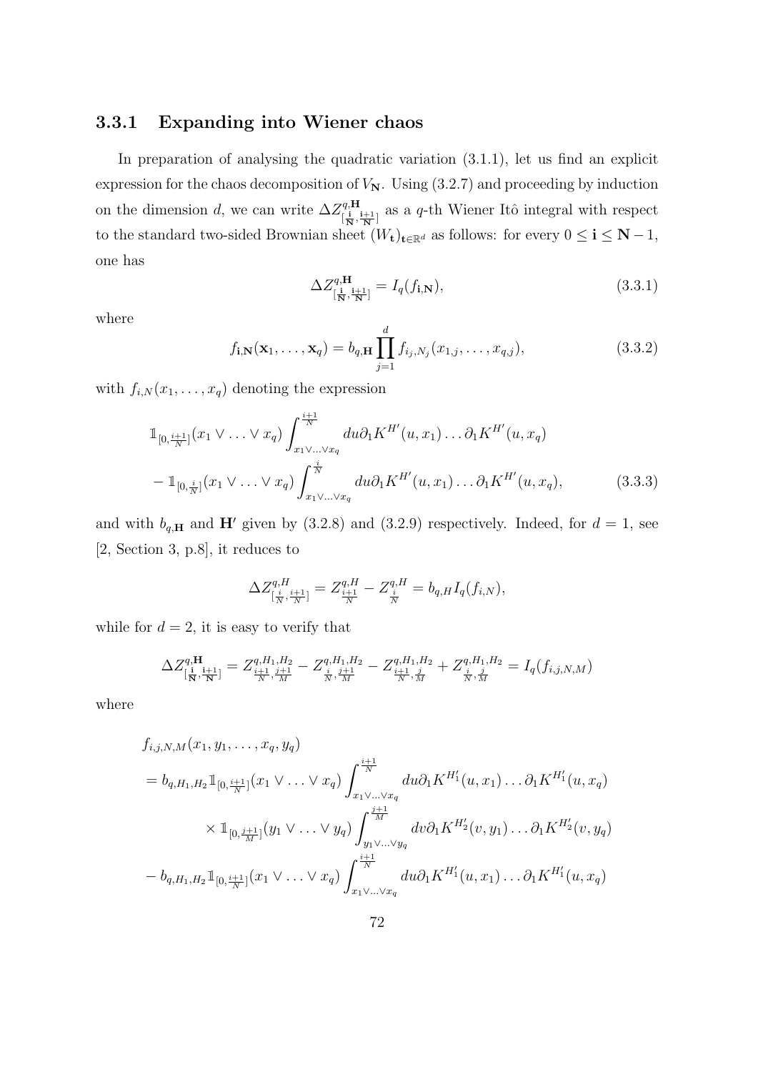### 3.3.1 Expanding into Wiener chaos

In preparation of analysing the quadratic variation (3.1.1), let us find an explicit expression for the chaos decomposition of $V_{\mathbf{N}}$. Using (3.2.7) and proceeding by induction on the dimension $d$, we can write $\Delta Z^{q,\mathbf{H}}_{[\frac{\mathbf{i}}{\mathbf{N}},\frac{\mathbf{i+1}}{\mathbf{N}}]}$ as a $q$-th Wiener Itô integral with respect to the standard two-sided Brownian sheet $(W_{\mathbf{t}})_{\mathbf{t}\in\mathbb{R}^d}$ as follows: for every $0 \leq \mathbf{i} \leq \mathbf{N}-1$, one has

$$\Delta Z^{q,\mathbf{H}}_{[\frac{\mathbf{i}}{\mathbf{N}},\frac{\mathbf{i+1}}{\mathbf{N}}]} = I_q(f_{\mathbf{i},\mathbf{N}}), \tag{3.3.1}$$

where

$$f_{\mathbf{i},\mathbf{N}}(\mathbf{x}_1,\ldots,\mathbf{x}_q) = b_{q,\mathbf{H}} \prod_{j=1}^{d} f_{i_j,N_j}(x_{1,j},\ldots,x_{q,j}), \tag{3.3.2}$$

with $f_{i,N}(x_1,\ldots,x_q)$ denoting the expression

$$\begin{aligned}
&\mathbb{1}_{[0,\frac{i+1}{N}]}(x_1 \vee \ldots \vee x_q) \int_{x_1\vee\ldots\vee x_q}^{\frac{i+1}{N}} du \partial_1 K^{H'}(u,x_1)\ldots\partial_1 K^{H'}(u,x_q) \\
&- \mathbb{1}_{[0,\frac{i}{N}]}(x_1 \vee \ldots \vee x_q) \int_{x_1\vee\ldots\vee x_q}^{\frac{i}{N}} du \partial_1 K^{H'}(u,x_1)\ldots\partial_1 K^{H'}(u,x_q),
\end{aligned} \tag{3.3.3}$$

and with $b_{q,\mathbf{H}}$ and $\mathbf{H}'$ given by (3.2.8) and (3.2.9) respectively. Indeed, for $d=1$, see [2, Section 3, p.8], it reduces to

$$\Delta Z^{q,H}_{[\frac{i}{N},\frac{i+1}{N}]} = Z^{q,H}_{\frac{i+1}{N}} - Z^{q,H}_{\frac{i}{N}} = b_{q,H} I_q(f_{i,N}),$$

while for $d=2$, it is easy to verify that

$$\Delta Z^{q,\mathbf{H}}_{[\frac{\mathbf{i}}{\mathbf{N}},\frac{\mathbf{i+1}}{\mathbf{N}}]} = Z^{q,H_1,H_2}_{\frac{i+1}{N},\frac{j+1}{M}} - Z^{q,H_1,H_2}_{\frac{i}{N},\frac{j+1}{M}} - Z^{q,H_1,H_2}_{\frac{i+1}{N},\frac{j}{M}} + Z^{q,H_1,H_2}_{\frac{i}{N},\frac{j}{M}} = I_q(f_{i,j,N,M})$$

where

$$\begin{aligned}
&f_{i,j,N,M}(x_1,y_1,\ldots,x_q,y_q) \\
&= b_{q,H_1,H_2} \mathbb{1}_{[0,\frac{i+1}{N}]}(x_1 \vee \ldots \vee x_q) \int_{x_1\vee\ldots\vee x_q}^{\frac{i+1}{N}} du \partial_1 K^{H_1'}(u,x_1)\ldots\partial_1 K^{H_1'}(u,x_q) \\
&\qquad \times \mathbb{1}_{[0,\frac{j+1}{M}]}(y_1 \vee \ldots \vee y_q) \int_{y_1\vee\ldots\vee y_q}^{\frac{j+1}{M}} dv \partial_1 K^{H_2'}(v,y_1)\ldots\partial_1 K^{H_2'}(v,y_q) \\
&- b_{q,H_1,H_2} \mathbb{1}_{[0,\frac{i+1}{N}]}(x_1 \vee \ldots \vee x_q) \int_{x_1\vee\ldots\vee x_q}^{\frac{i+1}{N}} du \partial_1 K^{H_1'}(u,x_1)\ldots\partial_1 K^{H_1'}(u,x_q)
\end{aligned}$$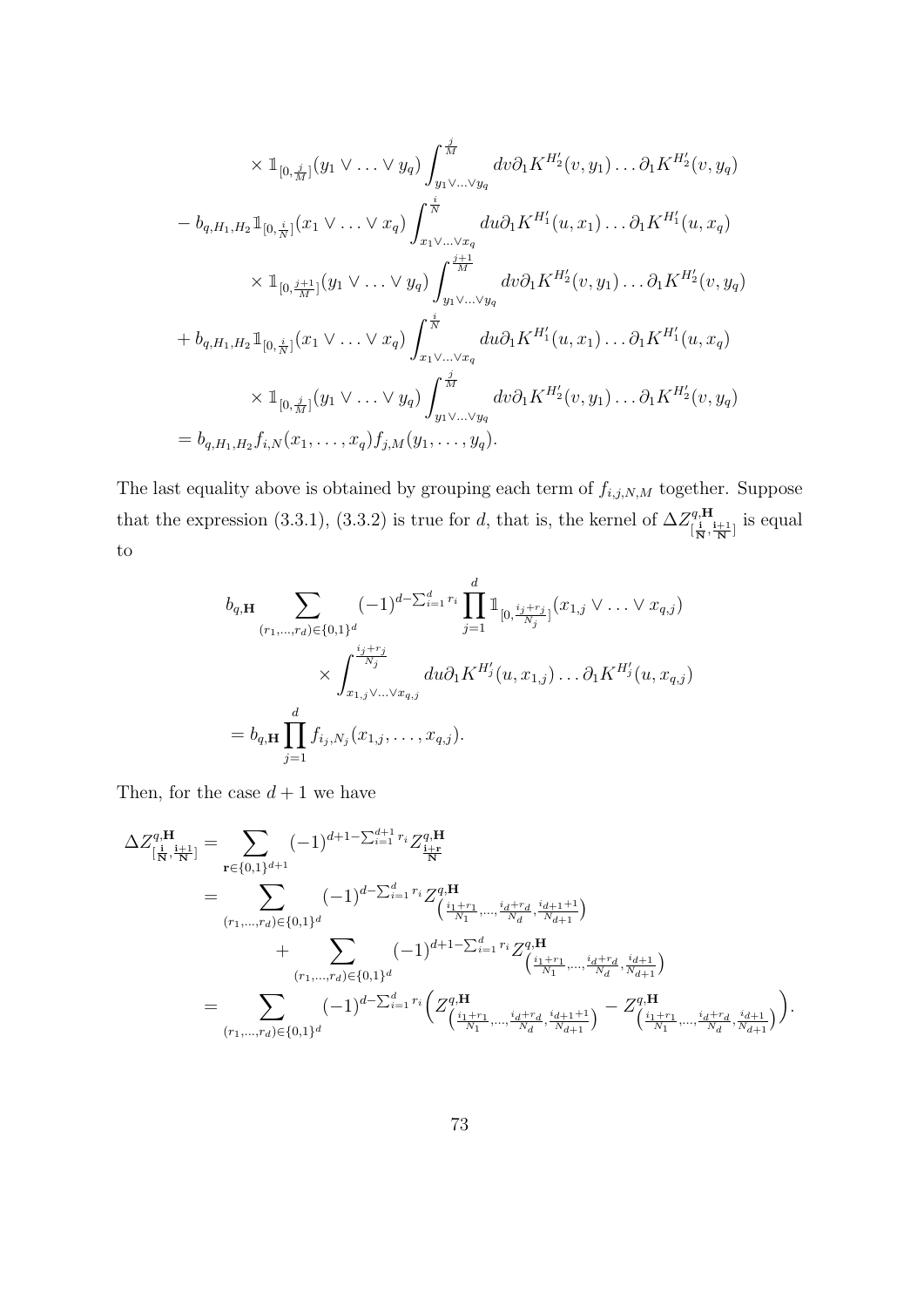$$
\begin{aligned}
&\times \mathbb{1}_{[0,\frac{j}{M}]}(y_1 \vee \ldots \vee y_q) \int_{y_1 \vee \ldots \vee y_q}^{\frac{j}{M}} dv \partial_1 K^{H_2'}(v, y_1) \ldots \partial_1 K^{H_2'}(v, y_q) \\
&- b_{q,H_1,H_2} \mathbb{1}_{[0,\frac{i}{N}]}(x_1 \vee \ldots \vee x_q) \int_{x_1 \vee \ldots \vee x_q}^{\frac{i}{N}} du \partial_1 K^{H_1'}(u, x_1) \ldots \partial_1 K^{H_1'}(u, x_q) \\
&\quad \times \mathbb{1}_{[0,\frac{j+1}{M}]}(y_1 \vee \ldots \vee y_q) \int_{y_1 \vee \ldots \vee y_q}^{\frac{j+1}{M}} dv \partial_1 K^{H_2'}(v, y_1) \ldots \partial_1 K^{H_2'}(v, y_q) \\
&+ b_{q,H_1,H_2} \mathbb{1}_{[0,\frac{i}{N}]}(x_1 \vee \ldots \vee x_q) \int_{x_1 \vee \ldots \vee x_q}^{\frac{i}{N}} du \partial_1 K^{H_1'}(u, x_1) \ldots \partial_1 K^{H_1'}(u, x_q) \\
&\quad \times \mathbb{1}_{[0,\frac{j}{M}]}(y_1 \vee \ldots \vee y_q) \int_{y_1 \vee \ldots \vee y_q}^{\frac{j}{M}} dv \partial_1 K^{H_2'}(v, y_1) \ldots \partial_1 K^{H_2'}(v, y_q) \\
&= b_{q,H_1,H_2} f_{i,N}(x_1, \ldots, x_q) f_{j,M}(y_1, \ldots, y_q).
\end{aligned}
$$

The last equality above is obtained by grouping each term of $f_{i,j,N,M}$ together. Suppose that the expression (3.3.1), (3.3.2) is true for $d$, that is, the kernel of $\Delta Z^{q,\mathbf{H}}_{[\frac{\mathbf{i}}{\mathbf{N}},\frac{\mathbf{i}+1}{\mathbf{N}}]}$ is equal to

$$
\begin{aligned}
&b_{q,\mathbf{H}} \sum_{(r_1,\ldots,r_d)\in\{0,1\}^d} (-1)^{d-\sum_{i=1}^d r_i} \prod_{j=1}^d \mathbb{1}_{[0,\frac{i_j+r_j}{N_j}]}(x_{1,j} \vee \ldots \vee x_{q,j}) \\
&\qquad \times \int_{x_{1,j} \vee \ldots \vee x_{q,j}}^{\frac{i_j+r_j}{N_j}} du \partial_1 K^{H_j'}(u, x_{1,j}) \ldots \partial_1 K^{H_j'}(u, x_{q,j}) \\
&= b_{q,\mathbf{H}} \prod_{j=1}^d f_{i_j,N_j}(x_{1,j}, \ldots, x_{q,j}).
\end{aligned}
$$

Then, for the case $d+1$ we have

$$
\begin{aligned}
\Delta Z^{q,\mathbf{H}}_{[\frac{\mathbf{i}}{\mathbf{N}},\frac{\mathbf{i}+1}{\mathbf{N}}]} &= \sum_{\mathbf{r}\in\{0,1\}^{d+1}} (-1)^{d+1-\sum_{i=1}^{d+1} r_i} Z^{q,\mathbf{H}}_{\frac{\mathbf{i}+\mathbf{r}}{\mathbf{N}}} \\
&= \sum_{(r_1,\ldots,r_d)\in\{0,1\}^d} (-1)^{d-\sum_{i=1}^d r_i} Z^{q,\mathbf{H}}_{\left(\frac{i_1+r_1}{N_1},\ldots,\frac{i_d+r_d}{N_d},\frac{i_{d+1}+1}{N_{d+1}}\right)} \\
&\qquad + \sum_{(r_1,\ldots,r_d)\in\{0,1\}^d} (-1)^{d+1-\sum_{i=1}^d r_i} Z^{q,\mathbf{H}}_{\left(\frac{i_1+r_1}{N_1},\ldots,\frac{i_d+r_d}{N_d},\frac{i_{d+1}}{N_{d+1}}\right)} \\
&= \sum_{(r_1,\ldots,r_d)\in\{0,1\}^d} (-1)^{d-\sum_{i=1}^d r_i} \Big( Z^{q,\mathbf{H}}_{\left(\frac{i_1+r_1}{N_1},\ldots,\frac{i_d+r_d}{N_d},\frac{i_{d+1}+1}{N_{d+1}}\right)} - Z^{q,\mathbf{H}}_{\left(\frac{i_1+r_1}{N_1},\ldots,\frac{i_d+r_d}{N_d},\frac{i_{d+1}}{N_{d+1}}\right)} \Big).
\end{aligned}
$$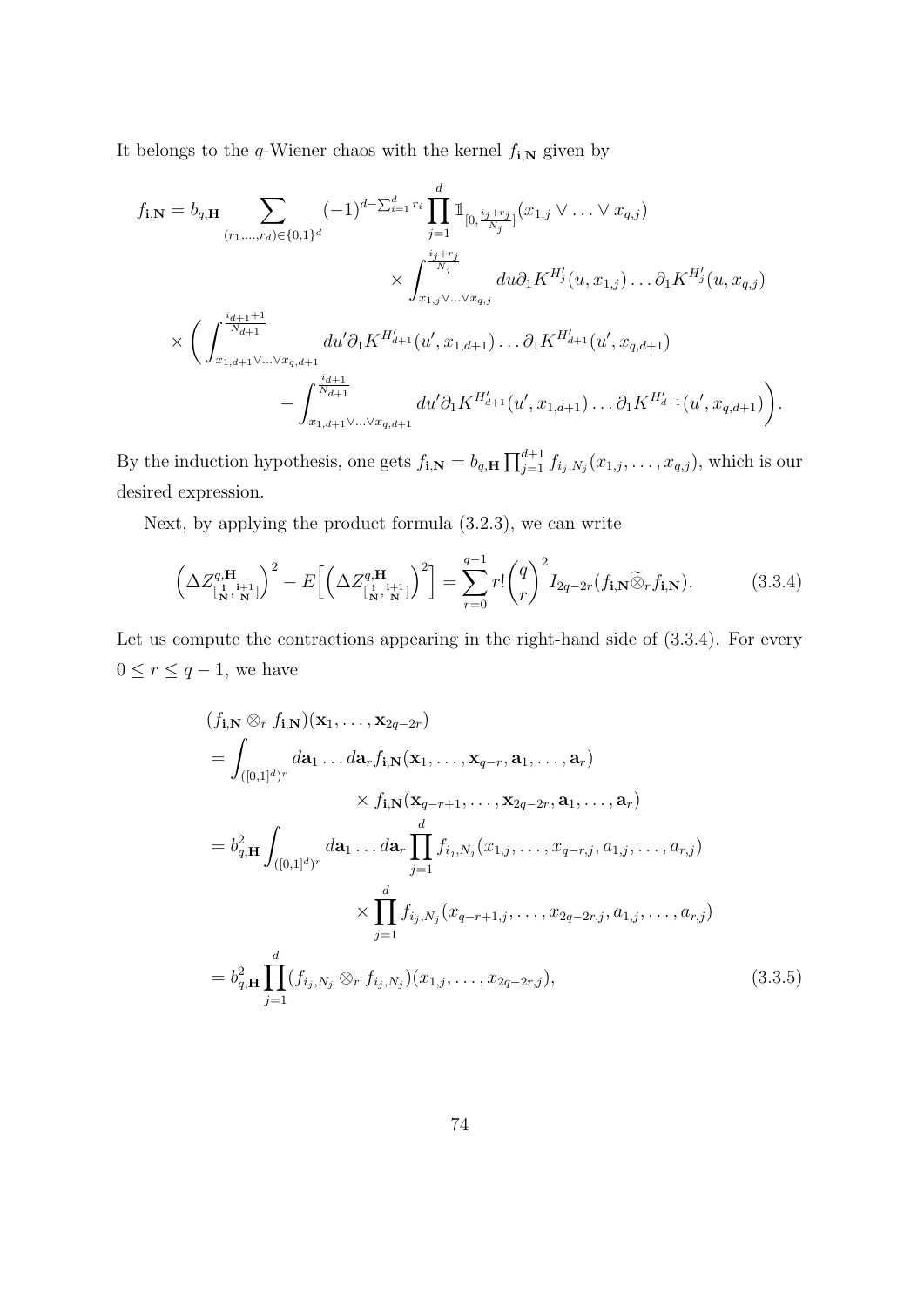It belongs to the $q$-Wiener chaos with the kernel $f_{\mathbf{i},\mathbf{N}}$ given by

$$
\begin{aligned}
f_{\mathbf{i},\mathbf{N}} = b_{q,\mathbf{H}} \sum_{(r_1,\ldots,r_d)\in\{0,1\}^d} (-1)^{d-\sum_{i=1}^d r_i} \prod_{j=1}^d \mathbb{1}_{[0,\frac{i_j+r_j}{N_j}]}(x_{1,j}\vee\ldots\vee x_{q,j}) \\
\times \int_{x_{1,j}\vee\ldots\vee x_{q,j}}^{\frac{i_j+r_j}{N_j}} du\, \partial_1 K^{H'_j}(u,x_{1,j})\ldots\partial_1 K^{H'_j}(u,x_{q,j}) \\
\times \bigg( \int_{x_{1,d+1}\vee\ldots\vee x_{q,d+1}}^{\frac{i_{d+1}+1}{N_{d+1}}} du'\, \partial_1 K^{H'_{d+1}}(u',x_{1,d+1})\ldots\partial_1 K^{H'_{d+1}}(u',x_{q,d+1}) \\
- \int_{x_{1,d+1}\vee\ldots\vee x_{q,d+1}}^{\frac{i_{d+1}}{N_{d+1}}} du'\, \partial_1 K^{H'_{d+1}}(u',x_{1,d+1})\ldots\partial_1 K^{H'_{d+1}}(u',x_{q,d+1}) \bigg).
\end{aligned}
$$

By the induction hypothesis, one gets $f_{\mathbf{i},\mathbf{N}} = b_{q,\mathbf{H}} \prod_{j=1}^{d+1} f_{i_j,N_j}(x_{1,j},\ldots,x_{q,j})$, which is our desired expression.

Next, by applying the product formula (3.2.3), we can write

$$
\Big(\Delta Z^{q,\mathbf{H}}_{[\frac{\mathbf{i}}{\mathbf{N}},\frac{\mathbf{i}+1}{\mathbf{N}}]}\Big)^2 - E\Big[\Big(\Delta Z^{q,\mathbf{H}}_{[\frac{\mathbf{i}}{\mathbf{N}},\frac{\mathbf{i}+1}{\mathbf{N}}]}\Big)^2\Big] = \sum_{r=0}^{q-1} r! \binom{q}{r}^2 I_{2q-2r}(f_{\mathbf{i},\mathbf{N}} \widetilde{\otimes}_r f_{\mathbf{i},\mathbf{N}}). \tag{3.3.4}
$$

Let us compute the contractions appearing in the right-hand side of (3.3.4). For every $0 \le r \le q-1$, we have

$$
\begin{aligned}
&(f_{\mathbf{i},\mathbf{N}} \otimes_r f_{\mathbf{i},\mathbf{N}})(\mathbf{x}_1,\ldots,\mathbf{x}_{2q-2r}) \\
&= \int_{([0,1]^d)^r} d\mathbf{a}_1\ldots d\mathbf{a}_r f_{\mathbf{i},\mathbf{N}}(\mathbf{x}_1,\ldots,\mathbf{x}_{q-r},\mathbf{a}_1,\ldots,\mathbf{a}_r) \\
&\qquad\qquad \times f_{\mathbf{i},\mathbf{N}}(\mathbf{x}_{q-r+1},\ldots,\mathbf{x}_{2q-2r},\mathbf{a}_1,\ldots,\mathbf{a}_r) \\
&= b_{q,\mathbf{H}}^2 \int_{([0,1]^d)^r} d\mathbf{a}_1\ldots d\mathbf{a}_r \prod_{j=1}^d f_{i_j,N_j}(x_{1,j},\ldots,x_{q-r,j},a_{1,j},\ldots,a_{r,j}) \\
&\qquad\qquad \times \prod_{j=1}^d f_{i_j,N_j}(x_{q-r+1,j},\ldots,x_{2q-2r,j},a_{1,j},\ldots,a_{r,j}) \\
&= b_{q,\mathbf{H}}^2 \prod_{j=1}^d (f_{i_j,N_j} \otimes_r f_{i_j,N_j})(x_{1,j},\ldots,x_{2q-2r,j}),
\end{aligned} \tag{3.3.5}
$$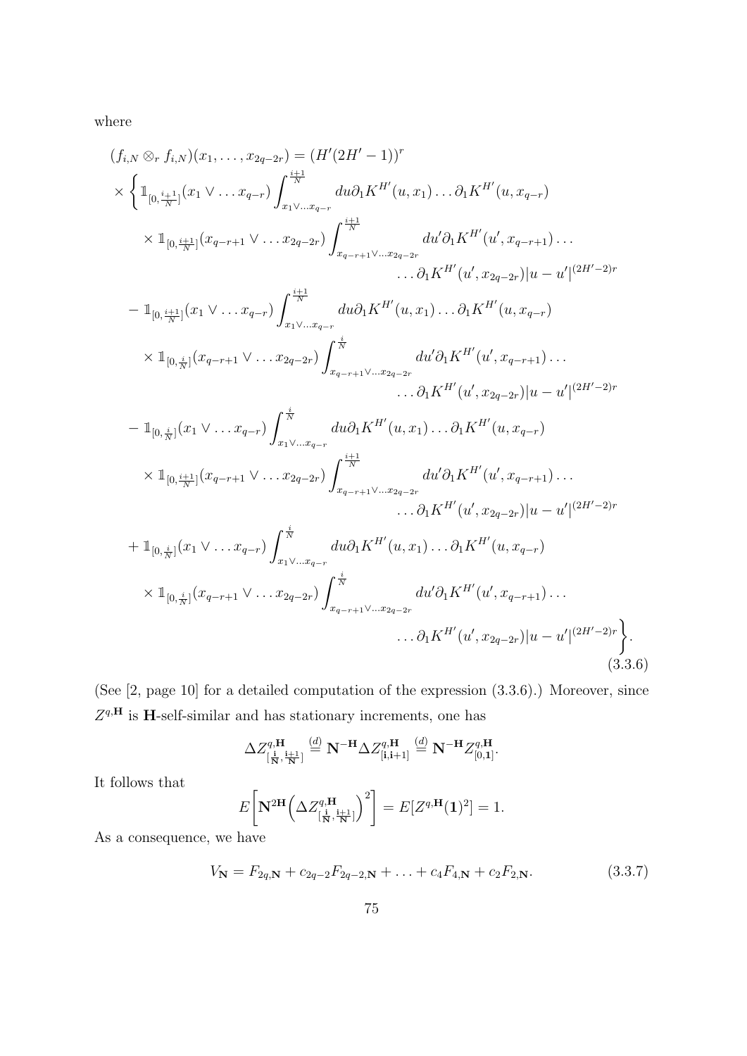where

$$
\begin{aligned}
&(f_{i,N} \otimes_r f_{i,N})(x_1, \dots, x_{2q-2r}) = (H'(2H'-1))^r \\
&\times \Bigg\{ \mathbb{1}_{[0,\frac{i+1}{N}]}(x_1 \vee \dots x_{q-r}) \int_{x_1 \vee \dots x_{q-r}}^{\frac{i+1}{N}} du \partial_1 K^{H'}(u, x_1) \dots \partial_1 K^{H'}(u, x_{q-r}) \\
&\quad \times \mathbb{1}_{[0,\frac{i+1}{N}]}(x_{q-r+1} \vee \dots x_{2q-2r}) \int_{x_{q-r+1} \vee \dots x_{2q-2r}}^{\frac{i+1}{N}} du' \partial_1 K^{H'}(u', x_{q-r+1}) \dots \\
&\qquad\qquad \dots \partial_1 K^{H'}(u', x_{2q-2r}) |u-u'|^{(2H'-2)r} \\
&- \mathbb{1}_{[0,\frac{i+1}{N}]}(x_1 \vee \dots x_{q-r}) \int_{x_1 \vee \dots x_{q-r}}^{\frac{i+1}{N}} du \partial_1 K^{H'}(u, x_1) \dots \partial_1 K^{H'}(u, x_{q-r}) \\
&\quad \times \mathbb{1}_{[0,\frac{i}{N}]}(x_{q-r+1} \vee \dots x_{2q-2r}) \int_{x_{q-r+1} \vee \dots x_{2q-2r}}^{\frac{i}{N}} du' \partial_1 K^{H'}(u', x_{q-r+1}) \dots \\
&\qquad\qquad \dots \partial_1 K^{H'}(u', x_{2q-2r}) |u-u'|^{(2H'-2)r} \\
&- \mathbb{1}_{[0,\frac{i}{N}]}(x_1 \vee \dots x_{q-r}) \int_{x_1 \vee \dots x_{q-r}}^{\frac{i}{N}} du \partial_1 K^{H'}(u, x_1) \dots \partial_1 K^{H'}(u, x_{q-r}) \\
&\quad \times \mathbb{1}_{[0,\frac{i+1}{N}]}(x_{q-r+1} \vee \dots x_{2q-2r}) \int_{x_{q-r+1} \vee \dots x_{2q-2r}}^{\frac{i+1}{N}} du' \partial_1 K^{H'}(u', x_{q-r+1}) \dots \\
&\qquad\qquad \dots \partial_1 K^{H'}(u', x_{2q-2r}) |u-u'|^{(2H'-2)r} \\
&+ \mathbb{1}_{[0,\frac{i}{N}]}(x_1 \vee \dots x_{q-r}) \int_{x_1 \vee \dots x_{q-r}}^{\frac{i}{N}} du \partial_1 K^{H'}(u, x_1) \dots \partial_1 K^{H'}(u, x_{q-r}) \\
&\quad \times \mathbb{1}_{[0,\frac{i}{N}]}(x_{q-r+1} \vee \dots x_{2q-2r}) \int_{x_{q-r+1} \vee \dots x_{2q-2r}}^{\frac{i}{N}} du' \partial_1 K^{H'}(u', x_{q-r+1}) \dots \\
&\qquad\qquad \dots \partial_1 K^{H'}(u', x_{2q-2r}) |u-u'|^{(2H'-2)r} \Bigg\}.
\end{aligned}
\tag{3.3.6}
$$

(See [2, page 10] for a detailed computation of the expression (3.3.6).) Moreover, since $Z^{q,\mathbf{H}}$ is $\mathbf{H}$-self-similar and has stationary increments, one has

$$
\Delta Z^{q,\mathbf{H}}_{[\frac{\mathbf{i}}{\mathbf{N}},\frac{\mathbf{i+1}}{\mathbf{N}}]} \stackrel{(d)}{=} \mathbf{N}^{-\mathbf{H}} \Delta Z^{q,\mathbf{H}}_{[\mathbf{i},\mathbf{i+1}]} \stackrel{(d)}{=} \mathbf{N}^{-\mathbf{H}} Z^{q,\mathbf{H}}_{[\mathbf{0},\mathbf{1}]}.
$$

It follows that

$$
E\left[\mathbf{N}^{2\mathbf{H}} \Big(\Delta Z^{q,\mathbf{H}}_{[\frac{\mathbf{i}}{\mathbf{N}},\frac{\mathbf{i+1}}{\mathbf{N}}]}\Big)^2\right] = E[Z^{q,\mathbf{H}}(\mathbf{1})^2] = 1.
$$

As a consequence, we have

$$
V_{\mathbf{N}} = F_{2q,\mathbf{N}} + c_{2q-2} F_{2q-2,\mathbf{N}} + \dots + c_4 F_{4,\mathbf{N}} + c_2 F_{2,\mathbf{N}}. \tag{3.3.7}
$$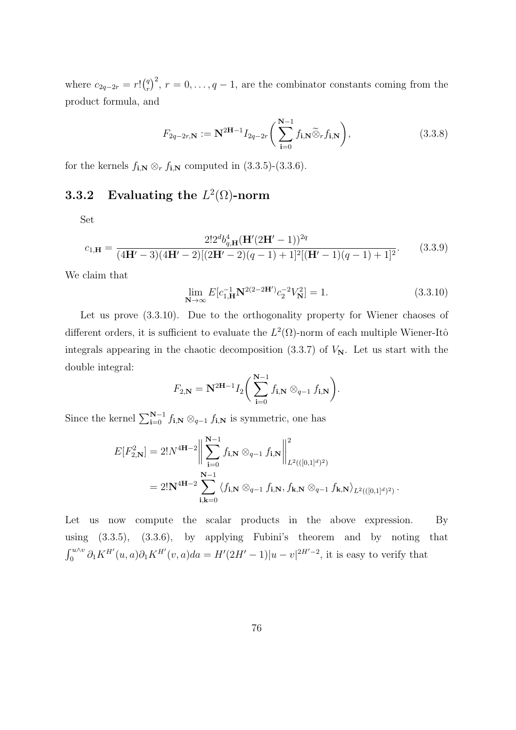where $c_{2q-2r} = r!\binom{q}{r}^2$, $r = 0, \ldots, q-1$, are the combinator constants coming from the product formula, and

$$F_{2q-2r,\mathbf{N}} := \mathbf{N}^{2\mathbf{H}-1} I_{2q-2r}\bigg( \sum_{\mathbf{i}=0}^{\mathbf{N}-1} f_{\mathbf{i},\mathbf{N}} \widetilde{\otimes}_r f_{\mathbf{i},\mathbf{N}} \bigg), \tag{3.3.8}$$

for the kernels $f_{\mathbf{i},\mathbf{N}} \otimes_r f_{\mathbf{i},\mathbf{N}}$ computed in (3.3.5)-(3.3.6).

### 3.3.2 Evaluating the $L^2(\Omega)$-norm

Set

$$c_{1,\mathbf{H}} = \frac{2!2^d b_{q,\mathbf{H}}^4 (\mathbf{H}'(2\mathbf{H}'-1))^{2q}}{(4\mathbf{H}'-3)(4\mathbf{H}'-2)[(2\mathbf{H}'-2)(q-1)+1]^2[(\mathbf{H}'-1)(q-1)+1]^2}. \tag{3.3.9}$$

We claim that

$$\lim_{\mathbf{N}\to\infty} E[c_{1,\mathbf{H}}^{-1} \mathbf{N}^{2(2-2\mathbf{H}')} c_2^{-2} V_{\mathbf{N}}^2] = 1. \tag{3.3.10}$$

Let us prove (3.3.10). Due to the orthogonality property for Wiener chaoses of different orders, it is sufficient to evaluate the $L^2(\Omega)$-norm of each multiple Wiener-Itô integrals appearing in the chaotic decomposition (3.3.7) of $V_{\mathbf{N}}$. Let us start with the double integral:

$$F_{2,\mathbf{N}} = \mathbf{N}^{2\mathbf{H}-1} I_2\bigg( \sum_{\mathbf{i}=0}^{\mathbf{N}-1} f_{\mathbf{i},\mathbf{N}} \otimes_{q-1} f_{\mathbf{i},\mathbf{N}} \bigg).$$

Since the kernel $\sum_{\mathbf{i}=0}^{\mathbf{N}-1} f_{\mathbf{i},\mathbf{N}} \otimes_{q-1} f_{\mathbf{i},\mathbf{N}}$ is symmetric, one has

$$\begin{aligned}
E[F_{2,\mathbf{N}}^2] &= 2! N^{4\mathbf{H}-2} \bigg\| \sum_{\mathbf{i}=0}^{\mathbf{N}-1} f_{\mathbf{i},\mathbf{N}} \otimes_{q-1} f_{\mathbf{i},\mathbf{N}} \bigg\|^2_{L^2(([0,1]^d)^2)} \\
&= 2! \mathbf{N}^{4\mathbf{H}-2} \sum_{\mathbf{i},\mathbf{k}=0}^{\mathbf{N}-1} \langle f_{\mathbf{i},\mathbf{N}} \otimes_{q-1} f_{\mathbf{i},\mathbf{N}}, f_{\mathbf{k},\mathbf{N}} \otimes_{q-1} f_{\mathbf{k},\mathbf{N}} \rangle_{L^2(([0,1]^d)^2)}.
\end{aligned}$$

Let us now compute the scalar products in the above expression. By using (3.3.5), (3.3.6), by applying Fubini's theorem and by noting that $\int_0^{u\wedge v} \partial_1 K^{H'}(u,a) \partial_1 K^{H'}(v,a) da = H'(2H'-1)|u-v|^{2H'-2}$, it is easy to verify that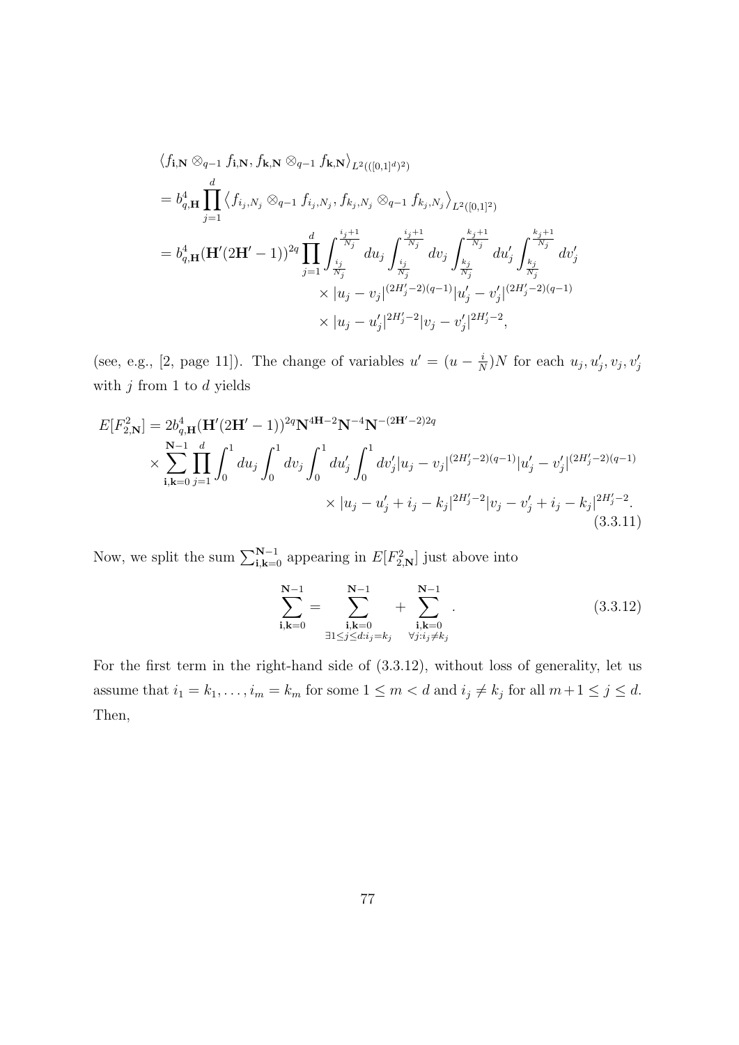$$
\begin{aligned}
&\langle f_{\mathbf{i},\mathbf{N}} \otimes_{q-1} f_{\mathbf{i},\mathbf{N}}, f_{\mathbf{k},\mathbf{N}} \otimes_{q-1} f_{\mathbf{k},\mathbf{N}} \rangle_{L^2(([0,1]^d)^2)} \\
&= b_{q,\mathbf{H}}^4 \prod_{j=1}^{d} \left\langle f_{i_j,N_j} \otimes_{q-1} f_{i_j,N_j}, f_{k_j,N_j} \otimes_{q-1} f_{k_j,N_j} \right\rangle_{L^2([0,1]^2)} \\
&= b_{q,\mathbf{H}}^4 (\mathbf{H}'(2\mathbf{H}'-1))^{2q} \prod_{j=1}^{d} \int_{\frac{i_j}{N_j}}^{\frac{i_j+1}{N_j}} du_j \int_{\frac{i_j}{N_j}}^{\frac{i_j+1}{N_j}} dv_j \int_{\frac{k_j}{N_j}}^{\frac{k_j+1}{N_j}} du_j' \int_{\frac{k_j}{N_j}}^{\frac{k_j+1}{N_j}} dv_j' \\
&\qquad \times |u_j - v_j|^{(2H_j'-2)(q-1)} |u_j' - v_j'|^{(2H_j'-2)(q-1)} \\
&\qquad \times |u_j - u_j'|^{2H_j'-2} |v_j - v_j'|^{2H_j'-2},
\end{aligned}
$$

(see, e.g., [2, page 11]). The change of variables $u' = (u - \frac{i}{N})N$ for each $u_j, u_j', v_j, v_j'$ with $j$ from 1 to $d$ yields

$$
\begin{aligned}
E[F_{2,\mathbf{N}}^2] &= 2 b_{q,\mathbf{H}}^4 (\mathbf{H}'(2\mathbf{H}'-1))^{2q} \mathbf{N}^{4\mathbf{H}-2} \mathbf{N}^{-4} \mathbf{N}^{-(2\mathbf{H}'-2)2q} \\
&\times \sum_{\mathbf{i},\mathbf{k}=0}^{\mathbf{N}-1} \prod_{j=1}^{d} \int_0^1 du_j \int_0^1 dv_j \int_0^1 du_j' \int_0^1 dv_j' |u_j - v_j|^{(2H_j'-2)(q-1)} |u_j' - v_j'|^{(2H_j'-2)(q-1)} \\
&\qquad \times |u_j - u_j' + i_j - k_j|^{2H_j'-2} |v_j - v_j' + i_j - k_j|^{2H_j'-2}.
\end{aligned}
\tag{3.3.11}
$$

Now, we split the sum $\sum_{\mathbf{i},\mathbf{k}=0}^{\mathbf{N}-1}$ appearing in $E[F_{2,\mathbf{N}}^2]$ just above into

$$
\sum_{\mathbf{i},\mathbf{k}=0}^{\mathbf{N}-1} = \sum_{\substack{\mathbf{i},\mathbf{k}=0 \\ \exists 1 \le j \le d : i_j = k_j}}^{\mathbf{N}-1} + \sum_{\substack{\mathbf{i},\mathbf{k}=0 \\ \forall j : i_j \ne k_j}}^{\mathbf{N}-1}.
\tag{3.3.12}
$$

For the first term in the right-hand side of (3.3.12), without loss of generality, let us assume that $i_1 = k_1, \ldots, i_m = k_m$ for some $1 \le m < d$ and $i_j \ne k_j$ for all $m+1 \le j \le d$. Then,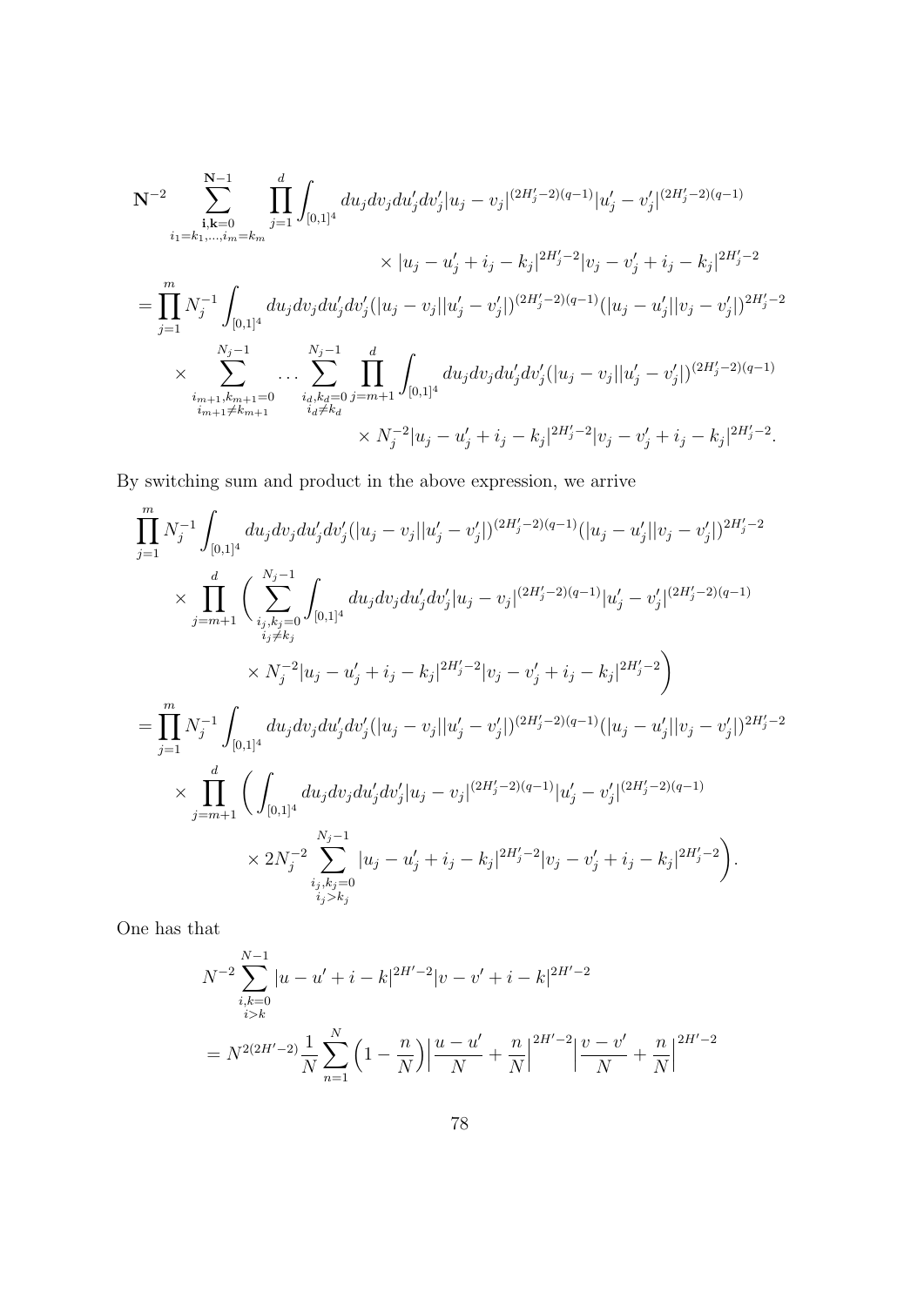$$
\begin{aligned}
&\mathbf{N}^{-2} \sum_{\substack{\mathbf{i},\mathbf{k}=0\\ i_1=k_1,\dots,i_m=k_m}}^{\mathbf{N}-1} \prod_{j=1}^{d} \int_{[0,1]^4} du_j dv_j du_j' dv_j' |u_j - v_j|^{(2H_j'-2)(q-1)} |u_j' - v_j'|^{(2H_j'-2)(q-1)} \\
&\qquad\qquad\qquad\qquad \times |u_j - u_j' + i_j - k_j|^{2H_j'-2} |v_j - v_j' + i_j - k_j|^{2H_j'-2} \\
&= \prod_{j=1}^{m} N_j^{-1} \int_{[0,1]^4} du_j dv_j du_j' dv_j' (|u_j - v_j||u_j' - v_j'|)^{(2H_j'-2)(q-1)} (|u_j - u_j'||v_j - v_j'|)^{2H_j'-2} \\
&\quad \times \sum_{\substack{i_{m+1},k_{m+1}=0\\ i_{m+1}\neq k_{m+1}}}^{N_j-1} \cdots \sum_{\substack{i_d,k_d=0\\ i_d\neq k_d}}^{N_j-1} \prod_{j=m+1}^{d} \int_{[0,1]^4} du_j dv_j du_j' dv_j' (|u_j - v_j||u_j' - v_j'|)^{(2H_j'-2)(q-1)} \\
&\qquad\qquad\qquad\qquad \times N_j^{-2} |u_j - u_j' + i_j - k_j|^{2H_j'-2} |v_j - v_j' + i_j - k_j|^{2H_j'-2}.
\end{aligned}
$$

By switching sum and product in the above expression, we arrive

$$
\begin{aligned}
&\prod_{j=1}^{m} N_j^{-1} \int_{[0,1]^4} du_j dv_j du_j' dv_j' (|u_j - v_j||u_j' - v_j'|)^{(2H_j'-2)(q-1)} (|u_j - u_j'||v_j - v_j'|)^{2H_j'-2} \\
&\quad \times \prod_{j=m+1}^{d} \Bigg( \sum_{\substack{i_j,k_j=0\\ i_j\neq k_j}}^{N_j-1} \int_{[0,1]^4} du_j dv_j du_j' dv_j' |u_j - v_j|^{(2H_j'-2)(q-1)} |u_j' - v_j'|^{(2H_j'-2)(q-1)} \\
&\qquad\qquad\qquad \times N_j^{-2} |u_j - u_j' + i_j - k_j|^{2H_j'-2} |v_j - v_j' + i_j - k_j|^{2H_j'-2} \Bigg) \\
&= \prod_{j=1}^{m} N_j^{-1} \int_{[0,1]^4} du_j dv_j du_j' dv_j' (|u_j - v_j||u_j' - v_j'|)^{(2H_j'-2)(q-1)} (|u_j - u_j'||v_j - v_j'|)^{2H_j'-2} \\
&\quad \times \prod_{j=m+1}^{d} \Bigg( \int_{[0,1]^4} du_j dv_j du_j' dv_j' |u_j - v_j|^{(2H_j'-2)(q-1)} |u_j' - v_j'|^{(2H_j'-2)(q-1)} \\
&\qquad\qquad\qquad \times 2N_j^{-2} \sum_{\substack{i_j,k_j=0\\ i_j>k_j}}^{N_j-1} |u_j - u_j' + i_j - k_j|^{2H_j'-2} |v_j - v_j' + i_j - k_j|^{2H_j'-2} \Bigg).
\end{aligned}
$$

One has that

$$
\begin{aligned}
&N^{-2} \sum_{\substack{i,k=0\\ i>k}}^{N-1} |u - u' + i - k|^{2H'-2} |v - v' + i - k|^{2H'-2} \\
&= N^{2(2H'-2)} \frac{1}{N} \sum_{n=1}^{N} \Big(1 - \frac{n}{N}\Big) \Big|\frac{u - u'}{N} + \frac{n}{N}\Big|^{2H'-2} \Big|\frac{v - v'}{N} + \frac{n}{N}\Big|^{2H'-2}
\end{aligned}
$$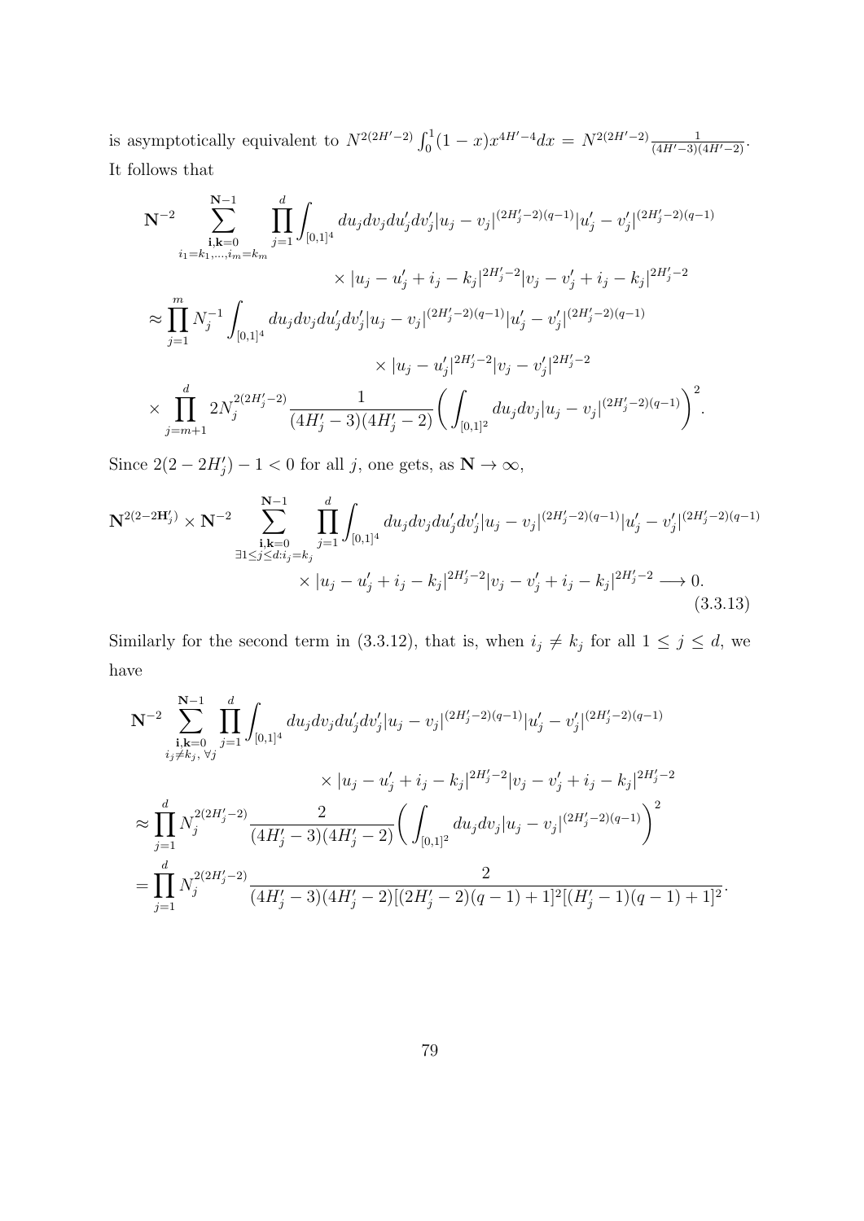is asymptotically equivalent to $N^{2(2H'-2)}\int_0^1(1-x)x^{4H'-4}dx = N^{2(2H'-2)}\frac{1}{(4H'-3)(4H'-2)}$. It follows that

$$
\begin{aligned}
\mathbf{N}^{-2} & \sum_{\substack{\mathbf{i},\mathbf{k}=0\\ i_1=k_1,\dots,i_m=k_m}}^{\mathbf{N}-1} \prod_{j=1}^{d}\int_{[0,1]^4} du_j dv_j du'_j dv'_j |u_j-v_j|^{(2H'_j-2)(q-1)}|u'_j-v'_j|^{(2H'_j-2)(q-1)} \\
&\qquad\qquad \times |u_j-u'_j+i_j-k_j|^{2H'_j-2}|v_j-v'_j+i_j-k_j|^{2H'_j-2} \\
&\approx \prod_{j=1}^{m} N_j^{-1}\int_{[0,1]^4} du_j dv_j du'_j dv'_j |u_j-v_j|^{(2H'_j-2)(q-1)}|u'_j-v'_j|^{(2H'_j-2)(q-1)} \\
&\qquad\qquad \times |u_j-u'_j|^{2H'_j-2}|v_j-v'_j|^{2H'_j-2} \\
&\times \prod_{j=m+1}^{d} 2N_j^{2(2H'_j-2)}\frac{1}{(4H'_j-3)(4H'_j-2)}\left(\int_{[0,1]^2} du_j dv_j |u_j-v_j|^{(2H'_j-2)(q-1)}\right)^2.
\end{aligned}
$$

Since $2(2-2H'_j)-1<0$ for all $j$, one gets, as $\mathbf{N}\to\infty$,

$$
\begin{aligned}
\mathbf{N}^{2(2-2\mathbf{H}'_j)} \times \mathbf{N}^{-2} & \sum_{\substack{\mathbf{i},\mathbf{k}=0\\ \exists 1\le j\le d: i_j=k_j}}^{\mathbf{N}-1} \prod_{j=1}^{d}\int_{[0,1]^4} du_j dv_j du'_j dv'_j |u_j-v_j|^{(2H'_j-2)(q-1)}|u'_j-v'_j|^{(2H'_j-2)(q-1)} \\
&\times |u_j-u'_j+i_j-k_j|^{2H'_j-2}|v_j-v'_j+i_j-k_j|^{2H'_j-2} \longrightarrow 0.
\end{aligned} \tag{3.3.13}
$$

Similarly for the second term in (3.3.12), that is, when $i_j \neq k_j$ for all $1\le j\le d$, we have

$$
\begin{aligned}
\mathbf{N}^{-2} & \sum_{\substack{\mathbf{i},\mathbf{k}=0\\ i_j\neq k_j,\,\forall j}}^{\mathbf{N}-1} \prod_{j=1}^{d}\int_{[0,1]^4} du_j dv_j du'_j dv'_j |u_j-v_j|^{(2H'_j-2)(q-1)}|u'_j-v'_j|^{(2H'_j-2)(q-1)} \\
&\qquad\qquad \times |u_j-u'_j+i_j-k_j|^{2H'_j-2}|v_j-v'_j+i_j-k_j|^{2H'_j-2} \\
&\approx \prod_{j=1}^{d} N_j^{2(2H'_j-2)}\frac{2}{(4H'_j-3)(4H'_j-2)}\left(\int_{[0,1]^2} du_j dv_j |u_j-v_j|^{(2H'_j-2)(q-1)}\right)^2 \\
&= \prod_{j=1}^{d} N_j^{2(2H'_j-2)}\frac{2}{(4H'_j-3)(4H'_j-2)[(2H'_j-2)(q-1)+1]^2[(H'_j-1)(q-1)+1]^2}.
\end{aligned}
$$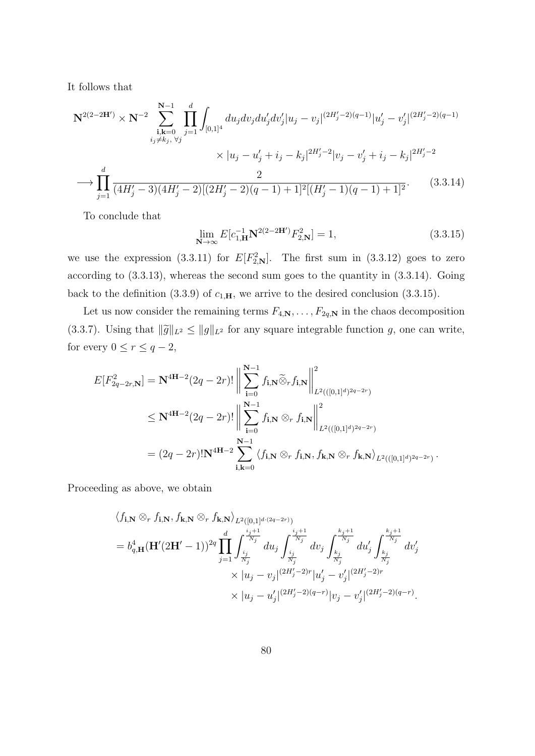It follows that

$$
\mathbf{N}^{2(2-2\mathbf{H}')} \times \mathbf{N}^{-2} \sum_{\substack{\mathbf{i},\mathbf{k}=0 \\ i_j \neq k_j,\, \forall j}}^{\mathbf{N}-1} \prod_{j=1}^{d} \int_{[0,1]^4} du_j dv_j du'_j dv'_j |u_j - v_j|^{(2H'_j-2)(q-1)} |u'_j - v'_j|^{(2H'_j-2)(q-1)}
$$

$$
\times |u_j - u'_j + i_j - k_j|^{2H'_j-2} |v_j - v'_j + i_j - k_j|^{2H'_j-2}
$$

$$
\longrightarrow \prod_{j=1}^{d} \frac{2}{(4H'_j-3)(4H'_j-2)[(2H'_j-2)(q-1)+1]^2[(H'_j-1)(q-1)+1]^2}. \tag{3.3.14}
$$

To conclude that

$$
\lim_{\mathbf{N}\to\infty} E[c_{1,\mathbf{H}}^{-1} \mathbf{N}^{2(2-2\mathbf{H}')} F_{2,\mathbf{N}}^2] = 1, \tag{3.3.15}
$$

we use the expression (3.3.11) for $E[F_{2,\mathbf{N}}^2]$. The first sum in (3.3.12) goes to zero according to (3.3.13), whereas the second sum goes to the quantity in (3.3.14). Going back to the definition (3.3.9) of $c_{1,\mathbf{H}}$, we arrive to the desired conclusion (3.3.15).

Let us now consider the remaining terms $F_{4,\mathbf{N}}, \dots, F_{2q,\mathbf{N}}$ in the chaos decomposition (3.3.7). Using that $\|\widetilde{g}\|_{L^2} \leq \|g\|_{L^2}$ for any square integrable function $g$, one can write, for every $0 \leq r \leq q-2$,

$$
\begin{aligned}
E[F_{2q-2r,\mathbf{N}}^2] &= \mathbf{N}^{4\mathbf{H}-2}(2q-2r)! \left\| \sum_{\mathbf{i}=0}^{\mathbf{N}-1} f_{\mathbf{i},\mathbf{N}} \widetilde{\otimes}_r f_{\mathbf{i},\mathbf{N}} \right\|^2_{L^2(([0,1]^d)^{2q-2r})} \\
&\leq \mathbf{N}^{4\mathbf{H}-2}(2q-2r)! \left\| \sum_{\mathbf{i}=0}^{\mathbf{N}-1} f_{\mathbf{i},\mathbf{N}} \otimes_r f_{\mathbf{i},\mathbf{N}} \right\|^2_{L^2(([0,1]^d)^{2q-2r})} \\
&= (2q-2r)! \mathbf{N}^{4\mathbf{H}-2} \sum_{\mathbf{i},\mathbf{k}=0}^{\mathbf{N}-1} \langle f_{\mathbf{i},\mathbf{N}} \otimes_r f_{\mathbf{i},\mathbf{N}}, f_{\mathbf{k},\mathbf{N}} \otimes_r f_{\mathbf{k},\mathbf{N}} \rangle_{L^2(([0,1]^d)^{2q-2r})}.
\end{aligned}
$$

Proceeding as above, we obtain

$$
\begin{aligned}
&\langle f_{\mathbf{i},\mathbf{N}} \otimes_r f_{\mathbf{i},\mathbf{N}}, f_{\mathbf{k},\mathbf{N}} \otimes_r f_{\mathbf{k},\mathbf{N}} \rangle_{L^2([0,1]^{d\cdot(2q-2r)})} \\
&= b_{q,\mathbf{H}}^4 (\mathbf{H}'(2\mathbf{H}'-1))^{2q} \prod_{j=1}^{d} \int_{\frac{i_j}{N_j}}^{\frac{i_j+1}{N_j}} du_j \int_{\frac{i_j}{N_j}}^{\frac{i_j+1}{N_j}} dv_j \int_{\frac{k_j}{N_j}}^{\frac{k_j+1}{N_j}} du'_j \int_{\frac{k_j}{N_j}}^{\frac{k_j+1}{N_j}} dv'_j \\
&\qquad \times |u_j - v_j|^{(2H'_j-2)r} |u'_j - v'_j|^{(2H'_j-2)r} \\
&\qquad \times |u_j - u'_j|^{(2H'_j-2)(q-r)} |v_j - v'_j|^{(2H'_j-2)(q-r)}.
\end{aligned}
$$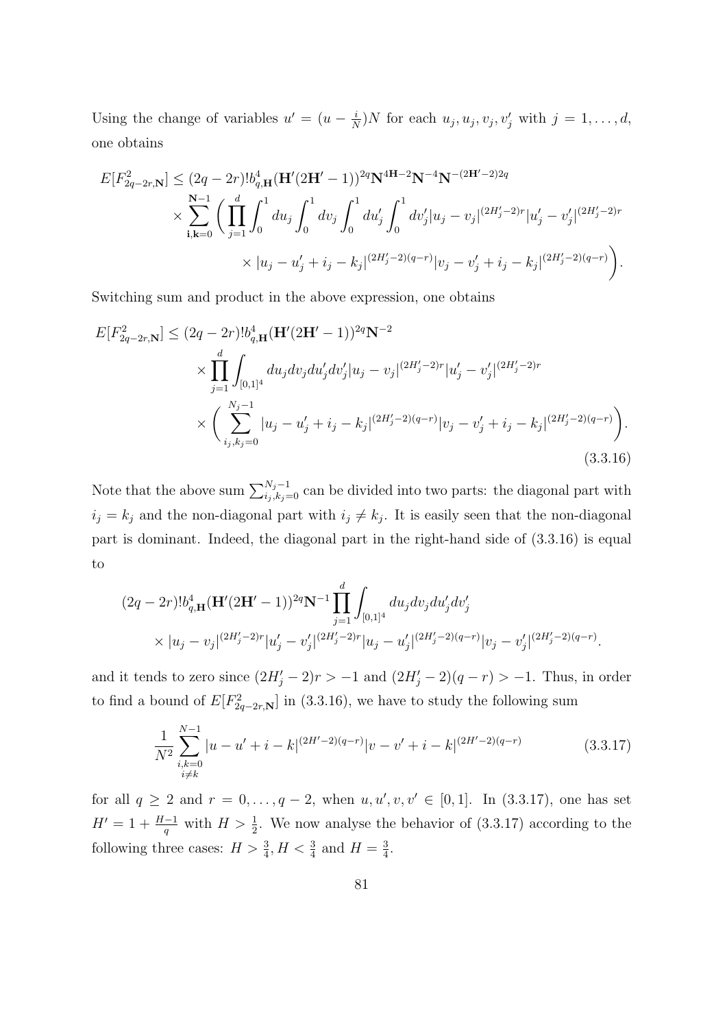Using the change of variables $u' = (u - \frac{i}{N})N$ for each $u_j, u_j, v_j, v'_j$ with $j = 1, \ldots, d$, one obtains

$$
\begin{aligned}
E[F^2_{2q-2r,\mathbf{N}}] \leq\ & (2q-2r)! b^4_{q,\mathbf{H}} (\mathbf{H}'(2\mathbf{H}'-1))^{2q} \mathbf{N}^{4\mathbf{H}-2} \mathbf{N}^{-4} \mathbf{N}^{-(2\mathbf{H}'-2)2q} \\
& \times \sum_{\mathbf{i},\mathbf{k}=0}^{\mathbf{N}-1} \bigg( \prod_{j=1}^{d} \int_0^1 du_j \int_0^1 dv_j \int_0^1 du'_j \int_0^1 dv'_j |u_j - v_j|^{(2H'_j-2)r} |u'_j - v'_j|^{(2H'_j-2)r} \\
& \qquad \times |u_j - u'_j + i_j - k_j|^{(2H'_j-2)(q-r)} |v_j - v'_j + i_j - k_j|^{(2H'_j-2)(q-r)} \bigg).
\end{aligned}
$$

Switching sum and product in the above expression, one obtains

$$
\begin{aligned}
E[F^2_{2q-2r,\mathbf{N}}] \leq\ & (2q-2r)! b^4_{q,\mathbf{H}} (\mathbf{H}'(2\mathbf{H}'-1))^{2q} \mathbf{N}^{-2} \\
& \times \prod_{j=1}^{d} \int_{[0,1]^4} du_j dv_j du'_j dv'_j |u_j - v_j|^{(2H'_j-2)r} |u'_j - v'_j|^{(2H'_j-2)r} \\
& \times \bigg( \sum_{i_j,k_j=0}^{N_j-1} |u_j - u'_j + i_j - k_j|^{(2H'_j-2)(q-r)} |v_j - v'_j + i_j - k_j|^{(2H'_j-2)(q-r)} \bigg).
\end{aligned}
\tag{3.3.16}
$$

Note that the above sum $\sum_{i_j,k_j=0}^{N_j-1}$ can be divided into two parts: the diagonal part with $i_j = k_j$ and the non-diagonal part with $i_j \neq k_j$. It is easily seen that the non-diagonal part is dominant. Indeed, the diagonal part in the right-hand side of (3.3.16) is equal to

$$
\begin{aligned}
& (2q-2r)! b^4_{q,\mathbf{H}} (\mathbf{H}'(2\mathbf{H}'-1))^{2q} \mathbf{N}^{-1} \prod_{j=1}^{d} \int_{[0,1]^4} du_j dv_j du'_j dv'_j \\
& \times |u_j - v_j|^{(2H'_j-2)r} |u'_j - v'_j|^{(2H'_j-2)r} |u_j - u'_j|^{(2H'_j-2)(q-r)} |v_j - v'_j|^{(2H'_j-2)(q-r)}.
\end{aligned}
$$

and it tends to zero since $(2H'_j - 2)r > -1$ and $(2H'_j - 2)(q-r) > -1$. Thus, in order to find a bound of $E[F^2_{2q-2r,\mathbf{N}}]$ in (3.3.16), we have to study the following sum

$$
\frac{1}{N^2} \sum_{\substack{i,k=0 \\ i \neq k}}^{N-1} |u - u' + i - k|^{(2H'-2)(q-r)} |v - v' + i - k|^{(2H'-2)(q-r)}
\tag{3.3.17}
$$

for all $q \geq 2$ and $r = 0, \ldots, q-2$, when $u, u', v, v' \in [0,1]$. In (3.3.17), one has set $H' = 1 + \frac{H-1}{q}$ with $H > \frac{1}{2}$. We now analyse the behavior of (3.3.17) according to the following three cases: $H > \frac{3}{4}$, $H < \frac{3}{4}$ and $H = \frac{3}{4}$.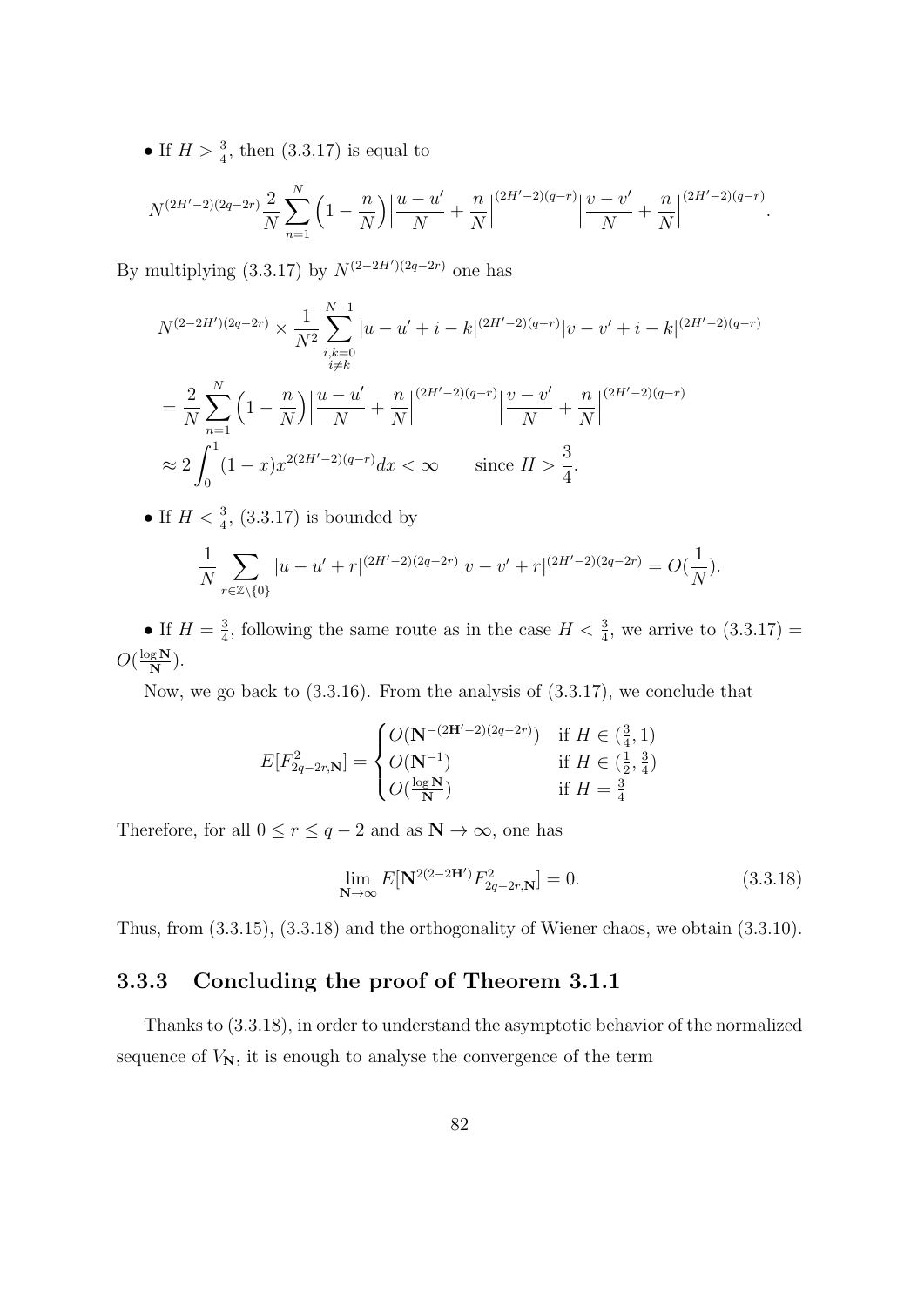• If $H > \frac{3}{4}$, then (3.3.17) is equal to

$$N^{(2H'-2)(2q-2r)}\frac{2}{N}\sum_{n=1}^{N}\Big(1-\frac{n}{N}\Big)\Big|\frac{u-u'}{N}+\frac{n}{N}\Big|^{(2H'-2)(q-r)}\Big|\frac{v-v'}{N}+\frac{n}{N}\Big|^{(2H'-2)(q-r)}.$$

By multiplying (3.3.17) by $N^{(2-2H')(2q-2r)}$ one has

$$\begin{aligned}
&N^{(2-2H')(2q-2r)}\times\frac{1}{N^2}\sum_{\substack{i,k=0\\ i\neq k}}^{N-1}|u-u'+i-k|^{(2H'-2)(q-r)}|v-v'+i-k|^{(2H'-2)(q-r)}\\
&=\frac{2}{N}\sum_{n=1}^{N}\Big(1-\frac{n}{N}\Big)\Big|\frac{u-u'}{N}+\frac{n}{N}\Big|^{(2H'-2)(q-r)}\Big|\frac{v-v'}{N}+\frac{n}{N}\Big|^{(2H'-2)(q-r)}\\
&\approx 2\int_0^1(1-x)x^{2(2H'-2)(q-r)}dx<\infty \qquad \text{since } H>\frac{3}{4}.
\end{aligned}$$

• If $H < \frac{3}{4}$, (3.3.17) is bounded by

$$\frac{1}{N}\sum_{r\in\mathbb{Z}\setminus\{0\}}|u-u'+r|^{(2H'-2)(2q-2r)}|v-v'+r|^{(2H'-2)(2q-2r)}=O(\frac{1}{N}).$$

• If $H = \frac{3}{4}$, following the same route as in the case $H < \frac{3}{4}$, we arrive to (3.3.17) $=O(\frac{\log \mathbf{N}}{\mathbf{N}})$.

Now, we go back to (3.3.16). From the analysis of (3.3.17), we conclude that

$$E[F^2_{2q-2r,\mathbf{N}}]=\begin{cases}O(\mathbf{N}^{-(2\mathbf{H}'-2)(2q-2r)}) & \text{if } H\in(\frac{3}{4},1)\\ O(\mathbf{N}^{-1}) & \text{if } H\in(\frac{1}{2},\frac{3}{4})\\ O(\frac{\log\mathbf{N}}{\mathbf{N}}) & \text{if } H=\frac{3}{4}\end{cases}$$

Therefore, for all $0\le r\le q-2$ and as $\mathbf{N}\to\infty$, one has

$$\lim_{\mathbf{N}\to\infty}E[\mathbf{N}^{2(2-2\mathbf{H}')}F^2_{2q-2r,\mathbf{N}}]=0. \tag{3.3.18}$$

Thus, from (3.3.15), (3.3.18) and the orthogonality of Wiener chaos, we obtain (3.3.10).

### 3.3.3 Concluding the proof of Theorem 3.1.1

Thanks to (3.3.18), in order to understand the asymptotic behavior of the normalized sequence of $V_{\mathbf{N}}$, it is enough to analyse the convergence of the term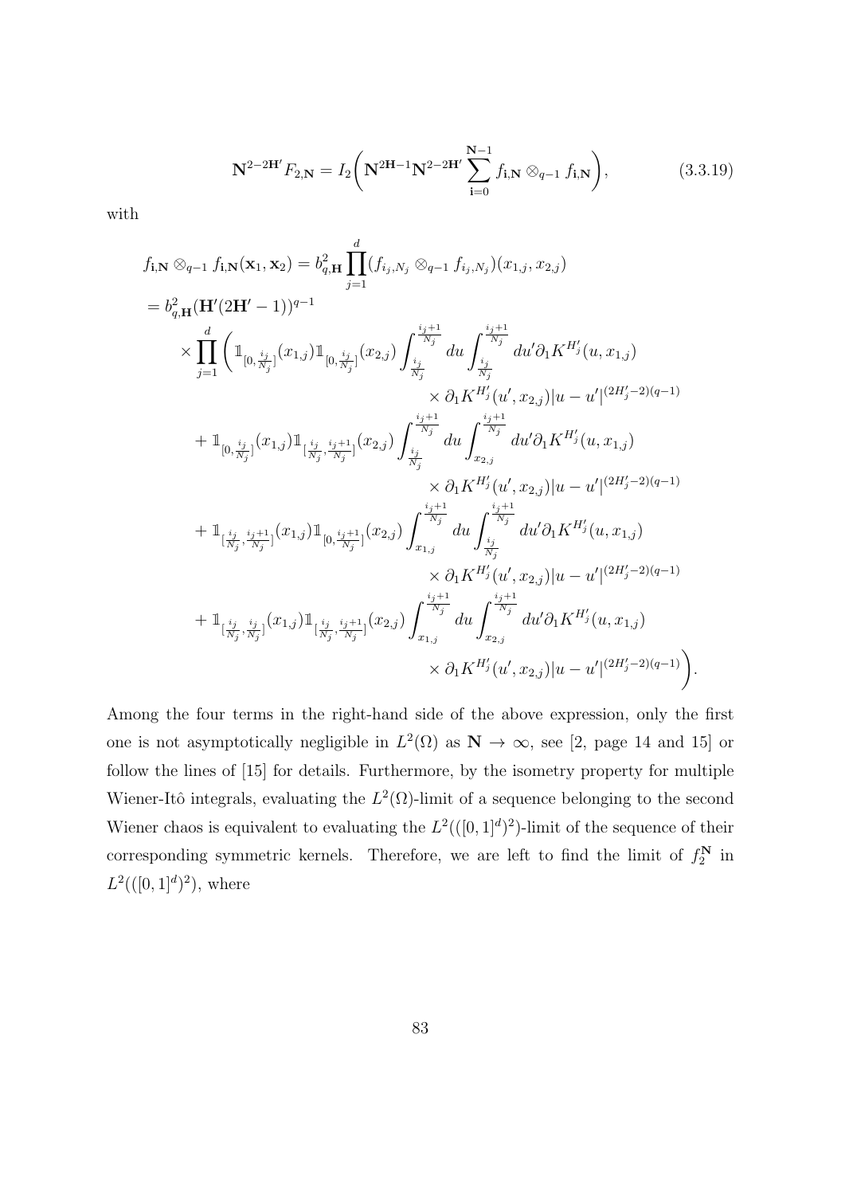$$\mathbf{N}^{2-2\mathbf{H}'}F_{2,\mathbf{N}} = I_2\left(\mathbf{N}^{2\mathbf{H}-1}\mathbf{N}^{2-2\mathbf{H}'}\sum_{\mathbf{i}=0}^{\mathbf{N}-1} f_{\mathbf{i},\mathbf{N}} \otimes_{q-1} f_{\mathbf{i},\mathbf{N}}\right), \tag{3.3.19}$$

with

$$\begin{aligned}
f_{\mathbf{i},\mathbf{N}} \otimes_{q-1} f_{\mathbf{i},\mathbf{N}}(\mathbf{x}_1, \mathbf{x}_2) &= b_{q,\mathbf{H}}^2 \prod_{j=1}^{d} (f_{i_j,N_j} \otimes_{q-1} f_{i_j,N_j})(x_{1,j}, x_{2,j}) \\
&= b_{q,\mathbf{H}}^2 (\mathbf{H}'(2\mathbf{H}'-1))^{q-1} \\
&\quad \times \prod_{j=1}^{d} \Bigg( \mathbb{1}_{[0,\frac{i_j}{N_j}]}(x_{1,j}) \mathbb{1}_{[0,\frac{i_j}{N_j}]}(x_{2,j}) \int_{\frac{i_j}{N_j}}^{\frac{i_j+1}{N_j}} du \int_{\frac{i_j}{N_j}}^{\frac{i_j+1}{N_j}} du' \partial_1 K^{H'_j}(u, x_{1,j}) \\
&\qquad\qquad \times \partial_1 K^{H'_j}(u', x_{2,j}) |u-u'|^{(2H'_j-2)(q-1)} \\
&\quad + \mathbb{1}_{[0,\frac{i_j}{N_j}]}(x_{1,j}) \mathbb{1}_{[\frac{i_j}{N_j},\frac{i_j+1}{N_j}]}(x_{2,j}) \int_{\frac{i_j}{N_j}}^{\frac{i_j+1}{N_j}} du \int_{x_{2,j}}^{\frac{i_j+1}{N_j}} du' \partial_1 K^{H'_j}(u, x_{1,j}) \\
&\qquad\qquad \times \partial_1 K^{H'_j}(u', x_{2,j}) |u-u'|^{(2H'_j-2)(q-1)} \\
&\quad + \mathbb{1}_{[\frac{i_j}{N_j},\frac{i_j+1}{N_j}]}(x_{1,j}) \mathbb{1}_{[0,\frac{i_j+1}{N_j}]}(x_{2,j}) \int_{x_{1,j}}^{\frac{i_j+1}{N_j}} du \int_{\frac{i_j}{N_j}}^{\frac{i_j+1}{N_j}} du' \partial_1 K^{H'_j}(u, x_{1,j}) \\
&\qquad\qquad \times \partial_1 K^{H'_j}(u', x_{2,j}) |u-u'|^{(2H'_j-2)(q-1)} \\
&\quad + \mathbb{1}_{[\frac{i_j}{N_j},\frac{i_j}{N_j}]}(x_{1,j}) \mathbb{1}_{[\frac{i_j}{N_j},\frac{i_j+1}{N_j}]}(x_{2,j}) \int_{x_{1,j}}^{\frac{i_j+1}{N_j}} du \int_{x_{2,j}}^{\frac{i_j+1}{N_j}} du' \partial_1 K^{H'_j}(u, x_{1,j}) \\
&\qquad\qquad \times \partial_1 K^{H'_j}(u', x_{2,j}) |u-u'|^{(2H'_j-2)(q-1)} \Bigg).
\end{aligned}$$

Among the four terms in the right-hand side of the above expression, only the first one is not asymptotically negligible in $L^2(\Omega)$ as $\mathbf{N} \to \infty$, see [2, page 14 and 15] or follow the lines of [15] for details. Furthermore, by the isometry property for multiple Wiener-Itô integrals, evaluating the $L^2(\Omega)$-limit of a sequence belonging to the second Wiener chaos is equivalent to evaluating the $L^2(([0,1]^d)^2)$-limit of the sequence of their corresponding symmetric kernels. Therefore, we are left to find the limit of $f_2^{\mathbf{N}}$ in $L^2(([0,1]^d)^2)$, where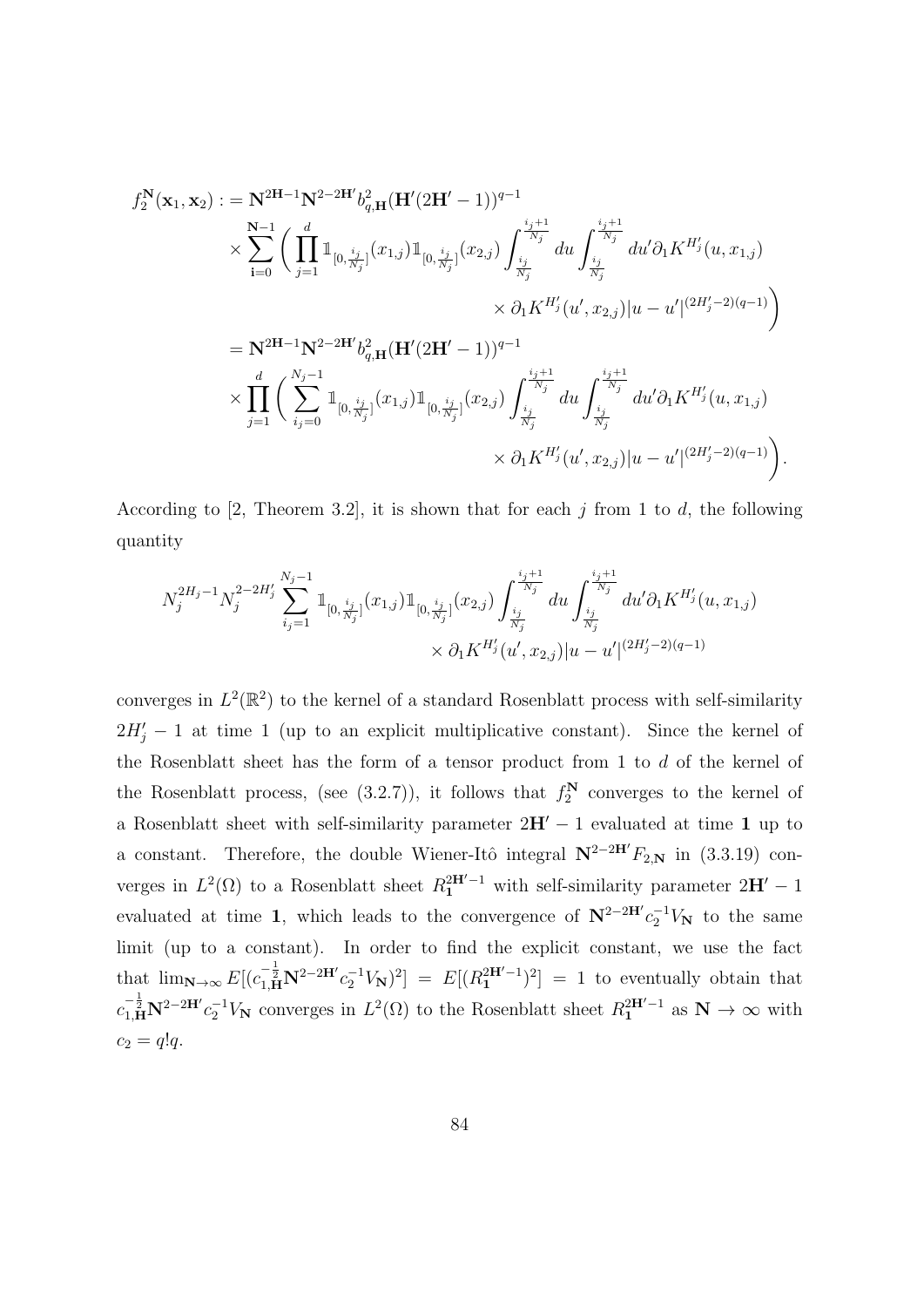$$
\begin{aligned}
f_2^{\mathbf{N}}(\mathbf{x}_1, \mathbf{x}_2) :&= \mathbf{N}^{2\mathbf{H}-1}\mathbf{N}^{2-2\mathbf{H}'} b_{q,\mathbf{H}}^2 (\mathbf{H}'(2\mathbf{H}'-1))^{q-1} \\
&\times \sum_{\mathbf{i}=0}^{\mathbf{N}-1} \bigg( \prod_{j=1}^{d} \mathbb{1}_{[0,\frac{i_j}{N_j}]}(x_{1,j}) \mathbb{1}_{[0,\frac{i_j}{N_j}]}(x_{2,j}) \int_{\frac{i_j}{N_j}}^{\frac{i_j+1}{N_j}} du \int_{\frac{i_j}{N_j}}^{\frac{i_j+1}{N_j}} du' \partial_1 K^{H'_j}(u, x_{1,j}) \\
&\qquad\qquad \times \partial_1 K^{H'_j}(u', x_{2,j}) |u-u'|^{(2H'_j-2)(q-1)} \bigg) \\
&= \mathbf{N}^{2\mathbf{H}-1}\mathbf{N}^{2-2\mathbf{H}'} b_{q,\mathbf{H}}^2 (\mathbf{H}'(2\mathbf{H}'-1))^{q-1} \\
&\times \prod_{j=1}^{d} \bigg( \sum_{i_j=0}^{N_j-1} \mathbb{1}_{[0,\frac{i_j}{N_j}]}(x_{1,j}) \mathbb{1}_{[0,\frac{i_j}{N_j}]}(x_{2,j}) \int_{\frac{i_j}{N_j}}^{\frac{i_j+1}{N_j}} du \int_{\frac{i_j}{N_j}}^{\frac{i_j+1}{N_j}} du' \partial_1 K^{H'_j}(u, x_{1,j}) \\
&\qquad\qquad \times \partial_1 K^{H'_j}(u', x_{2,j}) |u-u'|^{(2H'_j-2)(q-1)} \bigg).
\end{aligned}
$$

According to [2, Theorem 3.2], it is shown that for each $j$ from 1 to $d$, the following quantity

$$
\begin{aligned}
N_j^{2H_j-1} N_j^{2-2H'_j} \sum_{i_j=1}^{N_j-1} \mathbb{1}_{[0,\frac{i_j}{N_j}]}(x_{1,j}) \mathbb{1}_{[0,\frac{i_j}{N_j}]}(x_{2,j}) \int_{\frac{i_j}{N_j}}^{\frac{i_j+1}{N_j}} du \int_{\frac{i_j}{N_j}}^{\frac{i_j+1}{N_j}} du' \partial_1 K^{H'_j}(u, x_{1,j}) \\
\times \partial_1 K^{H'_j}(u', x_{2,j}) |u-u'|^{(2H'_j-2)(q-1)}
\end{aligned}
$$

converges in $L^2(\mathbb{R}^2)$ to the kernel of a standard Rosenblatt process with self-similarity $2H'_j - 1$ at time 1 (up to an explicit multiplicative constant). Since the kernel of the Rosenblatt sheet has the form of a tensor product from 1 to $d$ of the kernel of the Rosenblatt process, (see (3.2.7)), it follows that $f_2^{\mathbf{N}}$ converges to the kernel of a Rosenblatt sheet with self-similarity parameter $2\mathbf{H}' - 1$ evaluated at time $\mathbf{1}$ up to a constant. Therefore, the double Wiener-Itô integral $\mathbf{N}^{2-2\mathbf{H}'} F_{2,\mathbf{N}}$ in (3.3.19) converges in $L^2(\Omega)$ to a Rosenblatt sheet $R_{\mathbf{1}}^{2\mathbf{H}'-1}$ with self-similarity parameter $2\mathbf{H}' - 1$ evaluated at time $\mathbf{1}$, which leads to the convergence of $\mathbf{N}^{2-2\mathbf{H}'} c_2^{-1} V_{\mathbf{N}}$ to the same limit (up to a constant). In order to find the explicit constant, we use the fact that $\lim_{\mathbf{N}\to\infty} E[(c_{1,\mathbf{H}}^{-\frac{1}{2}} \mathbf{N}^{2-2\mathbf{H}'} c_2^{-1} V_{\mathbf{N}})^2] = E[(R_{\mathbf{1}}^{2\mathbf{H}'-1})^2] = 1$ to eventually obtain that $c_{1,\mathbf{H}}^{-\frac{1}{2}} \mathbf{N}^{2-2\mathbf{H}'} c_2^{-1} V_{\mathbf{N}}$ converges in $L^2(\Omega)$ to the Rosenblatt sheet $R_{\mathbf{1}}^{2\mathbf{H}'-1}$ as $\mathbf{N} \to \infty$ with $c_2 = q!q$.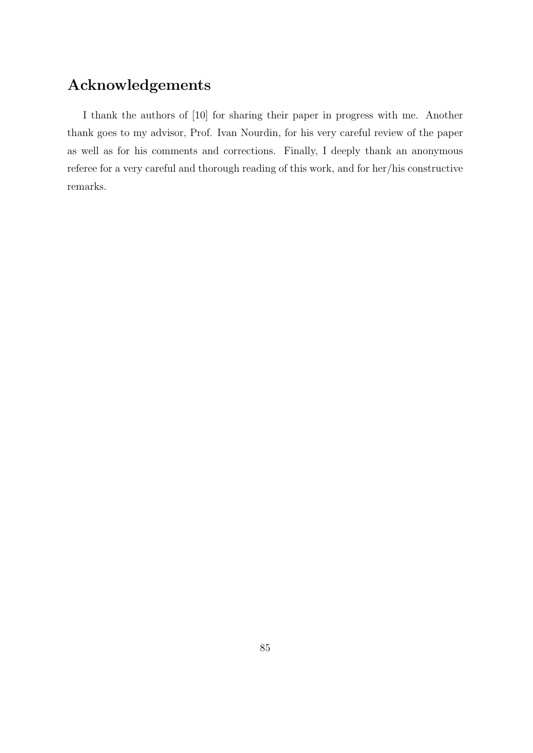## Acknowledgements

I thank the authors of [10] for sharing their paper in progress with me. Another thank goes to my advisor, Prof. Ivan Nourdin, for his very careful review of the paper as well as for his comments and corrections. Finally, I deeply thank an anonymous referee for a very careful and thorough reading of this work, and for her/his constructive remarks.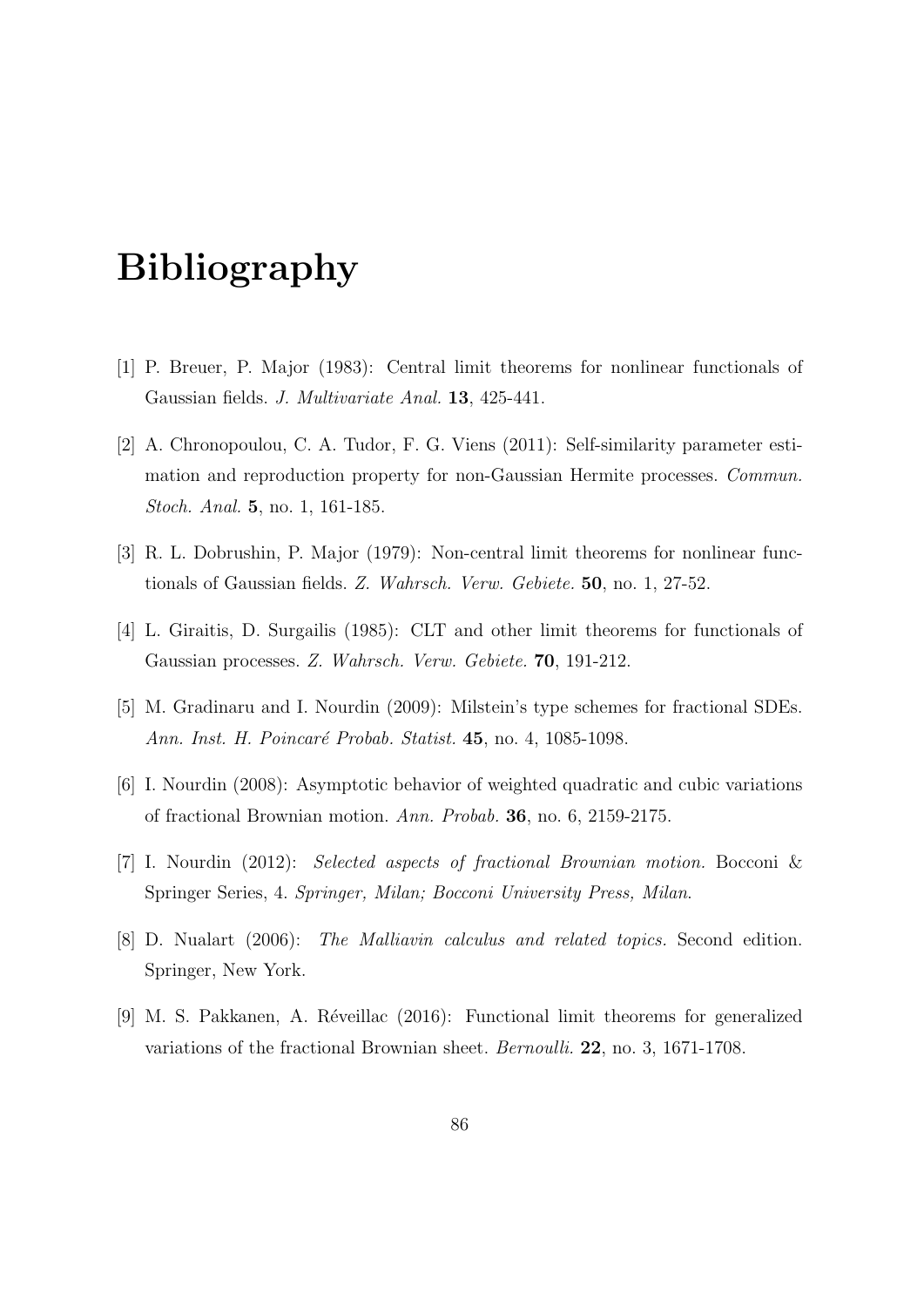# Bibliography

[1] P. Breuer, P. Major (1983): Central limit theorems for nonlinear functionals of Gaussian fields. *J. Multivariate Anal.* **13**, 425-441.

[2] A. Chronopoulou, C. A. Tudor, F. G. Viens (2011): Self-similarity parameter estimation and reproduction property for non-Gaussian Hermite processes. *Commun. Stoch. Anal.* **5**, no. 1, 161-185.

[3] R. L. Dobrushin, P. Major (1979): Non-central limit theorems for nonlinear functionals of Gaussian fields. *Z. Wahrsch. Verw. Gebiete.* **50**, no. 1, 27-52.

[4] L. Giraitis, D. Surgailis (1985): CLT and other limit theorems for functionals of Gaussian processes. *Z. Wahrsch. Verw. Gebiete.* **70**, 191-212.

[5] M. Gradinaru and I. Nourdin (2009): Milstein's type schemes for fractional SDEs. *Ann. Inst. H. Poincaré Probab. Statist.* **45**, no. 4, 1085-1098.

[6] I. Nourdin (2008): Asymptotic behavior of weighted quadratic and cubic variations of fractional Brownian motion. *Ann. Probab.* **36**, no. 6, 2159-2175.

[7] I. Nourdin (2012): *Selected aspects of fractional Brownian motion.* Bocconi & Springer Series, 4. *Springer, Milan; Bocconi University Press, Milan.*

[8] D. Nualart (2006): *The Malliavin calculus and related topics.* Second edition. Springer, New York.

[9] M. S. Pakkanen, A. Réveillac (2016): Functional limit theorems for generalized variations of the fractional Brownian sheet. *Bernoulli.* **22**, no. 3, 1671-1708.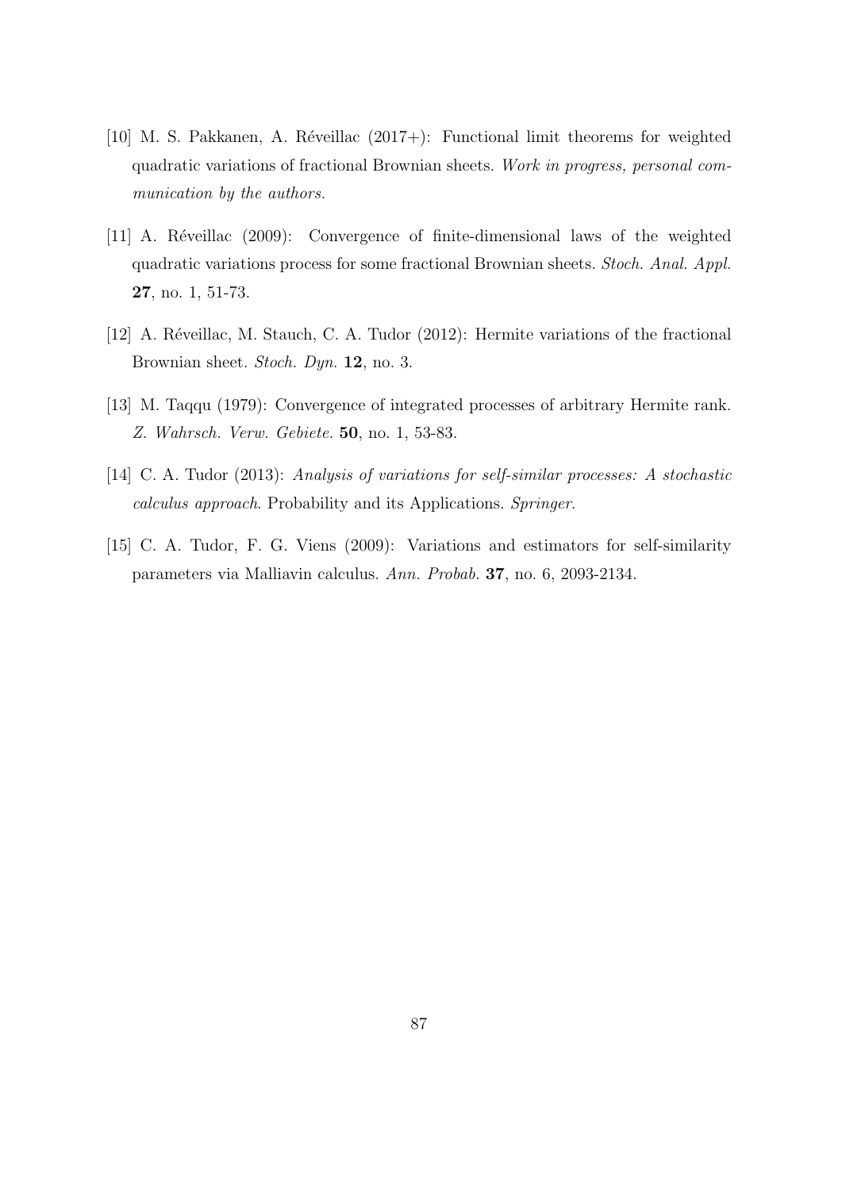[10] M. S. Pakkanen, A. Réveillac (2017+): Functional limit theorems for weighted quadratic variations of fractional Brownian sheets. *Work in progress, personal communication by the authors.*

[11] A. Réveillac (2009): Convergence of finite-dimensional laws of the weighted quadratic variations process for some fractional Brownian sheets. *Stoch. Anal. Appl.* **27**, no. 1, 51-73.

[12] A. Réveillac, M. Stauch, C. A. Tudor (2012): Hermite variations of the fractional Brownian sheet. *Stoch. Dyn.* **12**, no. 3.

[13] M. Taqqu (1979): Convergence of integrated processes of arbitrary Hermite rank. *Z. Wahrsch. Verw. Gebiete.* **50**, no. 1, 53-83.

[14] C. A. Tudor (2013): *Analysis of variations for self-similar processes: A stochastic calculus approach*. Probability and its Applications. *Springer*.

[15] C. A. Tudor, F. G. Viens (2009): Variations and estimators for self-similarity parameters via Malliavin calculus. *Ann. Probab.* **37**, no. 6, 2093-2134.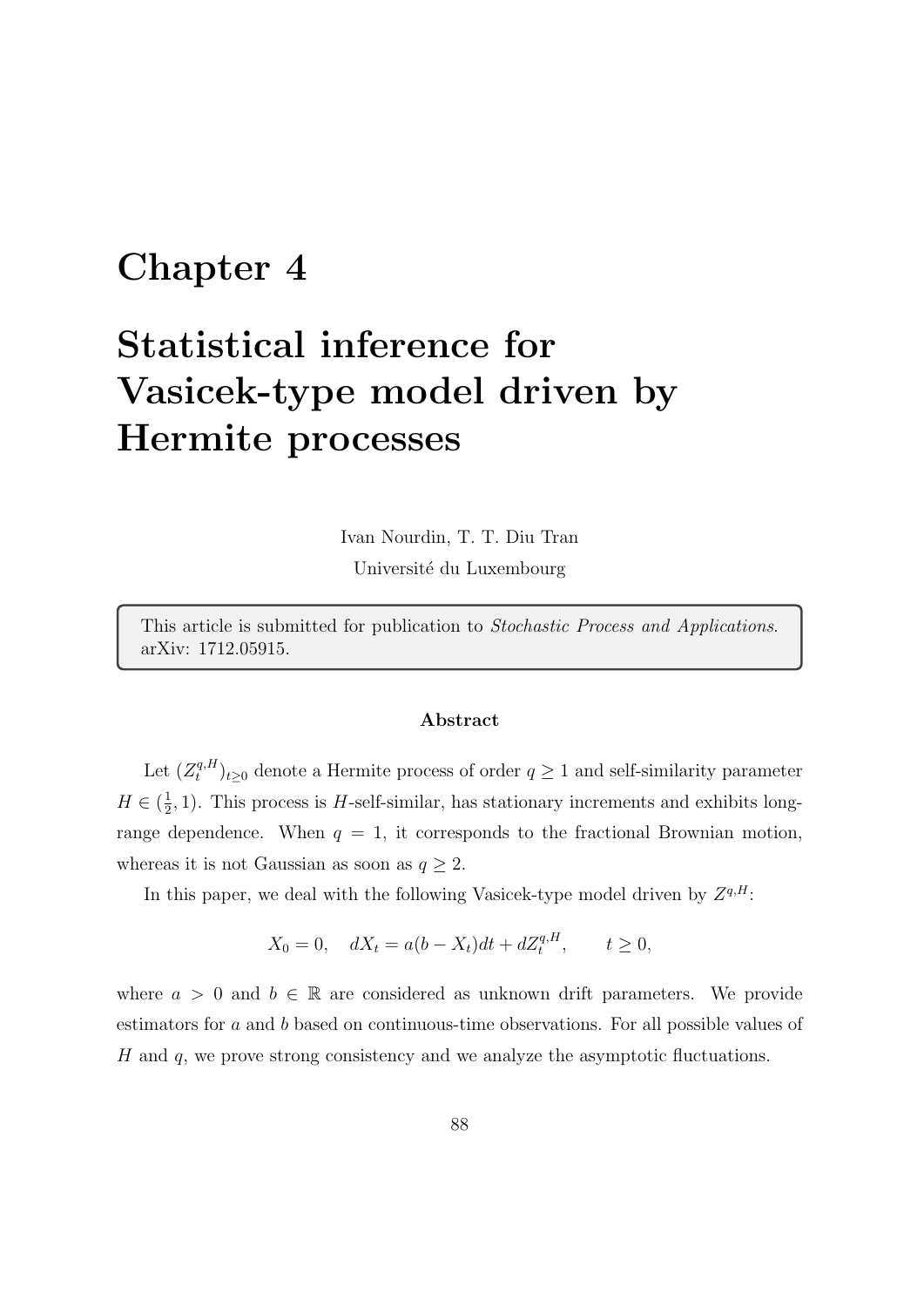# Chapter 4

# Statistical inference for Vasicek-type model driven by Hermite processes

Ivan Nourdin, T. T. Diu Tran

Université du Luxembourg

This article is submitted for publication to *Stochastic Process and Applications*. arXiv: 1712.05915.

### Abstract

Let $(Z_t^{q,H})_{t\geq 0}$ denote a Hermite process of order $q \geq 1$ and self-similarity parameter $H \in (\frac{1}{2}, 1)$. This process is $H$-self-similar, has stationary increments and exhibits long-range dependence. When $q = 1$, it corresponds to the fractional Brownian motion, whereas it is not Gaussian as soon as $q \geq 2$.

In this paper, we deal with the following Vasicek-type model driven by $Z^{q,H}$:

$$X_0 = 0, \quad dX_t = a(b - X_t)dt + dZ_t^{q,H}, \qquad t \geq 0,$$

where $a > 0$ and $b \in \mathbb{R}$ are considered as unknown drift parameters. We provide estimators for $a$ and $b$ based on continuous-time observations. For all possible values of $H$ and $q$, we prove strong consistency and we analyze the asymptotic fluctuations.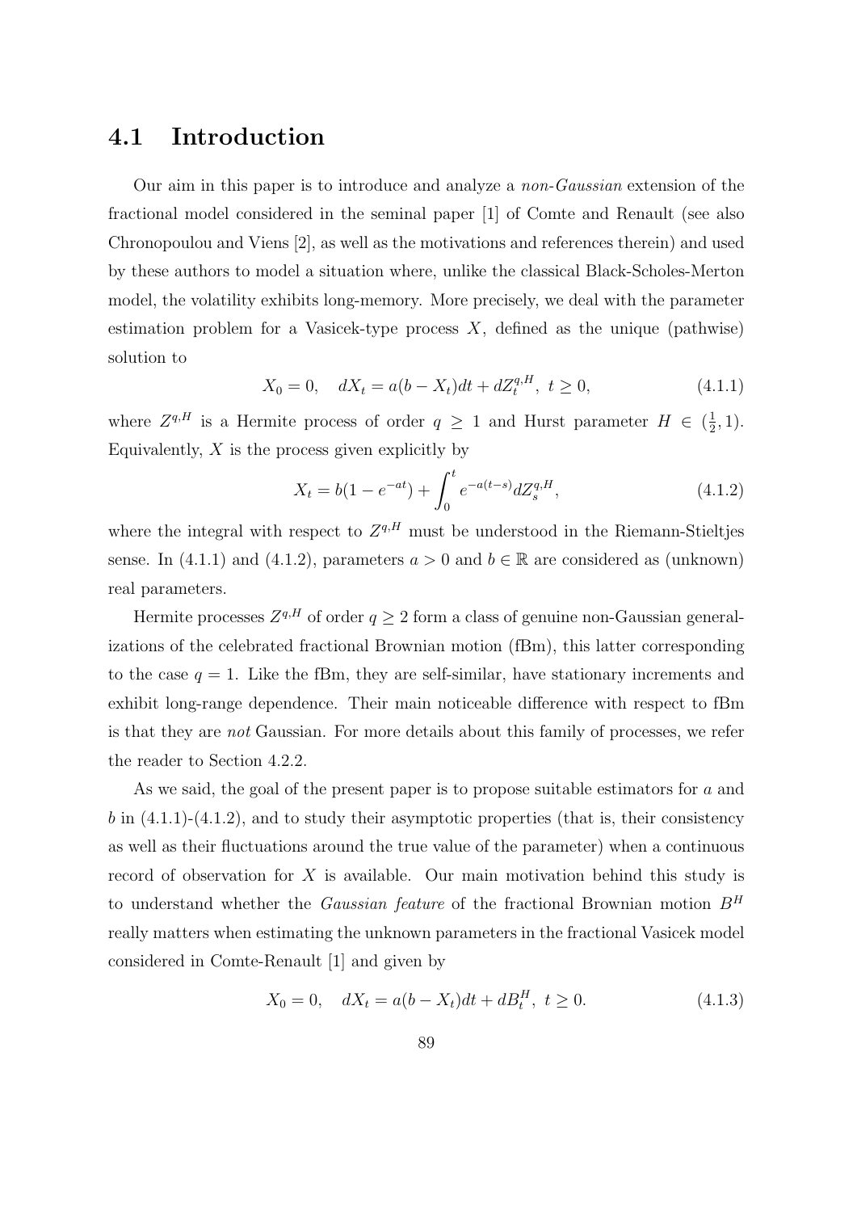## 4.1 Introduction

Our aim in this paper is to introduce and analyze a *non-Gaussian* extension of the fractional model considered in the seminal paper [1] of Comte and Renault (see also Chronopoulou and Viens [2], as well as the motivations and references therein) and used by these authors to model a situation where, unlike the classical Black-Scholes-Merton model, the volatility exhibits long-memory. More precisely, we deal with the parameter estimation problem for a Vasicek-type process $X$, defined as the unique (pathwise) solution to

$$X_0 = 0, \quad dX_t = a(b - X_t)dt + dZ_t^{q,H}, \ t \geq 0, \tag{4.1.1}$$

where $Z^{q,H}$ is a Hermite process of order $q \geq 1$ and Hurst parameter $H \in (\frac{1}{2}, 1)$. Equivalently, $X$ is the process given explicitly by

$$X_t = b(1 - e^{-at}) + \int_0^t e^{-a(t-s)} dZ_s^{q,H}, \tag{4.1.2}$$

where the integral with respect to $Z^{q,H}$ must be understood in the Riemann-Stieltjes sense. In (4.1.1) and (4.1.2), parameters $a > 0$ and $b \in \mathbb{R}$ are considered as (unknown) real parameters.

Hermite processes $Z^{q,H}$ of order $q \geq 2$ form a class of genuine non-Gaussian generalizations of the celebrated fractional Brownian motion (fBm), this latter corresponding to the case $q = 1$. Like the fBm, they are self-similar, have stationary increments and exhibit long-range dependence. Their main noticeable difference with respect to fBm is that they are *not* Gaussian. For more details about this family of processes, we refer the reader to Section 4.2.2.

As we said, the goal of the present paper is to propose suitable estimators for $a$ and $b$ in (4.1.1)-(4.1.2), and to study their asymptotic properties (that is, their consistency as well as their fluctuations around the true value of the parameter) when a continuous record of observation for $X$ is available. Our main motivation behind this study is to understand whether the *Gaussian feature* of the fractional Brownian motion $B^H$ really matters when estimating the unknown parameters in the fractional Vasicek model considered in Comte-Renault [1] and given by

$$X_0 = 0, \quad dX_t = a(b - X_t)dt + dB_t^H, \ t \geq 0. \tag{4.1.3}$$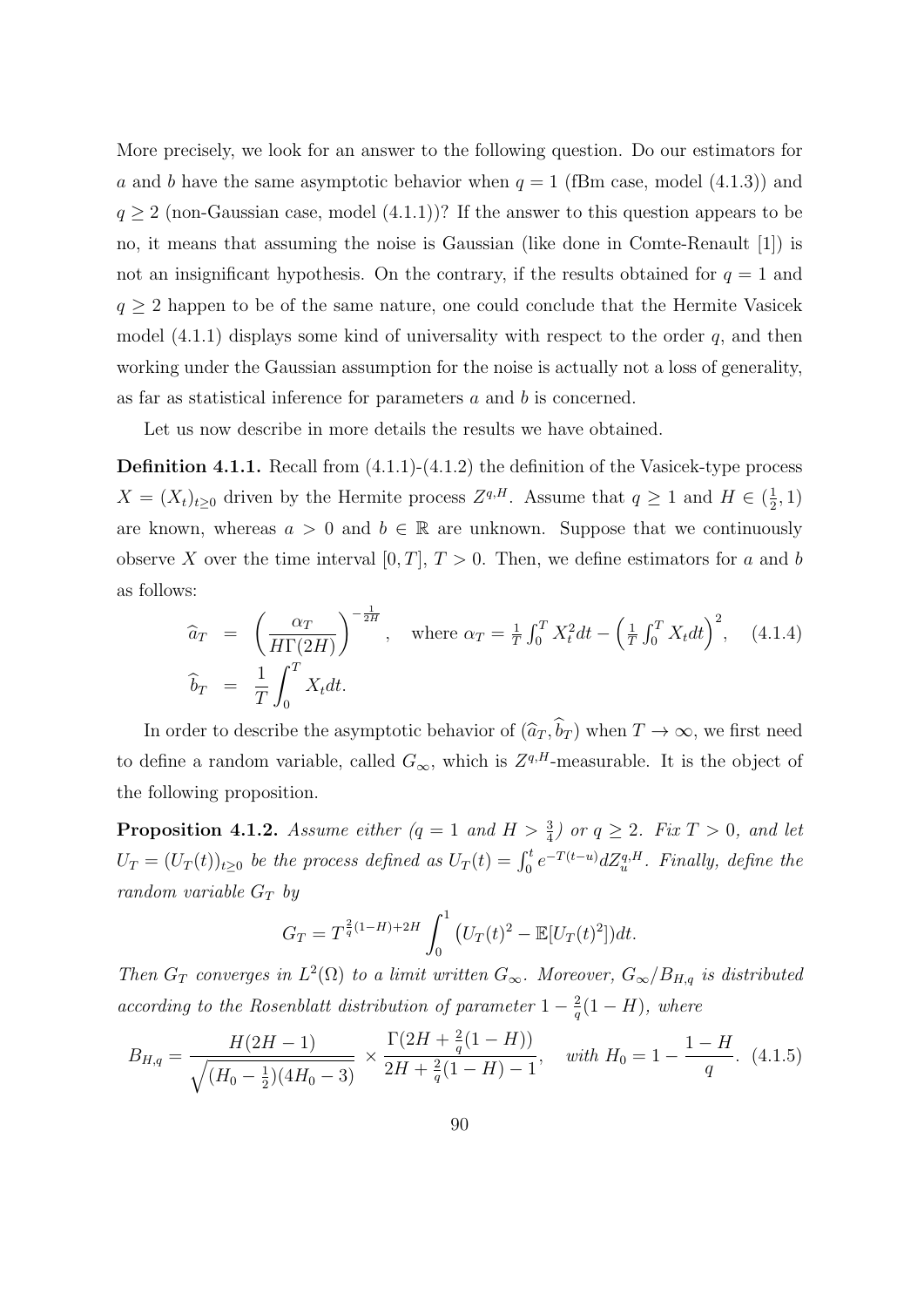More precisely, we look for an answer to the following question. Do our estimators for $a$ and $b$ have the same asymptotic behavior when $q = 1$ (fBm case, model (4.1.3)) and $q \geq 2$ (non-Gaussian case, model (4.1.1))? If the answer to this question appears to be no, it means that assuming the noise is Gaussian (like done in Comte-Renault [1]) is not an insignificant hypothesis. On the contrary, if the results obtained for $q = 1$ and $q \geq 2$ happen to be of the same nature, one could conclude that the Hermite Vasicek model (4.1.1) displays some kind of universality with respect to the order $q$, and then working under the Gaussian assumption for the noise is actually not a loss of generality, as far as statistical inference for parameters $a$ and $b$ is concerned.

Let us now describe in more details the results we have obtained.

**Definition 4.1.1.** Recall from (4.1.1)-(4.1.2) the definition of the Vasicek-type process $X = (X_t)_{t\geq 0}$ driven by the Hermite process $Z^{q,H}$. Assume that $q \geq 1$ and $H \in (\frac{1}{2}, 1)$ are known, whereas $a > 0$ and $b \in \mathbb{R}$ are unknown. Suppose that we continuously observe $X$ over the time interval $[0, T]$, $T > 0$. Then, we define estimators for $a$ and $b$ as follows:

$$
\begin{aligned}
\widehat{a}_T &= \left(\frac{\alpha_T}{H\Gamma(2H)}\right)^{-\frac{1}{2H}}, \quad \text{where } \alpha_T = \tfrac{1}{T}\int_0^T X_t^2 dt - \left(\tfrac{1}{T}\int_0^T X_t dt\right)^2, \qquad (4.1.4)\\
\widehat{b}_T &= \frac{1}{T}\int_0^T X_t dt.
\end{aligned}
$$

In order to describe the asymptotic behavior of $(\widehat{a}_T, \widehat{b}_T)$ when $T \to \infty$, we first need to define a random variable, called $G_\infty$, which is $Z^{q,H}$-measurable. It is the object of the following proposition.

**Proposition 4.1.2.** *Assume either ($q = 1$ and $H > \frac{3}{4}$) or $q \geq 2$. Fix $T > 0$, and let $U_T = (U_T(t))_{t\geq 0}$ be the process defined as $U_T(t) = \int_0^t e^{-T(t-u)} dZ_u^{q,H}$. Finally, define the random variable $G_T$ by*

$$
G_T = T^{\frac{2}{q}(1-H)+2H} \int_0^1 \left(U_T(t)^2 - \mathbb{E}[U_T(t)^2]\right) dt.
$$

*Then $G_T$ converges in $L^2(\Omega)$ to a limit written $G_\infty$. Moreover, $G_\infty / B_{H,q}$ is distributed according to the Rosenblatt distribution of parameter $1 - \frac{2}{q}(1-H)$, where*

$$
B_{H,q} = \frac{H(2H-1)}{\sqrt{(H_0 - \frac{1}{2})(4H_0 - 3)}} \times \frac{\Gamma(2H + \frac{2}{q}(1-H))}{2H + \frac{2}{q}(1-H) - 1}, \quad \text{with } H_0 = 1 - \frac{1-H}{q}. \quad (4.1.5)
$$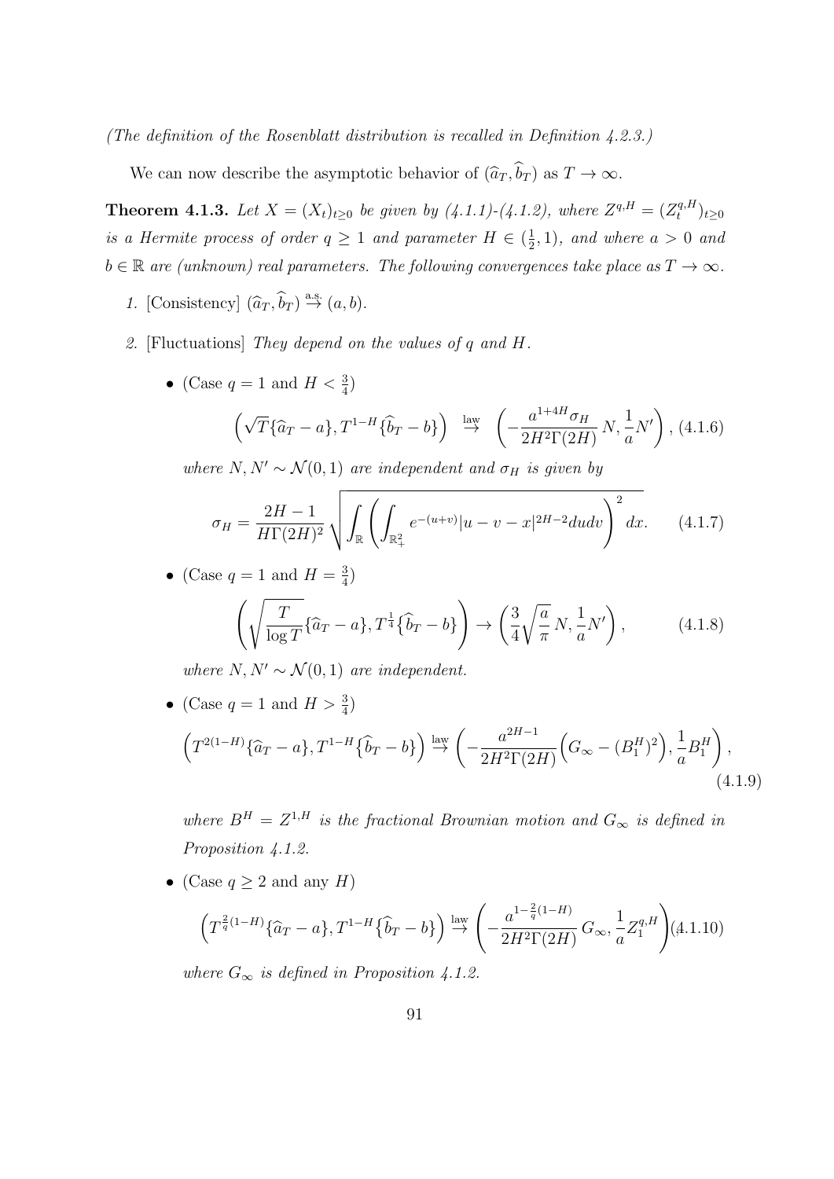*(The definition of the Rosenblatt distribution is recalled in Definition 4.2.3.)*

We can now describe the asymptotic behavior of $(\widehat{a}_T, \widehat{b}_T)$ as $T \to \infty$.

**Theorem 4.1.3.** *Let $X = (X_t)_{t\geq 0}$ be given by (4.1.1)-(4.1.2), where $Z^{q,H} = (Z_t^{q,H})_{t\geq 0}$ is a Hermite process of order $q \geq 1$ and parameter $H \in (\frac{1}{2}, 1)$, and where $a > 0$ and $b \in \mathbb{R}$ are (unknown) real parameters. The following convergences take place as $T \to \infty$.*

1. [Consistency] $(\widehat{a}_T, \widehat{b}_T) \overset{\text{a.s.}}{\to} (a, b)$.
2. [Fluctuations] *They depend on the values of $q$ and $H$.*
   - (Case $q = 1$ and $H < \frac{3}{4}$)
   $$\left(\sqrt{T}\{\widehat{a}_T - a\}, T^{1-H}\{\widehat{b}_T - b\}\right) \overset{\text{law}}{\to} \left(-\frac{a^{1+4H}\sigma_H}{2H^2\Gamma(2H)}\, N, \frac{1}{a}N'\right), \quad (4.1.6)$$
   *where $N, N' \sim \mathcal{N}(0,1)$ are independent and $\sigma_H$ is given by*
   $$\sigma_H = \frac{2H-1}{H\Gamma(2H)^2}\sqrt{\int_{\mathbb{R}}\left(\int_{\mathbb{R}_+^2} e^{-(u+v)}|u-v-x|^{2H-2}dudv\right)^2 dx}. \quad (4.1.7)$$
   - (Case $q = 1$ and $H = \frac{3}{4}$)
   $$\left(\sqrt{\frac{T}{\log T}}\{\widehat{a}_T - a\}, T^{\frac{1}{4}}\{\widehat{b}_T - b\}\right) \to \left(\frac{3}{4}\sqrt{\frac{a}{\pi}}\, N, \frac{1}{a}N'\right), \quad (4.1.8)$$
   *where $N, N' \sim \mathcal{N}(0,1)$ are independent.*
   - (Case $q = 1$ and $H > \frac{3}{4}$)
   $$\left(T^{2(1-H)}\{\widehat{a}_T - a\}, T^{1-H}\{\widehat{b}_T - b\}\right) \overset{\text{law}}{\to} \left(-\frac{a^{2H-1}}{2H^2\Gamma(2H)}\Big(G_\infty - (B_1^H)^2\Big), \frac{1}{a}B_1^H\right), \quad (4.1.9)$$
   *where $B^H = Z^{1,H}$ is the fractional Brownian motion and $G_\infty$ is defined in Proposition 4.1.2.*
   - (Case $q \geq 2$ and any $H$)
   $$\left(T^{\frac{2}{q}(1-H)}\{\widehat{a}_T - a\}, T^{1-H}\{\widehat{b}_T - b\}\right) \overset{\text{law}}{\to} \left(-\frac{a^{1-\frac{2}{q}(1-H)}}{2H^2\Gamma(2H)}\, G_\infty, \frac{1}{a}Z_1^{q,H}\right) \quad (4.1.10)$$
   *where $G_\infty$ is defined in Proposition 4.1.2.*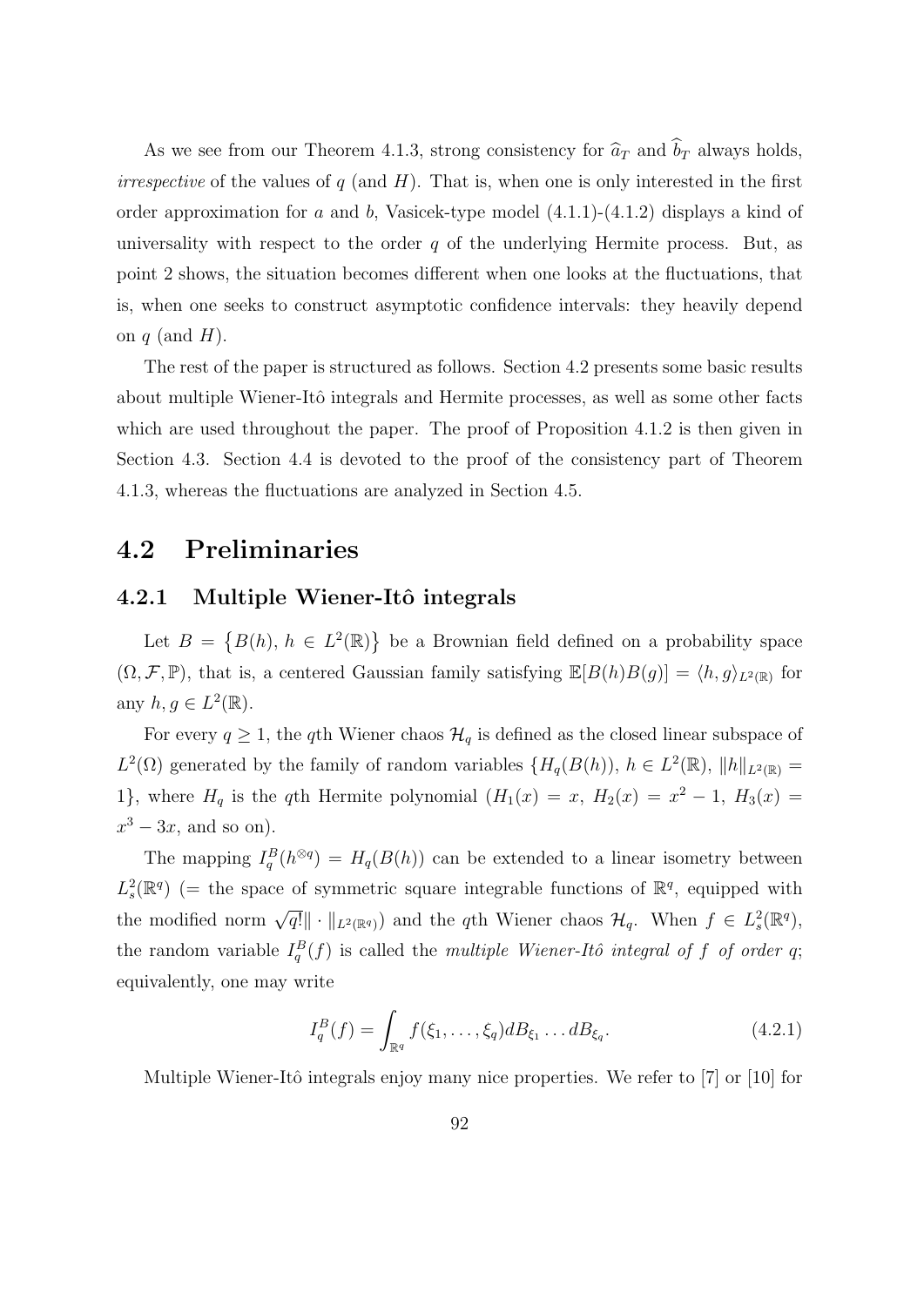As we see from our Theorem 4.1.3, strong consistency for $\widehat{a}_T$ and $\widehat{b}_T$ always holds, *irrespective* of the values of $q$ (and $H$). That is, when one is only interested in the first order approximation for $a$ and $b$, Vasicek-type model (4.1.1)-(4.1.2) displays a kind of universality with respect to the order $q$ of the underlying Hermite process. But, as point 2 shows, the situation becomes different when one looks at the fluctuations, that is, when one seeks to construct asymptotic confidence intervals: they heavily depend on $q$ (and $H$).

The rest of the paper is structured as follows. Section 4.2 presents some basic results about multiple Wiener-Itô integrals and Hermite processes, as well as some other facts which are used throughout the paper. The proof of Proposition 4.1.2 is then given in Section 4.3. Section 4.4 is devoted to the proof of the consistency part of Theorem 4.1.3, whereas the fluctuations are analyzed in Section 4.5.

## 4.2 Preliminaries

### 4.2.1 Multiple Wiener-Itô integrals

Let $B = \{B(h),\, h \in L^2(\mathbb{R})\}$ be a Brownian field defined on a probability space $(\Omega, \mathcal{F}, \mathbb{P})$, that is, a centered Gaussian family satisfying $\mathbb{E}[B(h)B(g)] = \langle h, g\rangle_{L^2(\mathbb{R})}$ for any $h, g \in L^2(\mathbb{R})$.

For every $q \geq 1$, the $q$th Wiener chaos $\mathcal{H}_q$ is defined as the closed linear subspace of $L^2(\Omega)$ generated by the family of random variables $\{H_q(B(h)),\, h \in L^2(\mathbb{R}),\, \|h\|_{L^2(\mathbb{R})} = 1\}$, where $H_q$ is the $q$th Hermite polynomial ($H_1(x) = x$, $H_2(x) = x^2 - 1$, $H_3(x) = x^3 - 3x$, and so on).

The mapping $I_q^B(h^{\otimes q}) = H_q(B(h))$ can be extended to a linear isometry between $L_s^2(\mathbb{R}^q)$ (= the space of symmetric square integrable functions of $\mathbb{R}^q$, equipped with the modified norm $\sqrt{q!}\|\cdot\|_{L^2(\mathbb{R}^q)}$) and the $q$th Wiener chaos $\mathcal{H}_q$. When $f \in L_s^2(\mathbb{R}^q)$, the random variable $I_q^B(f)$ is called the *multiple Wiener-Itô integral of $f$ of order $q$*; equivalently, one may write

$$I_q^B(f) = \int_{\mathbb{R}^q} f(\xi_1, \ldots, \xi_q) dB_{\xi_1} \ldots dB_{\xi_q}. \tag{4.2.1}$$

Multiple Wiener-Itô integrals enjoy many nice properties. We refer to [7] or [10] for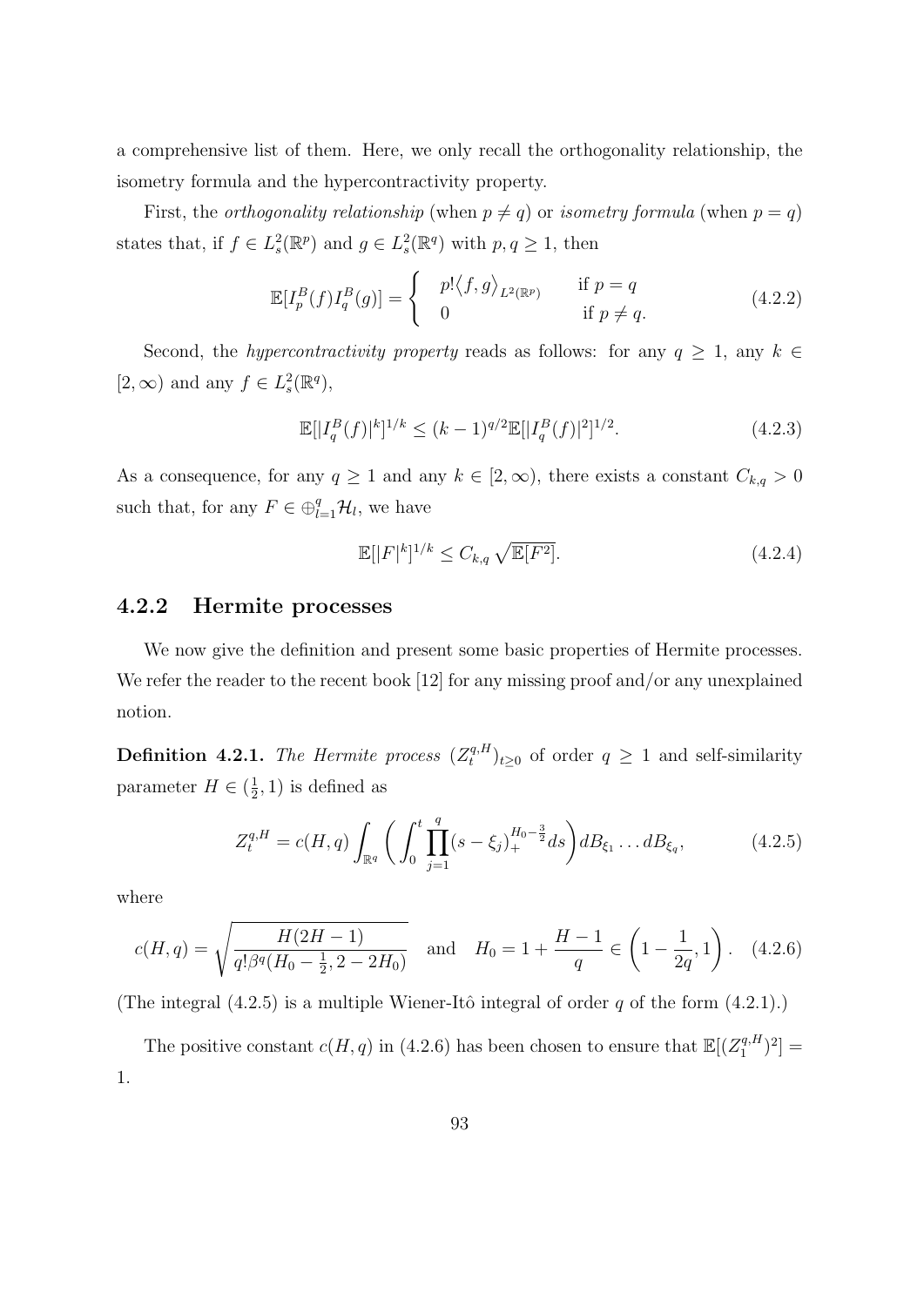a comprehensive list of them. Here, we only recall the orthogonality relationship, the isometry formula and the hypercontractivity property.

First, the *orthogonality relationship* (when $p \neq q$) or *isometry formula* (when $p = q$) states that, if $f \in L^2_s(\mathbb{R}^p)$ and $g \in L^2_s(\mathbb{R}^q)$ with $p, q \geq 1$, then

$$\mathbb{E}[I_p^B(f) I_q^B(g)] = \begin{cases} p! \langle f, g \rangle_{L^2(\mathbb{R}^p)} & \text{if } p = q \\ 0 & \text{if } p \neq q. \end{cases} \tag{4.2.2}$$

Second, the *hypercontractivity property* reads as follows: for any $q \geq 1$, any $k \in [2, \infty)$ and any $f \in L^2_s(\mathbb{R}^q)$,

$$\mathbb{E}[|I_q^B(f)|^k]^{1/k} \leq (k-1)^{q/2} \mathbb{E}[|I_q^B(f)|^2]^{1/2}. \tag{4.2.3}$$

As a consequence, for any $q \geq 1$ and any $k \in [2, \infty)$, there exists a constant $C_{k,q} > 0$ such that, for any $F \in \oplus_{l=1}^q \mathcal{H}_l$, we have

$$\mathbb{E}[|F|^k]^{1/k} \leq C_{k,q} \sqrt{\mathbb{E}[F^2]}. \tag{4.2.4}$$

### 4.2.2 Hermite processes

We now give the definition and present some basic properties of Hermite processes. We refer the reader to the recent book [12] for any missing proof and/or any unexplained notion.

**Definition 4.2.1.** *The Hermite process $(Z_t^{q,H})_{t \geq 0}$ of order $q \geq 1$ and self-similarity parameter $H \in (\frac{1}{2}, 1)$ is defined as*

$$Z_t^{q,H} = c(H,q) \int_{\mathbb{R}^q} \left( \int_0^t \prod_{j=1}^q (s - \xi_j)_+^{H_0 - \frac{3}{2}} ds \right) dB_{\xi_1} \dots dB_{\xi_q}, \tag{4.2.5}$$

*where*

$$c(H,q) = \sqrt{\frac{H(2H-1)}{q! \beta^q(H_0 - \frac{1}{2}, 2 - 2H_0)}} \quad \text{and} \quad H_0 = 1 + \frac{H-1}{q} \in \left(1 - \frac{1}{2q}, 1\right). \tag{4.2.6}$$

*(The integral (4.2.5) is a multiple Wiener-Itô integral of order $q$ of the form (4.2.1).)*

The positive constant $c(H,q)$ in (4.2.6) has been chosen to ensure that $\mathbb{E}[(Z_1^{q,H})^2] = 1$.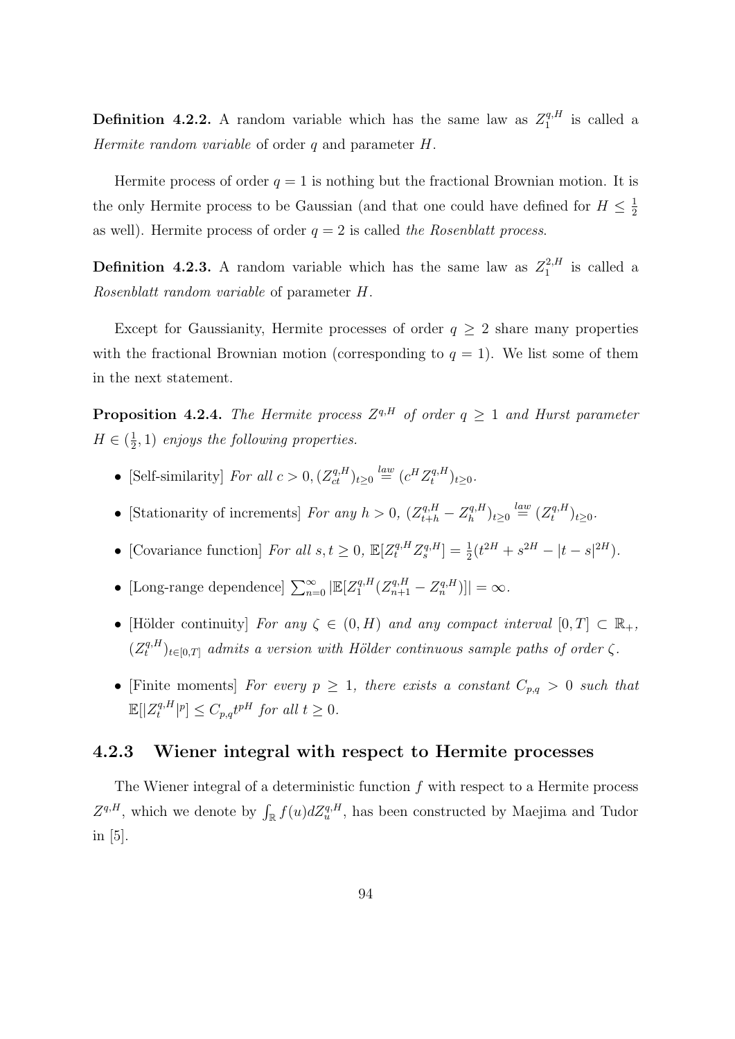**Definition 4.2.2.** A random variable which has the same law as $Z_1^{q,H}$ is called a *Hermite random variable* of order $q$ and parameter $H$.

Hermite process of order $q = 1$ is nothing but the fractional Brownian motion. It is the only Hermite process to be Gaussian (and that one could have defined for $H \leq \frac{1}{2}$ as well). Hermite process of order $q = 2$ is called *the Rosenblatt process*.

**Definition 4.2.3.** A random variable which has the same law as $Z_1^{2,H}$ is called a *Rosenblatt random variable* of parameter $H$.

Except for Gaussianity, Hermite processes of order $q \geq 2$ share many properties with the fractional Brownian motion (corresponding to $q = 1$). We list some of them in the next statement.

**Proposition 4.2.4.** *The Hermite process $Z^{q,H}$ of order $q \geq 1$ and Hurst parameter $H \in (\frac{1}{2}, 1)$ enjoys the following properties.*

- [Self-similarity] *For all $c > 0$, $(Z_{ct}^{q,H})_{t\geq 0} \overset{law}{=} (c^H Z_t^{q,H})_{t\geq 0}$.*
- [Stationarity of increments] *For any $h > 0$, $(Z_{t+h}^{q,H} - Z_h^{q,H})_{t\geq 0} \overset{law}{=} (Z_t^{q,H})_{t\geq 0}$.*
- [Covariance function] *For all $s, t \geq 0$, $\mathbb{E}[Z_t^{q,H} Z_s^{q,H}] = \frac{1}{2}(t^{2H} + s^{2H} - |t-s|^{2H})$.*
- [Long-range dependence] $\sum_{n=0}^{\infty} |\mathbb{E}[Z_1^{q,H}(Z_{n+1}^{q,H} - Z_n^{q,H})]| = \infty$.
- [Hölder continuity] *For any $\zeta \in (0, H)$ and any compact interval $[0,T] \subset \mathbb{R}_+$, $(Z_t^{q,H})_{t\in[0,T]}$ admits a version with Hölder continuous sample paths of order $\zeta$.*
- [Finite moments] *For every $p \geq 1$, there exists a constant $C_{p,q} > 0$ such that $\mathbb{E}[|Z_t^{q,H}|^p] \leq C_{p,q} t^{pH}$ for all $t \geq 0$.*

### 4.2.3 Wiener integral with respect to Hermite processes

The Wiener integral of a deterministic function $f$ with respect to a Hermite process $Z^{q,H}$, which we denote by $\int_{\mathbb{R}} f(u) dZ_u^{q,H}$, has been constructed by Maejima and Tudor in [5].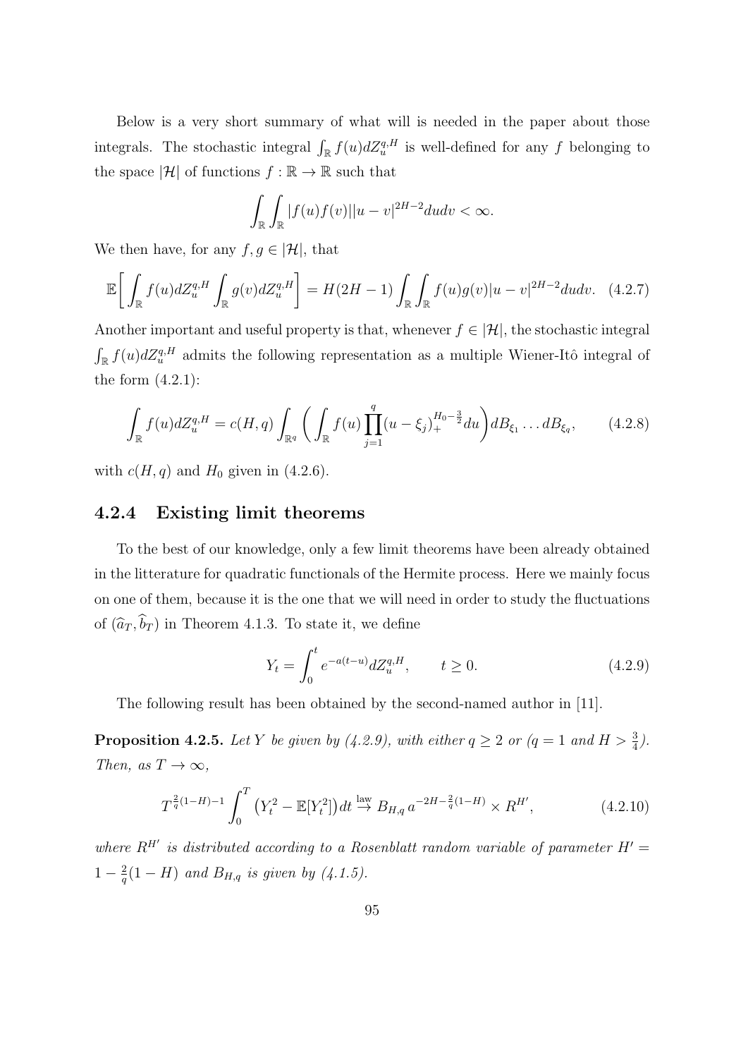Below is a very short summary of what will is needed in the paper about those integrals. The stochastic integral $\int_{\mathbb{R}} f(u)dZ_u^{q,H}$ is well-defined for any $f$ belonging to the space $|\mathcal{H}|$ of functions $f : \mathbb{R} \to \mathbb{R}$ such that

$$\int_{\mathbb{R}}\int_{\mathbb{R}} |f(u)f(v)||u-v|^{2H-2}dudv < \infty.$$

We then have, for any $f, g \in |\mathcal{H}|$, that

$$\mathbb{E}\bigg[\int_{\mathbb{R}} f(u)dZ_u^{q,H}\int_{\mathbb{R}} g(v)dZ_u^{q,H}\bigg] = H(2H-1)\int_{\mathbb{R}}\int_{\mathbb{R}} f(u)g(v)|u-v|^{2H-2}dudv. \quad (4.2.7)$$

Another important and useful property is that, whenever $f \in |\mathcal{H}|$, the stochastic integral $\int_{\mathbb{R}} f(u)dZ_u^{q,H}$ admits the following representation as a multiple Wiener-Itô integral of the form (4.2.1):

$$\int_{\mathbb{R}} f(u)dZ_u^{q,H} = c(H,q)\int_{\mathbb{R}^q}\bigg(\int_{\mathbb{R}} f(u)\prod_{j=1}^{q}(u-\xi_j)_+^{H_0-\frac{3}{2}}du\bigg)dB_{\xi_1}\dots dB_{\xi_q}, \qquad (4.2.8)$$

with $c(H,q)$ and $H_0$ given in (4.2.6).

### 4.2.4 Existing limit theorems

To the best of our knowledge, only a few limit theorems have been already obtained in the litterature for quadratic functionals of the Hermite process. Here we mainly focus on one of them, because it is the one that we will need in order to study the fluctuations of $(\widehat{a}_T, \widehat{b}_T)$ in Theorem 4.1.3. To state it, we define

$$Y_t = \int_0^t e^{-a(t-u)}dZ_u^{q,H}, \qquad t \geq 0. \qquad (4.2.9)$$

The following result has been obtained by the second-named author in [11].

**Proposition 4.2.5.** *Let $Y$ be given by (4.2.9), with either $q \geq 2$ or ($q = 1$ and $H > \frac{3}{4}$). Then, as $T \to \infty$,*

$$T^{\frac{2}{q}(1-H)-1}\int_0^T \big(Y_t^2 - \mathbb{E}[Y_t^2]\big)dt \overset{\text{law}}{\to} B_{H,q}\, a^{-2H-\frac{2}{q}(1-H)} \times R^{H'}, \qquad (4.2.10)$$

*where $R^{H'}$ is distributed according to a Rosenblatt random variable of parameter $H' = 1 - \frac{2}{q}(1-H)$ and $B_{H,q}$ is given by (4.1.5).*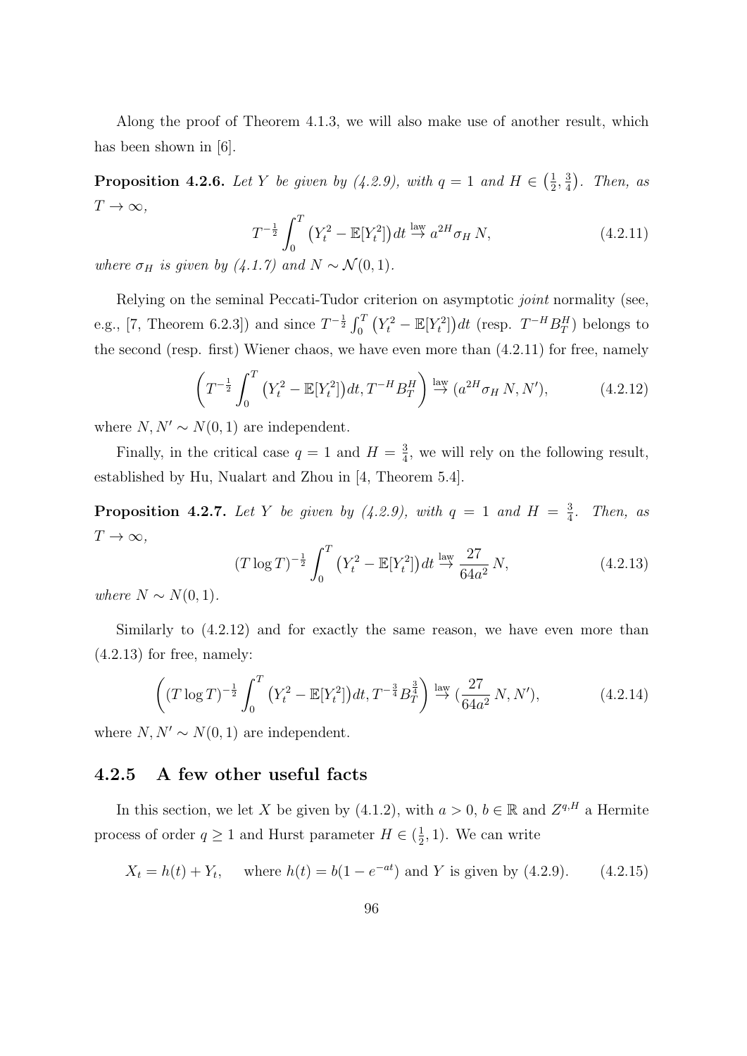Along the proof of Theorem 4.1.3, we will also make use of another result, which has been shown in [6].

**Proposition 4.2.6.** *Let $Y$ be given by (4.2.9), with $q = 1$ and $H \in \left(\frac{1}{2}, \frac{3}{4}\right)$. Then, as $T \to \infty$,*

$$T^{-\frac{1}{2}} \int_0^T \left(Y_t^2 - \mathbb{E}[Y_t^2]\right) dt \overset{\text{law}}{\to} a^{2H} \sigma_H \, N, \tag{4.2.11}$$

*where $\sigma_H$ is given by (4.1.7) and $N \sim \mathcal{N}(0,1)$.*

Relying on the seminal Peccati-Tudor criterion on asymptotic *joint* normality (see, e.g., [7, Theorem 6.2.3]) and since $T^{-\frac{1}{2}} \int_0^T \left(Y_t^2 - \mathbb{E}[Y_t^2]\right) dt$ (resp. $T^{-H} B_T^H$) belongs to the second (resp. first) Wiener chaos, we have even more than (4.2.11) for free, namely

$$\left(T^{-\frac{1}{2}} \int_0^T \left(Y_t^2 - \mathbb{E}[Y_t^2]\right) dt, T^{-H} B_T^H\right) \overset{\text{law}}{\to} (a^{2H} \sigma_H \, N, N'), \tag{4.2.12}$$

where $N, N' \sim N(0,1)$ are independent.

Finally, in the critical case $q = 1$ and $H = \frac{3}{4}$, we will rely on the following result, established by Hu, Nualart and Zhou in [4, Theorem 5.4].

**Proposition 4.2.7.** *Let $Y$ be given by (4.2.9), with $q = 1$ and $H = \frac{3}{4}$. Then, as $T \to \infty$,*

$$(T \log T)^{-\frac{1}{2}} \int_0^T \left(Y_t^2 - \mathbb{E}[Y_t^2]\right) dt \overset{\text{law}}{\to} \frac{27}{64 a^2} N, \tag{4.2.13}$$

*where $N \sim N(0,1)$.*

Similarly to (4.2.12) and for exactly the same reason, we have even more than (4.2.13) for free, namely:

$$\left((T \log T)^{-\frac{1}{2}} \int_0^T \left(Y_t^2 - \mathbb{E}[Y_t^2]\right) dt, T^{-\frac{3}{4}} B_T^{\frac{3}{4}}\right) \overset{\text{law}}{\to} (\frac{27}{64 a^2} N, N'), \tag{4.2.14}$$

where $N, N' \sim N(0,1)$ are independent.

### 4.2.5 A few other useful facts

In this section, we let $X$ be given by (4.1.2), with $a > 0$, $b \in \mathbb{R}$ and $Z^{q,H}$ a Hermite process of order $q \geq 1$ and Hurst parameter $H \in (\frac{1}{2}, 1)$. We can write

$$X_t = h(t) + Y_t, \quad \text{where } h(t) = b(1 - e^{-at}) \text{ and } Y \text{ is given by (4.2.9).} \tag{4.2.15}$$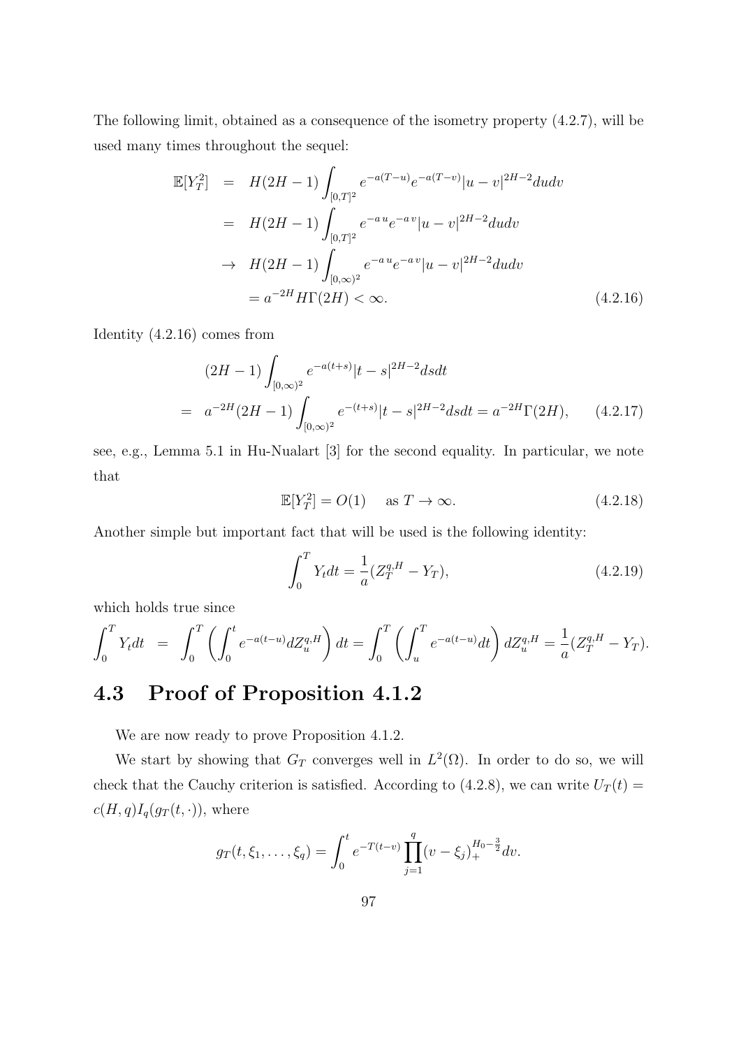The following limit, obtained as a consequence of the isometry property (4.2.7), will be used many times throughout the sequel:

$$
\begin{aligned}
\mathbb{E}[Y_T^2] &= H(2H-1)\int_{[0,T]^2} e^{-a(T-u)}e^{-a(T-v)}|u-v|^{2H-2}dudv \\
&= H(2H-1)\int_{[0,T]^2} e^{-a\,u}e^{-a\,v}|u-v|^{2H-2}dudv \\
&\to H(2H-1)\int_{[0,\infty)^2} e^{-a\,u}e^{-a\,v}|u-v|^{2H-2}dudv \\
&= a^{-2H}H\Gamma(2H) < \infty. \qquad (4.2.16)
\end{aligned}
$$

Identity (4.2.16) comes from

$$
\begin{aligned}
&(2H-1)\int_{[0,\infty)^2} e^{-a(t+s)}|t-s|^{2H-2}dsdt \\
=\;& a^{-2H}(2H-1)\int_{[0,\infty)^2} e^{-(t+s)}|t-s|^{2H-2}dsdt = a^{-2H}\Gamma(2H), \qquad (4.2.17)
\end{aligned}
$$

see, e.g., Lemma 5.1 in Hu-Nualart [3] for the second equality. In particular, we note that

$$
\mathbb{E}[Y_T^2] = O(1) \quad \text{ as } T\to\infty. \qquad (4.2.18)
$$

Another simple but important fact that will be used is the following identity:

$$
\int_0^T Y_t dt = \frac{1}{a}(Z_T^{q,H} - Y_T), \qquad (4.2.19)
$$

which holds true since

$$
\int_0^T Y_t dt = \int_0^T \left(\int_0^t e^{-a(t-u)}dZ_u^{q,H}\right)dt = \int_0^T\left(\int_u^T e^{-a(t-u)}dt\right)dZ_u^{q,H} = \frac{1}{a}(Z_T^{q,H} - Y_T).
$$

## 4.3 Proof of Proposition 4.1.2

We are now ready to prove Proposition 4.1.2.

We start by showing that $G_T$ converges well in $L^2(\Omega)$. In order to do so, we will check that the Cauchy criterion is satisfied. According to (4.2.8), we can write $U_T(t) = c(H,q)I_q(g_T(t,\cdot))$, where

$$
g_T(t,\xi_1,\ldots,\xi_q) = \int_0^t e^{-T(t-v)}\prod_{j=1}^q (v-\xi_j)_+^{H_0-\frac{3}{2}}dv.
$$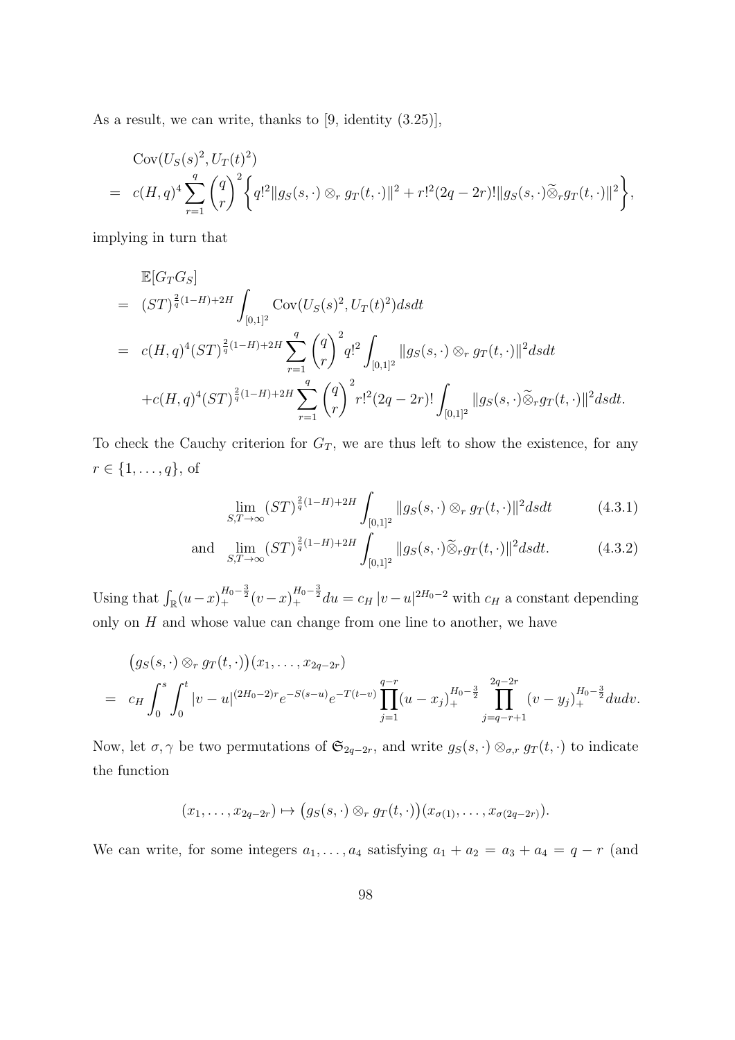As a result, we can write, thanks to [9, identity (3.25)],

$$
\begin{aligned}
&\operatorname{Cov}(U_S(s)^2, U_T(t)^2) \\
&= c(H,q)^4 \sum_{r=1}^{q} \binom{q}{r}^2 \left\{ q!^2 \|g_S(s,\cdot) \otimes_r g_T(t,\cdot)\|^2 + r!^2 (2q-2r)! \|g_S(s,\cdot) \widetilde{\otimes}_r g_T(t,\cdot)\|^2 \right\},
\end{aligned}
$$

implying in turn that

$$
\begin{aligned}
&\mathbb{E}[G_T G_S] \\
&= (ST)^{\frac{2}{q}(1-H)+2H} \int_{[0,1]^2} \operatorname{Cov}(U_S(s)^2, U_T(t)^2) ds dt \\
&= c(H,q)^4 (ST)^{\frac{2}{q}(1-H)+2H} \sum_{r=1}^{q} \binom{q}{r}^2 q!^2 \int_{[0,1]^2} \|g_S(s,\cdot) \otimes_r g_T(t,\cdot)\|^2 ds dt \\
&\quad + c(H,q)^4 (ST)^{\frac{2}{q}(1-H)+2H} \sum_{r=1}^{q} \binom{q}{r}^2 r!^2 (2q-2r)! \int_{[0,1]^2} \|g_S(s,\cdot) \widetilde{\otimes}_r g_T(t,\cdot)\|^2 ds dt.
\end{aligned}
$$

To check the Cauchy criterion for $G_T$, we are thus left to show the existence, for any $r \in \{1, \ldots, q\}$, of

$$
\lim_{S,T \to \infty} (ST)^{\frac{2}{q}(1-H)+2H} \int_{[0,1]^2} \|g_S(s,\cdot) \otimes_r g_T(t,\cdot)\|^2 ds dt \tag{4.3.1}
$$

$$
\text{and} \quad \lim_{S,T \to \infty} (ST)^{\frac{2}{q}(1-H)+2H} \int_{[0,1]^2} \|g_S(s,\cdot) \widetilde{\otimes}_r g_T(t,\cdot)\|^2 ds dt. \tag{4.3.2}
$$

Using that $\int_{\mathbb{R}} (u-x)_+^{H_0-\frac{3}{2}} (v-x)_+^{H_0-\frac{3}{2}} du = c_H \, |v-u|^{2H_0-2}$ with $c_H$ a constant depending only on $H$ and whose value can change from one line to another, we have

$$
\begin{aligned}
&\big(g_S(s,\cdot) \otimes_r g_T(t,\cdot)\big)(x_1, \ldots, x_{2q-2r}) \\
&= c_H \int_0^s \int_0^t |v-u|^{(2H_0-2)r} e^{-S(s-u)} e^{-T(t-v)} \prod_{j=1}^{q-r} (u-x_j)_+^{H_0-\frac{3}{2}} \prod_{j=q-r+1}^{2q-2r} (v-y_j)_+^{H_0-\frac{3}{2}} du dv.
\end{aligned}
$$

Now, let $\sigma, \gamma$ be two permutations of $\mathfrak{S}_{2q-2r}$, and write $g_S(s,\cdot) \otimes_{\sigma,r} g_T(t,\cdot)$ to indicate the function

$$
(x_1, \ldots, x_{2q-2r}) \mapsto \big(g_S(s,\cdot) \otimes_r g_T(t,\cdot)\big)(x_{\sigma(1)}, \ldots, x_{\sigma(2q-2r)}).
$$

We can write, for some integers $a_1, \ldots, a_4$ satisfying $a_1 + a_2 = a_3 + a_4 = q - r$ (and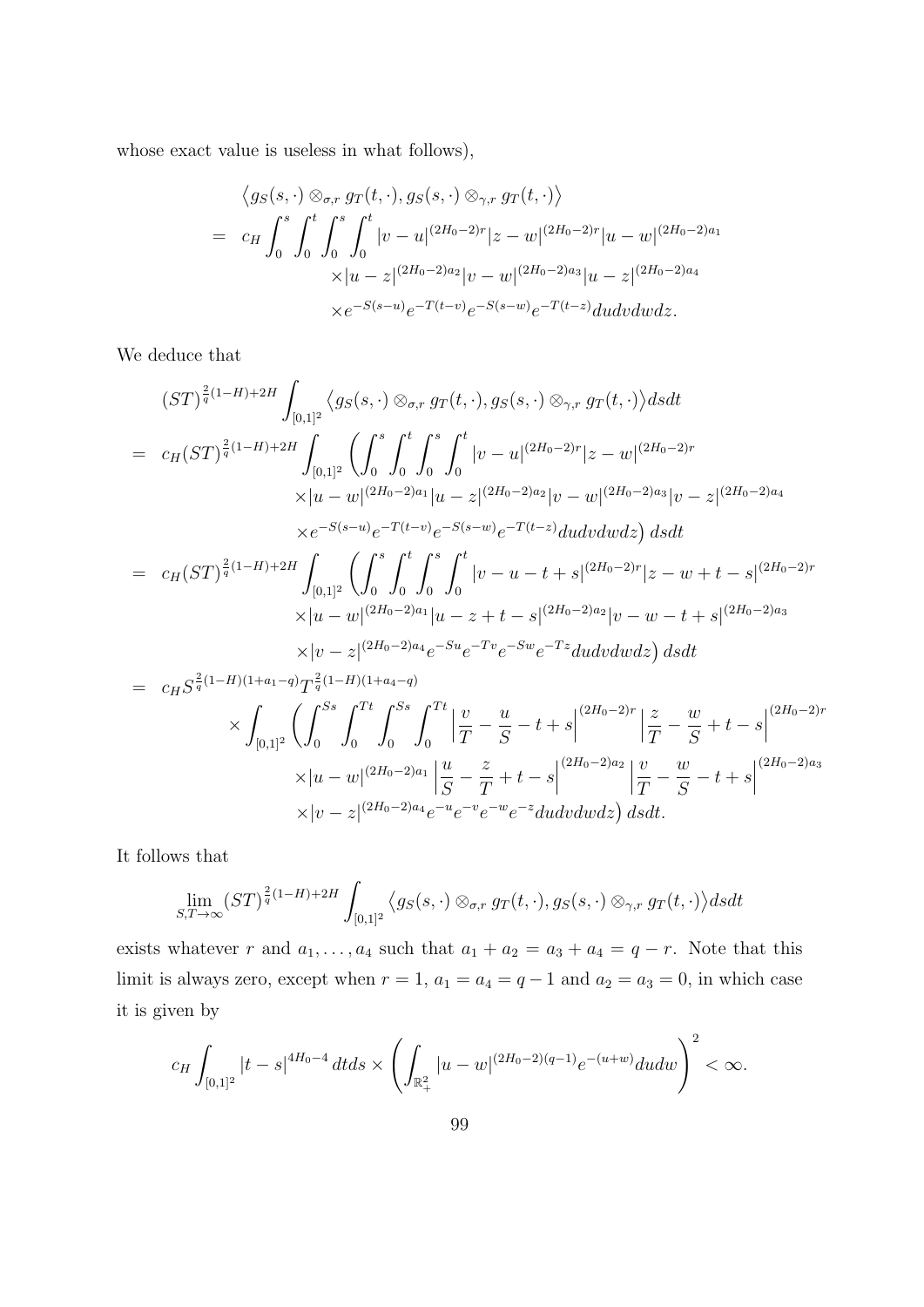whose exact value is useless in what follows),

$$
\begin{aligned}
& \left\langle g_S(s,\cdot)\otimes_{\sigma,r} g_T(t,\cdot), g_S(s,\cdot)\otimes_{\gamma,r} g_T(t,\cdot)\right\rangle \\
= \;& c_H \int_0^s\int_0^t\int_0^s\int_0^t |v-u|^{(2H_0-2)r}|z-w|^{(2H_0-2)r}|u-w|^{(2H_0-2)a_1} \\
& \qquad \times |u-z|^{(2H_0-2)a_2}|v-w|^{(2H_0-2)a_3}|u-z|^{(2H_0-2)a_4} \\
& \qquad \times e^{-S(s-u)}e^{-T(t-v)}e^{-S(s-w)}e^{-T(t-z)}dudvdwdz.
\end{aligned}
$$

We deduce that

$$
\begin{aligned}
& (ST)^{\frac{2}{q}(1-H)+2H}\int_{[0,1]^2}\left\langle g_S(s,\cdot)\otimes_{\sigma,r} g_T(t,\cdot), g_S(s,\cdot)\otimes_{\gamma,r} g_T(t,\cdot)\right\rangle dsdt \\
= \;& c_H (ST)^{\frac{2}{q}(1-H)+2H}\int_{[0,1]^2}\Big(\int_0^s\int_0^t\int_0^s\int_0^t |v-u|^{(2H_0-2)r}|z-w|^{(2H_0-2)r} \\
& \qquad \times |u-w|^{(2H_0-2)a_1}|u-z|^{(2H_0-2)a_2}|v-w|^{(2H_0-2)a_3}|v-z|^{(2H_0-2)a_4} \\
& \qquad \times e^{-S(s-u)}e^{-T(t-v)}e^{-S(s-w)}e^{-T(t-z)}dudvdwdz\Big)\,dsdt \\
= \;& c_H (ST)^{\frac{2}{q}(1-H)+2H}\int_{[0,1]^2}\Big(\int_0^s\int_0^t\int_0^s\int_0^t |v-u-t+s|^{(2H_0-2)r}|z-w+t-s|^{(2H_0-2)r} \\
& \qquad \times |u-w|^{(2H_0-2)a_1}|u-z+t-s|^{(2H_0-2)a_2}|v-w-t+s|^{(2H_0-2)a_3} \\
& \qquad \times |v-z|^{(2H_0-2)a_4}e^{-Su}e^{-Tv}e^{-Sw}e^{-Tz}dudvdwdz\Big)\,dsdt \\
= \;& c_H S^{\frac{2}{q}(1-H)(1+a_1-q)}T^{\frac{2}{q}(1-H)(1+a_4-q)} \\
& \qquad \times \int_{[0,1]^2}\Big(\int_0^{Ss}\int_0^{Tt}\int_0^{Ss}\int_0^{Tt}\left|\frac{v}{T}-\frac{u}{S}-t+s\right|^{(2H_0-2)r}\left|\frac{z}{T}-\frac{w}{S}+t-s\right|^{(2H_0-2)r} \\
& \qquad \times |u-w|^{(2H_0-2)a_1}\left|\frac{u}{S}-\frac{z}{T}+t-s\right|^{(2H_0-2)a_2}\left|\frac{v}{T}-\frac{w}{S}-t+s\right|^{(2H_0-2)a_3} \\
& \qquad \times |v-z|^{(2H_0-2)a_4}e^{-u}e^{-v}e^{-w}e^{-z}dudvdwdz\Big)\,dsdt.
\end{aligned}
$$

It follows that

$$
\lim_{S,T\to\infty}(ST)^{\frac{2}{q}(1-H)+2H}\int_{[0,1]^2}\left\langle g_S(s,\cdot)\otimes_{\sigma,r} g_T(t,\cdot), g_S(s,\cdot)\otimes_{\gamma,r} g_T(t,\cdot)\right\rangle dsdt
$$

exists whatever $r$ and $a_1,\ldots,a_4$ such that $a_1+a_2=a_3+a_4=q-r$. Note that this limit is always zero, except when $r=1$, $a_1=a_4=q-1$ and $a_2=a_3=0$, in which case it is given by

$$
c_H\int_{[0,1]^2}|t-s|^{4H_0-4}\,dtds\times\left(\int_{\mathbb{R}_+^2}|u-w|^{(2H_0-2)(q-1)}e^{-(u+w)}dudw\right)^2<\infty.
$$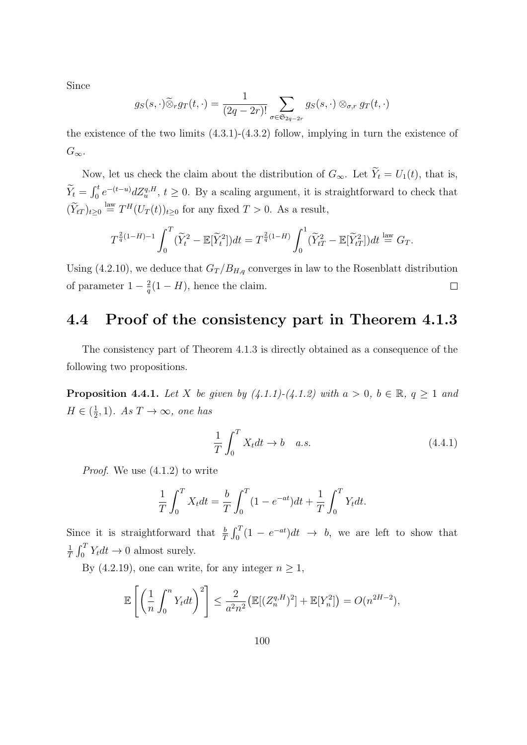Since

$$g_S(s,\cdot)\widetilde{\otimes}_r g_T(t,\cdot) = \frac{1}{(2q-2r)!}\sum_{\sigma\in\mathfrak{S}_{2q-2r}} g_S(s,\cdot)\otimes_{\sigma,r} g_T(t,\cdot)$$

the existence of the two limits (4.3.1)-(4.3.2) follow, implying in turn the existence of $G_\infty$.

Now, let us check the claim about the distribution of $G_\infty$. Let $\widetilde{Y}_t = U_1(t)$, that is, $\widetilde{Y}_t = \int_0^t e^{-(t-u)} dZ_u^{q,H}$, $t\geq 0$. By a scaling argument, it is straightforward to check that $(\widetilde{Y}_{tT})_{t\geq 0} \overset{\text{law}}{=} T^H(U_T(t))_{t\geq 0}$ for any fixed $T>0$. As a result,

$$T^{\frac{2}{q}(1-H)-1}\int_0^T (\widetilde{Y}_t^2 - \mathbb{E}[\widetilde{Y}_t^2])dt = T^{\frac{2}{q}(1-H)}\int_0^1 (\widetilde{Y}_{tT}^2 - \mathbb{E}[\widetilde{Y}_{tT}^2])dt \overset{\text{law}}{=} G_T.$$

Using (4.2.10), we deduce that $G_T/B_{H,q}$ converges in law to the Rosenblatt distribution of parameter $1-\frac{2}{q}(1-H)$, hence the claim. $\square$

## 4.4 Proof of the consistency part in Theorem 4.1.3

The consistency part of Theorem 4.1.3 is directly obtained as a consequence of the following two propositions.

**Proposition 4.4.1.** *Let $X$ be given by (4.1.1)-(4.1.2) with $a>0$, $b\in\mathbb{R}$, $q\geq 1$ and $H\in(\frac{1}{2},1)$. As $T\to\infty$, one has*

$$\frac{1}{T}\int_0^T X_t dt \to b \quad a.s. \tag{4.4.1}$$

*Proof.* We use (4.1.2) to write

$$\frac{1}{T}\int_0^T X_t dt = \frac{b}{T}\int_0^T (1-e^{-at})dt + \frac{1}{T}\int_0^T Y_t dt.$$

Since it is straightforward that $\frac{b}{T}\int_0^T (1-e^{-at})dt \to b$, we are left to show that $\frac{1}{T}\int_0^T Y_t dt \to 0$ almost surely.

By (4.2.19), one can write, for any integer $n\geq 1$,

$$\mathbb{E}\left[\left(\frac{1}{n}\int_0^n Y_t dt\right)^2\right] \leq \frac{2}{a^2 n^2}\big(\mathbb{E}[(Z_n^{q,H})^2] + \mathbb{E}[Y_n^2]\big) = O(n^{2H-2}),$$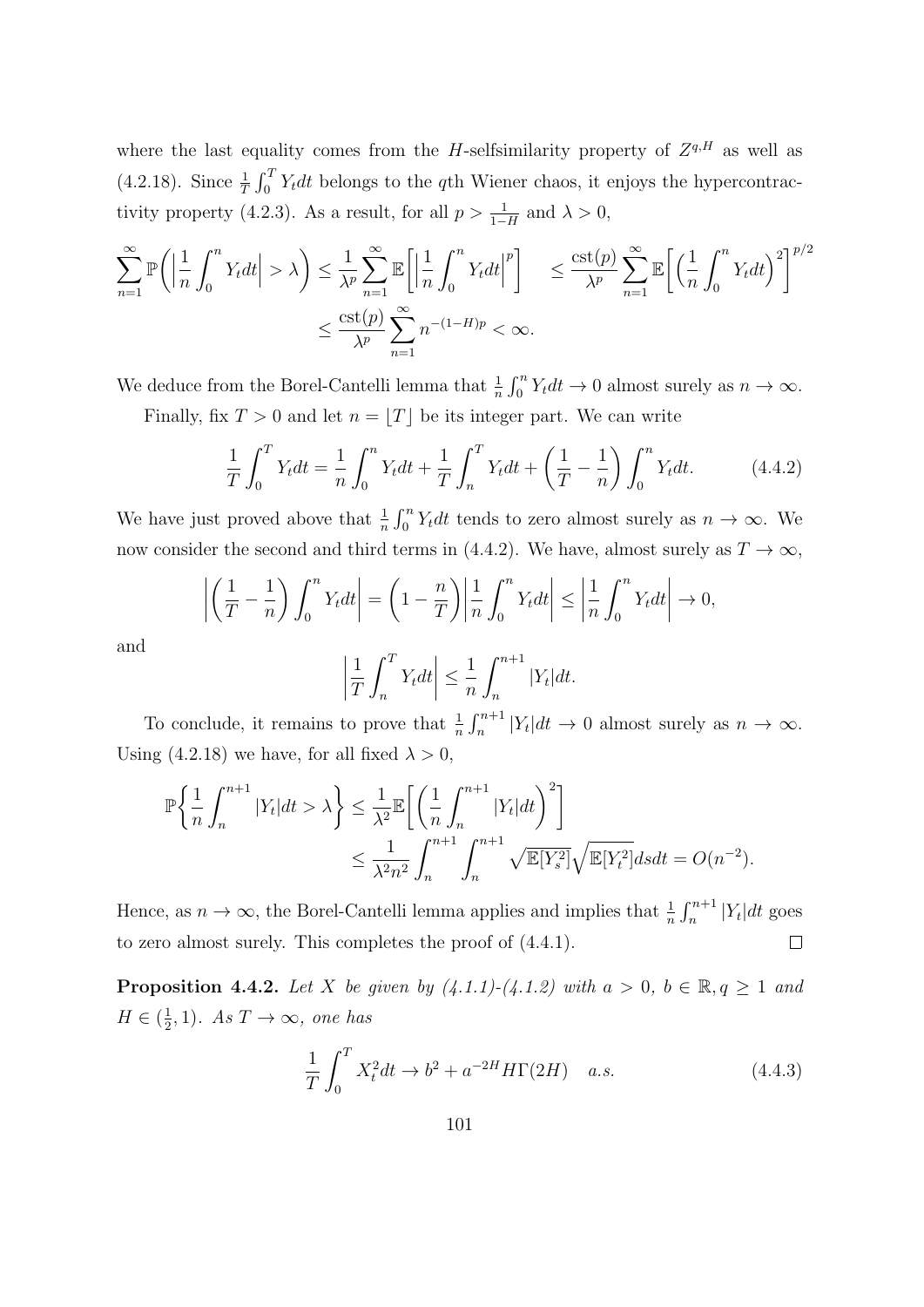where the last equality comes from the $H$-selfsimilarity property of $Z^{q,H}$ as well as (4.2.18). Since $\frac{1}{T}\int_0^T Y_t dt$ belongs to the $q$th Wiener chaos, it enjoys the hypercontractivity property (4.2.3). As a result, for all $p > \frac{1}{1-H}$ and $\lambda > 0$,

$$\sum_{n=1}^{\infty} \mathbb{P}\Big( \Big| \frac{1}{n}\int_0^n Y_t dt \Big| > \lambda \Big) \leq \frac{1}{\lambda^p} \sum_{n=1}^{\infty} \mathbb{E}\Big[ \Big| \frac{1}{n}\int_0^n Y_t dt \Big|^p \Big] \quad \leq \frac{\text{cst}(p)}{\lambda^p} \sum_{n=1}^{\infty} \mathbb{E}\Big[ \Big( \frac{1}{n}\int_0^n Y_t dt \Big)^2 \Big]^{p/2}$$
$$\leq \frac{\text{cst}(p)}{\lambda^p} \sum_{n=1}^{\infty} n^{-(1-H)p} < \infty.$$

We deduce from the Borel-Cantelli lemma that $\frac{1}{n}\int_0^n Y_t dt \to 0$ almost surely as $n \to \infty$.

Finally, fix $T > 0$ and let $n = \lfloor T \rfloor$ be its integer part. We can write

$$\frac{1}{T}\int_0^T Y_t dt = \frac{1}{n}\int_0^n Y_t dt + \frac{1}{T}\int_n^T Y_t dt + \Big( \frac{1}{T} - \frac{1}{n} \Big) \int_0^n Y_t dt. \tag{4.4.2}$$

We have just proved above that $\frac{1}{n}\int_0^n Y_t dt$ tends to zero almost surely as $n \to \infty$. We now consider the second and third terms in (4.4.2). We have, almost surely as $T \to \infty$,

$$\Big| \Big( \frac{1}{T} - \frac{1}{n} \Big) \int_0^n Y_t dt \Big| = \Big( 1 - \frac{n}{T} \Big) \Big| \frac{1}{n}\int_0^n Y_t dt \Big| \leq \Big| \frac{1}{n}\int_0^n Y_t dt \Big| \to 0,$$

and

$$\Big| \frac{1}{T}\int_n^T Y_t dt \Big| \leq \frac{1}{n}\int_n^{n+1} |Y_t| dt.$$

To conclude, it remains to prove that $\frac{1}{n}\int_n^{n+1} |Y_t| dt \to 0$ almost surely as $n \to \infty$. Using (4.2.18) we have, for all fixed $\lambda > 0$,

$$\mathbb{P}\Big\{ \frac{1}{n}\int_n^{n+1} |Y_t| dt > \lambda \Big\} \leq \frac{1}{\lambda^2} \mathbb{E}\Big[ \Big( \frac{1}{n}\int_n^{n+1} |Y_t| dt \Big)^2 \Big]$$
$$\leq \frac{1}{\lambda^2 n^2} \int_n^{n+1}\int_n^{n+1} \sqrt{\mathbb{E}[Y_s^2]}\sqrt{\mathbb{E}[Y_t^2]} ds dt = O(n^{-2}).$$

Hence, as $n \to \infty$, the Borel-Cantelli lemma applies and implies that $\frac{1}{n}\int_n^{n+1} |Y_t| dt$ goes to zero almost surely. This completes the proof of (4.4.1). $\square$

**Proposition 4.4.2.** *Let $X$ be given by (4.1.1)-(4.1.2) with $a > 0$, $b \in \mathbb{R}, q \geq 1$ and $H \in (\frac{1}{2}, 1)$. As $T \to \infty$, one has*

$$\frac{1}{T}\int_0^T X_t^2 dt \to b^2 + a^{-2H} H\Gamma(2H) \quad a.s. \tag{4.4.3}$$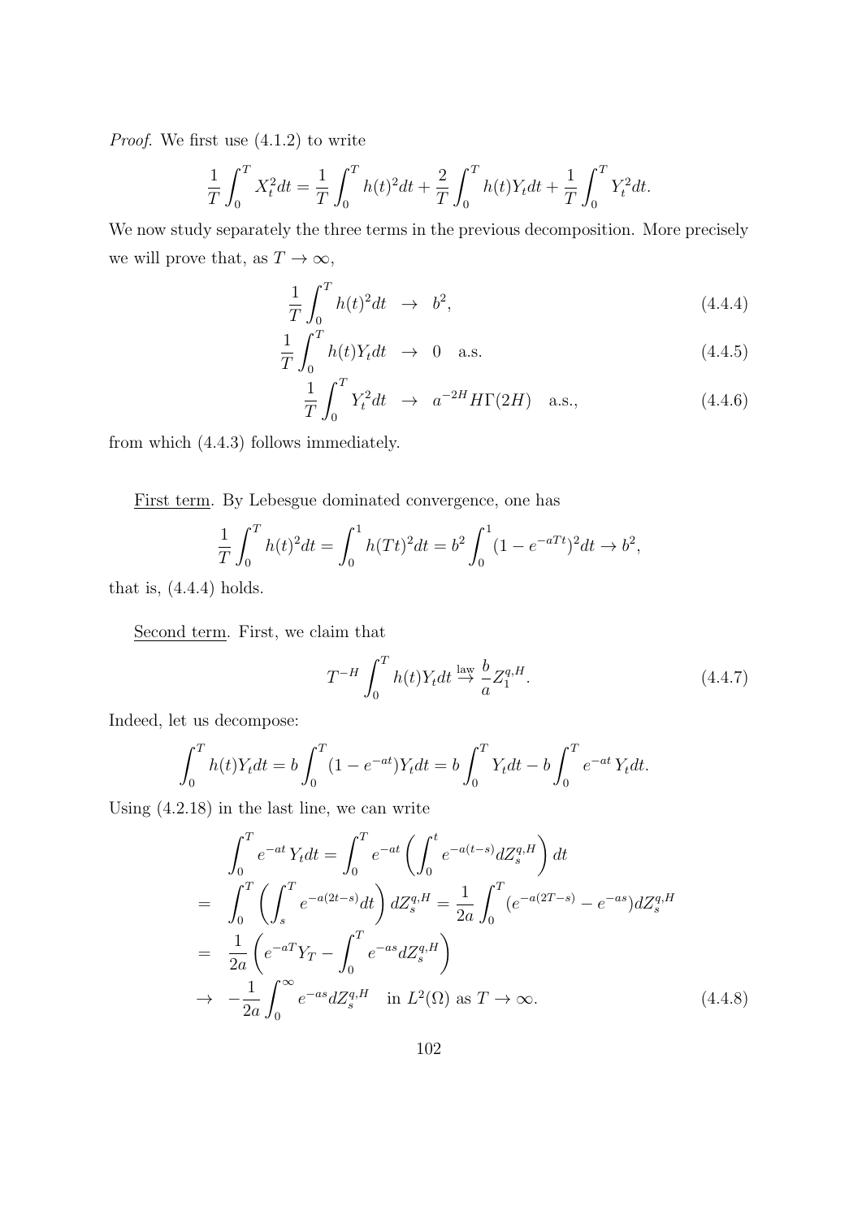*Proof.* We first use (4.1.2) to write

$$\frac{1}{T}\int_0^T X_t^2 dt = \frac{1}{T}\int_0^T h(t)^2 dt + \frac{2}{T}\int_0^T h(t)Y_t dt + \frac{1}{T}\int_0^T Y_t^2 dt.$$

We now study separately the three terms in the previous decomposition. More precisely we will prove that, as $T \to \infty$,

$$\frac{1}{T}\int_0^T h(t)^2 dt \quad \to \quad b^2, \tag{4.4.4}$$

$$\frac{1}{T}\int_0^T h(t)Y_t dt \quad \to \quad 0 \quad \text{a.s.} \tag{4.4.5}$$

$$\frac{1}{T}\int_0^T Y_t^2 dt \quad \to \quad a^{-2H} H\Gamma(2H) \quad \text{a.s.}, \tag{4.4.6}$$

from which (4.4.3) follows immediately.

<u>First term</u>. By Lebesgue dominated convergence, one has

$$\frac{1}{T}\int_0^T h(t)^2 dt = \int_0^1 h(Tt)^2 dt = b^2 \int_0^1 (1 - e^{-aTt})^2 dt \to b^2,$$

that is, (4.4.4) holds.

<u>Second term</u>. First, we claim that

$$T^{-H}\int_0^T h(t)Y_t dt \overset{\text{law}}{\to} \frac{b}{a} Z_1^{q,H}. \tag{4.4.7}$$

Indeed, let us decompose:

$$\int_0^T h(t)Y_t dt = b\int_0^T (1 - e^{-at})Y_t dt = b\int_0^T Y_t dt - b\int_0^T e^{-at}\, Y_t dt.$$

Using (4.2.18) in the last line, we can write

$$\begin{aligned}
& \int_0^T e^{-at}\, Y_t dt = \int_0^T e^{-at}\left(\int_0^t e^{-a(t-s)} dZ_s^{q,H}\right) dt \\
= \quad & \int_0^T \left(\int_s^T e^{-a(2t-s)} dt\right) dZ_s^{q,H} = \frac{1}{2a}\int_0^T (e^{-a(2T-s)} - e^{-as}) dZ_s^{q,H} \\
= \quad & \frac{1}{2a}\left(e^{-aT} Y_T - \int_0^T e^{-as} dZ_s^{q,H}\right) \\
\to \quad & -\frac{1}{2a}\int_0^\infty e^{-as} dZ_s^{q,H} \quad \text{in } L^2(\Omega) \text{ as } T \to \infty.
\end{aligned} \tag{4.4.8}$$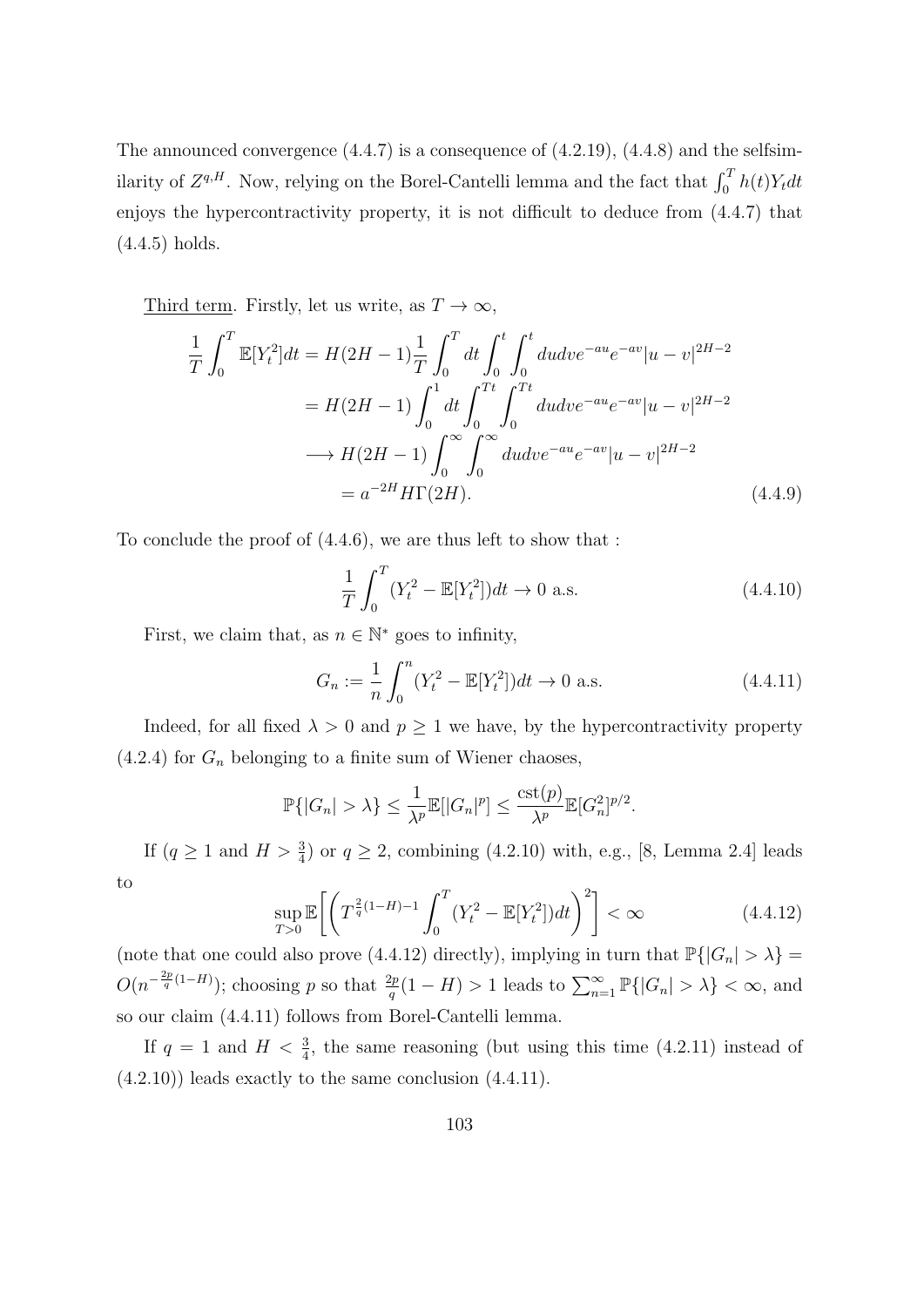The announced convergence (4.4.7) is a consequence of (4.2.19), (4.4.8) and the selfsimilarity of $Z^{q,H}$. Now, relying on the Borel-Cantelli lemma and the fact that $\int_0^T h(t)Y_t dt$ enjoys the hypercontractivity property, it is not difficult to deduce from (4.4.7) that (4.4.5) holds.

<u>Third term</u>. Firstly, let us write, as $T \to \infty$,

$$
\begin{aligned}
\frac{1}{T}\int_0^T \mathbb{E}[Y_t^2]dt &= H(2H-1)\frac{1}{T}\int_0^T dt \int_0^t \int_0^t dudv e^{-au}e^{-av}|u-v|^{2H-2} \\
&= H(2H-1)\int_0^1 dt \int_0^{Tt}\int_0^{Tt} dudv e^{-au}e^{-av}|u-v|^{2H-2} \\
&\longrightarrow H(2H-1)\int_0^\infty \int_0^\infty dudv e^{-au}e^{-av}|u-v|^{2H-2} \\
&= a^{-2H}H\Gamma(2H).
\end{aligned}
\tag{4.4.9}
$$

To conclude the proof of (4.4.6), we are thus left to show that :

$$
\frac{1}{T}\int_0^T (Y_t^2 - \mathbb{E}[Y_t^2])dt \to 0 \text{ a.s.} \tag{4.4.10}
$$

First, we claim that, as $n \in \mathbb{N}^*$ goes to infinity,

$$
G_n := \frac{1}{n}\int_0^n (Y_t^2 - \mathbb{E}[Y_t^2])dt \to 0 \text{ a.s.} \tag{4.4.11}
$$

Indeed, for all fixed $\lambda > 0$ and $p \geq 1$ we have, by the hypercontractivity property (4.2.4) for $G_n$ belonging to a finite sum of Wiener chaoses,

$$
\mathbb{P}\{|G_n| > \lambda\} \leq \frac{1}{\lambda^p}\mathbb{E}[|G_n|^p] \leq \frac{\text{cst}(p)}{\lambda^p}\mathbb{E}[G_n^2]^{p/2}.
$$

If ($q \geq 1$ and $H > \frac{3}{4}$) or $q \geq 2$, combining (4.2.10) with, e.g., [8, Lemma 2.4] leads to

$$
\sup_{T>0}\mathbb{E}\left[\left(T^{\frac{2}{q}(1-H)-1}\int_0^T (Y_t^2 - \mathbb{E}[Y_t^2])dt\right)^2\right] < \infty \tag{4.4.12}
$$

(note that one could also prove (4.4.12) directly), implying in turn that $\mathbb{P}\{|G_n| > \lambda\} = O(n^{-\frac{2p}{q}(1-H)})$; choosing $p$ so that $\frac{2p}{q}(1-H) > 1$ leads to $\sum_{n=1}^\infty \mathbb{P}\{|G_n| > \lambda\} < \infty$, and so our claim (4.4.11) follows from Borel-Cantelli lemma.

If $q = 1$ and $H < \frac{3}{4}$, the same reasoning (but using this time (4.2.11) instead of (4.2.10)) leads exactly to the same conclusion (4.4.11).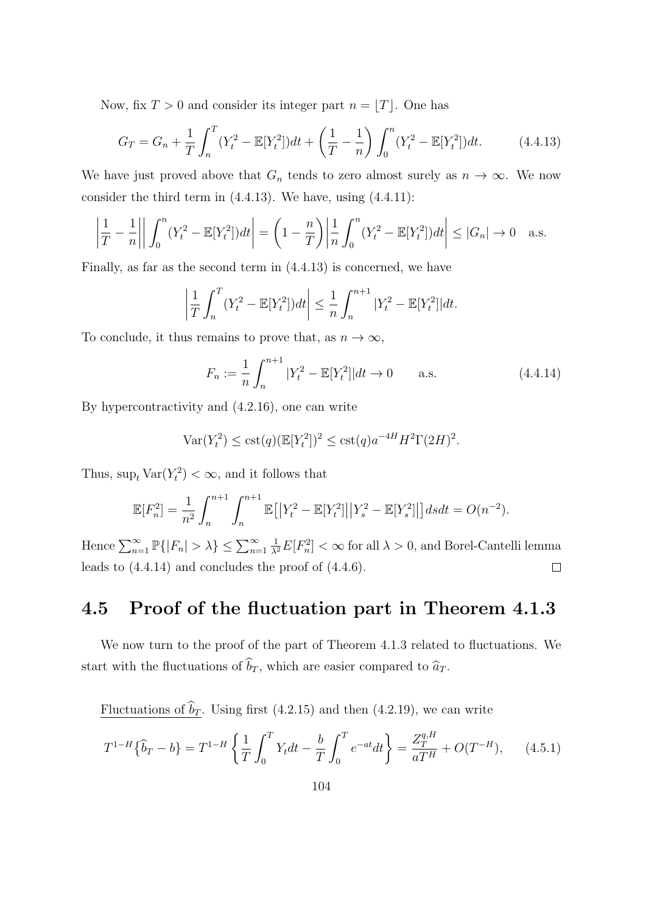Now, fix $T > 0$ and consider its integer part $n = \lfloor T \rfloor$. One has

$$G_T = G_n + \frac{1}{T}\int_n^T (Y_t^2 - \mathbb{E}[Y_t^2])dt + \left(\frac{1}{T} - \frac{1}{n}\right)\int_0^n (Y_t^2 - \mathbb{E}[Y_t^2])dt. \tag{4.4.13}$$

We have just proved above that $G_n$ tends to zero almost surely as $n \to \infty$. We now consider the third term in (4.4.13). We have, using (4.4.11):

$$\left|\frac{1}{T} - \frac{1}{n}\right|\left|\int_0^n (Y_t^2 - \mathbb{E}[Y_t^2])dt\right| = \left(1 - \frac{n}{T}\right)\left|\frac{1}{n}\int_0^n (Y_t^2 - \mathbb{E}[Y_t^2])dt\right| \leq |G_n| \to 0 \quad \text{a.s.}$$

Finally, as far as the second term in (4.4.13) is concerned, we have

$$\left|\frac{1}{T}\int_n^T (Y_t^2 - \mathbb{E}[Y_t^2])dt\right| \leq \frac{1}{n}\int_n^{n+1} |Y_t^2 - \mathbb{E}[Y_t^2]|dt.$$

To conclude, it thus remains to prove that, as $n \to \infty$,

$$F_n := \frac{1}{n}\int_n^{n+1} |Y_t^2 - \mathbb{E}[Y_t^2]|dt \to 0 \qquad \text{a.s.} \tag{4.4.14}$$

By hypercontractivity and (4.2.16), one can write

$$\mathrm{Var}(Y_t^2) \leq \mathrm{cst}(q)(\mathbb{E}[Y_t^2])^2 \leq \mathrm{cst}(q)a^{-4H}H^2\Gamma(2H)^2.$$

Thus, $\sup_t \mathrm{Var}(Y_t^2) < \infty$, and it follows that

$$\mathbb{E}[F_n^2] = \frac{1}{n^2}\int_n^{n+1}\int_n^{n+1} \mathbb{E}\big[\big|Y_t^2 - \mathbb{E}[Y_t^2]\big|\big|Y_s^2 - \mathbb{E}[Y_s^2]\big|\big]dsdt = O(n^{-2}).$$

Hence $\sum_{n=1}^{\infty}\mathbb{P}\{|F_n| > \lambda\} \leq \sum_{n=1}^{\infty}\frac{1}{\lambda^2}E[F_n^2] < \infty$ for all $\lambda > 0$, and Borel-Cantelli lemma leads to (4.4.14) and concludes the proof of (4.4.6). □

## 4.5 Proof of the fluctuation part in Theorem 4.1.3

We now turn to the proof of the part of Theorem 4.1.3 related to fluctuations. We start with the fluctuations of $\widehat{b}_T$, which are easier compared to $\widehat{a}_T$.

<u>Fluctuations of $\widehat{b}_T$</u>. Using first (4.2.15) and then (4.2.19), we can write

$$T^{1-H}\big\{\widehat{b}_T - b\big\} = T^{1-H}\left\{\frac{1}{T}\int_0^T Y_t dt - \frac{b}{T}\int_0^T e^{-at}dt\right\} = \frac{Z_T^{q,H}}{aT^H} + O(T^{-H}), \tag{4.5.1}$$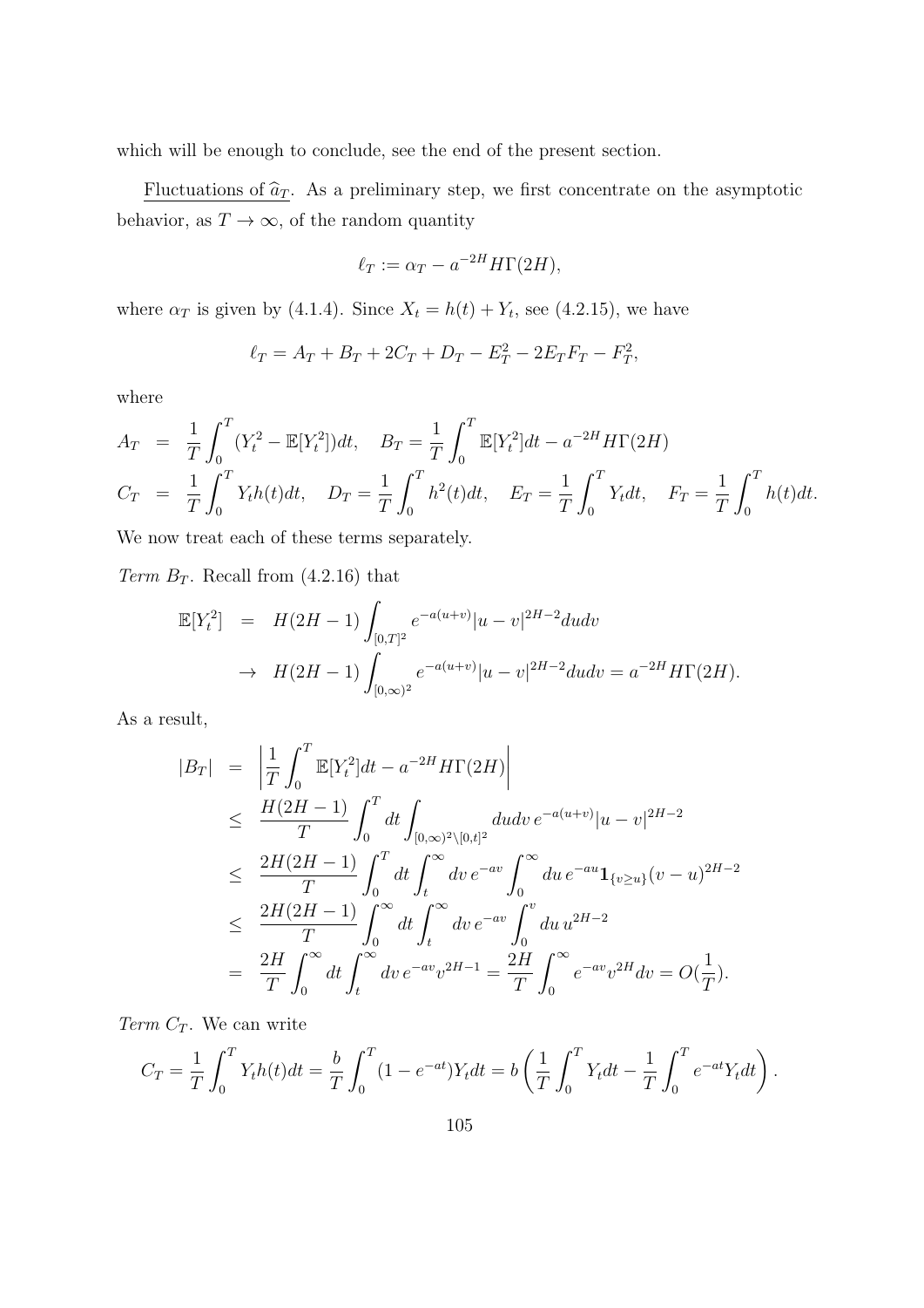which will be enough to conclude, see the end of the present section.

Fluctuations of $\widehat{a}_T$. As a preliminary step, we first concentrate on the asymptotic behavior, as $T \to \infty$, of the random quantity

$$\ell_T := \alpha_T - a^{-2H} H\Gamma(2H),$$

where $\alpha_T$ is given by (4.1.4). Since $X_t = h(t) + Y_t$, see (4.2.15), we have

$$\ell_T = A_T + B_T + 2C_T + D_T - E_T^2 - 2E_T F_T - F_T^2,$$

where

$$\begin{aligned}
A_T &= \frac{1}{T}\int_0^T (Y_t^2 - \mathbb{E}[Y_t^2])dt, \quad B_T = \frac{1}{T}\int_0^T \mathbb{E}[Y_t^2]dt - a^{-2H}H\Gamma(2H) \\
C_T &= \frac{1}{T}\int_0^T Y_t h(t)dt, \quad D_T = \frac{1}{T}\int_0^T h^2(t)dt, \quad E_T = \frac{1}{T}\int_0^T Y_t dt, \quad F_T = \frac{1}{T}\int_0^T h(t)dt.
\end{aligned}$$

We now treat each of these terms separately.

*Term $B_T$.* Recall from (4.2.16) that

$$\begin{aligned}
\mathbb{E}[Y_t^2] &= H(2H-1)\int_{[0,T]^2} e^{-a(u+v)}|u-v|^{2H-2}dudv \\
&\to H(2H-1)\int_{[0,\infty)^2} e^{-a(u+v)}|u-v|^{2H-2}dudv = a^{-2H}H\Gamma(2H).
\end{aligned}$$

As a result,

$$\begin{aligned}
|B_T| &= \left|\frac{1}{T}\int_0^T \mathbb{E}[Y_t^2]dt - a^{-2H}H\Gamma(2H)\right| \\
&\leq \frac{H(2H-1)}{T}\int_0^T dt \int_{[0,\infty)^2\setminus[0,t]^2} dudv\, e^{-a(u+v)}|u-v|^{2H-2} \\
&\leq \frac{2H(2H-1)}{T}\int_0^T dt \int_t^\infty dv\, e^{-av}\int_0^\infty du\, e^{-au}\mathbf{1}_{\{v\geq u\}}(v-u)^{2H-2} \\
&\leq \frac{2H(2H-1)}{T}\int_0^\infty dt \int_t^\infty dv\, e^{-av}\int_0^v du\, u^{2H-2} \\
&= \frac{2H}{T}\int_0^\infty dt \int_t^\infty dv\, e^{-av}v^{2H-1} = \frac{2H}{T}\int_0^\infty e^{-av}v^{2H}dv = O(\frac{1}{T}).
\end{aligned}$$

*Term $C_T$.* We can write

$$C_T = \frac{1}{T}\int_0^T Y_t h(t)dt = \frac{b}{T}\int_0^T (1-e^{-at})Y_t dt = b\left(\frac{1}{T}\int_0^T Y_t dt - \frac{1}{T}\int_0^T e^{-at}Y_t dt\right).$$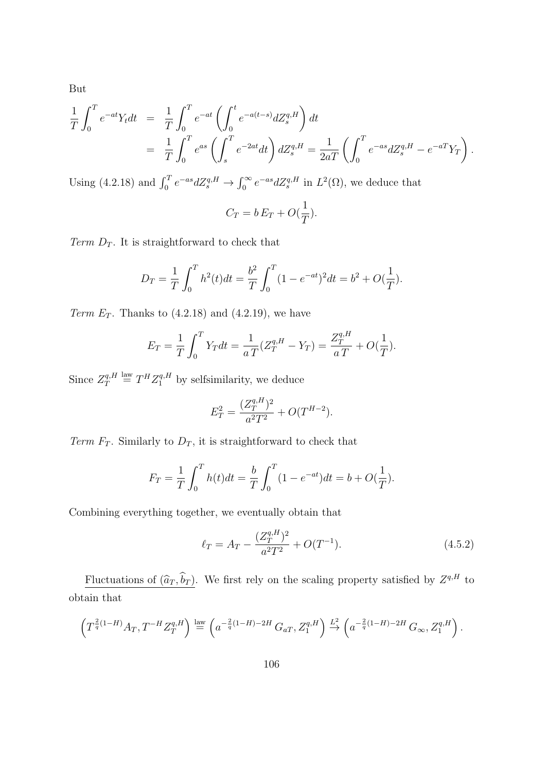But

$$
\begin{aligned}
\frac{1}{T}\int_0^T e^{-at}Y_t dt &= \frac{1}{T}\int_0^T e^{-at}\left(\int_0^t e^{-a(t-s)}dZ_s^{q,H}\right)dt \\
&= \frac{1}{T}\int_0^T e^{as}\left(\int_s^T e^{-2at}dt\right)dZ_s^{q,H} = \frac{1}{2aT}\left(\int_0^T e^{-as}dZ_s^{q,H} - e^{-aT}Y_T\right).
\end{aligned}
$$

Using (4.2.18) and $\int_0^T e^{-as}dZ_s^{q,H} \to \int_0^\infty e^{-as}dZ_s^{q,H}$ in $L^2(\Omega)$, we deduce that

$$
C_T = b\,E_T + O(\frac{1}{T}).
$$

*Term $D_T$.* It is straightforward to check that

$$
D_T = \frac{1}{T}\int_0^T h^2(t)dt = \frac{b^2}{T}\int_0^T (1-e^{-at})^2 dt = b^2 + O(\frac{1}{T}).
$$

*Term $E_T$.* Thanks to (4.2.18) and (4.2.19), we have

$$
E_T = \frac{1}{T}\int_0^T Y_T dt = \frac{1}{a\,T}(Z_T^{q,H} - Y_T) = \frac{Z_T^{q,H}}{a\,T} + O(\frac{1}{T}).
$$

Since $Z_T^{q,H} \overset{\text{law}}{=} T^H Z_1^{q,H}$ by selfsimilarity, we deduce

$$
E_T^2 = \frac{(Z_T^{q,H})^2}{a^2T^2} + O(T^{H-2}).
$$

*Term $F_T$.* Similarly to $D_T$, it is straightforward to check that

$$
F_T = \frac{1}{T}\int_0^T h(t)dt = \frac{b}{T}\int_0^T (1-e^{-at})dt = b + O(\frac{1}{T}).
$$

Combining everything together, we eventually obtain that

$$
\ell_T = A_T - \frac{(Z_T^{q,H})^2}{a^2T^2} + O(T^{-1}). \tag{4.5.2}
$$

<u>Fluctuations of $(\widehat{a}_T, \widehat{b}_T)$</u>. We first rely on the scaling property satisfied by $Z^{q,H}$ to obtain that

$$
\left(T^{\frac{2}{q}(1-H)}A_T, T^{-H}Z_T^{q,H}\right) \overset{\text{law}}{=} \left(a^{-\frac{2}{q}(1-H)-2H}\,G_{aT}, Z_1^{q,H}\right) \overset{L^2}{\to} \left(a^{-\frac{2}{q}(1-H)-2H}\,G_\infty, Z_1^{q,H}\right).
$$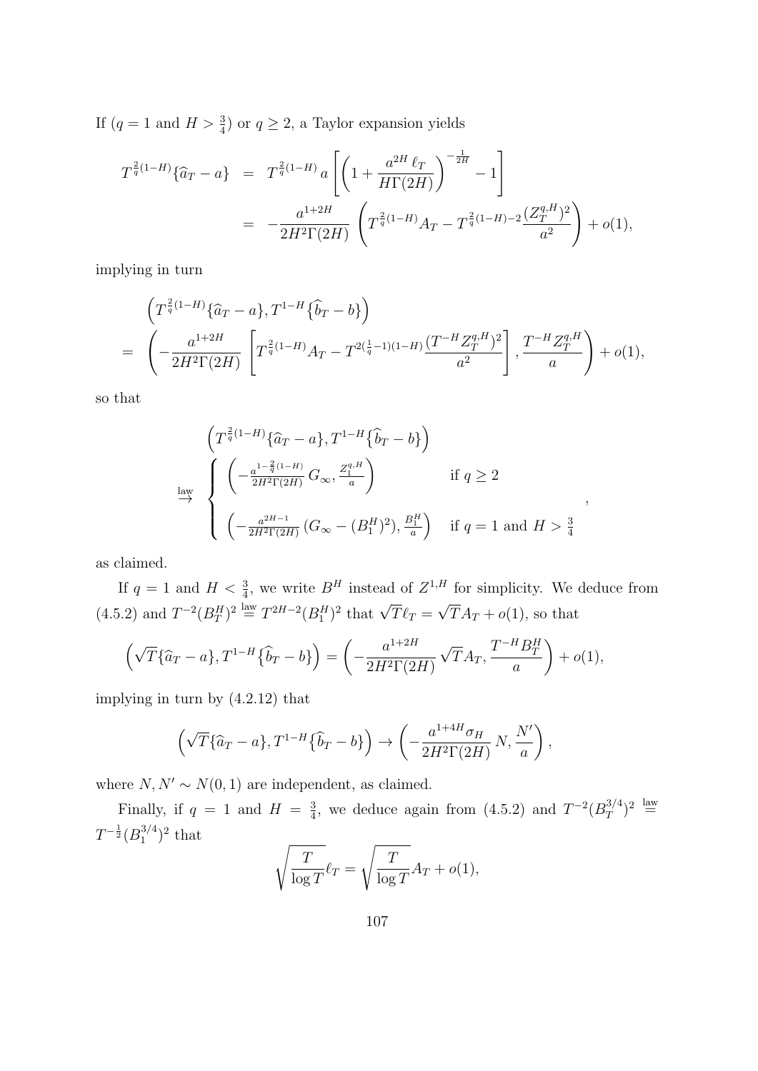If ($q=1$ and $H>\frac{3}{4}$) or $q\geq 2$, a Taylor expansion yields

$$
\begin{aligned}
T^{\frac{2}{q}(1-H)}\{\widehat{a}_T-a\} &= T^{\frac{2}{q}(1-H)}\,a\left[\left(1+\frac{a^{2H}\,\ell_T}{H\Gamma(2H)}\right)^{-\frac{1}{2H}}-1\right]\\
&= -\frac{a^{1+2H}}{2H^2\Gamma(2H)}\left(T^{\frac{2}{q}(1-H)}A_T-T^{\frac{2}{q}(1-H)-2}\frac{(Z_T^{q,H})^2}{a^2}\right)+o(1),
\end{aligned}
$$

implying in turn

$$
\begin{aligned}
&\left(T^{\frac{2}{q}(1-H)}\{\widehat{a}_T-a\},T^{1-H}\{\widehat{b}_T-b\}\right)\\
=\;&\left(-\frac{a^{1+2H}}{2H^2\Gamma(2H)}\left[T^{\frac{2}{q}(1-H)}A_T-T^{2(\frac{1}{q}-1)(1-H)}\frac{(T^{-H}Z_T^{q,H})^2}{a^2}\right],\frac{T^{-H}Z_T^{q,H}}{a}\right)+o(1),
\end{aligned}
$$

so that

$$
\begin{aligned}
&\left(T^{\frac{2}{q}(1-H)}\{\widehat{a}_T-a\},T^{1-H}\{\widehat{b}_T-b\}\right)\\
&\overset{\text{law}}{\to}\left\{\begin{array}{ll}
\left(-\frac{a^{1-\frac{2}{q}(1-H)}}{2H^2\Gamma(2H)}\,G_\infty,\frac{Z_1^{q,H}}{a}\right) & \text{if } q\geq 2\\[2ex]
\left(-\frac{a^{2H-1}}{2H^2\Gamma(2H)}\,(G_\infty-(B_1^H)^2),\frac{B_1^H}{a}\right) & \text{if } q=1 \text{ and } H>\frac{3}{4}
\end{array}\right.,
\end{aligned}
$$

as claimed.

If $q=1$ and $H<\frac{3}{4}$, we write $B^H$ instead of $Z^{1,H}$ for simplicity. We deduce from (4.5.2) and $T^{-2}(B_T^H)^2\overset{\text{law}}{=}T^{2H-2}(B_1^H)^2$ that $\sqrt{T}\ell_T=\sqrt{T}A_T+o(1)$, so that

$$
\left(\sqrt{T}\{\widehat{a}_T-a\},T^{1-H}\{\widehat{b}_T-b\}\right)=\left(-\frac{a^{1+2H}}{2H^2\Gamma(2H)}\sqrt{T}A_T,\frac{T^{-H}B_T^H}{a}\right)+o(1),
$$

implying in turn by (4.2.12) that

$$
\left(\sqrt{T}\{\widehat{a}_T-a\},T^{1-H}\{\widehat{b}_T-b\}\right)\to\left(-\frac{a^{1+4H}\sigma_H}{2H^2\Gamma(2H)}\,N,\frac{N'}{a}\right),
$$

where $N,N'\sim N(0,1)$ are independent, as claimed.

Finally, if $q=1$ and $H=\frac{3}{4}$, we deduce again from (4.5.2) and $T^{-2}(B_T^{3/4})^2\overset{\text{law}}{=}T^{-\frac{1}{2}}(B_1^{3/4})^2$ that

$$
\sqrt{\frac{T}{\log T}}\ell_T=\sqrt{\frac{T}{\log T}}A_T+o(1),
$$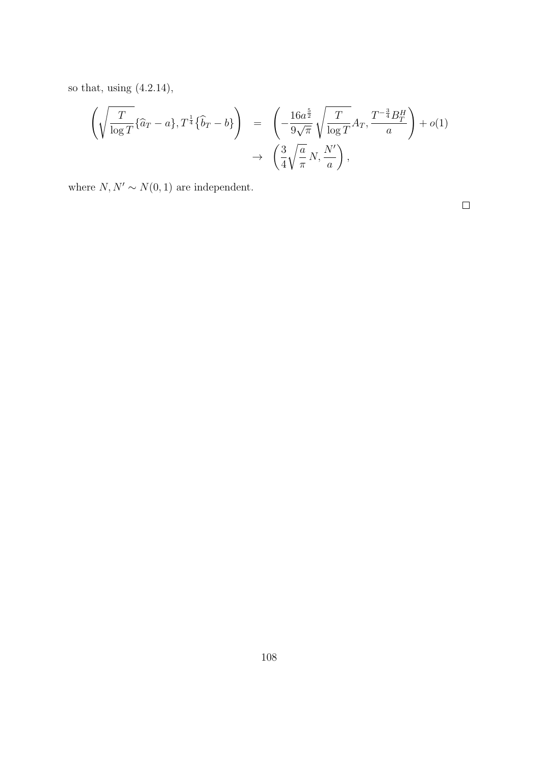so that, using (4.2.14),

$$
\begin{aligned}
\left( \sqrt{\frac{T}{\log T}} \{\widehat{a}_T - a\}, T^{\frac{1}{4}} \{\widehat{b}_T - b\} \right) &= \left( -\frac{16 a^{\frac{5}{2}}}{9\sqrt{\pi}} \sqrt{\frac{T}{\log T}} A_T, \frac{T^{-\frac{3}{4}} B_T^H}{a} \right) + o(1) \\
&\to \left( \frac{3}{4} \sqrt{\frac{a}{\pi}}\, N, \frac{N'}{a} \right),
\end{aligned}
$$

where $N, N' \sim N(0,1)$ are independent.

□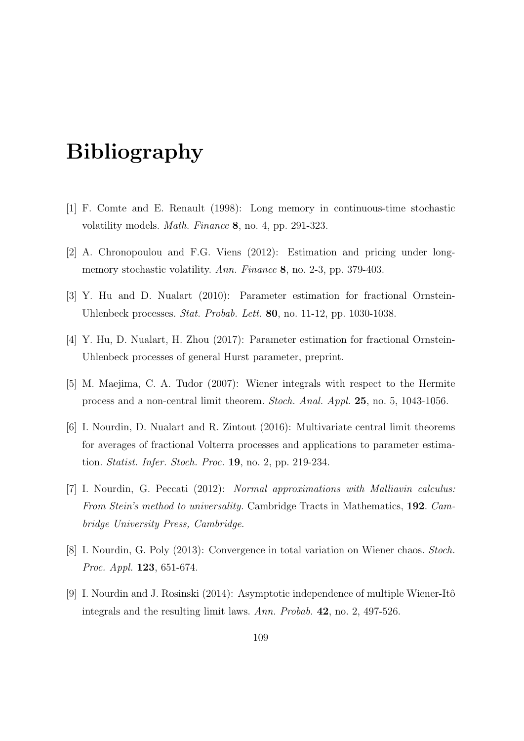# Bibliography

[1] F. Comte and E. Renault (1998): Long memory in continuous-time stochastic volatility models. *Math. Finance* **8**, no. 4, pp. 291-323.

[2] A. Chronopoulou and F.G. Viens (2012): Estimation and pricing under long-memory stochastic volatility. *Ann. Finance* **8**, no. 2-3, pp. 379-403.

[3] Y. Hu and D. Nualart (2010): Parameter estimation for fractional Ornstein-Uhlenbeck processes. *Stat. Probab. Lett.* **80**, no. 11-12, pp. 1030-1038.

[4] Y. Hu, D. Nualart, H. Zhou (2017): Parameter estimation for fractional Ornstein-Uhlenbeck processes of general Hurst parameter, preprint.

[5] M. Maejima, C. A. Tudor (2007): Wiener integrals with respect to the Hermite process and a non-central limit theorem. *Stoch. Anal. Appl.* **25**, no. 5, 1043-1056.

[6] I. Nourdin, D. Nualart and R. Zintout (2016): Multivariate central limit theorems for averages of fractional Volterra processes and applications to parameter estimation. *Statist. Infer. Stoch. Proc.* **19**, no. 2, pp. 219-234.

[7] I. Nourdin, G. Peccati (2012): *Normal approximations with Malliavin calculus: From Stein's method to universality.* Cambridge Tracts in Mathematics, **192**. *Cambridge University Press, Cambridge.*

[8] I. Nourdin, G. Poly (2013): Convergence in total variation on Wiener chaos. *Stoch. Proc. Appl.* **123**, 651-674.

[9] I. Nourdin and J. Rosinski (2014): Asymptotic independence of multiple Wiener-Itô integrals and the resulting limit laws. *Ann. Probab.* **42**, no. 2, 497-526.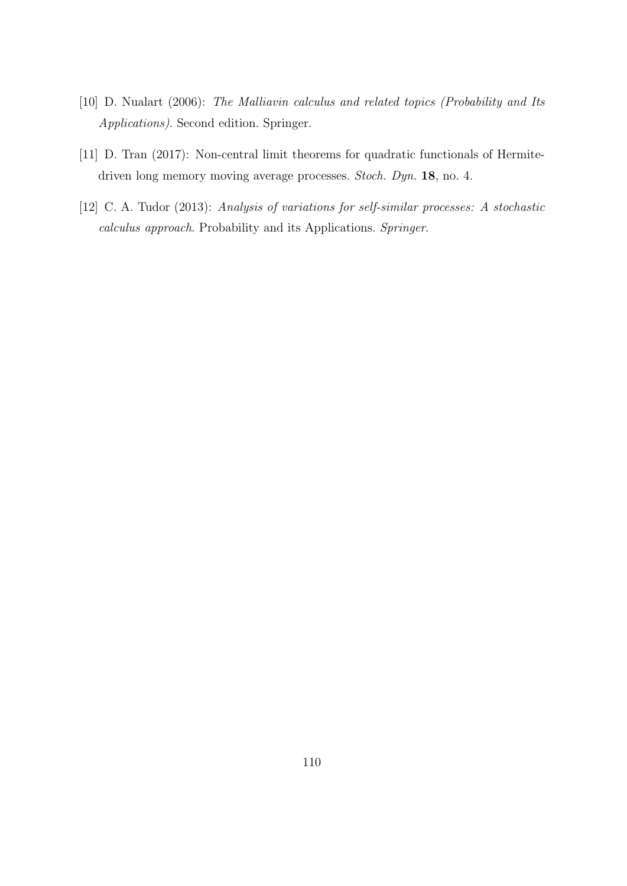[10] D. Nualart (2006): *The Malliavin calculus and related topics (Probability and Its Applications)*. Second edition. Springer.

[11] D. Tran (2017): Non-central limit theorems for quadratic functionals of Hermite-driven long memory moving average processes. *Stoch. Dyn.* **18**, no. 4.

[12] C. A. Tudor (2013): *Analysis of variations for self-similar processes: A stochastic calculus approach*. Probability and its Applications. *Springer*.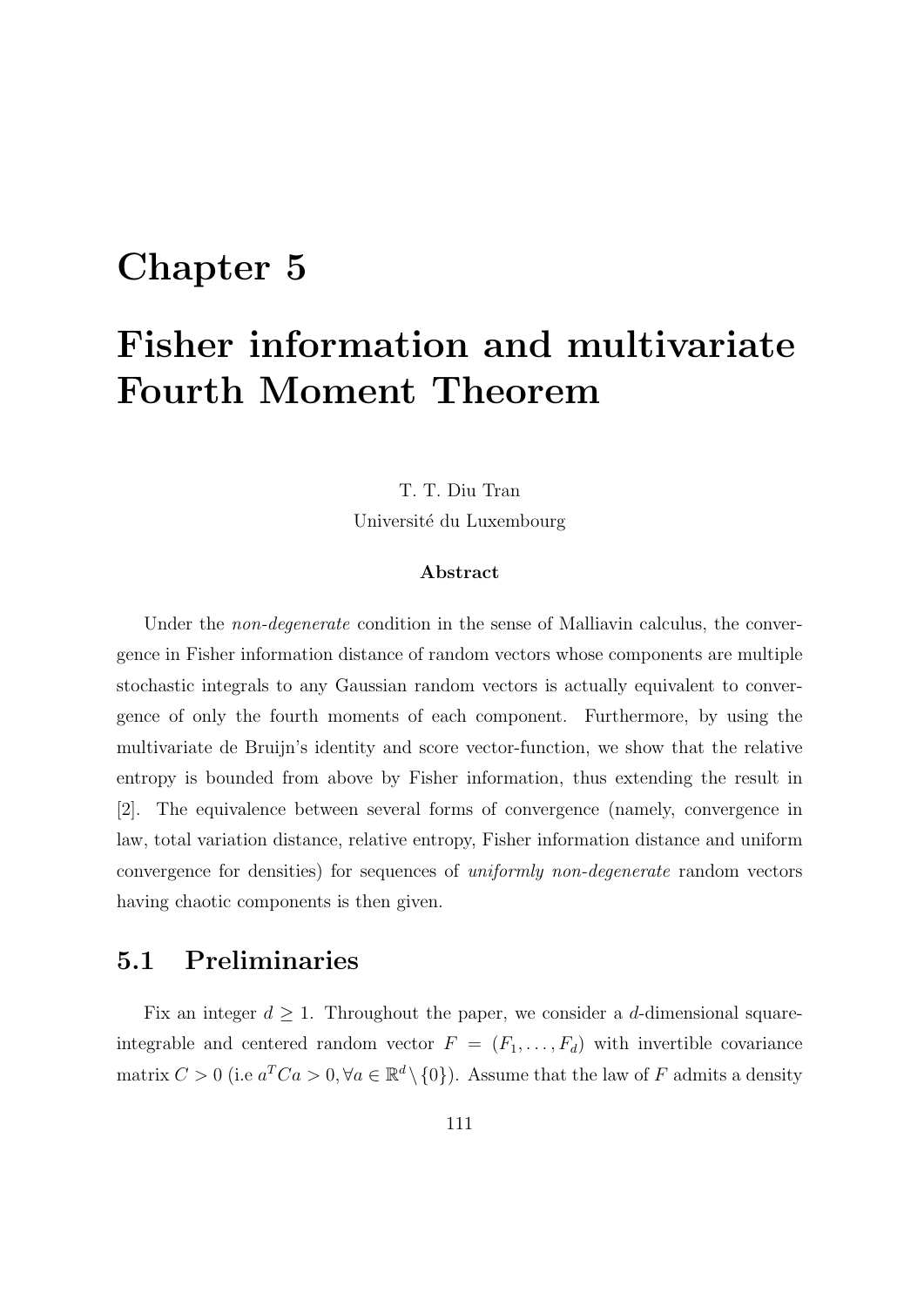# Chapter 5

# Fisher information and multivariate Fourth Moment Theorem

T. T. Diu Tran

Université du Luxembourg

**Abstract**

Under the *non-degenerate* condition in the sense of Malliavin calculus, the convergence in Fisher information distance of random vectors whose components are multiple stochastic integrals to any Gaussian random vectors is actually equivalent to convergence of only the fourth moments of each component. Furthermore, by using the multivariate de Bruijn's identity and score vector-function, we show that the relative entropy is bounded from above by Fisher information, thus extending the result in [2]. The equivalence between several forms of convergence (namely, convergence in law, total variation distance, relative entropy, Fisher information distance and uniform convergence for densities) for sequences of *uniformly non-degenerate* random vectors having chaotic components is then given.

## 5.1 Preliminaries

Fix an integer $d \geq 1$. Throughout the paper, we consider a $d$-dimensional square-integrable and centered random vector $F = (F_1, \dots, F_d)$ with invertible covariance matrix $C > 0$ (i.e $a^T C a > 0, \forall a \in \mathbb{R}^d \setminus \{0\}$). Assume that the law of $F$ admits a density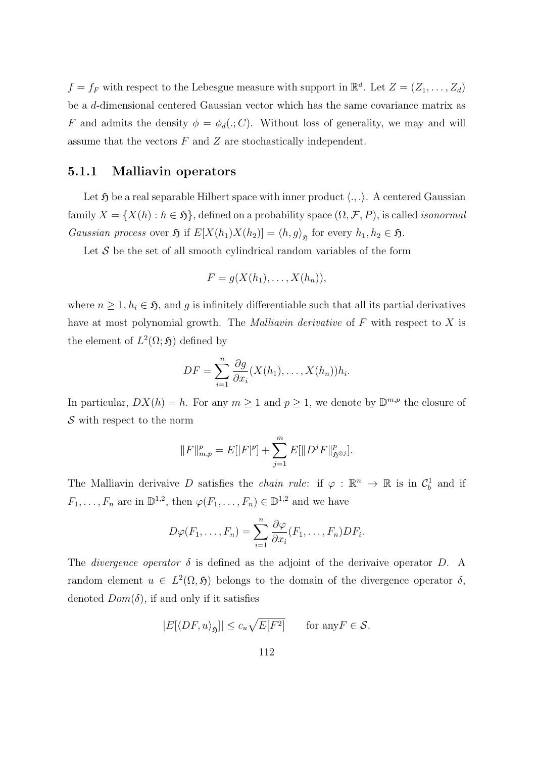$f = f_F$ with respect to the Lebesgue measure with support in $\mathbb{R}^d$. Let $Z = (Z_1, \ldots, Z_d)$ be a $d$-dimensional centered Gaussian vector which has the same covariance matrix as $F$ and admits the density $\phi = \phi_d(.; C)$. Without loss of generality, we may and will assume that the vectors $F$ and $Z$ are stochastically independent.

### 5.1.1 Malliavin operators

Let $\mathfrak{H}$ be a real separable Hilbert space with inner product $\langle ., . \rangle$. A centered Gaussian family $X = \{X(h) : h \in \mathfrak{H}\}$, defined on a probability space $(\Omega, \mathcal{F}, P)$, is called *isonormal Gaussian process* over $\mathfrak{H}$ if $E[X(h_1)X(h_2)] = \langle h, g \rangle_{\mathfrak{H}}$ for every $h_1, h_2 \in \mathfrak{H}$.

Let $\mathcal{S}$ be the set of all smooth cylindrical random variables of the form

$$F = g(X(h_1), \ldots, X(h_n)),$$

where $n \geq 1$, $h_i \in \mathfrak{H}$, and $g$ is infinitely differentiable such that all its partial derivatives have at most polynomial growth. The *Malliavin derivative* of $F$ with respect to $X$ is the element of $L^2(\Omega; \mathfrak{H})$ defined by

$$DF = \sum_{i=1}^{n} \frac{\partial g}{\partial x_i}(X(h_1), \ldots, X(h_n))h_i.$$

In particular, $DX(h) = h$. For any $m \geq 1$ and $p \geq 1$, we denote by $\mathbb{D}^{m,p}$ the closure of $\mathcal{S}$ with respect to the norm

$$\|F\|_{m,p}^p = E[|F|^p] + \sum_{j=1}^{m} E[\|D^j F\|_{\mathfrak{H}^{\otimes j}}^p].$$

The Malliavin derivaive $D$ satisfies the *chain rule*: if $\varphi : \mathbb{R}^n \to \mathbb{R}$ is in $\mathcal{C}_b^1$ and if $F_1, \ldots, F_n$ are in $\mathbb{D}^{1,2}$, then $\varphi(F_1, \ldots, F_n) \in \mathbb{D}^{1,2}$ and we have

$$D\varphi(F_1, \ldots, F_n) = \sum_{i=1}^{n} \frac{\partial \varphi}{\partial x_i}(F_1, \ldots, F_n)DF_i.$$

The *divergence operator* $\delta$ is defined as the adjoint of the derivaive operator $D$. A random element $u \in L^2(\Omega, \mathfrak{H})$ belongs to the domain of the divergence operator $\delta$, denoted $Dom(\delta)$, if and only if it satisfies

$$|E[\langle DF, u \rangle_{\mathfrak{H}}]| \leq c_u \sqrt{E[F^2]} \qquad \text{for any} F \in \mathcal{S}.$$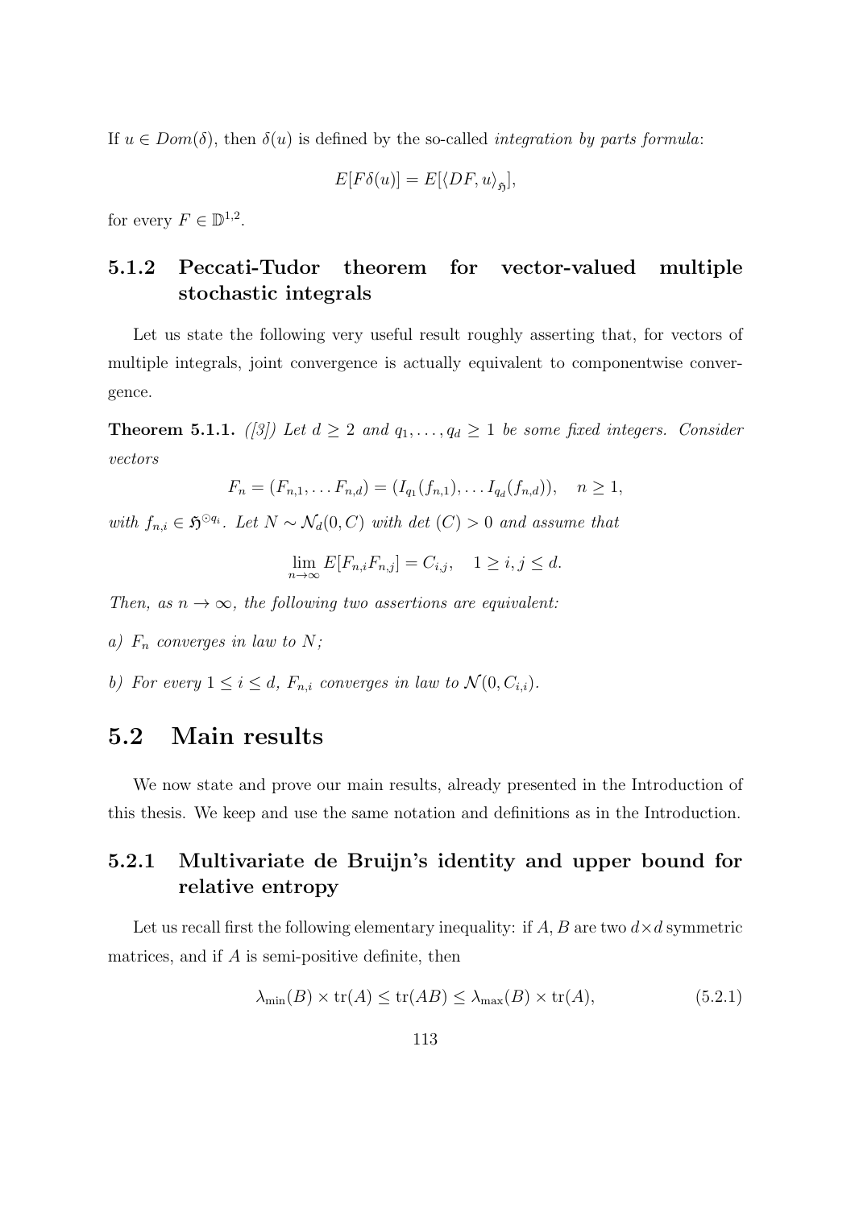If $u \in Dom(\delta)$, then $\delta(u)$ is defined by the so-called *integration by parts formula*:

$$E[F\delta(u)] = E[\langle DF, u \rangle_{\mathfrak{H}}],$$

for every $F \in \mathbb{D}^{1,2}$.

### 5.1.2 Peccati-Tudor theorem for vector-valued multiple stochastic integrals

Let us state the following very useful result roughly asserting that, for vectors of multiple integrals, joint convergence is actually equivalent to componentwise convergence.

**Theorem 5.1.1.** *([3]) Let $d \geq 2$ and $q_1, \ldots, q_d \geq 1$ be some fixed integers. Consider vectors*

$$F_n = (F_{n,1}, \ldots F_{n,d}) = (I_{q_1}(f_{n,1}), \ldots I_{q_d}(f_{n,d})), \quad n \geq 1,$$

*with $f_{n,i} \in \mathfrak{H}^{\odot q_i}$. Let $N \sim \mathcal{N}_d(0, C)$ with det $(C) > 0$ and assume that*

$$\lim_{n \to \infty} E[F_{n,i} F_{n,j}] = C_{i,j}, \quad 1 \geq i, j \leq d.$$

*Then, as $n \to \infty$, the following two assertions are equivalent:*

*a) $F_n$ converges in law to $N$;*

*b) For every $1 \leq i \leq d$, $F_{n,i}$ converges in law to $\mathcal{N}(0, C_{i,i})$.*

## 5.2 Main results

We now state and prove our main results, already presented in the Introduction of this thesis. We keep and use the same notation and definitions as in the Introduction.

### 5.2.1 Multivariate de Bruijn's identity and upper bound for relative entropy

Let us recall first the following elementary inequality: if $A, B$ are two $d \times d$ symmetric matrices, and if $A$ is semi-positive definite, then

$$\lambda_{\min}(B) \times \operatorname{tr}(A) \leq \operatorname{tr}(AB) \leq \lambda_{\max}(B) \times \operatorname{tr}(A), \tag{5.2.1}$$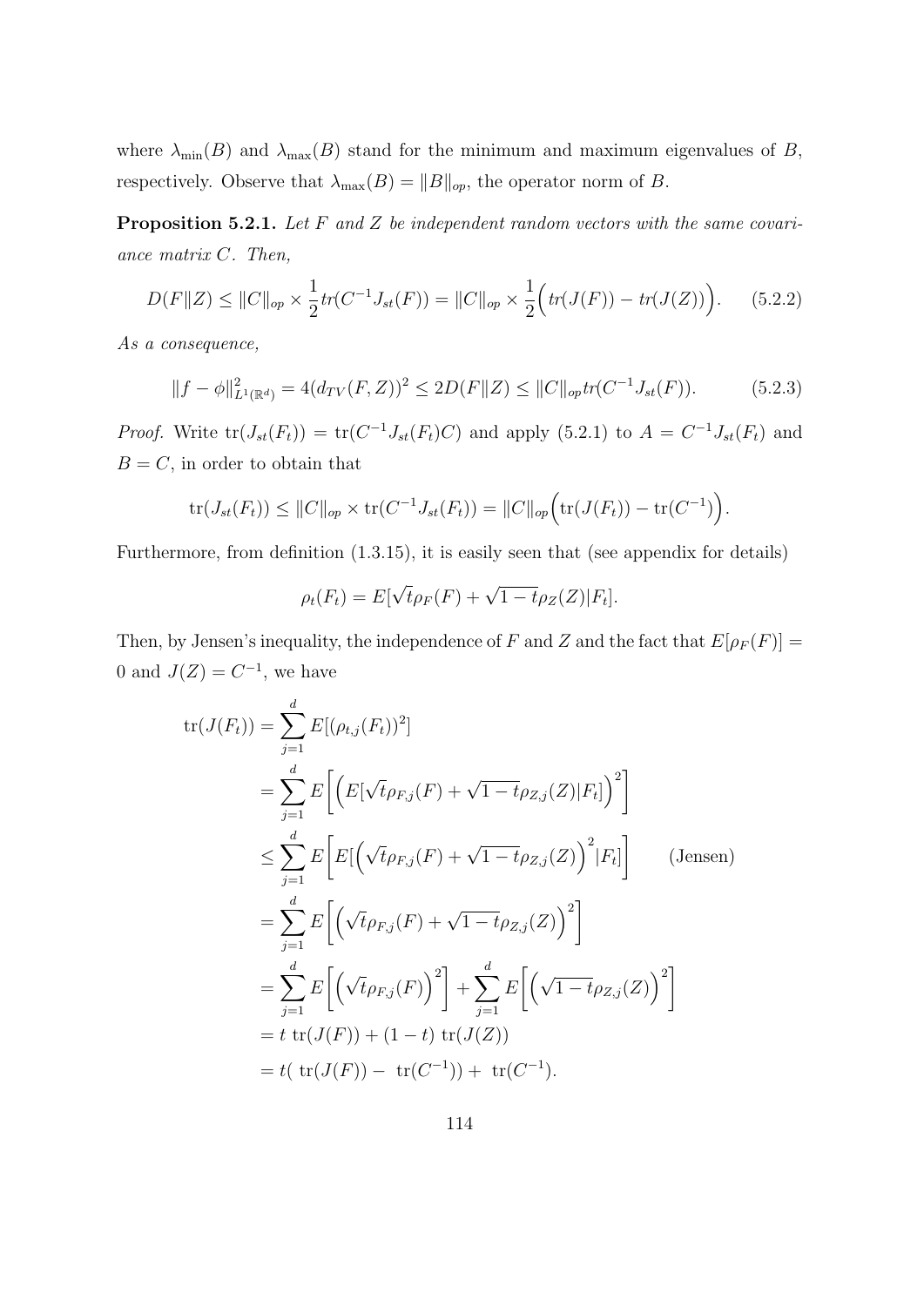where $\lambda_{\min}(B)$ and $\lambda_{\max}(B)$ stand for the minimum and maximum eigenvalues of $B$, respectively. Observe that $\lambda_{\max}(B) = \|B\|_{op}$, the operator norm of $B$.

**Proposition 5.2.1.** *Let $F$ and $Z$ be independent random vectors with the same covariance matrix $C$. Then,*

$$D(F\|Z) \leq \|C\|_{op} \times \frac{1}{2} tr(C^{-1}J_{st}(F)) = \|C\|_{op} \times \frac{1}{2}\Big(tr(J(F)) - tr(J(Z))\Big). \qquad (5.2.2)$$

*As a consequence,*

$$\|f - \phi\|^2_{L^1(\mathbb{R}^d)} = 4(d_{TV}(F, Z))^2 \leq 2D(F\|Z) \leq \|C\|_{op} tr(C^{-1}J_{st}(F)). \qquad (5.2.3)$$

*Proof.* Write $\text{tr}(J_{st}(F_t)) = \text{tr}(C^{-1}J_{st}(F_t)C)$ and apply (5.2.1) to $A = C^{-1}J_{st}(F_t)$ and $B = C$, in order to obtain that

$$\text{tr}(J_{st}(F_t)) \leq \|C\|_{op} \times \text{tr}(C^{-1}J_{st}(F_t)) = \|C\|_{op}\Big(\text{tr}(J(F_t)) - \text{tr}(C^{-1})\Big).$$

Furthermore, from definition (1.3.15), it is easily seen that (see appendix for details)

$$\rho_t(F_t) = E[\sqrt{t}\rho_F(F) + \sqrt{1-t}\rho_Z(Z)|F_t].$$

Then, by Jensen's inequality, the independence of $F$ and $Z$ and the fact that $E[\rho_F(F)] = 0$ and $J(Z) = C^{-1}$, we have

$$\begin{aligned}
\text{tr}(J(F_t)) &= \sum_{j=1}^{d} E[(\rho_{t,j}(F_t))^2] \\
&= \sum_{j=1}^{d} E\bigg[\Big(E[\sqrt{t}\rho_{F,j}(F) + \sqrt{1-t}\rho_{Z,j}(Z)|F_t]\Big)^2\bigg] \\
&\leq \sum_{j=1}^{d} E\bigg[E[\Big(\sqrt{t}\rho_{F,j}(F) + \sqrt{1-t}\rho_{Z,j}(Z)\Big)^2|F_t]\bigg] \qquad \text{(Jensen)} \\
&= \sum_{j=1}^{d} E\bigg[\Big(\sqrt{t}\rho_{F,j}(F) + \sqrt{1-t}\rho_{Z,j}(Z)\Big)^2\bigg] \\
&= \sum_{j=1}^{d} E\bigg[\Big(\sqrt{t}\rho_{F,j}(F)\Big)^2\bigg] + \sum_{j=1}^{d} E\bigg[\Big(\sqrt{1-t}\rho_{Z,j}(Z)\Big)^2\bigg] \\
&= t \ \text{tr}(J(F)) + (1-t) \ \text{tr}(J(Z)) \\
&= t( \ \text{tr}(J(F)) - \ \text{tr}(C^{-1})) + \ \text{tr}(C^{-1}).
\end{aligned}$$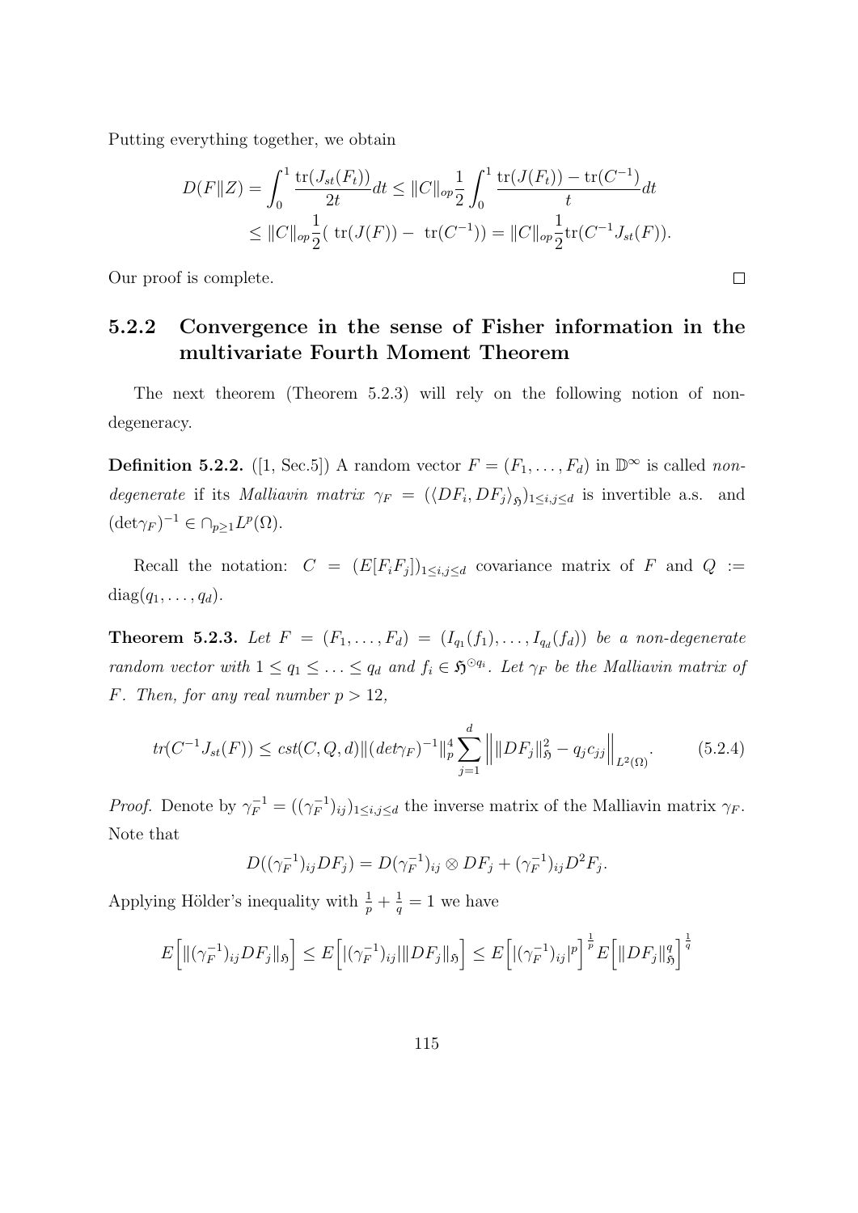Putting everything together, we obtain

$$
\begin{aligned}
D(F\|Z) &= \int_0^1 \frac{\operatorname{tr}(J_{st}(F_t))}{2t}dt \le \|C\|_{op}\frac{1}{2}\int_0^1 \frac{\operatorname{tr}(J(F_t)) - \operatorname{tr}(C^{-1})}{t}dt \\
&\le \|C\|_{op}\frac{1}{2}(\ \operatorname{tr}(J(F)) -\ \operatorname{tr}(C^{-1})) = \|C\|_{op}\frac{1}{2}\operatorname{tr}(C^{-1}J_{st}(F)).
\end{aligned}
$$

Our proof is complete. □

### 5.2.2 Convergence in the sense of Fisher information in the multivariate Fourth Moment Theorem

The next theorem (Theorem 5.2.3) will rely on the following notion of non-degeneracy.

**Definition 5.2.2.** ([1, Sec.5]) A random vector $F = (F_1, \dots, F_d)$ in $\mathbb{D}^\infty$ is called *non-degenerate* if its *Malliavin matrix* $\gamma_F = (\langle DF_i, DF_j\rangle_{\mathfrak{H}})_{1\le i,j\le d}$ is invertible a.s. and $(\det\gamma_F)^{-1} \in \cap_{p\ge 1}L^p(\Omega)$.

Recall the notation: $C = (E[F_iF_j])_{1\le i,j\le d}$ covariance matrix of $F$ and $Q := \operatorname{diag}(q_1, \dots, q_d)$.

**Theorem 5.2.3.** *Let $F = (F_1, \dots, F_d) = (I_{q_1}(f_1), \dots, I_{q_d}(f_d))$ be a non-degenerate random vector with $1 \le q_1 \le \dots \le q_d$ and $f_i \in \mathfrak{H}^{\odot q_i}$. Let $\gamma_F$ be the Malliavin matrix of $F$. Then, for any real number $p > 12$,*

$$
tr(C^{-1}J_{st}(F)) \le cst(C,Q,d)\|(det\gamma_F)^{-1}\|_p^4 \sum_{j=1}^d \Big\| \|DF_j\|_{\mathfrak{H}}^2 - q_jc_{jj}\Big\|_{L^2(\Omega)}. \tag{5.2.4}
$$

*Proof.* Denote by $\gamma_F^{-1} = ((\gamma_F^{-1})_{ij})_{1\le i,j\le d}$ the inverse matrix of the Malliavin matrix $\gamma_F$. Note that

$$
D((\gamma_F^{-1})_{ij}DF_j) = D(\gamma_F^{-1})_{ij} \otimes DF_j + (\gamma_F^{-1})_{ij}D^2F_j.
$$

Applying Hölder's inequality with $\frac{1}{p} + \frac{1}{q} = 1$ we have

$$
E\Big[\|(\gamma_F^{-1})_{ij}DF_j\|_{\mathfrak{H}}\Big] \le E\Big[|(\gamma_F^{-1})_{ij}|\|DF_j\|_{\mathfrak{H}}\Big] \le E\Big[|(\gamma_F^{-1})_{ij}|^p\Big]^{\frac{1}{p}} E\Big[\|DF_j\|_{\mathfrak{H}}^q\Big]^{\frac{1}{q}}
$$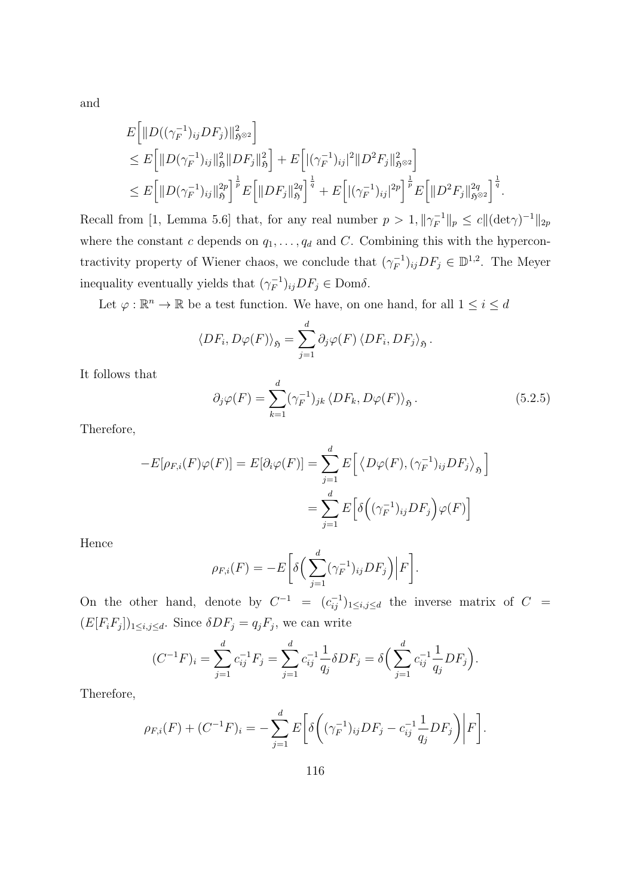and

$$
\begin{aligned}
&E\Big[\|D((\gamma_F^{-1})_{ij}DF_j)\|^2_{\mathfrak{H}^{\otimes 2}}\Big] \\
&\leq E\Big[\|D(\gamma_F^{-1})_{ij}\|^2_{\mathfrak{H}}\|DF_j\|^2_{\mathfrak{H}}\Big] + E\Big[|(\gamma_F^{-1})_{ij}|^2\|D^2F_j\|^2_{\mathfrak{H}^{\otimes 2}}\Big] \\
&\leq E\Big[\|D(\gamma_F^{-1})_{ij}\|^{2p}_{\mathfrak{H}}\Big]^{\frac{1}{p}}E\Big[\|DF_j\|^{2q}_{\mathfrak{H}}\Big]^{\frac{1}{q}} + E\Big[|(\gamma_F^{-1})_{ij}|^{2p}\Big]^{\frac{1}{p}}E\Big[\|D^2F_j\|^{2q}_{\mathfrak{H}^{\otimes 2}}\Big]^{\frac{1}{q}}.
\end{aligned}
$$

Recall from [1, Lemma 5.6] that, for any real number $p > 1$, $\|\gamma_F^{-1}\|_p \leq c\|(\det\gamma)^{-1}\|_{2p}$ where the constant $c$ depends on $q_1, \ldots, q_d$ and $C$. Combining this with the hypercontractivity property of Wiener chaos, we conclude that $(\gamma_F^{-1})_{ij}DF_j \in \mathbb{D}^{1,2}$. The Meyer inequality eventually yields that $(\gamma_F^{-1})_{ij}DF_j \in \mathrm{Dom}\delta$.

Let $\varphi : \mathbb{R}^n \to \mathbb{R}$ be a test function. We have, on one hand, for all $1 \leq i \leq d$

$$
\langle DF_i, D\varphi(F)\rangle_{\mathfrak{H}} = \sum_{j=1}^{d} \partial_j\varphi(F)\,\langle DF_i, DF_j\rangle_{\mathfrak{H}}.
$$

It follows that

$$
\partial_j\varphi(F) = \sum_{k=1}^{d}(\gamma_F^{-1})_{jk}\,\langle DF_k, D\varphi(F)\rangle_{\mathfrak{H}}. \tag{5.2.5}
$$

Therefore,

$$
\begin{aligned}
-E[\rho_{F,i}(F)\varphi(F)] = E[\partial_i\varphi(F)] &= \sum_{j=1}^{d} E\Big[\big\langle D\varphi(F), (\gamma_F^{-1})_{ij}DF_j\big\rangle_{\mathfrak{H}}\Big] \\
&= \sum_{j=1}^{d} E\Big[\delta\Big((\gamma_F^{-1})_{ij}DF_j\Big)\varphi(F)\Big]
\end{aligned}
$$

Hence

$$
\rho_{F,i}(F) = -E\bigg[\delta\Big(\sum_{j=1}^{d}(\gamma_F^{-1})_{ij}DF_j\Big)\bigg|F\bigg].
$$

On the other hand, denote by $C^{-1} = (c_{ij}^{-1})_{1\leq i,j\leq d}$ the inverse matrix of $C = (E[F_iF_j])_{1\leq i,j\leq d}$. Since $\delta DF_j = q_jF_j$, we can write

$$
(C^{-1}F)_i = \sum_{j=1}^{d} c_{ij}^{-1}F_j = \sum_{j=1}^{d} c_{ij}^{-1}\frac{1}{q_j}\delta DF_j = \delta\Big(\sum_{j=1}^{d} c_{ij}^{-1}\frac{1}{q_j}DF_j\Big).
$$

Therefore,

$$
\rho_{F,i}(F) + (C^{-1}F)_i = -\sum_{j=1}^{d} E\bigg[\delta\bigg((\gamma_F^{-1})_{ij}DF_j - c_{ij}^{-1}\frac{1}{q_j}DF_j\bigg)\bigg|F\bigg].
$$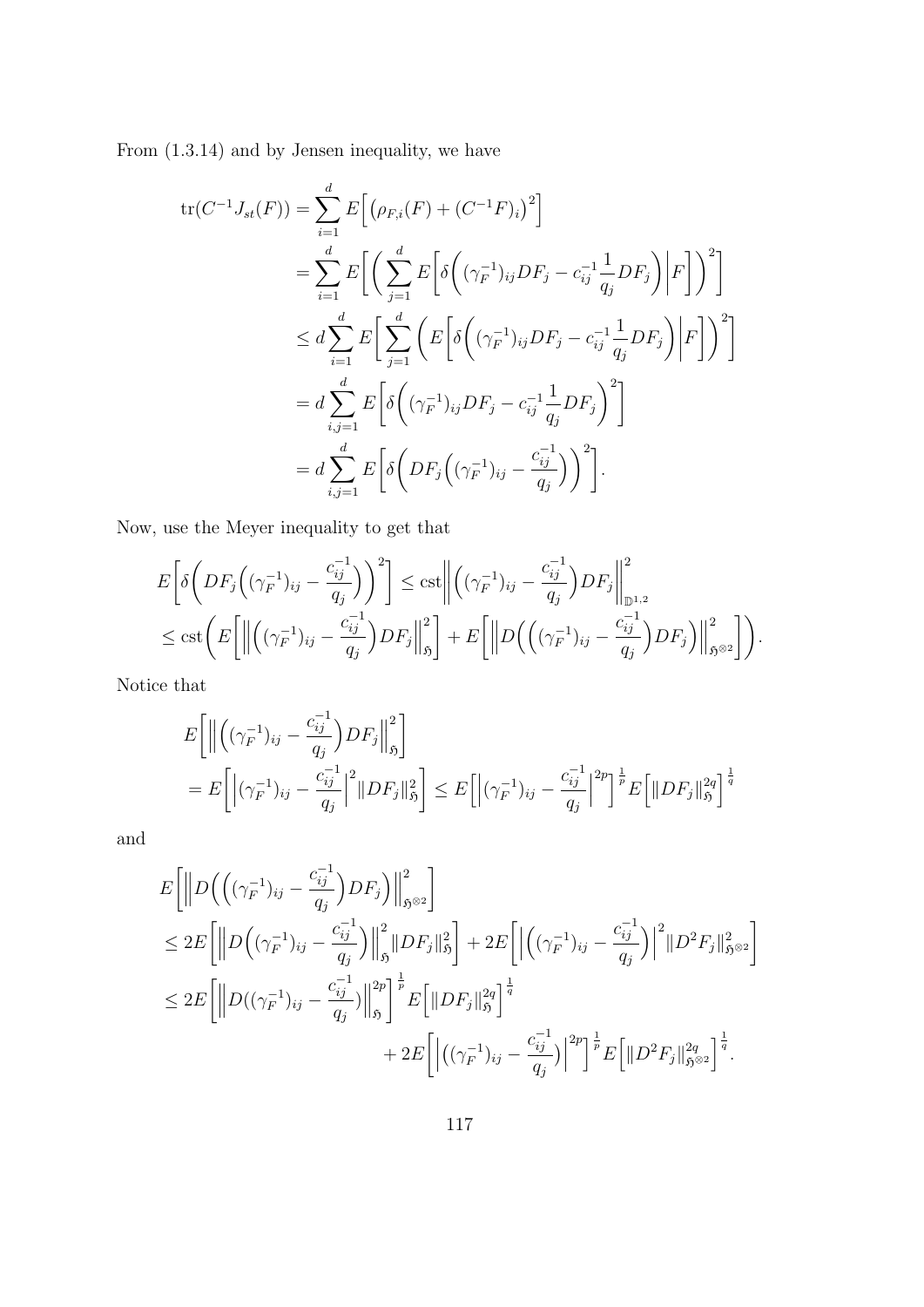From (1.3.14) and by Jensen inequality, we have

$$
\begin{aligned}
\operatorname{tr}(C^{-1}J_{st}(F)) &= \sum_{i=1}^{d} E\Big[\big(\rho_{F,i}(F) + (C^{-1}F)_i\big)^2\Big] \\
&= \sum_{i=1}^{d} E\bigg[\bigg(\sum_{j=1}^{d} E\bigg[\delta\Big((\gamma_F^{-1})_{ij}DF_j - c_{ij}^{-1}\frac{1}{q_j}DF_j\Big)\bigg|F\bigg]\bigg)^2\bigg] \\
&\le d\sum_{i=1}^{d} E\bigg[\sum_{j=1}^{d}\bigg(E\bigg[\delta\Big((\gamma_F^{-1})_{ij}DF_j - c_{ij}^{-1}\frac{1}{q_j}DF_j\Big)\bigg|F\bigg]\bigg)^2\bigg] \\
&= d\sum_{i,j=1}^{d} E\bigg[\delta\Big((\gamma_F^{-1})_{ij}DF_j - c_{ij}^{-1}\frac{1}{q_j}DF_j\Big)^2\bigg] \\
&= d\sum_{i,j=1}^{d} E\bigg[\delta\Big(DF_j\Big((\gamma_F^{-1})_{ij} - \frac{c_{ij}^{-1}}{q_j}\Big)\Big)^2\bigg].
\end{aligned}
$$

Now, use the Meyer inequality to get that

$$
\begin{aligned}
&E\bigg[\delta\Big(DF_j\Big((\gamma_F^{-1})_{ij} - \frac{c_{ij}^{-1}}{q_j}\Big)\Big)^2\bigg] \le \mathrm{cst}\bigg\|\Big((\gamma_F^{-1})_{ij} - \frac{c_{ij}^{-1}}{q_j}\Big)DF_j\bigg\|_{\mathbb{D}^{1,2}}^2 \\
&\le \mathrm{cst}\bigg(E\bigg[\bigg\|\Big((\gamma_F^{-1})_{ij} - \frac{c_{ij}^{-1}}{q_j}\Big)DF_j\bigg\|_{\mathfrak{H}}^2\bigg] + E\bigg[\bigg\|D\Big(\Big((\gamma_F^{-1})_{ij} - \frac{c_{ij}^{-1}}{q_j}\Big)DF_j\Big)\bigg\|_{\mathfrak{H}^{\otimes 2}}^2\bigg]\bigg).
\end{aligned}
$$

Notice that

$$
\begin{aligned}
&E\bigg[\bigg\|\Big((\gamma_F^{-1})_{ij} - \frac{c_{ij}^{-1}}{q_j}\Big)DF_j\bigg\|_{\mathfrak{H}}^2\bigg] \\
&= E\bigg[\bigg|(\gamma_F^{-1})_{ij} - \frac{c_{ij}^{-1}}{q_j}\bigg|^2\|DF_j\|_{\mathfrak{H}}^2\bigg] \le E\bigg[\bigg|(\gamma_F^{-1})_{ij} - \frac{c_{ij}^{-1}}{q_j}\bigg|^{2p}\bigg]^{\frac{1}{p}} E\Big[\|DF_j\|_{\mathfrak{H}}^{2q}\Big]^{\frac{1}{q}}
\end{aligned}
$$

and

$$
\begin{aligned}
&E\bigg[\bigg\|D\Big(\Big((\gamma_F^{-1})_{ij} - \frac{c_{ij}^{-1}}{q_j}\Big)DF_j\Big)\bigg\|_{\mathfrak{H}^{\otimes 2}}^2\bigg] \\
&\le 2E\bigg[\bigg\|D\Big((\gamma_F^{-1})_{ij} - \frac{c_{ij}^{-1}}{q_j}\Big)\bigg\|_{\mathfrak{H}}^2\|DF_j\|_{\mathfrak{H}}^2\bigg] + 2E\bigg[\bigg|\Big((\gamma_F^{-1})_{ij} - \frac{c_{ij}^{-1}}{q_j}\Big)\bigg|^2\|D^2F_j\|_{\mathfrak{H}^{\otimes 2}}^2\bigg] \\
&\le 2E\bigg[\bigg\|D((\gamma_F^{-1})_{ij} - \frac{c_{ij}^{-1}}{q_j})\bigg\|_{\mathfrak{H}}^{2p}\bigg]^{\frac{1}{p}} E\Big[\|DF_j\|_{\mathfrak{H}}^{2q}\Big]^{\frac{1}{q}} \\
&\qquad + 2E\bigg[\bigg|\Big((\gamma_F^{-1})_{ij} - \frac{c_{ij}^{-1}}{q_j}\Big)\bigg|^{2p}\bigg]^{\frac{1}{p}} E\Big[\|D^2F_j\|_{\mathfrak{H}^{\otimes 2}}^{2q}\Big]^{\frac{1}{q}}.
\end{aligned}
$$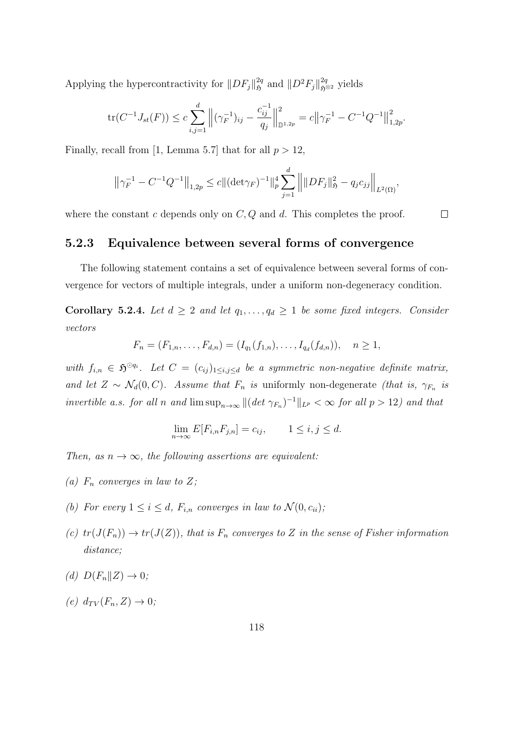Applying the hypercontractivity for $\|DF_j\|_{\mathfrak{H}}^{2q}$ and $\|D^2F_j\|_{\mathfrak{H}^{\otimes 2}}^{2q}$ yields

$$\mathrm{tr}(C^{-1}J_{st}(F)) \leq c \sum_{i,j=1}^{d} \left\| (\gamma_F^{-1})_{ij} - \frac{c_{ij}^{-1}}{q_j} \right\|_{\mathbb{D}^{1,2p}}^2 = c \left\| \gamma_F^{-1} - C^{-1}Q^{-1} \right\|_{1,2p}^2.$$

Finally, recall from [1, Lemma 5.7] that for all $p > 12$,

$$\left\| \gamma_F^{-1} - C^{-1}Q^{-1} \right\|_{1,2p} \leq c \|(\det \gamma_F)^{-1}\|_p^4 \sum_{j=1}^{d} \left\| \|DF_j\|_{\mathfrak{H}}^2 - q_j c_{jj} \right\|_{L^2(\Omega)},$$

where the constant $c$ depends only on $C, Q$ and $d$. This completes the proof. $\square$

### 5.2.3 Equivalence between several forms of convergence

The following statement contains a set of equivalence between several forms of convergence for vectors of multiple integrals, under a uniform non-degeneracy condition.

**Corollary 5.2.4.** *Let $d \geq 2$ and let $q_1, \ldots, q_d \geq 1$ be some fixed integers. Consider vectors*

$$F_n = (F_{1,n}, \ldots, F_{d,n}) = (I_{q_1}(f_{1,n}), \ldots, I_{q_d}(f_{d,n})), \quad n \geq 1,$$

*with $f_{i,n} \in \mathfrak{H}^{\odot q_i}$. Let $C = (c_{ij})_{1 \leq i,j \leq d}$ be a symmetric non-negative definite matrix, and let $Z \sim \mathcal{N}_d(0, C)$. Assume that $F_n$ is* uniformly non-degenerate *(that is, $\gamma_{F_n}$ is invertible a.s. for all $n$ and $\limsup_{n\to\infty} \|(det\ \gamma_{F_n})^{-1}\|_{L^p} < \infty$ for all $p > 12$) and that*

$$\lim_{n\to\infty} E[F_{i,n}F_{j,n}] = c_{ij}, \qquad 1 \leq i, j \leq d.$$

*Then, as $n \to \infty$, the following assertions are equivalent:*

*(a) $F_n$ converges in law to $Z$;*

*(b) For every $1 \leq i \leq d$, $F_{i,n}$ converges in law to $\mathcal{N}(0, c_{ii})$;*

*(c) $tr(J(F_n)) \to tr(J(Z))$, that is $F_n$ converges to $Z$ in the sense of Fisher information distance;*

*(d) $D(F_n\|Z) \to 0$;*

*(e) $d_{TV}(F_n, Z) \to 0$;*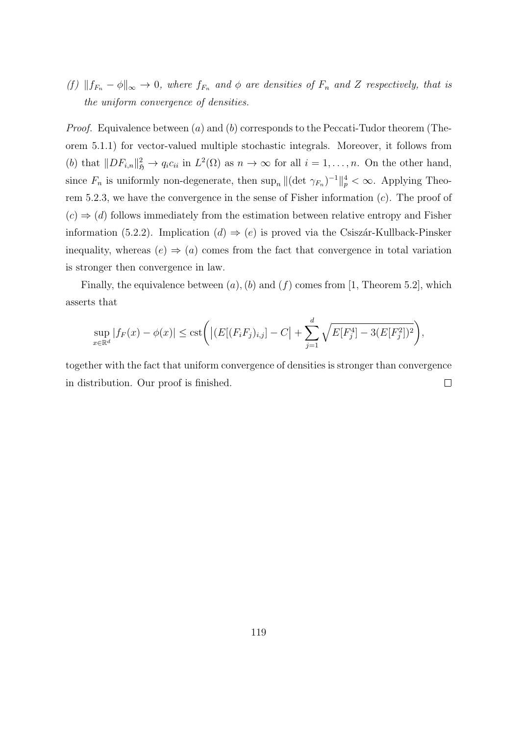*(f)* $\|f_{F_n} - \phi\|_\infty \to 0$, *where* $f_{F_n}$ *and* $\phi$ *are densities of* $F_n$ *and* $Z$ *respectively, that is the uniform convergence of densities.*

*Proof.* Equivalence between $(a)$ and $(b)$ corresponds to the Peccati-Tudor theorem (Theorem 5.1.1) for vector-valued multiple stochastic integrals. Moreover, it follows from $(b)$ that $\|DF_{i,n}\|^2_{\mathfrak{H}} \to q_i c_{ii}$ in $L^2(\Omega)$ as $n \to \infty$ for all $i = 1, \ldots, n$. On the other hand, since $F_n$ is uniformly non-degenerate, then $\sup_n \|(\det \gamma_{F_n})^{-1}\|^4_p < \infty$. Applying Theorem 5.2.3, we have the convergence in the sense of Fisher information $(c)$. The proof of $(c) \Rightarrow (d)$ follows immediately from the estimation between relative entropy and Fisher information (5.2.2). Implication $(d) \Rightarrow (e)$ is proved via the Csiszár-Kullback-Pinsker inequality, whereas $(e) \Rightarrow (a)$ comes from the fact that convergence in total variation is stronger then convergence in law.

Finally, the equivalence between $(a)$, $(b)$ and $(f)$ comes from [1, Theorem 5.2], which asserts that

$$\sup_{x \in \mathbb{R}^d} |f_F(x) - \phi(x)| \leq \text{cst}\Bigg( \big|(E[(F_i F_j)_{i,j}] - C\big| + \sum_{j=1}^{d} \sqrt{E[F_j^4] - 3(E[F_j^2])^2} \Bigg),$$

together with the fact that uniform convergence of densities is stronger than convergence in distribution. Our proof is finished. $\square$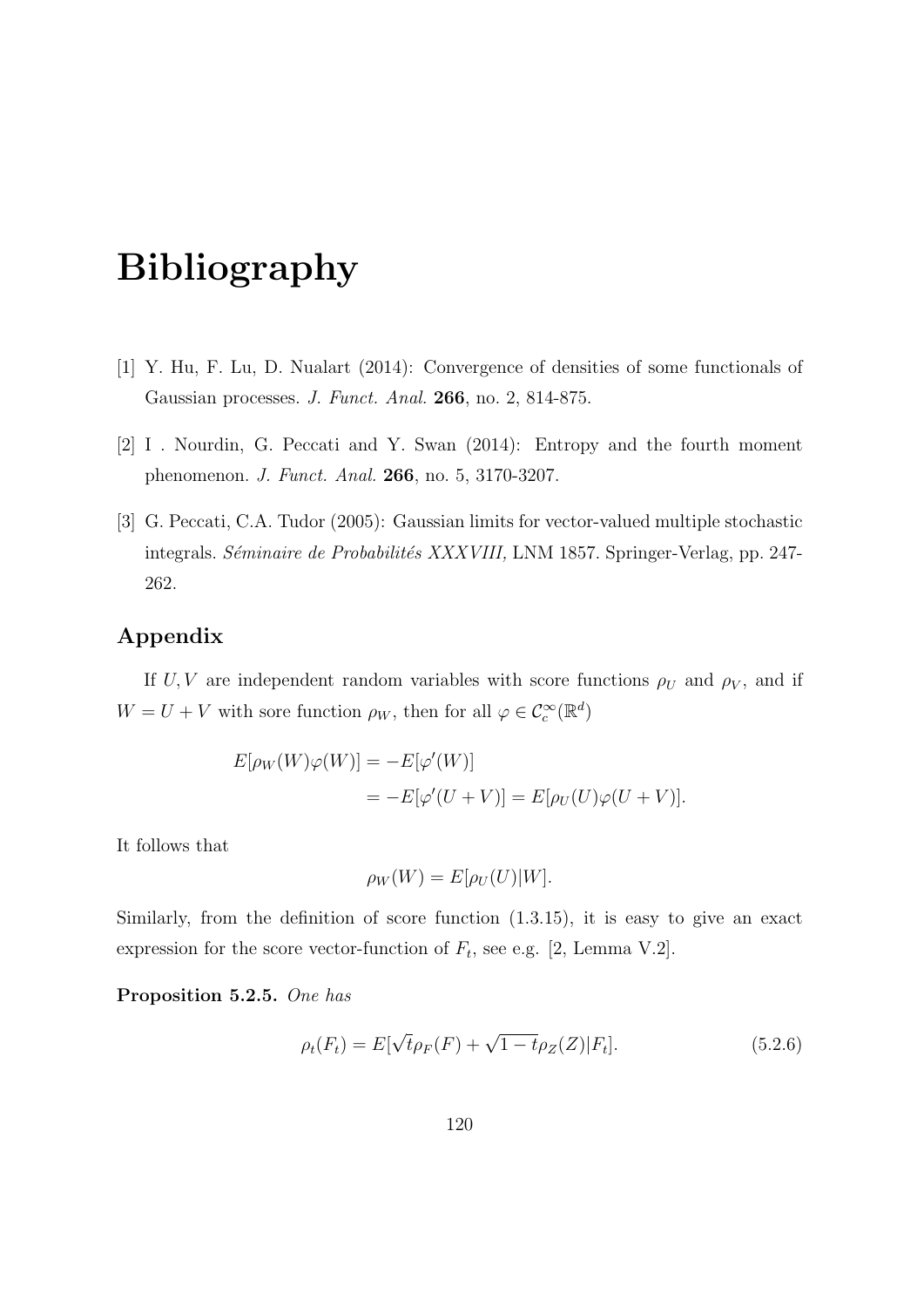# Bibliography

[1] Y. Hu, F. Lu, D. Nualart (2014): Convergence of densities of some functionals of Gaussian processes. *J. Funct. Anal.* **266**, no. 2, 814-875.

[2] I . Nourdin, G. Peccati and Y. Swan (2014): Entropy and the fourth moment phenomenon. *J. Funct. Anal.* **266**, no. 5, 3170-3207.

[3] G. Peccati, C.A. Tudor (2005): Gaussian limits for vector-valued multiple stochastic integrals. *Séminaire de Probabilités XXXVIII,* LNM 1857. Springer-Verlag, pp. 247-262.

## Appendix

If $U, V$ are independent random variables with score functions $\rho_U$ and $\rho_V$, and if $W = U + V$ with sore function $\rho_W$, then for all $\varphi \in \mathcal{C}_c^\infty(\mathbb{R}^d)$

$$
\begin{aligned}
E[\rho_W(W)\varphi(W)] &= -E[\varphi'(W)] \\
&= -E[\varphi'(U+V)] = E[\rho_U(U)\varphi(U+V)].
\end{aligned}
$$

It follows that

$$
\rho_W(W) = E[\rho_U(U)|W].
$$

Similarly, from the definition of score function (1.3.15), it is easy to give an exact expression for the score vector-function of $F_t$, see e.g. [2, Lemma V.2].

**Proposition 5.2.5.** *One has*

$$
\rho_t(F_t) = E[\sqrt{t}\rho_F(F) + \sqrt{1-t}\rho_Z(Z)|F_t]. \tag{5.2.6}
$$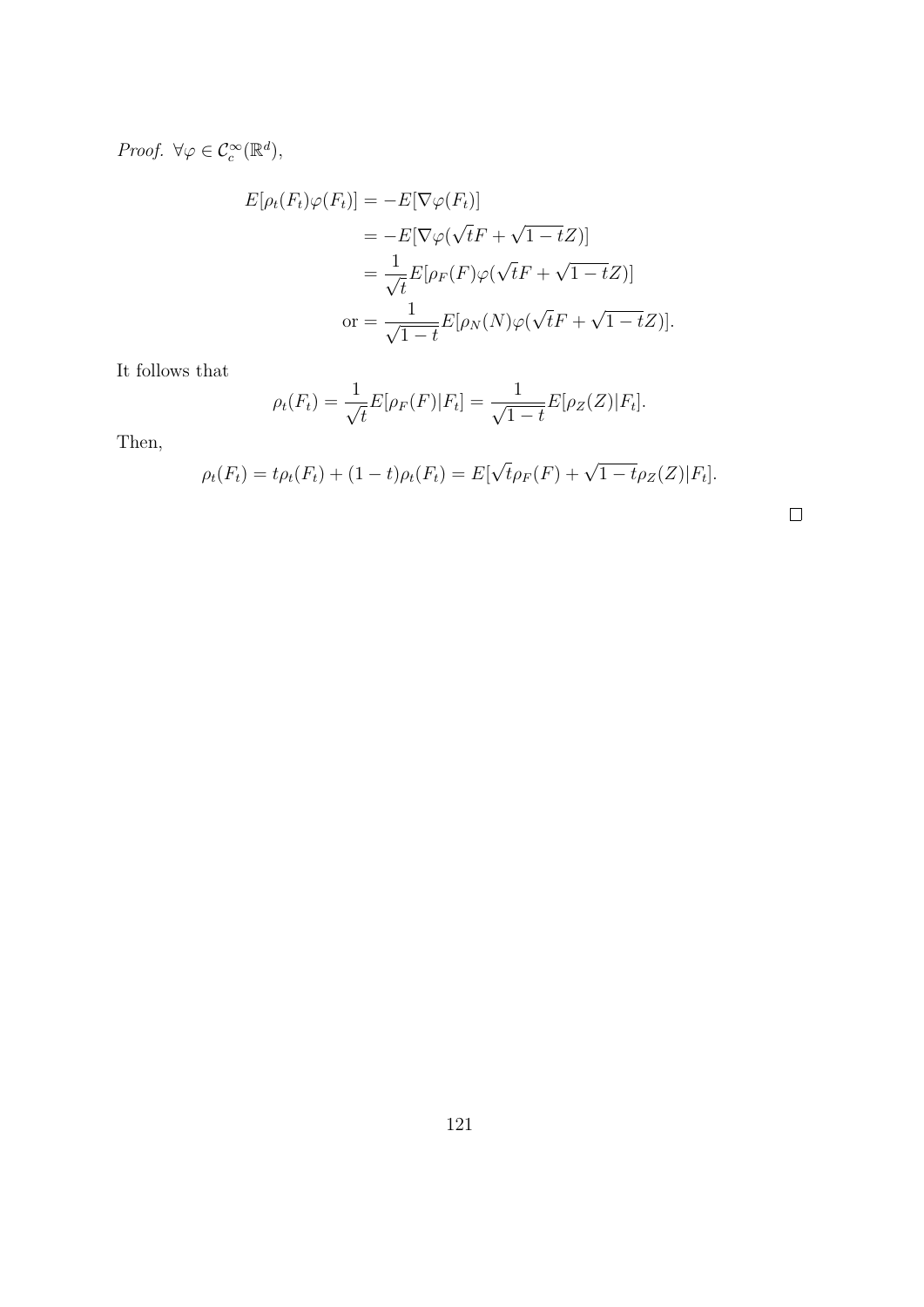*Proof.* $\forall \varphi \in \mathcal{C}_c^\infty(\mathbb{R}^d)$,

$$
\begin{aligned}
E[\rho_t(F_t)\varphi(F_t)] &= -E[\nabla\varphi(F_t)] \\
&= -E[\nabla\varphi(\sqrt{t}F + \sqrt{1-t}Z)] \\
&= \frac{1}{\sqrt{t}}E[\rho_F(F)\varphi(\sqrt{t}F + \sqrt{1-t}Z)] \\
\text{or } &= \frac{1}{\sqrt{1-t}}E[\rho_N(N)\varphi(\sqrt{t}F + \sqrt{1-t}Z)].
\end{aligned}
$$

It follows that

$$
\rho_t(F_t) = \frac{1}{\sqrt{t}}E[\rho_F(F)|F_t] = \frac{1}{\sqrt{1-t}}E[\rho_Z(Z)|F_t].
$$

Then,

$$
\rho_t(F_t) = t\rho_t(F_t) + (1-t)\rho_t(F_t) = E[\sqrt{t}\rho_F(F) + \sqrt{1-t}\rho_Z(Z)|F_t].
$$

$\square$